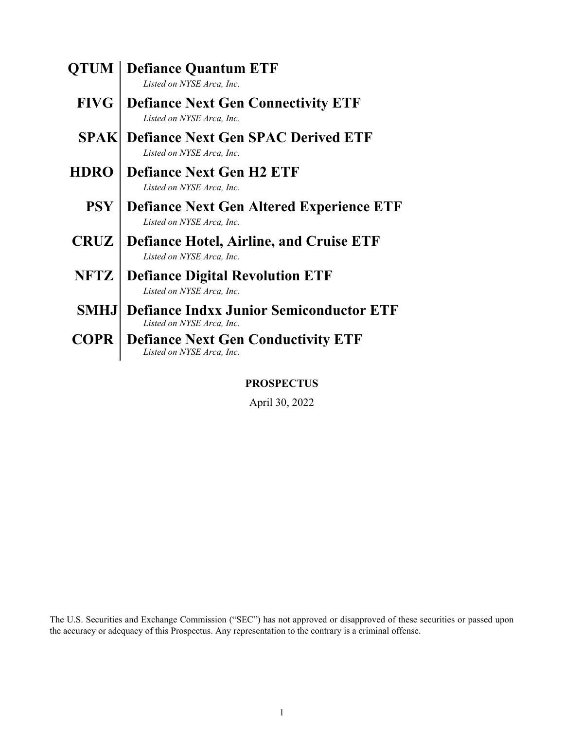**QTUM | Defiance Quantum ETF**
*Listed on NYSE Arca, Inc.*

**FIVG | Defiance Next Gen Connectivity ETF**
*Listed on NYSE Arca, Inc.*

**SPAK | Defiance Next Gen SPAC Derived ETF**
*Listed on NYSE Arca, Inc.*

**HDRO | Defiance Next Gen H2 ETF**
*Listed on NYSE Arca, Inc.*

**PSY | Defiance Next Gen Altered Experience ETF**
*Listed on NYSE Arca, Inc.*

**CRUZ | Defiance Hotel, Airline, and Cruise ETF**
*Listed on NYSE Arca, Inc.*

**NFTZ | Defiance Digital Revolution ETF**
*Listed on NYSE Arca, Inc.*

**SMHJ | Defiance Indxx Junior Semiconductor ETF**
*Listed on NYSE Arca, Inc.*

**COPR | Defiance Next Gen Conductivity ETF**
*Listed on NYSE Arca, Inc.*

**PROSPECTUS**

April 30, 2022

The U.S. Securities and Exchange Commission ("SEC") has not approved or disapproved of these securities or passed upon the accuracy or adequacy of this Prospectus. Any representation to the contrary is a criminal offense.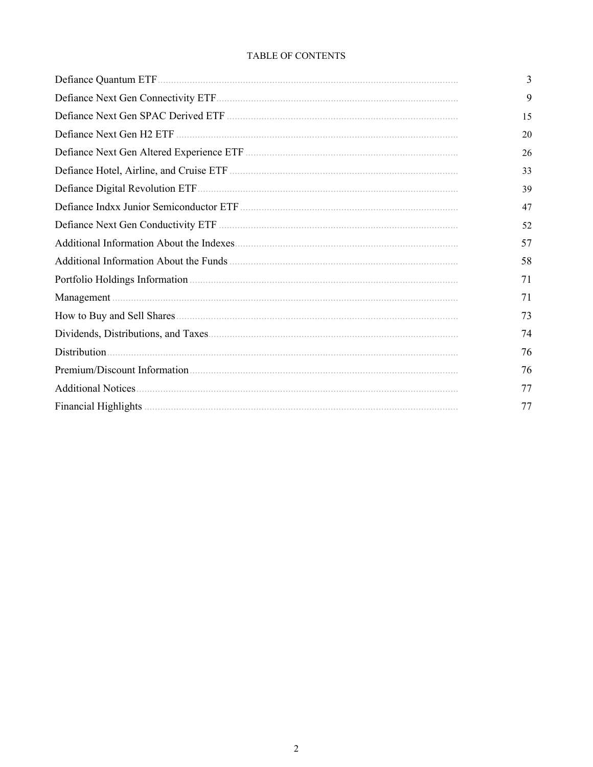# TABLE OF CONTENTS

| | |
|---|---|
| Defiance Quantum ETF | 3 |
| Defiance Next Gen Connectivity ETF | 9 |
| Defiance Next Gen SPAC Derived ETF | 15 |
| Defiance Next Gen H2 ETF | 20 |
| Defiance Next Gen Altered Experience ETF | 26 |
| Defiance Hotel, Airline, and Cruise ETF | 33 |
| Defiance Digital Revolution ETF | 39 |
| Defiance Indxx Junior Semiconductor ETF | 47 |
| Defiance Next Gen Conductivity ETF | 52 |
| Additional Information About the Indexes | 57 |
| Additional Information About the Funds | 58 |
| Portfolio Holdings Information | 71 |
| Management | 71 |
| How to Buy and Sell Shares | 73 |
| Dividends, Distributions, and Taxes | 74 |
| Distribution | 76 |
| Premium/Discount Information | 76 |
| Additional Notices | 77 |
| Financial Highlights | 77 |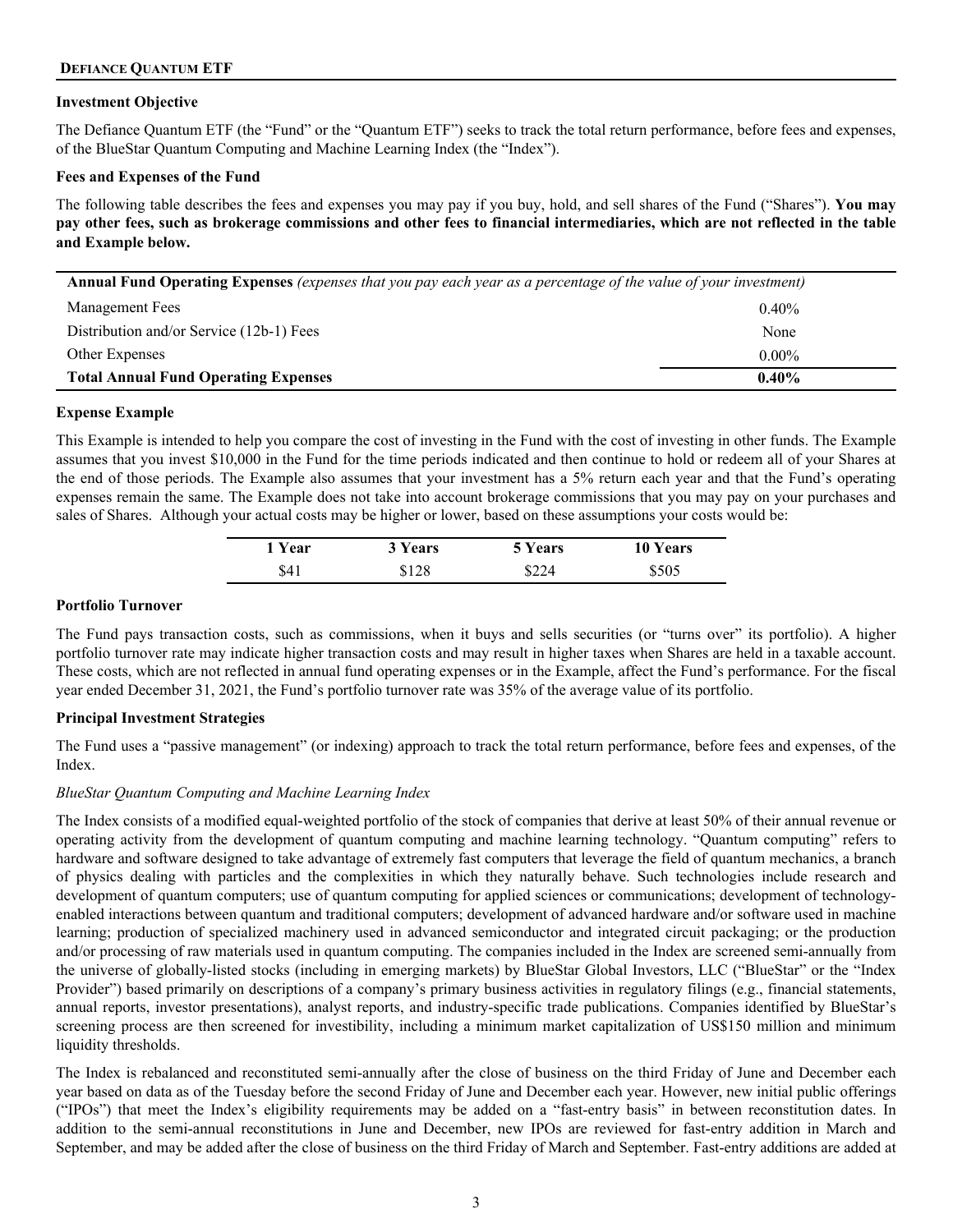## DEFIANCE QUANTUM ETF

### Investment Objective

The Defiance Quantum ETF (the "Fund" or the "Quantum ETF") seeks to track the total return performance, before fees and expenses, of the BlueStar Quantum Computing and Machine Learning Index (the "Index").

### Fees and Expenses of the Fund

The following table describes the fees and expenses you may pay if you buy, hold, and sell shares of the Fund ("Shares"). **You may pay other fees, such as brokerage commissions and other fees to financial intermediaries, which are not reflected in the table and Example below.**

| **Annual Fund Operating Expenses** *(expenses that you pay each year as a percentage of the value of your investment)* | |
|---|---|
| Management Fees | 0.40% |
| Distribution and/or Service (12b-1) Fees | None |
| Other Expenses | 0.00% |
| **Total Annual Fund Operating Expenses** | **0.40%** |

### Expense Example

This Example is intended to help you compare the cost of investing in the Fund with the cost of investing in other funds. The Example assumes that you invest $10,000 in the Fund for the time periods indicated and then continue to hold or redeem all of your Shares at the end of those periods. The Example also assumes that your investment has a 5% return each year and that the Fund's operating expenses remain the same. The Example does not take into account brokerage commissions that you may pay on your purchases and sales of Shares. Although your actual costs may be higher or lower, based on these assumptions your costs would be:

| 1 Year | 3 Years | 5 Years | 10 Years |
|---|---|---|---|
| $41 | $128 | $224 | $505 |

### Portfolio Turnover

The Fund pays transaction costs, such as commissions, when it buys and sells securities (or "turns over" its portfolio). A higher portfolio turnover rate may indicate higher transaction costs and may result in higher taxes when Shares are held in a taxable account. These costs, which are not reflected in annual fund operating expenses or in the Example, affect the Fund's performance. For the fiscal year ended December 31, 2021, the Fund's portfolio turnover rate was 35% of the average value of its portfolio.

### Principal Investment Strategies

The Fund uses a "passive management" (or indexing) approach to track the total return performance, before fees and expenses, of the Index.

*BlueStar Quantum Computing and Machine Learning Index*

The Index consists of a modified equal-weighted portfolio of the stock of companies that derive at least 50% of their annual revenue or operating activity from the development of quantum computing and machine learning technology. "Quantum computing" refers to hardware and software designed to take advantage of extremely fast computers that leverage the field of quantum mechanics, a branch of physics dealing with particles and the complexities in which they naturally behave. Such technologies include research and development of quantum computers; use of quantum computing for applied sciences or communications; development of technology-enabled interactions between quantum and traditional computers; development of advanced hardware and/or software used in machine learning; production of specialized machinery used in advanced semiconductor and integrated circuit packaging; or the production and/or processing of raw materials used in quantum computing. The companies included in the Index are screened semi-annually from the universe of globally-listed stocks (including in emerging markets) by BlueStar Global Investors, LLC ("BlueStar" or the "Index Provider") based primarily on descriptions of a company's primary business activities in regulatory filings (e.g., financial statements, annual reports, investor presentations), analyst reports, and industry-specific trade publications. Companies identified by BlueStar's screening process are then screened for investibility, including a minimum market capitalization of US$150 million and minimum liquidity thresholds.

The Index is rebalanced and reconstituted semi-annually after the close of business on the third Friday of June and December each year based on data as of the Tuesday before the second Friday of June and December each year. However, new initial public offerings ("IPOs") that meet the Index's eligibility requirements may be added on a "fast-entry basis" in between reconstitution dates. In addition to the semi-annual reconstitutions in June and December, new IPOs are reviewed for fast-entry addition in March and September, and may be added after the close of business on the third Friday of March and September. Fast-entry additions are added at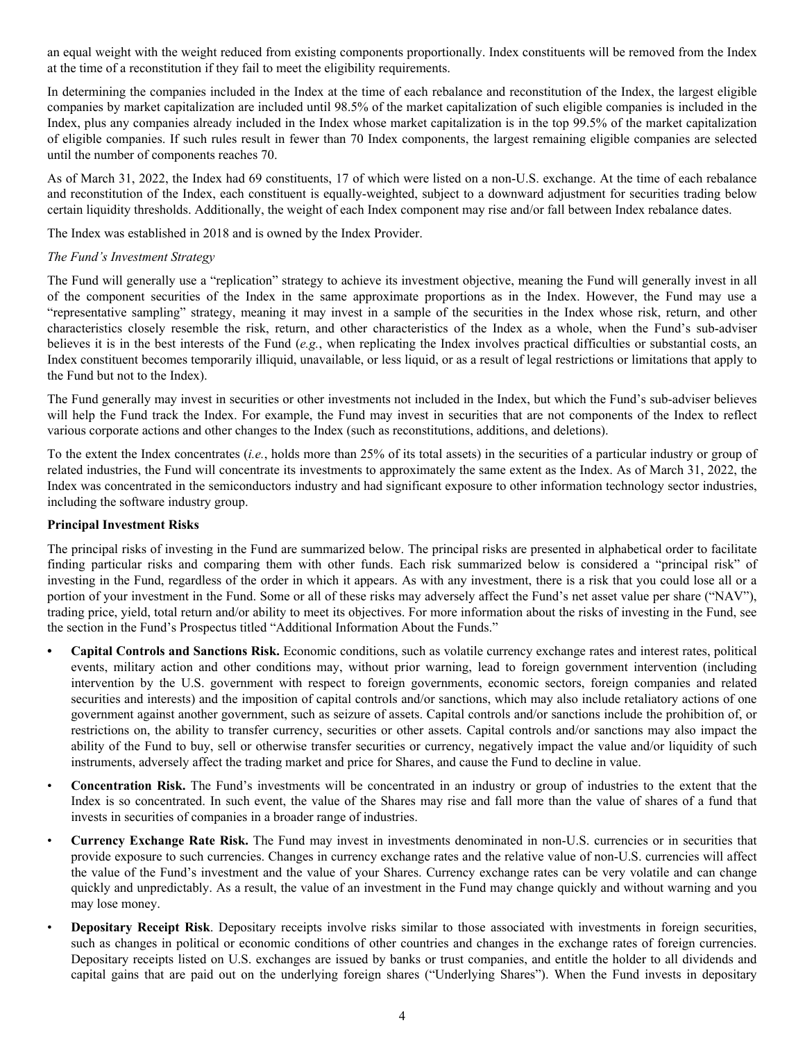an equal weight with the weight reduced from existing components proportionally. Index constituents will be removed from the Index at the time of a reconstitution if they fail to meet the eligibility requirements.

In determining the companies included in the Index at the time of each rebalance and reconstitution of the Index, the largest eligible companies by market capitalization are included until 98.5% of the market capitalization of such eligible companies is included in the Index, plus any companies already included in the Index whose market capitalization is in the top 99.5% of the market capitalization of eligible companies. If such rules result in fewer than 70 Index components, the largest remaining eligible companies are selected until the number of components reaches 70.

As of March 31, 2022, the Index had 69 constituents, 17 of which were listed on a non-U.S. exchange. At the time of each rebalance and reconstitution of the Index, each constituent is equally-weighted, subject to a downward adjustment for securities trading below certain liquidity thresholds. Additionally, the weight of each Index component may rise and/or fall between Index rebalance dates.

The Index was established in 2018 and is owned by the Index Provider.

*The Fund's Investment Strategy*

The Fund will generally use a "replication" strategy to achieve its investment objective, meaning the Fund will generally invest in all of the component securities of the Index in the same approximate proportions as in the Index. However, the Fund may use a "representative sampling" strategy, meaning it may invest in a sample of the securities in the Index whose risk, return, and other characteristics closely resemble the risk, return, and other characteristics of the Index as a whole, when the Fund's sub-adviser believes it is in the best interests of the Fund (*e.g.*, when replicating the Index involves practical difficulties or substantial costs, an Index constituent becomes temporarily illiquid, unavailable, or less liquid, or as a result of legal restrictions or limitations that apply to the Fund but not to the Index).

The Fund generally may invest in securities or other investments not included in the Index, but which the Fund's sub-adviser believes will help the Fund track the Index. For example, the Fund may invest in securities that are not components of the Index to reflect various corporate actions and other changes to the Index (such as reconstitutions, additions, and deletions).

To the extent the Index concentrates (*i.e.*, holds more than 25% of its total assets) in the securities of a particular industry or group of related industries, the Fund will concentrate its investments to approximately the same extent as the Index. As of March 31, 2022, the Index was concentrated in the semiconductors industry and had significant exposure to other information technology sector industries, including the software industry group.

**Principal Investment Risks**

The principal risks of investing in the Fund are summarized below. The principal risks are presented in alphabetical order to facilitate finding particular risks and comparing them with other funds. Each risk summarized below is considered a "principal risk" of investing in the Fund, regardless of the order in which it appears. As with any investment, there is a risk that you could lose all or a portion of your investment in the Fund. Some or all of these risks may adversely affect the Fund's net asset value per share ("NAV"), trading price, yield, total return and/or ability to meet its objectives. For more information about the risks of investing in the Fund, see the section in the Fund's Prospectus titled "Additional Information About the Funds."

- **Capital Controls and Sanctions Risk.** Economic conditions, such as volatile currency exchange rates and interest rates, political events, military action and other conditions may, without prior warning, lead to foreign government intervention (including intervention by the U.S. government with respect to foreign governments, economic sectors, foreign companies and related securities and interests) and the imposition of capital controls and/or sanctions, which may also include retaliatory actions of one government against another government, such as seizure of assets. Capital controls and/or sanctions include the prohibition of, or restrictions on, the ability to transfer currency, securities or other assets. Capital controls and/or sanctions may also impact the ability of the Fund to buy, sell or otherwise transfer securities or currency, negatively impact the value and/or liquidity of such instruments, adversely affect the trading market and price for Shares, and cause the Fund to decline in value.
- **Concentration Risk.** The Fund's investments will be concentrated in an industry or group of industries to the extent that the Index is so concentrated. In such event, the value of the Shares may rise and fall more than the value of shares of a fund that invests in securities of companies in a broader range of industries.
- **Currency Exchange Rate Risk.** The Fund may invest in investments denominated in non-U.S. currencies or in securities that provide exposure to such currencies. Changes in currency exchange rates and the relative value of non-U.S. currencies will affect the value of the Fund's investment and the value of your Shares. Currency exchange rates can be very volatile and can change quickly and unpredictably. As a result, the value of an investment in the Fund may change quickly and without warning and you may lose money.
- **Depositary Receipt Risk**. Depositary receipts involve risks similar to those associated with investments in foreign securities, such as changes in political or economic conditions of other countries and changes in the exchange rates of foreign currencies. Depositary receipts listed on U.S. exchanges are issued by banks or trust companies, and entitle the holder to all dividends and capital gains that are paid out on the underlying foreign shares ("Underlying Shares"). When the Fund invests in depositary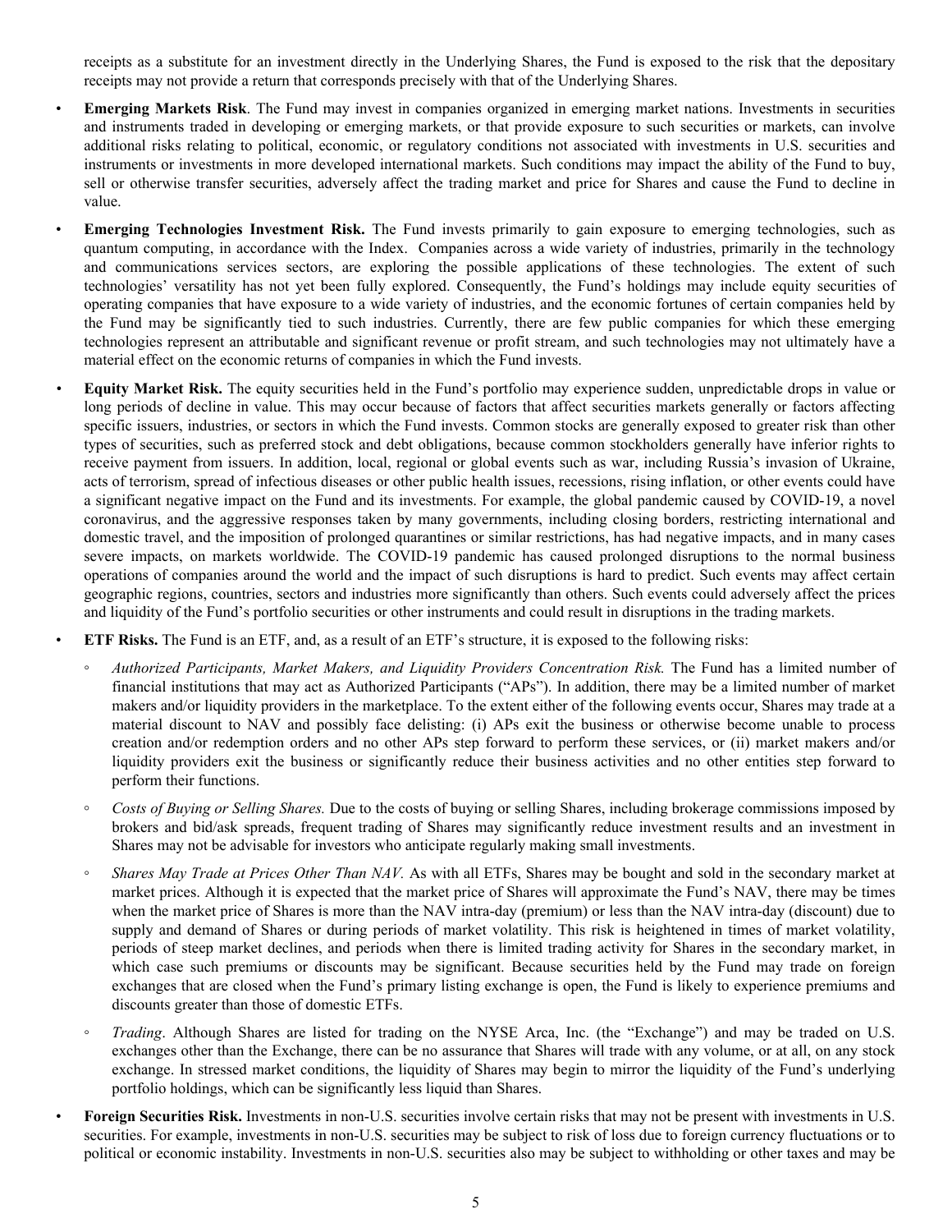receipts as a substitute for an investment directly in the Underlying Shares, the Fund is exposed to the risk that the depositary receipts may not provide a return that corresponds precisely with that of the Underlying Shares.

- **Emerging Markets Risk**. The Fund may invest in companies organized in emerging market nations. Investments in securities and instruments traded in developing or emerging markets, or that provide exposure to such securities or markets, can involve additional risks relating to political, economic, or regulatory conditions not associated with investments in U.S. securities and instruments or investments in more developed international markets. Such conditions may impact the ability of the Fund to buy, sell or otherwise transfer securities, adversely affect the trading market and price for Shares and cause the Fund to decline in value.
- **Emerging Technologies Investment Risk.** The Fund invests primarily to gain exposure to emerging technologies, such as quantum computing, in accordance with the Index. Companies across a wide variety of industries, primarily in the technology and communications services sectors, are exploring the possible applications of these technologies. The extent of such technologies' versatility has not yet been fully explored. Consequently, the Fund's holdings may include equity securities of operating companies that have exposure to a wide variety of industries, and the economic fortunes of certain companies held by the Fund may be significantly tied to such industries. Currently, there are few public companies for which these emerging technologies represent an attributable and significant revenue or profit stream, and such technologies may not ultimately have a material effect on the economic returns of companies in which the Fund invests.
- **Equity Market Risk.** The equity securities held in the Fund's portfolio may experience sudden, unpredictable drops in value or long periods of decline in value. This may occur because of factors that affect securities markets generally or factors affecting specific issuers, industries, or sectors in which the Fund invests. Common stocks are generally exposed to greater risk than other types of securities, such as preferred stock and debt obligations, because common stockholders generally have inferior rights to receive payment from issuers. In addition, local, regional or global events such as war, including Russia's invasion of Ukraine, acts of terrorism, spread of infectious diseases or other public health issues, recessions, rising inflation, or other events could have a significant negative impact on the Fund and its investments. For example, the global pandemic caused by COVID-19, a novel coronavirus, and the aggressive responses taken by many governments, including closing borders, restricting international and domestic travel, and the imposition of prolonged quarantines or similar restrictions, has had negative impacts, and in many cases severe impacts, on markets worldwide. The COVID-19 pandemic has caused prolonged disruptions to the normal business operations of companies around the world and the impact of such disruptions is hard to predict. Such events may affect certain geographic regions, countries, sectors and industries more significantly than others. Such events could adversely affect the prices and liquidity of the Fund's portfolio securities or other instruments and could result in disruptions in the trading markets.
- **ETF Risks.** The Fund is an ETF, and, as a result of an ETF's structure, it is exposed to the following risks:
  - *Authorized Participants, Market Makers, and Liquidity Providers Concentration Risk.* The Fund has a limited number of financial institutions that may act as Authorized Participants ("APs"). In addition, there may be a limited number of market makers and/or liquidity providers in the marketplace. To the extent either of the following events occur, Shares may trade at a material discount to NAV and possibly face delisting: (i) APs exit the business or otherwise become unable to process creation and/or redemption orders and no other APs step forward to perform these services, or (ii) market makers and/or liquidity providers exit the business or significantly reduce their business activities and no other entities step forward to perform their functions.
  - *Costs of Buying or Selling Shares.* Due to the costs of buying or selling Shares, including brokerage commissions imposed by brokers and bid/ask spreads, frequent trading of Shares may significantly reduce investment results and an investment in Shares may not be advisable for investors who anticipate regularly making small investments.
  - *Shares May Trade at Prices Other Than NAV.* As with all ETFs, Shares may be bought and sold in the secondary market at market prices. Although it is expected that the market price of Shares will approximate the Fund's NAV, there may be times when the market price of Shares is more than the NAV intra-day (premium) or less than the NAV intra-day (discount) due to supply and demand of Shares or during periods of market volatility. This risk is heightened in times of market volatility, periods of steep market declines, and periods when there is limited trading activity for Shares in the secondary market, in which case such premiums or discounts may be significant. Because securities held by the Fund may trade on foreign exchanges that are closed when the Fund's primary listing exchange is open, the Fund is likely to experience premiums and discounts greater than those of domestic ETFs.
  - *Trading*. Although Shares are listed for trading on the NYSE Arca, Inc. (the "Exchange") and may be traded on U.S. exchanges other than the Exchange, there can be no assurance that Shares will trade with any volume, or at all, on any stock exchange. In stressed market conditions, the liquidity of Shares may begin to mirror the liquidity of the Fund's underlying portfolio holdings, which can be significantly less liquid than Shares.
- **Foreign Securities Risk.** Investments in non-U.S. securities involve certain risks that may not be present with investments in U.S. securities. For example, investments in non-U.S. securities may be subject to risk of loss due to foreign currency fluctuations or to political or economic instability. Investments in non-U.S. securities also may be subject to withholding or other taxes and may be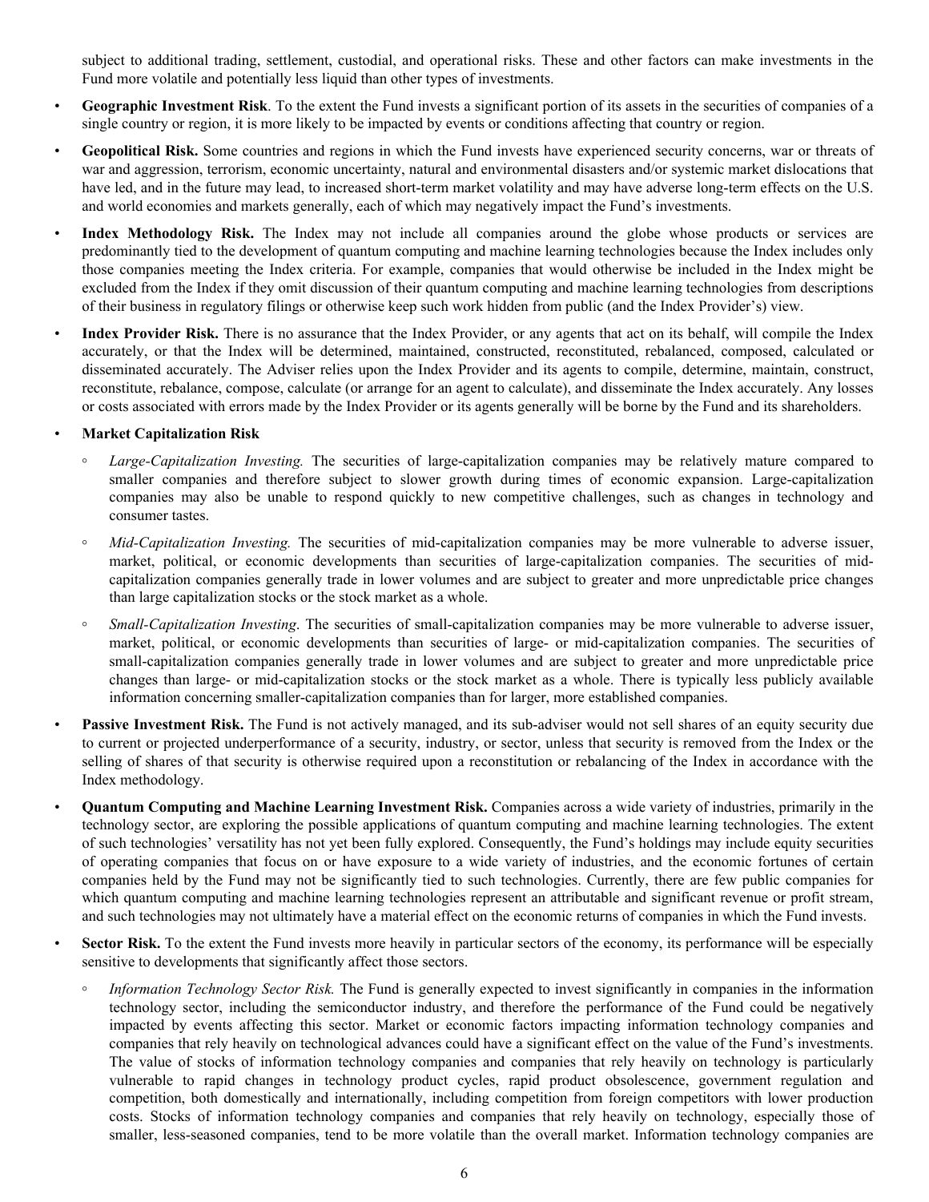subject to additional trading, settlement, custodial, and operational risks. These and other factors can make investments in the Fund more volatile and potentially less liquid than other types of investments.

- **Geographic Investment Risk**. To the extent the Fund invests a significant portion of its assets in the securities of companies of a single country or region, it is more likely to be impacted by events or conditions affecting that country or region.
- **Geopolitical Risk.** Some countries and regions in which the Fund invests have experienced security concerns, war or threats of war and aggression, terrorism, economic uncertainty, natural and environmental disasters and/or systemic market dislocations that have led, and in the future may lead, to increased short-term market volatility and may have adverse long-term effects on the U.S. and world economies and markets generally, each of which may negatively impact the Fund's investments.
- **Index Methodology Risk.** The Index may not include all companies around the globe whose products or services are predominantly tied to the development of quantum computing and machine learning technologies because the Index includes only those companies meeting the Index criteria. For example, companies that would otherwise be included in the Index might be excluded from the Index if they omit discussion of their quantum computing and machine learning technologies from descriptions of their business in regulatory filings or otherwise keep such work hidden from public (and the Index Provider's) view.
- **Index Provider Risk.** There is no assurance that the Index Provider, or any agents that act on its behalf, will compile the Index accurately, or that the Index will be determined, maintained, constructed, reconstituted, rebalanced, composed, calculated or disseminated accurately. The Adviser relies upon the Index Provider and its agents to compile, determine, maintain, construct, reconstitute, rebalance, compose, calculate (or arrange for an agent to calculate), and disseminate the Index accurately. Any losses or costs associated with errors made by the Index Provider or its agents generally will be borne by the Fund and its shareholders.
- **Market Capitalization Risk**
  - *Large-Capitalization Investing.* The securities of large-capitalization companies may be relatively mature compared to smaller companies and therefore subject to slower growth during times of economic expansion. Large-capitalization companies may also be unable to respond quickly to new competitive challenges, such as changes in technology and consumer tastes.
  - *Mid-Capitalization Investing.* The securities of mid-capitalization companies may be more vulnerable to adverse issuer, market, political, or economic developments than securities of large-capitalization companies. The securities of mid-capitalization companies generally trade in lower volumes and are subject to greater and more unpredictable price changes than large capitalization stocks or the stock market as a whole.
  - *Small-Capitalization Investing*. The securities of small-capitalization companies may be more vulnerable to adverse issuer, market, political, or economic developments than securities of large- or mid-capitalization companies. The securities of small-capitalization companies generally trade in lower volumes and are subject to greater and more unpredictable price changes than large- or mid-capitalization stocks or the stock market as a whole. There is typically less publicly available information concerning smaller-capitalization companies than for larger, more established companies.
- **Passive Investment Risk.** The Fund is not actively managed, and its sub-adviser would not sell shares of an equity security due to current or projected underperformance of a security, industry, or sector, unless that security is removed from the Index or the selling of shares of that security is otherwise required upon a reconstitution or rebalancing of the Index in accordance with the Index methodology.
- **Quantum Computing and Machine Learning Investment Risk.** Companies across a wide variety of industries, primarily in the technology sector, are exploring the possible applications of quantum computing and machine learning technologies. The extent of such technologies' versatility has not yet been fully explored. Consequently, the Fund's holdings may include equity securities of operating companies that focus on or have exposure to a wide variety of industries, and the economic fortunes of certain companies held by the Fund may not be significantly tied to such technologies. Currently, there are few public companies for which quantum computing and machine learning technologies represent an attributable and significant revenue or profit stream, and such technologies may not ultimately have a material effect on the economic returns of companies in which the Fund invests.
- **Sector Risk.** To the extent the Fund invests more heavily in particular sectors of the economy, its performance will be especially sensitive to developments that significantly affect those sectors.
  - *Information Technology Sector Risk.* The Fund is generally expected to invest significantly in companies in the information technology sector, including the semiconductor industry, and therefore the performance of the Fund could be negatively impacted by events affecting this sector. Market or economic factors impacting information technology companies and companies that rely heavily on technological advances could have a significant effect on the value of the Fund's investments. The value of stocks of information technology companies and companies that rely heavily on technology is particularly vulnerable to rapid changes in technology product cycles, rapid product obsolescence, government regulation and competition, both domestically and internationally, including competition from foreign competitors with lower production costs. Stocks of information technology companies and companies that rely heavily on technology, especially those of smaller, less-seasoned companies, tend to be more volatile than the overall market. Information technology companies are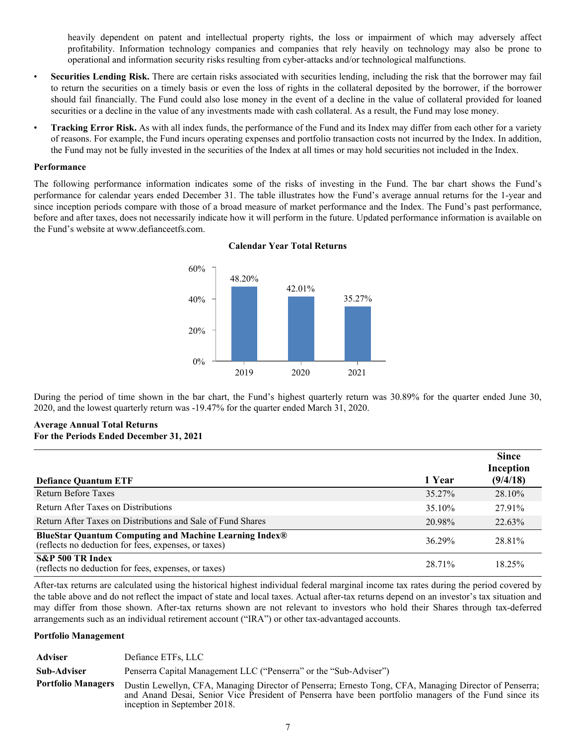heavily dependent on patent and intellectual property rights, the loss or impairment of which may adversely affect profitability. Information technology companies and companies that rely heavily on technology may also be prone to operational and information security risks resulting from cyber-attacks and/or technological malfunctions.

- **Securities Lending Risk.** There are certain risks associated with securities lending, including the risk that the borrower may fail to return the securities on a timely basis or even the loss of rights in the collateral deposited by the borrower, if the borrower should fail financially. The Fund could also lose money in the event of a decline in the value of collateral provided for loaned securities or a decline in the value of any investments made with cash collateral. As a result, the Fund may lose money.
- **Tracking Error Risk.** As with all index funds, the performance of the Fund and its Index may differ from each other for a variety of reasons. For example, the Fund incurs operating expenses and portfolio transaction costs not incurred by the Index. In addition, the Fund may not be fully invested in the securities of the Index at all times or may hold securities not included in the Index.

**Performance**

The following performance information indicates some of the risks of investing in the Fund. The bar chart shows the Fund's performance for calendar years ended December 31. The table illustrates how the Fund's average annual returns for the 1-year and since inception periods compare with those of a broad measure of market performance and the Index. The Fund's past performance, before and after taxes, does not necessarily indicate how it will perform in the future. Updated performance information is available on the Fund's website at www.defianceetfs.com.

**Calendar Year Total Returns**

| Year | Return |
|---|---|
| 2019 | 48.20% |
| 2020 | 42.01% |
| 2021 | 35.27% |

During the period of time shown in the bar chart, the Fund's highest quarterly return was 30.89% for the quarter ended June 30, 2020, and the lowest quarterly return was -19.47% for the quarter ended March 31, 2020.

**Average Annual Total Returns**
**For the Periods Ended December 31, 2021**

| Defiance Quantum ETF | 1 Year | Since Inception (9/4/18) |
|---|---|---|
| Return Before Taxes | 35.27% | 28.10% |
| Return After Taxes on Distributions | 35.10% | 27.91% |
| Return After Taxes on Distributions and Sale of Fund Shares | 20.98% | 22.63% |
| **BlueStar Quantum Computing and Machine Learning Index®** (reflects no deduction for fees, expenses, or taxes) | 36.29% | 28.81% |
| **S&P 500 TR Index** (reflects no deduction for fees, expenses, or taxes) | 28.71% | 18.25% |

After-tax returns are calculated using the historical highest individual federal marginal income tax rates during the period covered by the table above and do not reflect the impact of state and local taxes. Actual after-tax returns depend on an investor's tax situation and may differ from those shown. After-tax returns shown are not relevant to investors who hold their Shares through tax-deferred arrangements such as an individual retirement account ("IRA") or other tax-advantaged accounts.

**Portfolio Management**

| | |
|---|---|
| **Adviser** | Defiance ETFs, LLC |
| **Sub-Adviser** | Penserra Capital Management LLC ("Penserra" or the "Sub-Adviser") |
| **Portfolio Managers** | Dustin Lewellyn, CFA, Managing Director of Penserra; Ernesto Tong, CFA, Managing Director of Penserra; and Anand Desai, Senior Vice President of Penserra have been portfolio managers of the Fund since its inception in September 2018. |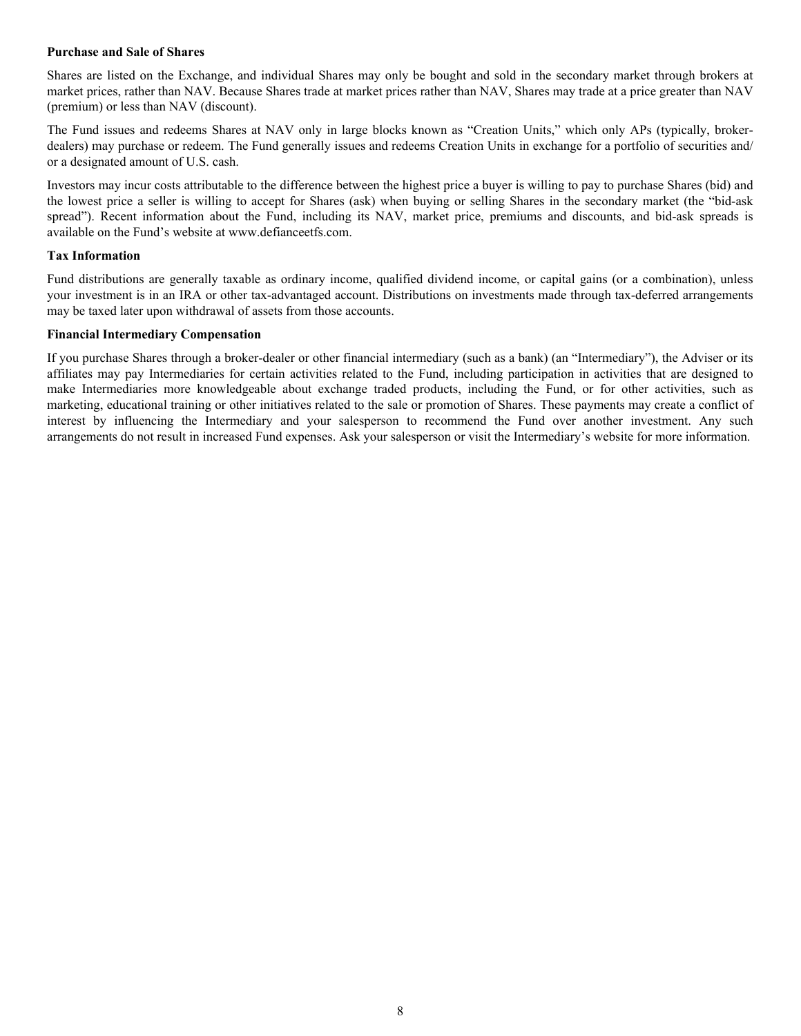**Purchase and Sale of Shares**

Shares are listed on the Exchange, and individual Shares may only be bought and sold in the secondary market through brokers at market prices, rather than NAV. Because Shares trade at market prices rather than NAV, Shares may trade at a price greater than NAV (premium) or less than NAV (discount).

The Fund issues and redeems Shares at NAV only in large blocks known as "Creation Units," which only APs (typically, broker-dealers) may purchase or redeem. The Fund generally issues and redeems Creation Units in exchange for a portfolio of securities and/or a designated amount of U.S. cash.

Investors may incur costs attributable to the difference between the highest price a buyer is willing to pay to purchase Shares (bid) and the lowest price a seller is willing to accept for Shares (ask) when buying or selling Shares in the secondary market (the "bid-ask spread"). Recent information about the Fund, including its NAV, market price, premiums and discounts, and bid-ask spreads is available on the Fund's website at www.defianceetfs.com.

**Tax Information**

Fund distributions are generally taxable as ordinary income, qualified dividend income, or capital gains (or a combination), unless your investment is in an IRA or other tax-advantaged account. Distributions on investments made through tax-deferred arrangements may be taxed later upon withdrawal of assets from those accounts.

**Financial Intermediary Compensation**

If you purchase Shares through a broker-dealer or other financial intermediary (such as a bank) (an "Intermediary"), the Adviser or its affiliates may pay Intermediaries for certain activities related to the Fund, including participation in activities that are designed to make Intermediaries more knowledgeable about exchange traded products, including the Fund, or for other activities, such as marketing, educational training or other initiatives related to the sale or promotion of Shares. These payments may create a conflict of interest by influencing the Intermediary and your salesperson to recommend the Fund over another investment. Any such arrangements do not result in increased Fund expenses. Ask your salesperson or visit the Intermediary's website for more information.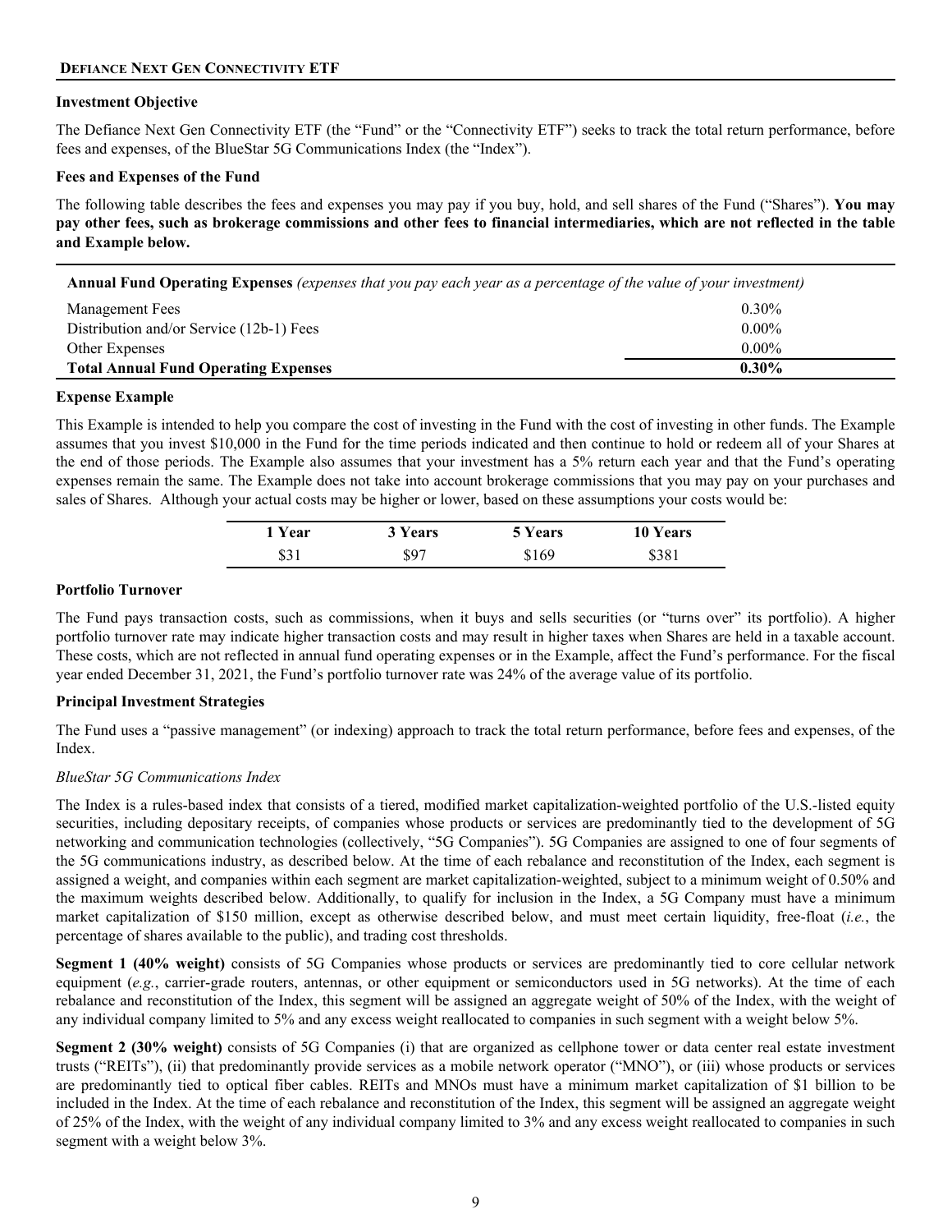## DEFIANCE NEXT GEN CONNECTIVITY ETF

### Investment Objective

The Defiance Next Gen Connectivity ETF (the "Fund" or the "Connectivity ETF") seeks to track the total return performance, before fees and expenses, of the BlueStar 5G Communications Index (the "Index").

### Fees and Expenses of the Fund

The following table describes the fees and expenses you may pay if you buy, hold, and sell shares of the Fund ("Shares"). **You may pay other fees, such as brokerage commissions and other fees to financial intermediaries, which are not reflected in the table and Example below.**

| **Annual Fund Operating Expenses** *(expenses that you pay each year as a percentage of the value of your investment)* | |
|---|---|
| Management Fees | 0.30% |
| Distribution and/or Service (12b-1) Fees | 0.00% |
| Other Expenses | 0.00% |
| **Total Annual Fund Operating Expenses** | **0.30%** |

### Expense Example

This Example is intended to help you compare the cost of investing in the Fund with the cost of investing in other funds. The Example assumes that you invest $10,000 in the Fund for the time periods indicated and then continue to hold or redeem all of your Shares at the end of those periods. The Example also assumes that your investment has a 5% return each year and that the Fund's operating expenses remain the same. The Example does not take into account brokerage commissions that you may pay on your purchases and sales of Shares. Although your actual costs may be higher or lower, based on these assumptions your costs would be:

| 1 Year | 3 Years | 5 Years | 10 Years |
|---|---|---|---|
| $31 | $97 | $169 | $381 |

### Portfolio Turnover

The Fund pays transaction costs, such as commissions, when it buys and sells securities (or "turns over" its portfolio). A higher portfolio turnover rate may indicate higher transaction costs and may result in higher taxes when Shares are held in a taxable account. These costs, which are not reflected in annual fund operating expenses or in the Example, affect the Fund's performance. For the fiscal year ended December 31, 2021, the Fund's portfolio turnover rate was 24% of the average value of its portfolio.

### Principal Investment Strategies

The Fund uses a "passive management" (or indexing) approach to track the total return performance, before fees and expenses, of the Index.

*BlueStar 5G Communications Index*

The Index is a rules-based index that consists of a tiered, modified market capitalization-weighted portfolio of the U.S.-listed equity securities, including depositary receipts, of companies whose products or services are predominantly tied to the development of 5G networking and communication technologies (collectively, "5G Companies"). 5G Companies are assigned to one of four segments of the 5G communications industry, as described below. At the time of each rebalance and reconstitution of the Index, each segment is assigned a weight, and companies within each segment are market capitalization-weighted, subject to a minimum weight of 0.50% and the maximum weights described below. Additionally, to qualify for inclusion in the Index, a 5G Company must have a minimum market capitalization of $150 million, except as otherwise described below, and must meet certain liquidity, free-float (*i.e.*, the percentage of shares available to the public), and trading cost thresholds.

**Segment 1 (40% weight)** consists of 5G Companies whose products or services are predominantly tied to core cellular network equipment (*e.g.*, carrier-grade routers, antennas, or other equipment or semiconductors used in 5G networks). At the time of each rebalance and reconstitution of the Index, this segment will be assigned an aggregate weight of 50% of the Index, with the weight of any individual company limited to 5% and any excess weight reallocated to companies in such segment with a weight below 5%.

**Segment 2 (30% weight)** consists of 5G Companies (i) that are organized as cellphone tower or data center real estate investment trusts ("REITs"), (ii) that predominantly provide services as a mobile network operator ("MNO"), or (iii) whose products or services are predominantly tied to optical fiber cables. REITs and MNOs must have a minimum market capitalization of $1 billion to be included in the Index. At the time of each rebalance and reconstitution of the Index, this segment will be assigned an aggregate weight of 25% of the Index, with the weight of any individual company limited to 3% and any excess weight reallocated to companies in such segment with a weight below 3%.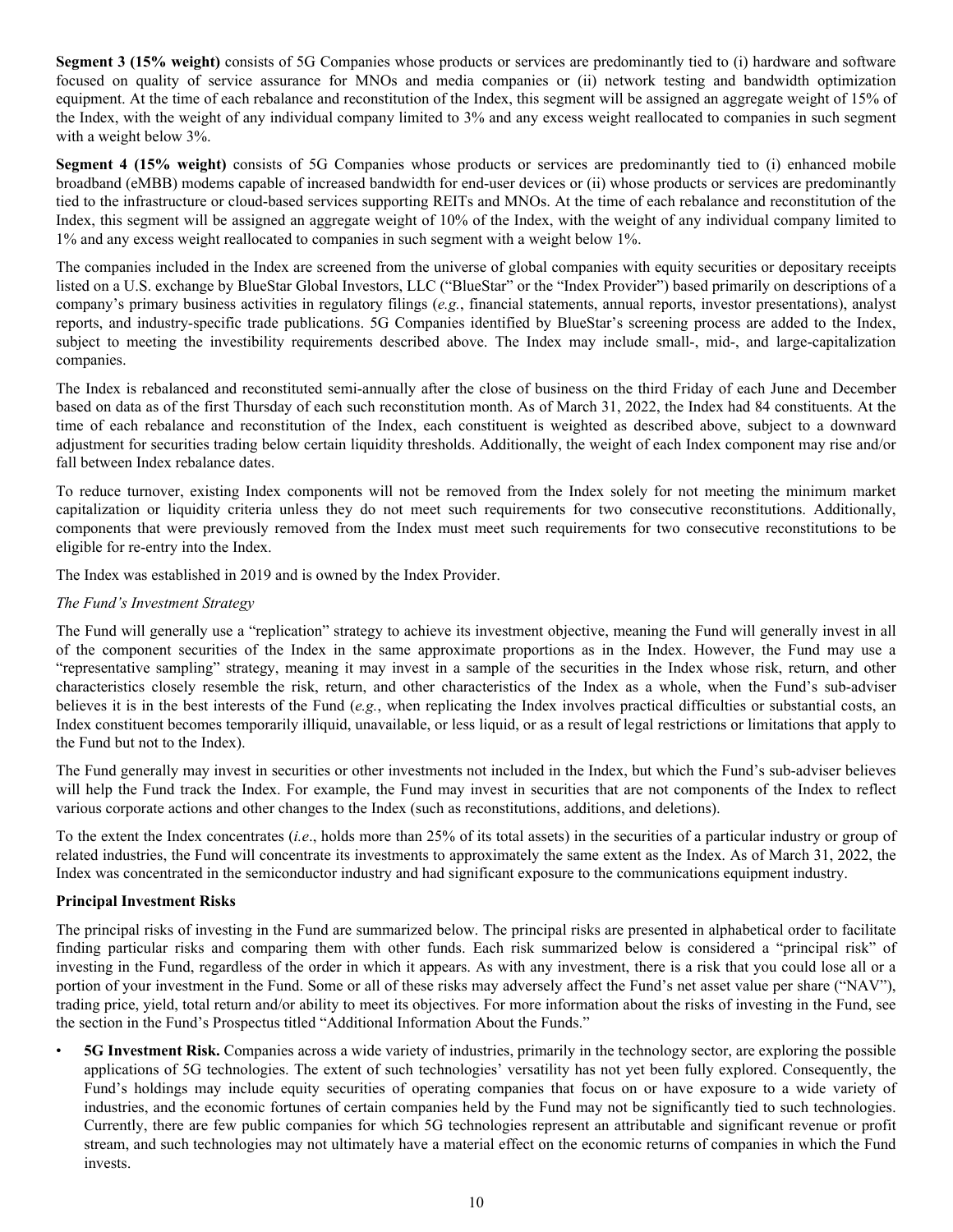**Segment 3 (15% weight)** consists of 5G Companies whose products or services are predominantly tied to (i) hardware and software focused on quality of service assurance for MNOs and media companies or (ii) network testing and bandwidth optimization equipment. At the time of each rebalance and reconstitution of the Index, this segment will be assigned an aggregate weight of 15% of the Index, with the weight of any individual company limited to 3% and any excess weight reallocated to companies in such segment with a weight below 3%.

**Segment 4 (15% weight)** consists of 5G Companies whose products or services are predominantly tied to (i) enhanced mobile broadband (eMBB) modems capable of increased bandwidth for end-user devices or (ii) whose products or services are predominantly tied to the infrastructure or cloud-based services supporting REITs and MNOs. At the time of each rebalance and reconstitution of the Index, this segment will be assigned an aggregate weight of 10% of the Index, with the weight of any individual company limited to 1% and any excess weight reallocated to companies in such segment with a weight below 1%.

The companies included in the Index are screened from the universe of global companies with equity securities or depositary receipts listed on a U.S. exchange by BlueStar Global Investors, LLC ("BlueStar" or the "Index Provider") based primarily on descriptions of a company's primary business activities in regulatory filings (*e.g.*, financial statements, annual reports, investor presentations), analyst reports, and industry-specific trade publications. 5G Companies identified by BlueStar's screening process are added to the Index, subject to meeting the investibility requirements described above. The Index may include small-, mid-, and large-capitalization companies.

The Index is rebalanced and reconstituted semi-annually after the close of business on the third Friday of each June and December based on data as of the first Thursday of each such reconstitution month. As of March 31, 2022, the Index had 84 constituents. At the time of each rebalance and reconstitution of the Index, each constituent is weighted as described above, subject to a downward adjustment for securities trading below certain liquidity thresholds. Additionally, the weight of each Index component may rise and/or fall between Index rebalance dates.

To reduce turnover, existing Index components will not be removed from the Index solely for not meeting the minimum market capitalization or liquidity criteria unless they do not meet such requirements for two consecutive reconstitutions. Additionally, components that were previously removed from the Index must meet such requirements for two consecutive reconstitutions to be eligible for re-entry into the Index.

The Index was established in 2019 and is owned by the Index Provider.

*The Fund's Investment Strategy*

The Fund will generally use a "replication" strategy to achieve its investment objective, meaning the Fund will generally invest in all of the component securities of the Index in the same approximate proportions as in the Index. However, the Fund may use a "representative sampling" strategy, meaning it may invest in a sample of the securities in the Index whose risk, return, and other characteristics closely resemble the risk, return, and other characteristics of the Index as a whole, when the Fund's sub-adviser believes it is in the best interests of the Fund (*e.g.*, when replicating the Index involves practical difficulties or substantial costs, an Index constituent becomes temporarily illiquid, unavailable, or less liquid, or as a result of legal restrictions or limitations that apply to the Fund but not to the Index).

The Fund generally may invest in securities or other investments not included in the Index, but which the Fund's sub-adviser believes will help the Fund track the Index. For example, the Fund may invest in securities that are not components of the Index to reflect various corporate actions and other changes to the Index (such as reconstitutions, additions, and deletions).

To the extent the Index concentrates (*i.e*., holds more than 25% of its total assets) in the securities of a particular industry or group of related industries, the Fund will concentrate its investments to approximately the same extent as the Index. As of March 31, 2022, the Index was concentrated in the semiconductor industry and had significant exposure to the communications equipment industry.

**Principal Investment Risks**

The principal risks of investing in the Fund are summarized below. The principal risks are presented in alphabetical order to facilitate finding particular risks and comparing them with other funds. Each risk summarized below is considered a "principal risk" of investing in the Fund, regardless of the order in which it appears. As with any investment, there is a risk that you could lose all or a portion of your investment in the Fund. Some or all of these risks may adversely affect the Fund's net asset value per share ("NAV"), trading price, yield, total return and/or ability to meet its objectives. For more information about the risks of investing in the Fund, see the section in the Fund's Prospectus titled "Additional Information About the Funds."

- **5G Investment Risk.** Companies across a wide variety of industries, primarily in the technology sector, are exploring the possible applications of 5G technologies. The extent of such technologies' versatility has not yet been fully explored. Consequently, the Fund's holdings may include equity securities of operating companies that focus on or have exposure to a wide variety of industries, and the economic fortunes of certain companies held by the Fund may not be significantly tied to such technologies. Currently, there are few public companies for which 5G technologies represent an attributable and significant revenue or profit stream, and such technologies may not ultimately have a material effect on the economic returns of companies in which the Fund invests.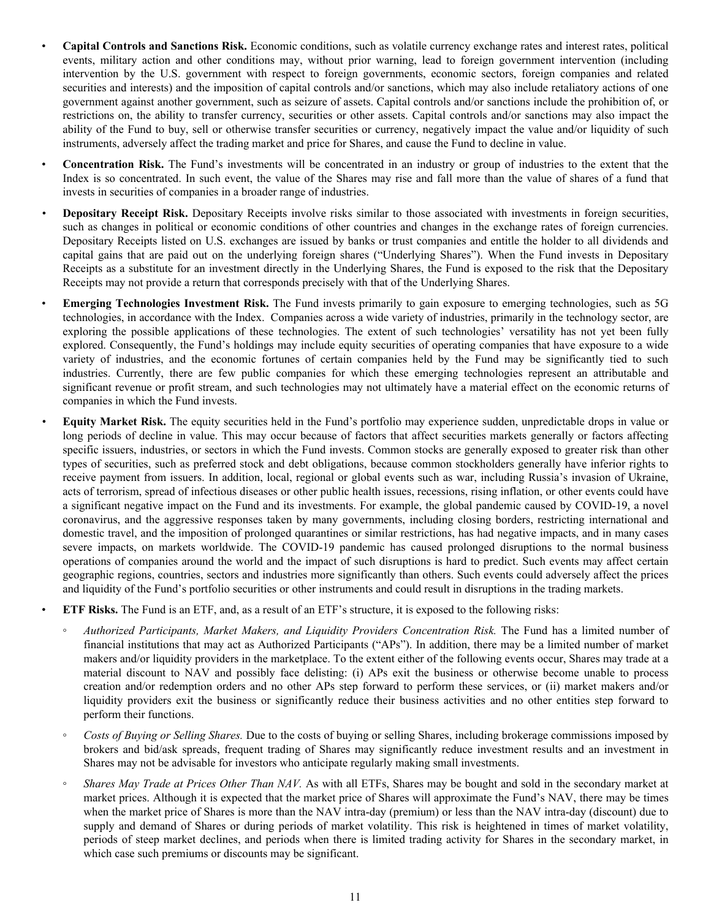- **Capital Controls and Sanctions Risk.** Economic conditions, such as volatile currency exchange rates and interest rates, political events, military action and other conditions may, without prior warning, lead to foreign government intervention (including intervention by the U.S. government with respect to foreign governments, economic sectors, foreign companies and related securities and interests) and the imposition of capital controls and/or sanctions, which may also include retaliatory actions of one government against another government, such as seizure of assets. Capital controls and/or sanctions include the prohibition of, or restrictions on, the ability to transfer currency, securities or other assets. Capital controls and/or sanctions may also impact the ability of the Fund to buy, sell or otherwise transfer securities or currency, negatively impact the value and/or liquidity of such instruments, adversely affect the trading market and price for Shares, and cause the Fund to decline in value.

- **Concentration Risk.** The Fund's investments will be concentrated in an industry or group of industries to the extent that the Index is so concentrated. In such event, the value of the Shares may rise and fall more than the value of shares of a fund that invests in securities of companies in a broader range of industries.

- **Depositary Receipt Risk.** Depositary Receipts involve risks similar to those associated with investments in foreign securities, such as changes in political or economic conditions of other countries and changes in the exchange rates of foreign currencies. Depositary Receipts listed on U.S. exchanges are issued by banks or trust companies and entitle the holder to all dividends and capital gains that are paid out on the underlying foreign shares ("Underlying Shares"). When the Fund invests in Depositary Receipts as a substitute for an investment directly in the Underlying Shares, the Fund is exposed to the risk that the Depositary Receipts may not provide a return that corresponds precisely with that of the Underlying Shares.

- **Emerging Technologies Investment Risk.** The Fund invests primarily to gain exposure to emerging technologies, such as 5G technologies, in accordance with the Index. Companies across a wide variety of industries, primarily in the technology sector, are exploring the possible applications of these technologies. The extent of such technologies' versatility has not yet been fully explored. Consequently, the Fund's holdings may include equity securities of operating companies that have exposure to a wide variety of industries, and the economic fortunes of certain companies held by the Fund may be significantly tied to such industries. Currently, there are few public companies for which these emerging technologies represent an attributable and significant revenue or profit stream, and such technologies may not ultimately have a material effect on the economic returns of companies in which the Fund invests.

- **Equity Market Risk.** The equity securities held in the Fund's portfolio may experience sudden, unpredictable drops in value or long periods of decline in value. This may occur because of factors that affect securities markets generally or factors affecting specific issuers, industries, or sectors in which the Fund invests. Common stocks are generally exposed to greater risk than other types of securities, such as preferred stock and debt obligations, because common stockholders generally have inferior rights to receive payment from issuers. In addition, local, regional or global events such as war, including Russia's invasion of Ukraine, acts of terrorism, spread of infectious diseases or other public health issues, recessions, rising inflation, or other events could have a significant negative impact on the Fund and its investments. For example, the global pandemic caused by COVID-19, a novel coronavirus, and the aggressive responses taken by many governments, including closing borders, restricting international and domestic travel, and the imposition of prolonged quarantines or similar restrictions, has had negative impacts, and in many cases severe impacts, on markets worldwide. The COVID-19 pandemic has caused prolonged disruptions to the normal business operations of companies around the world and the impact of such disruptions is hard to predict. Such events may affect certain geographic regions, countries, sectors and industries more significantly than others. Such events could adversely affect the prices and liquidity of the Fund's portfolio securities or other instruments and could result in disruptions in the trading markets.

- **ETF Risks.** The Fund is an ETF, and, as a result of an ETF's structure, it is exposed to the following risks:

  - *Authorized Participants, Market Makers, and Liquidity Providers Concentration Risk.* The Fund has a limited number of financial institutions that may act as Authorized Participants ("APs"). In addition, there may be a limited number of market makers and/or liquidity providers in the marketplace. To the extent either of the following events occur, Shares may trade at a material discount to NAV and possibly face delisting: (i) APs exit the business or otherwise become unable to process creation and/or redemption orders and no other APs step forward to perform these services, or (ii) market makers and/or liquidity providers exit the business or significantly reduce their business activities and no other entities step forward to perform their functions.

  - *Costs of Buying or Selling Shares.* Due to the costs of buying or selling Shares, including brokerage commissions imposed by brokers and bid/ask spreads, frequent trading of Shares may significantly reduce investment results and an investment in Shares may not be advisable for investors who anticipate regularly making small investments.

  - *Shares May Trade at Prices Other Than NAV.* As with all ETFs, Shares may be bought and sold in the secondary market at market prices. Although it is expected that the market price of Shares will approximate the Fund's NAV, there may be times when the market price of Shares is more than the NAV intra-day (premium) or less than the NAV intra-day (discount) due to supply and demand of Shares or during periods of market volatility. This risk is heightened in times of market volatility, periods of steep market declines, and periods when there is limited trading activity for Shares in the secondary market, in which case such premiums or discounts may be significant.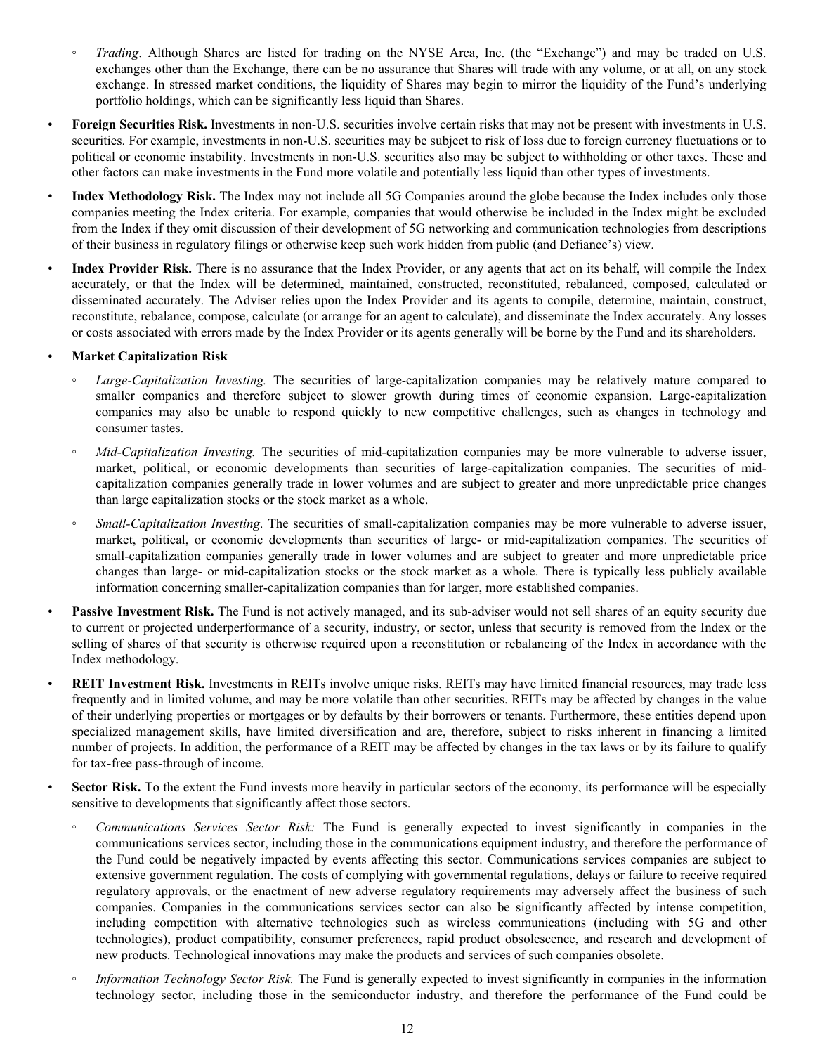- *Trading*. Although Shares are listed for trading on the NYSE Arca, Inc. (the "Exchange") and may be traded on U.S. exchanges other than the Exchange, there can be no assurance that Shares will trade with any volume, or at all, on any stock exchange. In stressed market conditions, the liquidity of Shares may begin to mirror the liquidity of the Fund's underlying portfolio holdings, which can be significantly less liquid than Shares.

- **Foreign Securities Risk.** Investments in non-U.S. securities involve certain risks that may not be present with investments in U.S. securities. For example, investments in non-U.S. securities may be subject to risk of loss due to foreign currency fluctuations or to political or economic instability. Investments in non-U.S. securities also may be subject to withholding or other taxes. These and other factors can make investments in the Fund more volatile and potentially less liquid than other types of investments.

- **Index Methodology Risk.** The Index may not include all 5G Companies around the globe because the Index includes only those companies meeting the Index criteria. For example, companies that would otherwise be included in the Index might be excluded from the Index if they omit discussion of their development of 5G networking and communication technologies from descriptions of their business in regulatory filings or otherwise keep such work hidden from public (and Defiance's) view.

- **Index Provider Risk.** There is no assurance that the Index Provider, or any agents that act on its behalf, will compile the Index accurately, or that the Index will be determined, maintained, constructed, reconstituted, rebalanced, composed, calculated or disseminated accurately. The Adviser relies upon the Index Provider and its agents to compile, determine, maintain, construct, reconstitute, rebalance, compose, calculate (or arrange for an agent to calculate), and disseminate the Index accurately. Any losses or costs associated with errors made by the Index Provider or its agents generally will be borne by the Fund and its shareholders.

- **Market Capitalization Risk**
  - *Large-Capitalization Investing.* The securities of large-capitalization companies may be relatively mature compared to smaller companies and therefore subject to slower growth during times of economic expansion. Large-capitalization companies may also be unable to respond quickly to new competitive challenges, such as changes in technology and consumer tastes.
  - *Mid-Capitalization Investing.* The securities of mid-capitalization companies may be more vulnerable to adverse issuer, market, political, or economic developments than securities of large-capitalization companies. The securities of mid-capitalization companies generally trade in lower volumes and are subject to greater and more unpredictable price changes than large capitalization stocks or the stock market as a whole.
  - *Small-Capitalization Investing*. The securities of small-capitalization companies may be more vulnerable to adverse issuer, market, political, or economic developments than securities of large- or mid-capitalization companies. The securities of small-capitalization companies generally trade in lower volumes and are subject to greater and more unpredictable price changes than large- or mid-capitalization stocks or the stock market as a whole. There is typically less publicly available information concerning smaller-capitalization companies than for larger, more established companies.

- **Passive Investment Risk.** The Fund is not actively managed, and its sub-adviser would not sell shares of an equity security due to current or projected underperformance of a security, industry, or sector, unless that security is removed from the Index or the selling of shares of that security is otherwise required upon a reconstitution or rebalancing of the Index in accordance with the Index methodology.

- **REIT Investment Risk.** Investments in REITs involve unique risks. REITs may have limited financial resources, may trade less frequently and in limited volume, and may be more volatile than other securities. REITs may be affected by changes in the value of their underlying properties or mortgages or by defaults by their borrowers or tenants. Furthermore, these entities depend upon specialized management skills, have limited diversification and are, therefore, subject to risks inherent in financing a limited number of projects. In addition, the performance of a REIT may be affected by changes in the tax laws or by its failure to qualify for tax-free pass-through of income.

- **Sector Risk.** To the extent the Fund invests more heavily in particular sectors of the economy, its performance will be especially sensitive to developments that significantly affect those sectors.
  - *Communications Services Sector Risk:* The Fund is generally expected to invest significantly in companies in the communications services sector, including those in the communications equipment industry, and therefore the performance of the Fund could be negatively impacted by events affecting this sector. Communications services companies are subject to extensive government regulation. The costs of complying with governmental regulations, delays or failure to receive required regulatory approvals, or the enactment of new adverse regulatory requirements may adversely affect the business of such companies. Companies in the communications services sector can also be significantly affected by intense competition, including competition with alternative technologies such as wireless communications (including with 5G and other technologies), product compatibility, consumer preferences, rapid product obsolescence, and research and development of new products. Technological innovations may make the products and services of such companies obsolete.
  - *Information Technology Sector Risk.* The Fund is generally expected to invest significantly in companies in the information technology sector, including those in the semiconductor industry, and therefore the performance of the Fund could be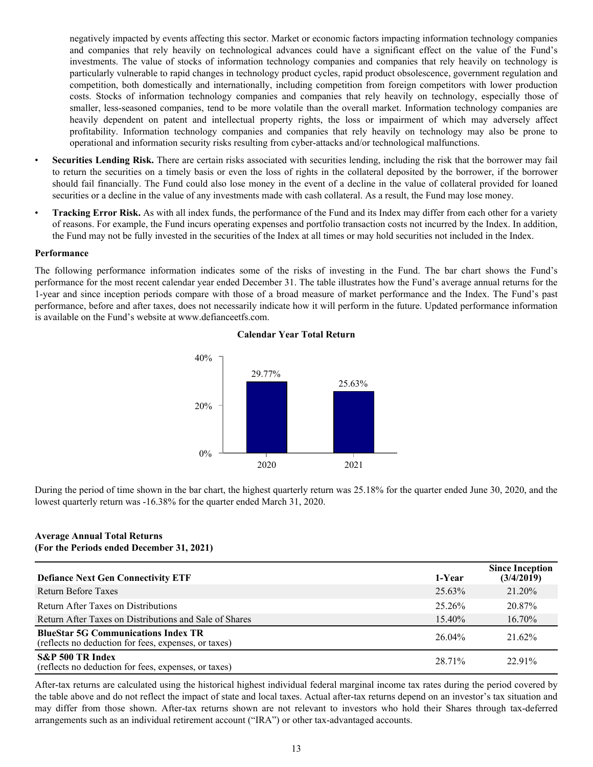negatively impacted by events affecting this sector. Market or economic factors impacting information technology companies and companies that rely heavily on technological advances could have a significant effect on the value of the Fund's investments. The value of stocks of information technology companies and companies that rely heavily on technology is particularly vulnerable to rapid changes in technology product cycles, rapid product obsolescence, government regulation and competition, both domestically and internationally, including competition from foreign competitors with lower production costs. Stocks of information technology companies and companies that rely heavily on technology, especially those of smaller, less-seasoned companies, tend to be more volatile than the overall market. Information technology companies are heavily dependent on patent and intellectual property rights, the loss or impairment of which may adversely affect profitability. Information technology companies and companies that rely heavily on technology may also be prone to operational and information security risks resulting from cyber-attacks and/or technological malfunctions.

- **Securities Lending Risk.** There are certain risks associated with securities lending, including the risk that the borrower may fail to return the securities on a timely basis or even the loss of rights in the collateral deposited by the borrower, if the borrower should fail financially. The Fund could also lose money in the event of a decline in the value of collateral provided for loaned securities or a decline in the value of any investments made with cash collateral. As a result, the Fund may lose money.
- **Tracking Error Risk.** As with all index funds, the performance of the Fund and its Index may differ from each other for a variety of reasons. For example, the Fund incurs operating expenses and portfolio transaction costs not incurred by the Index. In addition, the Fund may not be fully invested in the securities of the Index at all times or may hold securities not included in the Index.

**Performance**

The following performance information indicates some of the risks of investing in the Fund. The bar chart shows the Fund's performance for the most recent calendar year ended December 31. The table illustrates how the Fund's average annual returns for the 1-year and since inception periods compare with those of a broad measure of market performance and the Index. The Fund's past performance, before and after taxes, does not necessarily indicate how it will perform in the future. Updated performance information is available on the Fund's website at www.defianceetfs.com.

**Calendar Year Total Return**

| Year | Total Return |
|---|---|
| 2020 | 29.77% |
| 2021 | 25.63% |

During the period of time shown in the bar chart, the highest quarterly return was 25.18% for the quarter ended June 30, 2020, and the lowest quarterly return was -16.38% for the quarter ended March 31, 2020.

**Average Annual Total Returns**
**(For the Periods ended December 31, 2021)**

| Defiance Next Gen Connectivity ETF | 1-Year | Since Inception (3/4/2019) |
|---|---|---|
| Return Before Taxes | 25.63% | 21.20% |
| Return After Taxes on Distributions | 25.26% | 20.87% |
| Return After Taxes on Distributions and Sale of Shares | 15.40% | 16.70% |
| **BlueStar 5G Communications Index TR** (reflects no deduction for fees, expenses, or taxes) | 26.04% | 21.62% |
| **S&P 500 TR Index** (reflects no deduction for fees, expenses, or taxes) | 28.71% | 22.91% |

After-tax returns are calculated using the historical highest individual federal marginal income tax rates during the period covered by the table above and do not reflect the impact of state and local taxes. Actual after-tax returns depend on an investor's tax situation and may differ from those shown. After-tax returns shown are not relevant to investors who hold their Shares through tax-deferred arrangements such as an individual retirement account ("IRA") or other tax-advantaged accounts.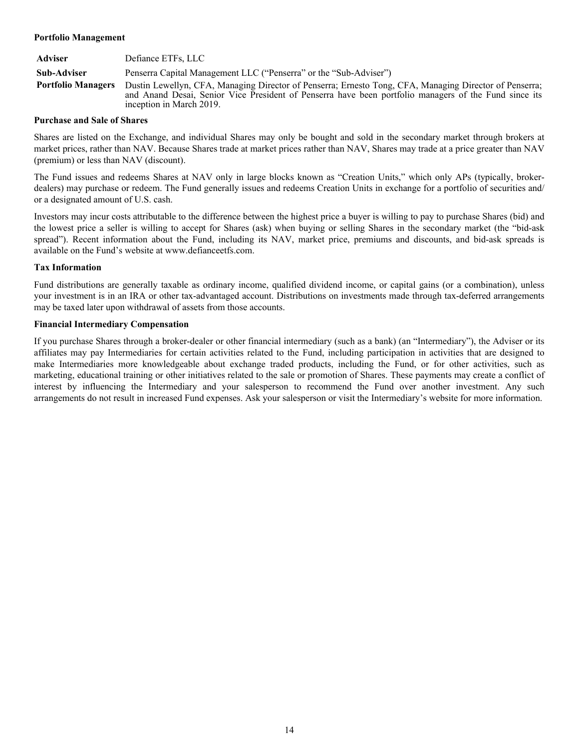**Portfolio Management**

| | |
|---|---|
| **Adviser** | Defiance ETFs, LLC |
| **Sub-Adviser** | Penserra Capital Management LLC ("Penserra" or the "Sub-Adviser") |
| **Portfolio Managers** | Dustin Lewellyn, CFA, Managing Director of Penserra; Ernesto Tong, CFA, Managing Director of Penserra; and Anand Desai, Senior Vice President of Penserra have been portfolio managers of the Fund since its inception in March 2019. |

**Purchase and Sale of Shares**

Shares are listed on the Exchange, and individual Shares may only be bought and sold in the secondary market through brokers at market prices, rather than NAV. Because Shares trade at market prices rather than NAV, Shares may trade at a price greater than NAV (premium) or less than NAV (discount).

The Fund issues and redeems Shares at NAV only in large blocks known as "Creation Units," which only APs (typically, broker-dealers) may purchase or redeem. The Fund generally issues and redeems Creation Units in exchange for a portfolio of securities and/or a designated amount of U.S. cash.

Investors may incur costs attributable to the difference between the highest price a buyer is willing to pay to purchase Shares (bid) and the lowest price a seller is willing to accept for Shares (ask) when buying or selling Shares in the secondary market (the "bid-ask spread"). Recent information about the Fund, including its NAV, market price, premiums and discounts, and bid-ask spreads is available on the Fund's website at www.defianceetfs.com.

**Tax Information**

Fund distributions are generally taxable as ordinary income, qualified dividend income, or capital gains (or a combination), unless your investment is in an IRA or other tax-advantaged account. Distributions on investments made through tax-deferred arrangements may be taxed later upon withdrawal of assets from those accounts.

**Financial Intermediary Compensation**

If you purchase Shares through a broker-dealer or other financial intermediary (such as a bank) (an "Intermediary"), the Adviser or its affiliates may pay Intermediaries for certain activities related to the Fund, including participation in activities that are designed to make Intermediaries more knowledgeable about exchange traded products, including the Fund, or for other activities, such as marketing, educational training or other initiatives related to the sale or promotion of Shares. These payments may create a conflict of interest by influencing the Intermediary and your salesperson to recommend the Fund over another investment. Any such arrangements do not result in increased Fund expenses. Ask your salesperson or visit the Intermediary's website for more information.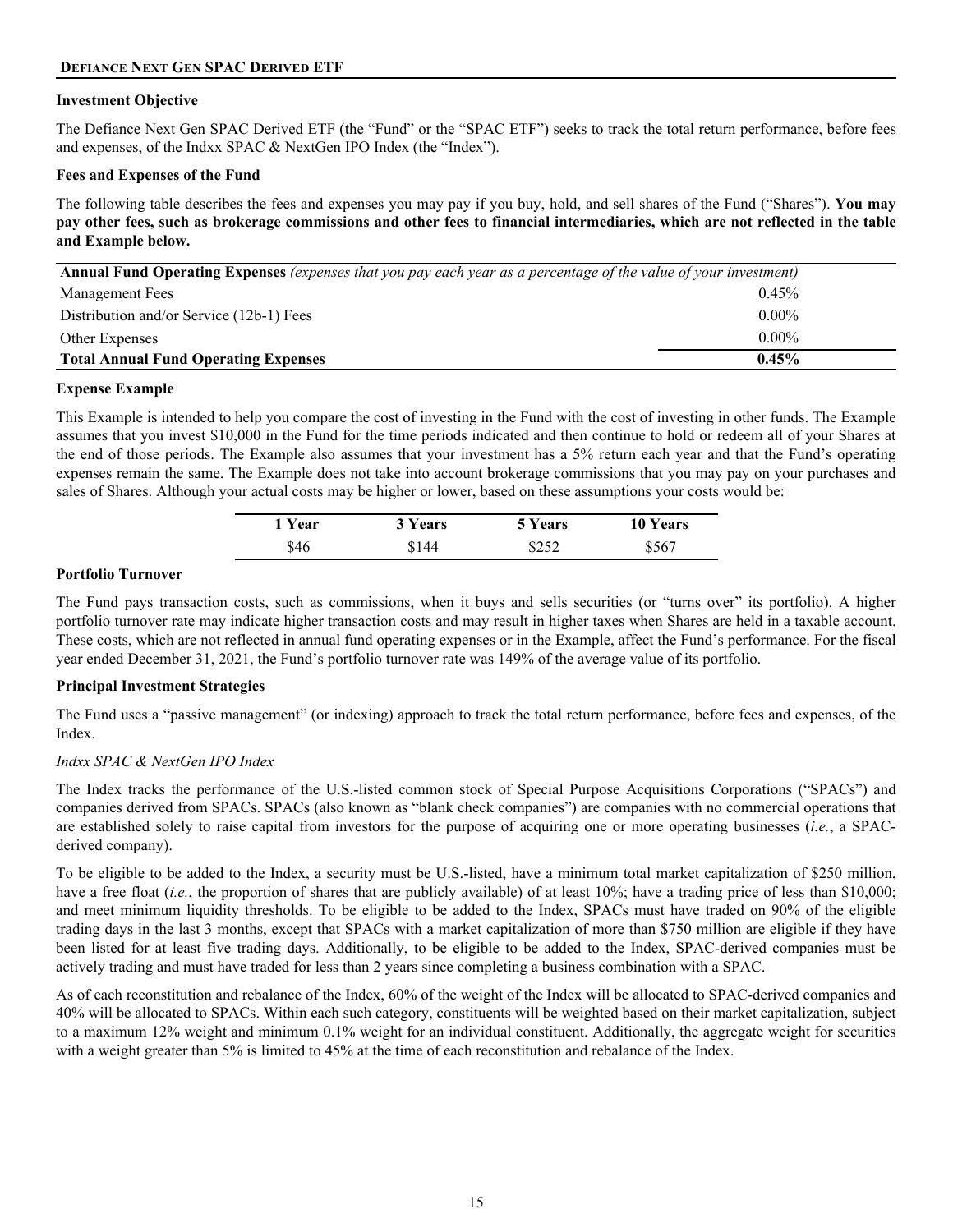## DEFIANCE NEXT GEN SPAC DERIVED ETF

### Investment Objective

The Defiance Next Gen SPAC Derived ETF (the "Fund" or the "SPAC ETF") seeks to track the total return performance, before fees and expenses, of the Indxx SPAC & NextGen IPO Index (the "Index").

### Fees and Expenses of the Fund

The following table describes the fees and expenses you may pay if you buy, hold, and sell shares of the Fund ("Shares"). **You may pay other fees, such as brokerage commissions and other fees to financial intermediaries, which are not reflected in the table and Example below.**

| **Annual Fund Operating Expenses** *(expenses that you pay each year as a percentage of the value of your investment)* | |
|---|---|
| Management Fees | 0.45% |
| Distribution and/or Service (12b-1) Fees | 0.00% |
| Other Expenses | 0.00% |
| **Total Annual Fund Operating Expenses** | **0.45%** |

### Expense Example

This Example is intended to help you compare the cost of investing in the Fund with the cost of investing in other funds. The Example assumes that you invest $10,000 in the Fund for the time periods indicated and then continue to hold or redeem all of your Shares at the end of those periods. The Example also assumes that your investment has a 5% return each year and that the Fund's operating expenses remain the same. The Example does not take into account brokerage commissions that you may pay on your purchases and sales of Shares. Although your actual costs may be higher or lower, based on these assumptions your costs would be:

| 1 Year | 3 Years | 5 Years | 10 Years |
|---|---|---|---|
| $46 | $144 | $252 | $567 |

### Portfolio Turnover

The Fund pays transaction costs, such as commissions, when it buys and sells securities (or "turns over" its portfolio). A higher portfolio turnover rate may indicate higher transaction costs and may result in higher taxes when Shares are held in a taxable account. These costs, which are not reflected in annual fund operating expenses or in the Example, affect the Fund's performance. For the fiscal year ended December 31, 2021, the Fund's portfolio turnover rate was 149% of the average value of its portfolio.

### Principal Investment Strategies

The Fund uses a "passive management" (or indexing) approach to track the total return performance, before fees and expenses, of the Index.

*Indxx SPAC & NextGen IPO Index*

The Index tracks the performance of the U.S.-listed common stock of Special Purpose Acquisitions Corporations ("SPACs") and companies derived from SPACs. SPACs (also known as "blank check companies") are companies with no commercial operations that are established solely to raise capital from investors for the purpose of acquiring one or more operating businesses (*i.e.*, a SPAC-derived company).

To be eligible to be added to the Index, a security must be U.S.-listed, have a minimum total market capitalization of $250 million, have a free float (*i.e.*, the proportion of shares that are publicly available) of at least 10%; have a trading price of less than $10,000; and meet minimum liquidity thresholds. To be eligible to be added to the Index, SPACs must have traded on 90% of the eligible trading days in the last 3 months, except that SPACs with a market capitalization of more than $750 million are eligible if they have been listed for at least five trading days. Additionally, to be eligible to be added to the Index, SPAC-derived companies must be actively trading and must have traded for less than 2 years since completing a business combination with a SPAC.

As of each reconstitution and rebalance of the Index, 60% of the weight of the Index will be allocated to SPAC-derived companies and 40% will be allocated to SPACs. Within each such category, constituents will be weighted based on their market capitalization, subject to a maximum 12% weight and minimum 0.1% weight for an individual constituent. Additionally, the aggregate weight for securities with a weight greater than 5% is limited to 45% at the time of each reconstitution and rebalance of the Index.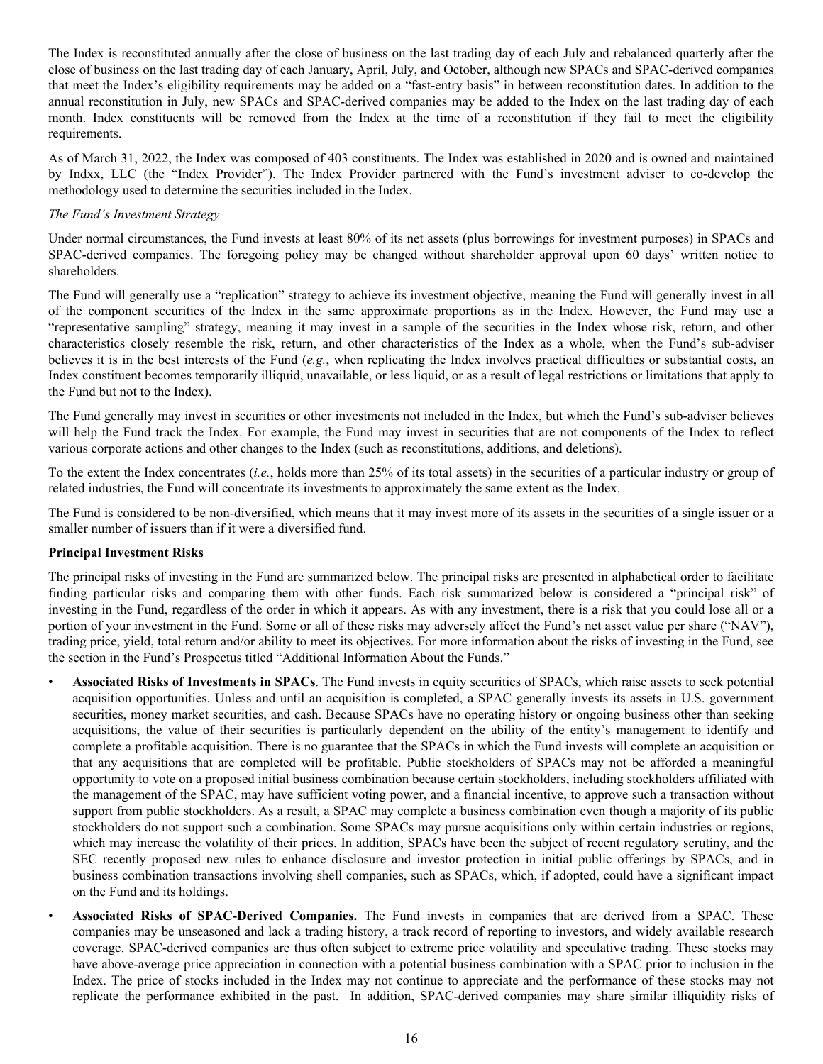The Index is reconstituted annually after the close of business on the last trading day of each July and rebalanced quarterly after the close of business on the last trading day of each January, April, July, and October, although new SPACs and SPAC-derived companies that meet the Index's eligibility requirements may be added on a "fast-entry basis" in between reconstitution dates. In addition to the annual reconstitution in July, new SPACs and SPAC-derived companies may be added to the Index on the last trading day of each month. Index constituents will be removed from the Index at the time of a reconstitution if they fail to meet the eligibility requirements.

As of March 31, 2022, the Index was composed of 403 constituents. The Index was established in 2020 and is owned and maintained by Indxx, LLC (the "Index Provider"). The Index Provider partnered with the Fund's investment adviser to co-develop the methodology used to determine the securities included in the Index.

*The Fund's Investment Strategy*

Under normal circumstances, the Fund invests at least 80% of its net assets (plus borrowings for investment purposes) in SPACs and SPAC-derived companies. The foregoing policy may be changed without shareholder approval upon 60 days' written notice to shareholders.

The Fund will generally use a "replication" strategy to achieve its investment objective, meaning the Fund will generally invest in all of the component securities of the Index in the same approximate proportions as in the Index. However, the Fund may use a "representative sampling" strategy, meaning it may invest in a sample of the securities in the Index whose risk, return, and other characteristics closely resemble the risk, return, and other characteristics of the Index as a whole, when the Fund's sub-adviser believes it is in the best interests of the Fund (*e.g.*, when replicating the Index involves practical difficulties or substantial costs, an Index constituent becomes temporarily illiquid, unavailable, or less liquid, or as a result of legal restrictions or limitations that apply to the Fund but not to the Index).

The Fund generally may invest in securities or other investments not included in the Index, but which the Fund's sub-adviser believes will help the Fund track the Index. For example, the Fund may invest in securities that are not components of the Index to reflect various corporate actions and other changes to the Index (such as reconstitutions, additions, and deletions).

To the extent the Index concentrates (*i.e.*, holds more than 25% of its total assets) in the securities of a particular industry or group of related industries, the Fund will concentrate its investments to approximately the same extent as the Index.

The Fund is considered to be non-diversified, which means that it may invest more of its assets in the securities of a single issuer or a smaller number of issuers than if it were a diversified fund.

**Principal Investment Risks**

The principal risks of investing in the Fund are summarized below. The principal risks are presented in alphabetical order to facilitate finding particular risks and comparing them with other funds. Each risk summarized below is considered a "principal risk" of investing in the Fund, regardless of the order in which it appears. As with any investment, there is a risk that you could lose all or a portion of your investment in the Fund. Some or all of these risks may adversely affect the Fund's net asset value per share ("NAV"), trading price, yield, total return and/or ability to meet its objectives. For more information about the risks of investing in the Fund, see the section in the Fund's Prospectus titled "Additional Information About the Funds."

- **Associated Risks of Investments in SPACs**. The Fund invests in equity securities of SPACs, which raise assets to seek potential acquisition opportunities. Unless and until an acquisition is completed, a SPAC generally invests its assets in U.S. government securities, money market securities, and cash. Because SPACs have no operating history or ongoing business other than seeking acquisitions, the value of their securities is particularly dependent on the ability of the entity's management to identify and complete a profitable acquisition. There is no guarantee that the SPACs in which the Fund invests will complete an acquisition or that any acquisitions that are completed will be profitable. Public stockholders of SPACs may not be afforded a meaningful opportunity to vote on a proposed initial business combination because certain stockholders, including stockholders affiliated with the management of the SPAC, may have sufficient voting power, and a financial incentive, to approve such a transaction without support from public stockholders. As a result, a SPAC may complete a business combination even though a majority of its public stockholders do not support such a combination. Some SPACs may pursue acquisitions only within certain industries or regions, which may increase the volatility of their prices. In addition, SPACs have been the subject of recent regulatory scrutiny, and the SEC recently proposed new rules to enhance disclosure and investor protection in initial public offerings by SPACs, and in business combination transactions involving shell companies, such as SPACs, which, if adopted, could have a significant impact on the Fund and its holdings.
- **Associated Risks of SPAC-Derived Companies.** The Fund invests in companies that are derived from a SPAC. These companies may be unseasoned and lack a trading history, a track record of reporting to investors, and widely available research coverage. SPAC-derived companies are thus often subject to extreme price volatility and speculative trading. These stocks may have above-average price appreciation in connection with a potential business combination with a SPAC prior to inclusion in the Index. The price of stocks included in the Index may not continue to appreciate and the performance of these stocks may not replicate the performance exhibited in the past. In addition, SPAC-derived companies may share similar illiquidity risks of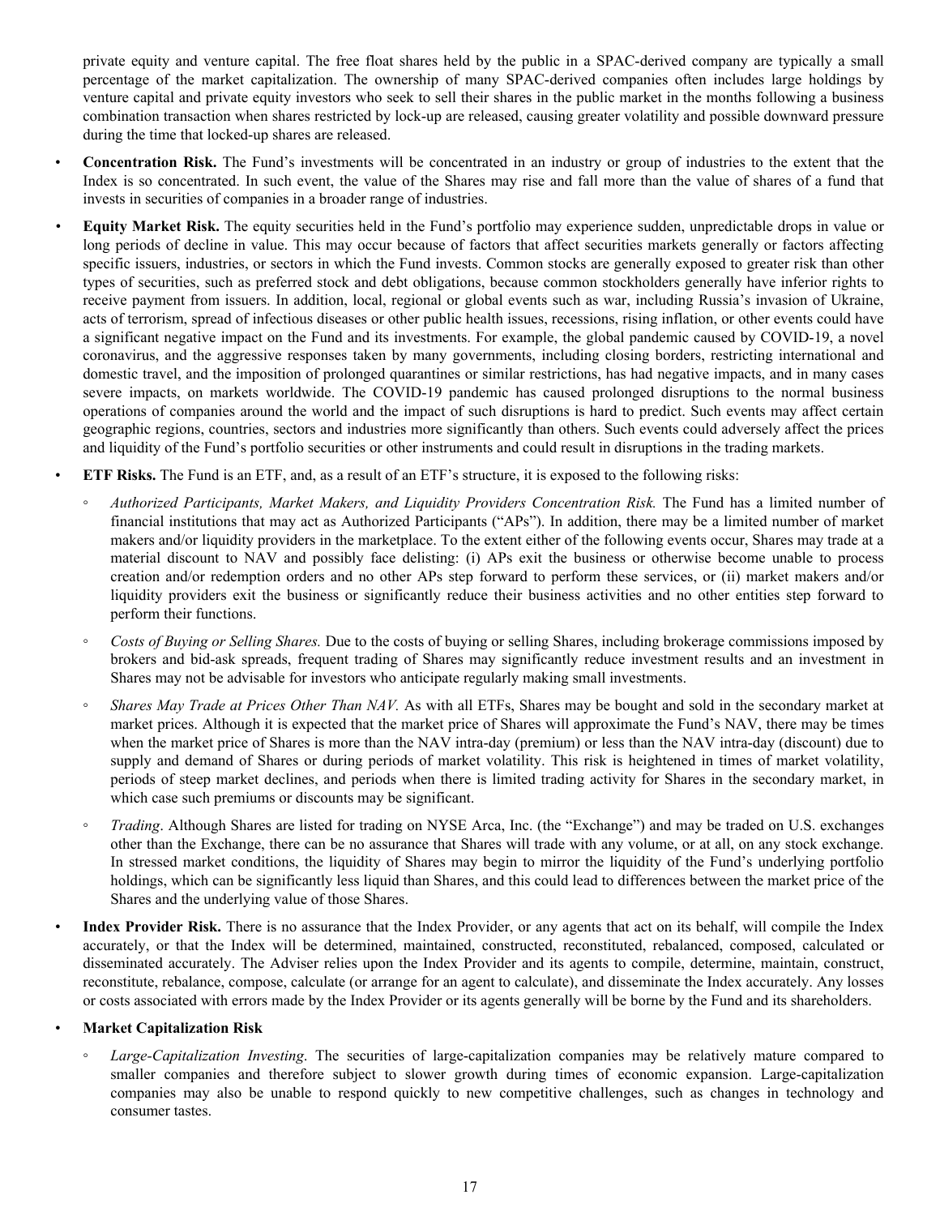private equity and venture capital. The free float shares held by the public in a SPAC-derived company are typically a small percentage of the market capitalization. The ownership of many SPAC-derived companies often includes large holdings by venture capital and private equity investors who seek to sell their shares in the public market in the months following a business combination transaction when shares restricted by lock-up are released, causing greater volatility and possible downward pressure during the time that locked-up shares are released.

- **Concentration Risk.** The Fund's investments will be concentrated in an industry or group of industries to the extent that the Index is so concentrated. In such event, the value of the Shares may rise and fall more than the value of shares of a fund that invests in securities of companies in a broader range of industries.
- **Equity Market Risk.** The equity securities held in the Fund's portfolio may experience sudden, unpredictable drops in value or long periods of decline in value. This may occur because of factors that affect securities markets generally or factors affecting specific issuers, industries, or sectors in which the Fund invests. Common stocks are generally exposed to greater risk than other types of securities, such as preferred stock and debt obligations, because common stockholders generally have inferior rights to receive payment from issuers. In addition, local, regional or global events such as war, including Russia's invasion of Ukraine, acts of terrorism, spread of infectious diseases or other public health issues, recessions, rising inflation, or other events could have a significant negative impact on the Fund and its investments. For example, the global pandemic caused by COVID-19, a novel coronavirus, and the aggressive responses taken by many governments, including closing borders, restricting international and domestic travel, and the imposition of prolonged quarantines or similar restrictions, has had negative impacts, and in many cases severe impacts, on markets worldwide. The COVID-19 pandemic has caused prolonged disruptions to the normal business operations of companies around the world and the impact of such disruptions is hard to predict. Such events may affect certain geographic regions, countries, sectors and industries more significantly than others. Such events could adversely affect the prices and liquidity of the Fund's portfolio securities or other instruments and could result in disruptions in the trading markets.
- **ETF Risks.** The Fund is an ETF, and, as a result of an ETF's structure, it is exposed to the following risks:
  - *Authorized Participants, Market Makers, and Liquidity Providers Concentration Risk.* The Fund has a limited number of financial institutions that may act as Authorized Participants ("APs"). In addition, there may be a limited number of market makers and/or liquidity providers in the marketplace. To the extent either of the following events occur, Shares may trade at a material discount to NAV and possibly face delisting: (i) APs exit the business or otherwise become unable to process creation and/or redemption orders and no other APs step forward to perform these services, or (ii) market makers and/or liquidity providers exit the business or significantly reduce their business activities and no other entities step forward to perform their functions.
  - *Costs of Buying or Selling Shares.* Due to the costs of buying or selling Shares, including brokerage commissions imposed by brokers and bid-ask spreads, frequent trading of Shares may significantly reduce investment results and an investment in Shares may not be advisable for investors who anticipate regularly making small investments.
  - *Shares May Trade at Prices Other Than NAV.* As with all ETFs, Shares may be bought and sold in the secondary market at market prices. Although it is expected that the market price of Shares will approximate the Fund's NAV, there may be times when the market price of Shares is more than the NAV intra-day (premium) or less than the NAV intra-day (discount) due to supply and demand of Shares or during periods of market volatility. This risk is heightened in times of market volatility, periods of steep market declines, and periods when there is limited trading activity for Shares in the secondary market, in which case such premiums or discounts may be significant.
  - *Trading*. Although Shares are listed for trading on NYSE Arca, Inc. (the "Exchange") and may be traded on U.S. exchanges other than the Exchange, there can be no assurance that Shares will trade with any volume, or at all, on any stock exchange. In stressed market conditions, the liquidity of Shares may begin to mirror the liquidity of the Fund's underlying portfolio holdings, which can be significantly less liquid than Shares, and this could lead to differences between the market price of the Shares and the underlying value of those Shares.
- **Index Provider Risk.** There is no assurance that the Index Provider, or any agents that act on its behalf, will compile the Index accurately, or that the Index will be determined, maintained, constructed, reconstituted, rebalanced, composed, calculated or disseminated accurately. The Adviser relies upon the Index Provider and its agents to compile, determine, maintain, construct, reconstitute, rebalance, compose, calculate (or arrange for an agent to calculate), and disseminate the Index accurately. Any losses or costs associated with errors made by the Index Provider or its agents generally will be borne by the Fund and its shareholders.
- **Market Capitalization Risk**
  - *Large-Capitalization Investing*. The securities of large-capitalization companies may be relatively mature compared to smaller companies and therefore subject to slower growth during times of economic expansion. Large-capitalization companies may also be unable to respond quickly to new competitive challenges, such as changes in technology and consumer tastes.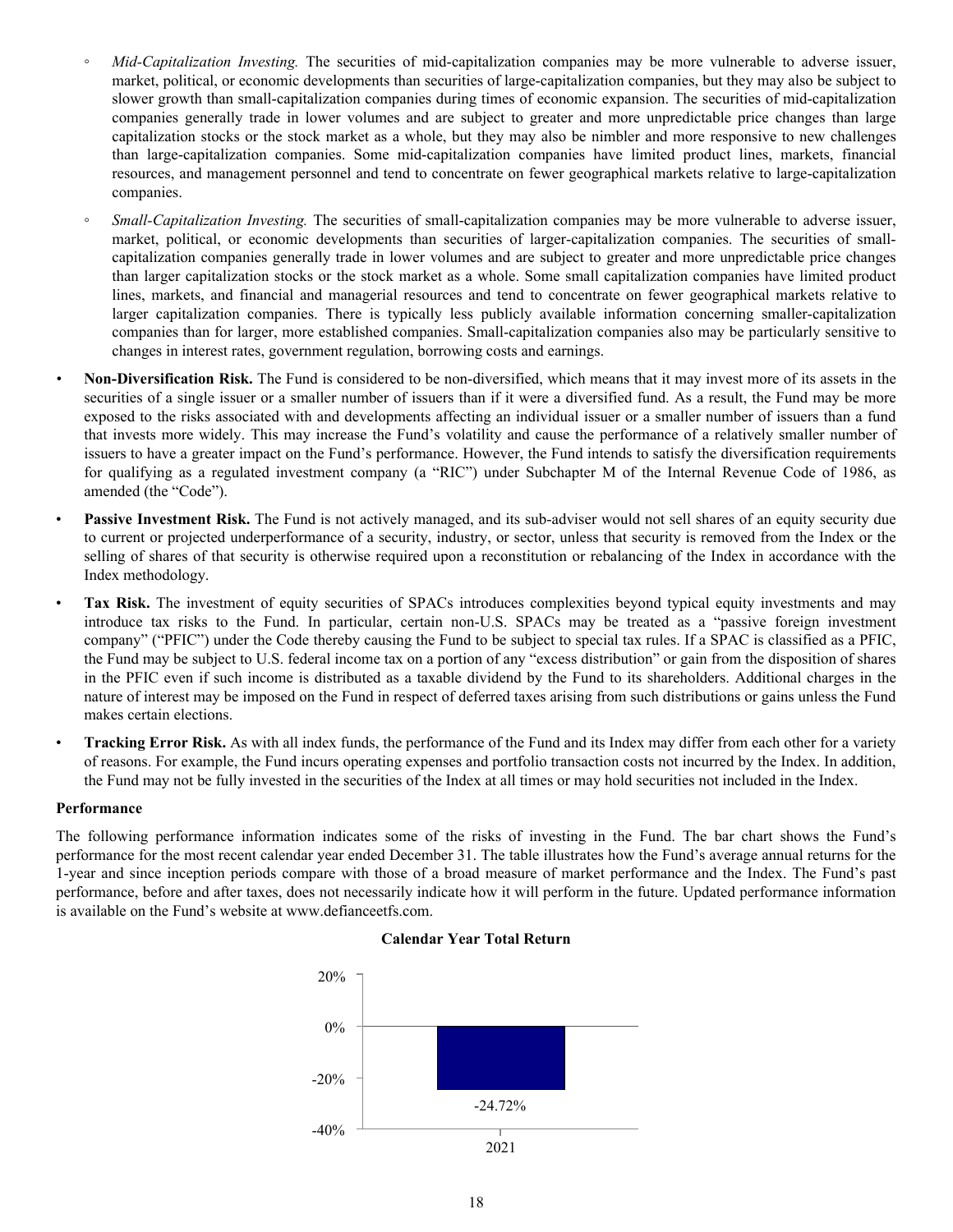- *Mid-Capitalization Investing.* The securities of mid-capitalization companies may be more vulnerable to adverse issuer, market, political, or economic developments than securities of large-capitalization companies, but they may also be subject to slower growth than small-capitalization companies during times of economic expansion. The securities of mid-capitalization companies generally trade in lower volumes and are subject to greater and more unpredictable price changes than large capitalization stocks or the stock market as a whole, but they may also be nimbler and more responsive to new challenges than large-capitalization companies. Some mid-capitalization companies have limited product lines, markets, financial resources, and management personnel and tend to concentrate on fewer geographical markets relative to large-capitalization companies.

- *Small-Capitalization Investing.* The securities of small-capitalization companies may be more vulnerable to adverse issuer, market, political, or economic developments than securities of larger-capitalization companies. The securities of small-capitalization companies generally trade in lower volumes and are subject to greater and more unpredictable price changes than larger capitalization stocks or the stock market as a whole. Some small capitalization companies have limited product lines, markets, and financial and managerial resources and tend to concentrate on fewer geographical markets relative to larger capitalization companies. There is typically less publicly available information concerning smaller-capitalization companies than for larger, more established companies. Small-capitalization companies also may be particularly sensitive to changes in interest rates, government regulation, borrowing costs and earnings.

- **Non-Diversification Risk.** The Fund is considered to be non-diversified, which means that it may invest more of its assets in the securities of a single issuer or a smaller number of issuers than if it were a diversified fund. As a result, the Fund may be more exposed to the risks associated with and developments affecting an individual issuer or a smaller number of issuers than a fund that invests more widely. This may increase the Fund's volatility and cause the performance of a relatively smaller number of issuers to have a greater impact on the Fund's performance. However, the Fund intends to satisfy the diversification requirements for qualifying as a regulated investment company (a "RIC") under Subchapter M of the Internal Revenue Code of 1986, as amended (the "Code").

- **Passive Investment Risk.** The Fund is not actively managed, and its sub-adviser would not sell shares of an equity security due to current or projected underperformance of a security, industry, or sector, unless that security is removed from the Index or the selling of shares of that security is otherwise required upon a reconstitution or rebalancing of the Index in accordance with the Index methodology.

- **Tax Risk.** The investment of equity securities of SPACs introduces complexities beyond typical equity investments and may introduce tax risks to the Fund. In particular, certain non-U.S. SPACs may be treated as a "passive foreign investment company" ("PFIC") under the Code thereby causing the Fund to be subject to special tax rules. If a SPAC is classified as a PFIC, the Fund may be subject to U.S. federal income tax on a portion of any "excess distribution" or gain from the disposition of shares in the PFIC even if such income is distributed as a taxable dividend by the Fund to its shareholders. Additional charges in the nature of interest may be imposed on the Fund in respect of deferred taxes arising from such distributions or gains unless the Fund makes certain elections.

- **Tracking Error Risk.** As with all index funds, the performance of the Fund and its Index may differ from each other for a variety of reasons. For example, the Fund incurs operating expenses and portfolio transaction costs not incurred by the Index. In addition, the Fund may not be fully invested in the securities of the Index at all times or may hold securities not included in the Index.

**Performance**

The following performance information indicates some of the risks of investing in the Fund. The bar chart shows the Fund's performance for the most recent calendar year ended December 31. The table illustrates how the Fund's average annual returns for the 1-year and since inception periods compare with those of a broad measure of market performance and the Index. The Fund's past performance, before and after taxes, does not necessarily indicate how it will perform in the future. Updated performance information is available on the Fund's website at www.defianceetfs.com.

**Calendar Year Total Return**

| Year | Total Return |
|---|---|
| 2021 | -24.72% |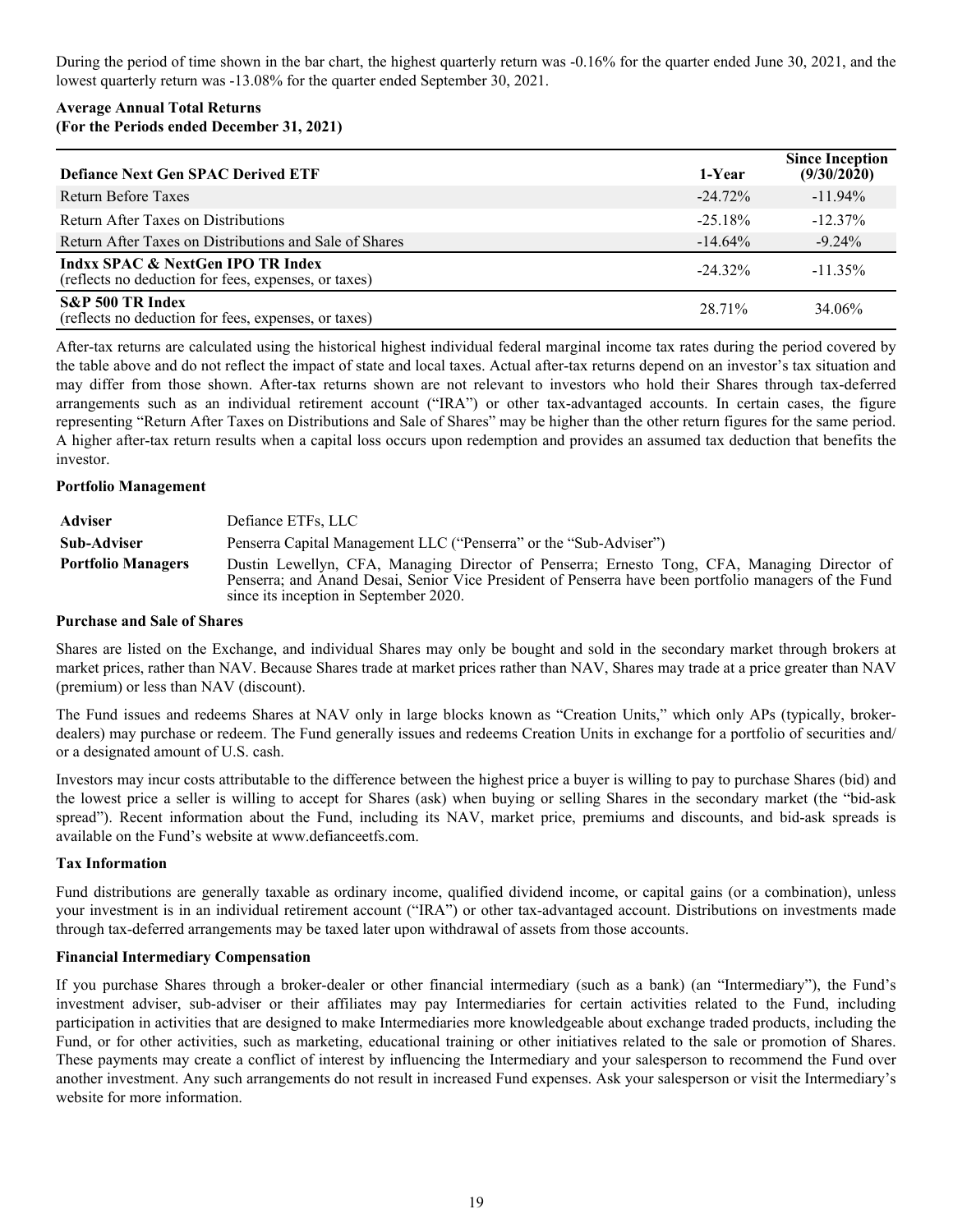During the period of time shown in the bar chart, the highest quarterly return was -0.16% for the quarter ended June 30, 2021, and the lowest quarterly return was -13.08% for the quarter ended September 30, 2021.

**Average Annual Total Returns**
**(For the Periods ended December 31, 2021)**

| Defiance Next Gen SPAC Derived ETF | 1-Year | Since Inception (9/30/2020) |
|---|---|---|
| Return Before Taxes | -24.72% | -11.94% |
| Return After Taxes on Distributions | -25.18% | -12.37% |
| Return After Taxes on Distributions and Sale of Shares | -14.64% | -9.24% |
| **Indxx SPAC & NextGen IPO TR Index** (reflects no deduction for fees, expenses, or taxes) | -24.32% | -11.35% |
| **S&P 500 TR Index** (reflects no deduction for fees, expenses, or taxes) | 28.71% | 34.06% |

After-tax returns are calculated using the historical highest individual federal marginal income tax rates during the period covered by the table above and do not reflect the impact of state and local taxes. Actual after-tax returns depend on an investor's tax situation and may differ from those shown. After-tax returns shown are not relevant to investors who hold their Shares through tax-deferred arrangements such as an individual retirement account ("IRA") or other tax-advantaged accounts. In certain cases, the figure representing "Return After Taxes on Distributions and Sale of Shares" may be higher than the other return figures for the same period. A higher after-tax return results when a capital loss occurs upon redemption and provides an assumed tax deduction that benefits the investor.

**Portfolio Management**

| | |
|---|---|
| **Adviser** | Defiance ETFs, LLC |
| **Sub-Adviser** | Penserra Capital Management LLC ("Penserra" or the "Sub-Adviser") |
| **Portfolio Managers** | Dustin Lewellyn, CFA, Managing Director of Penserra; Ernesto Tong, CFA, Managing Director of Penserra; and Anand Desai, Senior Vice President of Penserra have been portfolio managers of the Fund since its inception in September 2020. |

**Purchase and Sale of Shares**

Shares are listed on the Exchange, and individual Shares may only be bought and sold in the secondary market through brokers at market prices, rather than NAV. Because Shares trade at market prices rather than NAV, Shares may trade at a price greater than NAV (premium) or less than NAV (discount).

The Fund issues and redeems Shares at NAV only in large blocks known as "Creation Units," which only APs (typically, broker-dealers) may purchase or redeem. The Fund generally issues and redeems Creation Units in exchange for a portfolio of securities and/or a designated amount of U.S. cash.

Investors may incur costs attributable to the difference between the highest price a buyer is willing to pay to purchase Shares (bid) and the lowest price a seller is willing to accept for Shares (ask) when buying or selling Shares in the secondary market (the "bid-ask spread"). Recent information about the Fund, including its NAV, market price, premiums and discounts, and bid-ask spreads is available on the Fund's website at www.defianceetfs.com.

**Tax Information**

Fund distributions are generally taxable as ordinary income, qualified dividend income, or capital gains (or a combination), unless your investment is in an individual retirement account ("IRA") or other tax-advantaged account. Distributions on investments made through tax-deferred arrangements may be taxed later upon withdrawal of assets from those accounts.

**Financial Intermediary Compensation**

If you purchase Shares through a broker-dealer or other financial intermediary (such as a bank) (an "Intermediary"), the Fund's investment adviser, sub-adviser or their affiliates may pay Intermediaries for certain activities related to the Fund, including participation in activities that are designed to make Intermediaries more knowledgeable about exchange traded products, including the Fund, or for other activities, such as marketing, educational training or other initiatives related to the sale or promotion of Shares. These payments may create a conflict of interest by influencing the Intermediary and your salesperson to recommend the Fund over another investment. Any such arrangements do not result in increased Fund expenses. Ask your salesperson or visit the Intermediary's website for more information.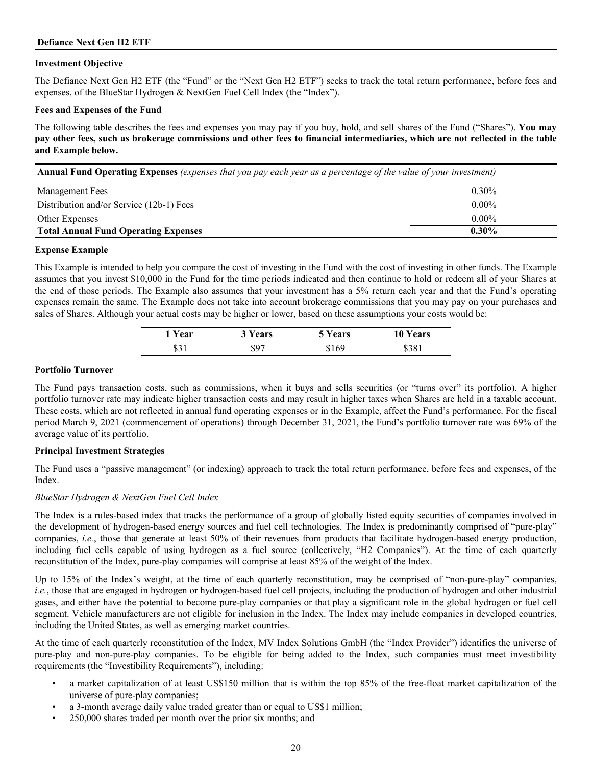## Defiance Next Gen H2 ETF

### Investment Objective

The Defiance Next Gen H2 ETF (the "Fund" or the "Next Gen H2 ETF") seeks to track the total return performance, before fees and expenses, of the BlueStar Hydrogen & NextGen Fuel Cell Index (the "Index").

### Fees and Expenses of the Fund

The following table describes the fees and expenses you may pay if you buy, hold, and sell shares of the Fund ("Shares"). **You may pay other fees, such as brokerage commissions and other fees to financial intermediaries, which are not reflected in the table and Example below.**

| **Annual Fund Operating Expenses** *(expenses that you pay each year as a percentage of the value of your investment)* | |
|---|---|
| Management Fees | 0.30% |
| Distribution and/or Service (12b-1) Fees | 0.00% |
| Other Expenses | 0.00% |
| **Total Annual Fund Operating Expenses** | **0.30%** |

### Expense Example

This Example is intended to help you compare the cost of investing in the Fund with the cost of investing in other funds. The Example assumes that you invest $10,000 in the Fund for the time periods indicated and then continue to hold or redeem all of your Shares at the end of those periods. The Example also assumes that your investment has a 5% return each year and that the Fund's operating expenses remain the same. The Example does not take into account brokerage commissions that you may pay on your purchases and sales of Shares. Although your actual costs may be higher or lower, based on these assumptions your costs would be:

| 1 Year | 3 Years | 5 Years | 10 Years |
|---|---|---|---|
| $31 | $97 | $169 | $381 |

### Portfolio Turnover

The Fund pays transaction costs, such as commissions, when it buys and sells securities (or "turns over" its portfolio). A higher portfolio turnover rate may indicate higher transaction costs and may result in higher taxes when Shares are held in a taxable account. These costs, which are not reflected in annual fund operating expenses or in the Example, affect the Fund's performance. For the fiscal period March 9, 2021 (commencement of operations) through December 31, 2021, the Fund's portfolio turnover rate was 69% of the average value of its portfolio.

### Principal Investment Strategies

The Fund uses a "passive management" (or indexing) approach to track the total return performance, before fees and expenses, of the Index.

*BlueStar Hydrogen & NextGen Fuel Cell Index*

The Index is a rules-based index that tracks the performance of a group of globally listed equity securities of companies involved in the development of hydrogen-based energy sources and fuel cell technologies. The Index is predominantly comprised of "pure-play" companies, *i.e.*, those that generate at least 50% of their revenues from products that facilitate hydrogen-based energy production, including fuel cells capable of using hydrogen as a fuel source (collectively, "H2 Companies"). At the time of each quarterly reconstitution of the Index, pure-play companies will comprise at least 85% of the weight of the Index.

Up to 15% of the Index's weight, at the time of each quarterly reconstitution, may be comprised of "non-pure-play" companies, *i.e.*, those that are engaged in hydrogen or hydrogen-based fuel cell projects, including the production of hydrogen and other industrial gases, and either have the potential to become pure-play companies or that play a significant role in the global hydrogen or fuel cell segment. Vehicle manufacturers are not eligible for inclusion in the Index. The Index may include companies in developed countries, including the United States, as well as emerging market countries.

At the time of each quarterly reconstitution of the Index, MV Index Solutions GmbH (the "Index Provider") identifies the universe of pure-play and non-pure-play companies. To be eligible for being added to the Index, such companies must meet investibility requirements (the "Investibility Requirements"), including:

- a market capitalization of at least US$150 million that is within the top 85% of the free-float market capitalization of the universe of pure-play companies;
- a 3-month average daily value traded greater than or equal to US$1 million;
- 250,000 shares traded per month over the prior six months; and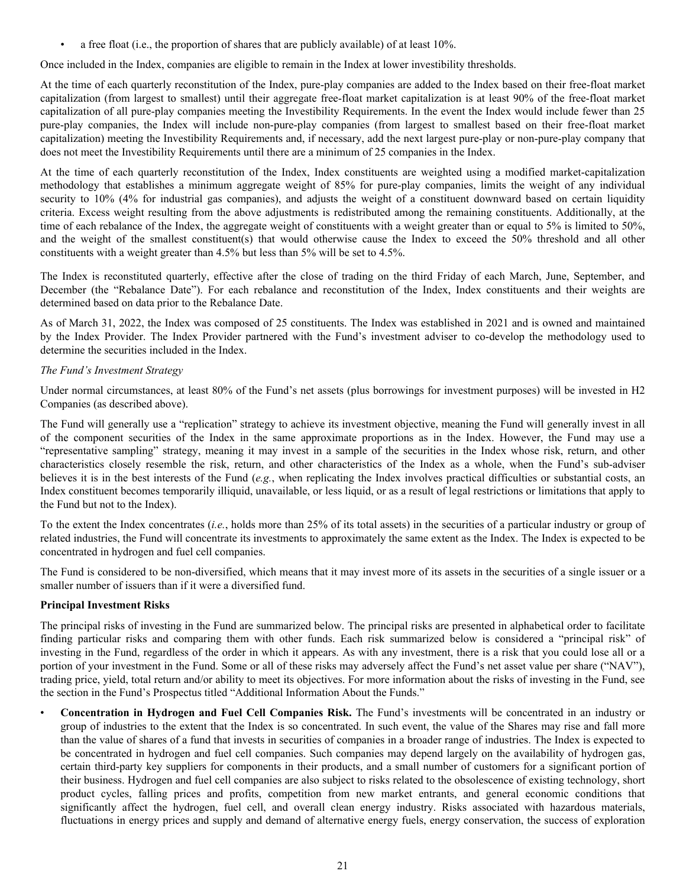- a free float (i.e., the proportion of shares that are publicly available) of at least 10%.

Once included in the Index, companies are eligible to remain in the Index at lower investibility thresholds.

At the time of each quarterly reconstitution of the Index, pure-play companies are added to the Index based on their free-float market capitalization (from largest to smallest) until their aggregate free-float market capitalization is at least 90% of the free-float market capitalization of all pure-play companies meeting the Investibility Requirements. In the event the Index would include fewer than 25 pure-play companies, the Index will include non-pure-play companies (from largest to smallest based on their free-float market capitalization) meeting the Investibility Requirements and, if necessary, add the next largest pure-play or non-pure-play company that does not meet the Investibility Requirements until there are a minimum of 25 companies in the Index.

At the time of each quarterly reconstitution of the Index, Index constituents are weighted using a modified market-capitalization methodology that establishes a minimum aggregate weight of 85% for pure-play companies, limits the weight of any individual security to 10% (4% for industrial gas companies), and adjusts the weight of a constituent downward based on certain liquidity criteria. Excess weight resulting from the above adjustments is redistributed among the remaining constituents. Additionally, at the time of each rebalance of the Index, the aggregate weight of constituents with a weight greater than or equal to 5% is limited to 50%, and the weight of the smallest constituent(s) that would otherwise cause the Index to exceed the 50% threshold and all other constituents with a weight greater than 4.5% but less than 5% will be set to 4.5%.

The Index is reconstituted quarterly, effective after the close of trading on the third Friday of each March, June, September, and December (the "Rebalance Date"). For each rebalance and reconstitution of the Index, Index constituents and their weights are determined based on data prior to the Rebalance Date.

As of March 31, 2022, the Index was composed of 25 constituents. The Index was established in 2021 and is owned and maintained by the Index Provider. The Index Provider partnered with the Fund's investment adviser to co-develop the methodology used to determine the securities included in the Index.

*The Fund's Investment Strategy*

Under normal circumstances, at least 80% of the Fund's net assets (plus borrowings for investment purposes) will be invested in H2 Companies (as described above).

The Fund will generally use a "replication" strategy to achieve its investment objective, meaning the Fund will generally invest in all of the component securities of the Index in the same approximate proportions as in the Index. However, the Fund may use a "representative sampling" strategy, meaning it may invest in a sample of the securities in the Index whose risk, return, and other characteristics closely resemble the risk, return, and other characteristics of the Index as a whole, when the Fund's sub-adviser believes it is in the best interests of the Fund (*e.g.*, when replicating the Index involves practical difficulties or substantial costs, an Index constituent becomes temporarily illiquid, unavailable, or less liquid, or as a result of legal restrictions or limitations that apply to the Fund but not to the Index).

To the extent the Index concentrates (*i.e.*, holds more than 25% of its total assets) in the securities of a particular industry or group of related industries, the Fund will concentrate its investments to approximately the same extent as the Index. The Index is expected to be concentrated in hydrogen and fuel cell companies.

The Fund is considered to be non-diversified, which means that it may invest more of its assets in the securities of a single issuer or a smaller number of issuers than if it were a diversified fund.

**Principal Investment Risks**

The principal risks of investing in the Fund are summarized below. The principal risks are presented in alphabetical order to facilitate finding particular risks and comparing them with other funds. Each risk summarized below is considered a "principal risk" of investing in the Fund, regardless of the order in which it appears. As with any investment, there is a risk that you could lose all or a portion of your investment in the Fund. Some or all of these risks may adversely affect the Fund's net asset value per share ("NAV"), trading price, yield, total return and/or ability to meet its objectives. For more information about the risks of investing in the Fund, see the section in the Fund's Prospectus titled "Additional Information About the Funds."

- **Concentration in Hydrogen and Fuel Cell Companies Risk.** The Fund's investments will be concentrated in an industry or group of industries to the extent that the Index is so concentrated. In such event, the value of the Shares may rise and fall more than the value of shares of a fund that invests in securities of companies in a broader range of industries. The Index is expected to be concentrated in hydrogen and fuel cell companies. Such companies may depend largely on the availability of hydrogen gas, certain third-party key suppliers for components in their products, and a small number of customers for a significant portion of their business. Hydrogen and fuel cell companies are also subject to risks related to the obsolescence of existing technology, short product cycles, falling prices and profits, competition from new market entrants, and general economic conditions that significantly affect the hydrogen, fuel cell, and overall clean energy industry. Risks associated with hazardous materials, fluctuations in energy prices and supply and demand of alternative energy fuels, energy conservation, the success of exploration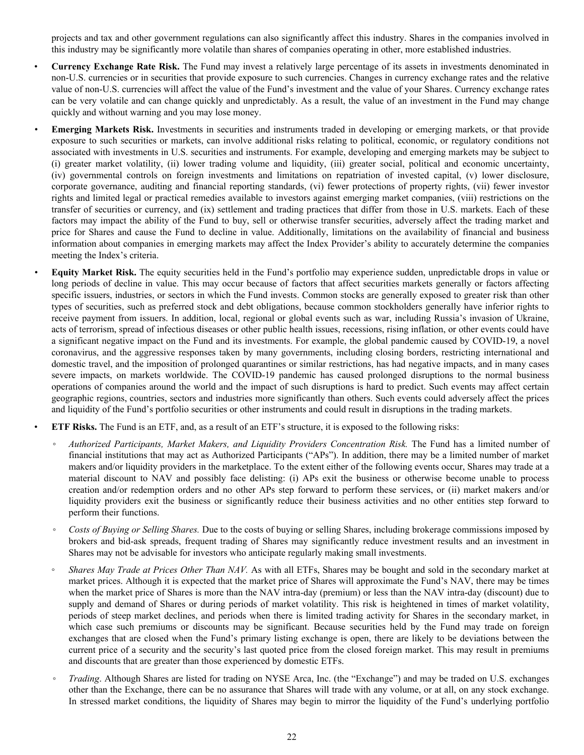projects and tax and other government regulations can also significantly affect this industry. Shares in the companies involved in this industry may be significantly more volatile than shares of companies operating in other, more established industries.

- **Currency Exchange Rate Risk.** The Fund may invest a relatively large percentage of its assets in investments denominated in non-U.S. currencies or in securities that provide exposure to such currencies. Changes in currency exchange rates and the relative value of non-U.S. currencies will affect the value of the Fund's investment and the value of your Shares. Currency exchange rates can be very volatile and can change quickly and unpredictably. As a result, the value of an investment in the Fund may change quickly and without warning and you may lose money.

- **Emerging Markets Risk.** Investments in securities and instruments traded in developing or emerging markets, or that provide exposure to such securities or markets, can involve additional risks relating to political, economic, or regulatory conditions not associated with investments in U.S. securities and instruments. For example, developing and emerging markets may be subject to (i) greater market volatility, (ii) lower trading volume and liquidity, (iii) greater social, political and economic uncertainty, (iv) governmental controls on foreign investments and limitations on repatriation of invested capital, (v) lower disclosure, corporate governance, auditing and financial reporting standards, (vi) fewer protections of property rights, (vii) fewer investor rights and limited legal or practical remedies available to investors against emerging market companies, (viii) restrictions on the transfer of securities or currency, and (ix) settlement and trading practices that differ from those in U.S. markets. Each of these factors may impact the ability of the Fund to buy, sell or otherwise transfer securities, adversely affect the trading market and price for Shares and cause the Fund to decline in value. Additionally, limitations on the availability of financial and business information about companies in emerging markets may affect the Index Provider's ability to accurately determine the companies meeting the Index's criteria.

- **Equity Market Risk.** The equity securities held in the Fund's portfolio may experience sudden, unpredictable drops in value or long periods of decline in value. This may occur because of factors that affect securities markets generally or factors affecting specific issuers, industries, or sectors in which the Fund invests. Common stocks are generally exposed to greater risk than other types of securities, such as preferred stock and debt obligations, because common stockholders generally have inferior rights to receive payment from issuers. In addition, local, regional or global events such as war, including Russia's invasion of Ukraine, acts of terrorism, spread of infectious diseases or other public health issues, recessions, rising inflation, or other events could have a significant negative impact on the Fund and its investments. For example, the global pandemic caused by COVID-19, a novel coronavirus, and the aggressive responses taken by many governments, including closing borders, restricting international and domestic travel, and the imposition of prolonged quarantines or similar restrictions, has had negative impacts, and in many cases severe impacts, on markets worldwide. The COVID-19 pandemic has caused prolonged disruptions to the normal business operations of companies around the world and the impact of such disruptions is hard to predict. Such events may affect certain geographic regions, countries, sectors and industries more significantly than others. Such events could adversely affect the prices and liquidity of the Fund's portfolio securities or other instruments and could result in disruptions in the trading markets.

- **ETF Risks.** The Fund is an ETF, and, as a result of an ETF's structure, it is exposed to the following risks:

  - *Authorized Participants, Market Makers, and Liquidity Providers Concentration Risk.* The Fund has a limited number of financial institutions that may act as Authorized Participants ("APs"). In addition, there may be a limited number of market makers and/or liquidity providers in the marketplace. To the extent either of the following events occur, Shares may trade at a material discount to NAV and possibly face delisting: (i) APs exit the business or otherwise become unable to process creation and/or redemption orders and no other APs step forward to perform these services, or (ii) market makers and/or liquidity providers exit the business or significantly reduce their business activities and no other entities step forward to perform their functions.

  - *Costs of Buying or Selling Shares.* Due to the costs of buying or selling Shares, including brokerage commissions imposed by brokers and bid-ask spreads, frequent trading of Shares may significantly reduce investment results and an investment in Shares may not be advisable for investors who anticipate regularly making small investments.

  - *Shares May Trade at Prices Other Than NAV.* As with all ETFs, Shares may be bought and sold in the secondary market at market prices. Although it is expected that the market price of Shares will approximate the Fund's NAV, there may be times when the market price of Shares is more than the NAV intra-day (premium) or less than the NAV intra-day (discount) due to supply and demand of Shares or during periods of market volatility. This risk is heightened in times of market volatility, periods of steep market declines, and periods when there is limited trading activity for Shares in the secondary market, in which case such premiums or discounts may be significant. Because securities held by the Fund may trade on foreign exchanges that are closed when the Fund's primary listing exchange is open, there are likely to be deviations between the current price of a security and the security's last quoted price from the closed foreign market. This may result in premiums and discounts that are greater than those experienced by domestic ETFs.

  - *Trading*. Although Shares are listed for trading on NYSE Arca, Inc. (the "Exchange") and may be traded on U.S. exchanges other than the Exchange, there can be no assurance that Shares will trade with any volume, or at all, on any stock exchange. In stressed market conditions, the liquidity of Shares may begin to mirror the liquidity of the Fund's underlying portfolio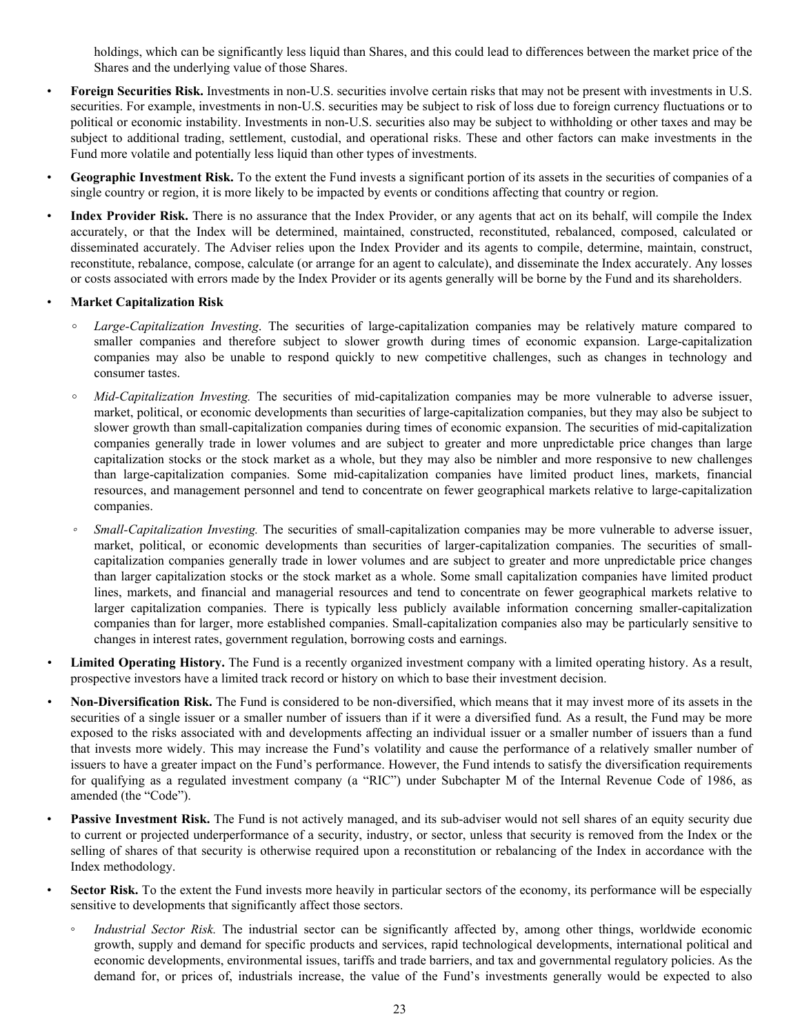holdings, which can be significantly less liquid than Shares, and this could lead to differences between the market price of the Shares and the underlying value of those Shares.

- **Foreign Securities Risk.** Investments in non-U.S. securities involve certain risks that may not be present with investments in U.S. securities. For example, investments in non-U.S. securities may be subject to risk of loss due to foreign currency fluctuations or to political or economic instability. Investments in non-U.S. securities also may be subject to withholding or other taxes and may be subject to additional trading, settlement, custodial, and operational risks. These and other factors can make investments in the Fund more volatile and potentially less liquid than other types of investments.

- **Geographic Investment Risk.** To the extent the Fund invests a significant portion of its assets in the securities of companies of a single country or region, it is more likely to be impacted by events or conditions affecting that country or region.

- **Index Provider Risk.** There is no assurance that the Index Provider, or any agents that act on its behalf, will compile the Index accurately, or that the Index will be determined, maintained, constructed, reconstituted, rebalanced, composed, calculated or disseminated accurately. The Adviser relies upon the Index Provider and its agents to compile, determine, maintain, construct, reconstitute, rebalance, compose, calculate (or arrange for an agent to calculate), and disseminate the Index accurately. Any losses or costs associated with errors made by the Index Provider or its agents generally will be borne by the Fund and its shareholders.

- **Market Capitalization Risk**
  - *Large-Capitalization Investing*. The securities of large-capitalization companies may be relatively mature compared to smaller companies and therefore subject to slower growth during times of economic expansion. Large-capitalization companies may also be unable to respond quickly to new competitive challenges, such as changes in technology and consumer tastes.
  - *Mid-Capitalization Investing.* The securities of mid-capitalization companies may be more vulnerable to adverse issuer, market, political, or economic developments than securities of large-capitalization companies, but they may also be subject to slower growth than small-capitalization companies during times of economic expansion. The securities of mid-capitalization companies generally trade in lower volumes and are subject to greater and more unpredictable price changes than large capitalization stocks or the stock market as a whole, but they may also be nimbler and more responsive to new challenges than large-capitalization companies. Some mid-capitalization companies have limited product lines, markets, financial resources, and management personnel and tend to concentrate on fewer geographical markets relative to large-capitalization companies.
  - *Small-Capitalization Investing.* The securities of small-capitalization companies may be more vulnerable to adverse issuer, market, political, or economic developments than securities of larger-capitalization companies. The securities of small-capitalization companies generally trade in lower volumes and are subject to greater and more unpredictable price changes than larger capitalization stocks or the stock market as a whole. Some small capitalization companies have limited product lines, markets, and financial and managerial resources and tend to concentrate on fewer geographical markets relative to larger capitalization companies. There is typically less publicly available information concerning smaller-capitalization companies than for larger, more established companies. Small-capitalization companies also may be particularly sensitive to changes in interest rates, government regulation, borrowing costs and earnings.

- **Limited Operating History.** The Fund is a recently organized investment company with a limited operating history. As a result, prospective investors have a limited track record or history on which to base their investment decision.

- **Non-Diversification Risk.** The Fund is considered to be non-diversified, which means that it may invest more of its assets in the securities of a single issuer or a smaller number of issuers than if it were a diversified fund. As a result, the Fund may be more exposed to the risks associated with and developments affecting an individual issuer or a smaller number of issuers than a fund that invests more widely. This may increase the Fund's volatility and cause the performance of a relatively smaller number of issuers to have a greater impact on the Fund's performance. However, the Fund intends to satisfy the diversification requirements for qualifying as a regulated investment company (a "RIC") under Subchapter M of the Internal Revenue Code of 1986, as amended (the "Code").

- **Passive Investment Risk.** The Fund is not actively managed, and its sub-adviser would not sell shares of an equity security due to current or projected underperformance of a security, industry, or sector, unless that security is removed from the Index or the selling of shares of that security is otherwise required upon a reconstitution or rebalancing of the Index in accordance with the Index methodology.

- **Sector Risk.** To the extent the Fund invests more heavily in particular sectors of the economy, its performance will be especially sensitive to developments that significantly affect those sectors.
  - *Industrial Sector Risk.* The industrial sector can be significantly affected by, among other things, worldwide economic growth, supply and demand for specific products and services, rapid technological developments, international political and economic developments, environmental issues, tariffs and trade barriers, and tax and governmental regulatory policies. As the demand for, or prices of, industrials increase, the value of the Fund's investments generally would be expected to also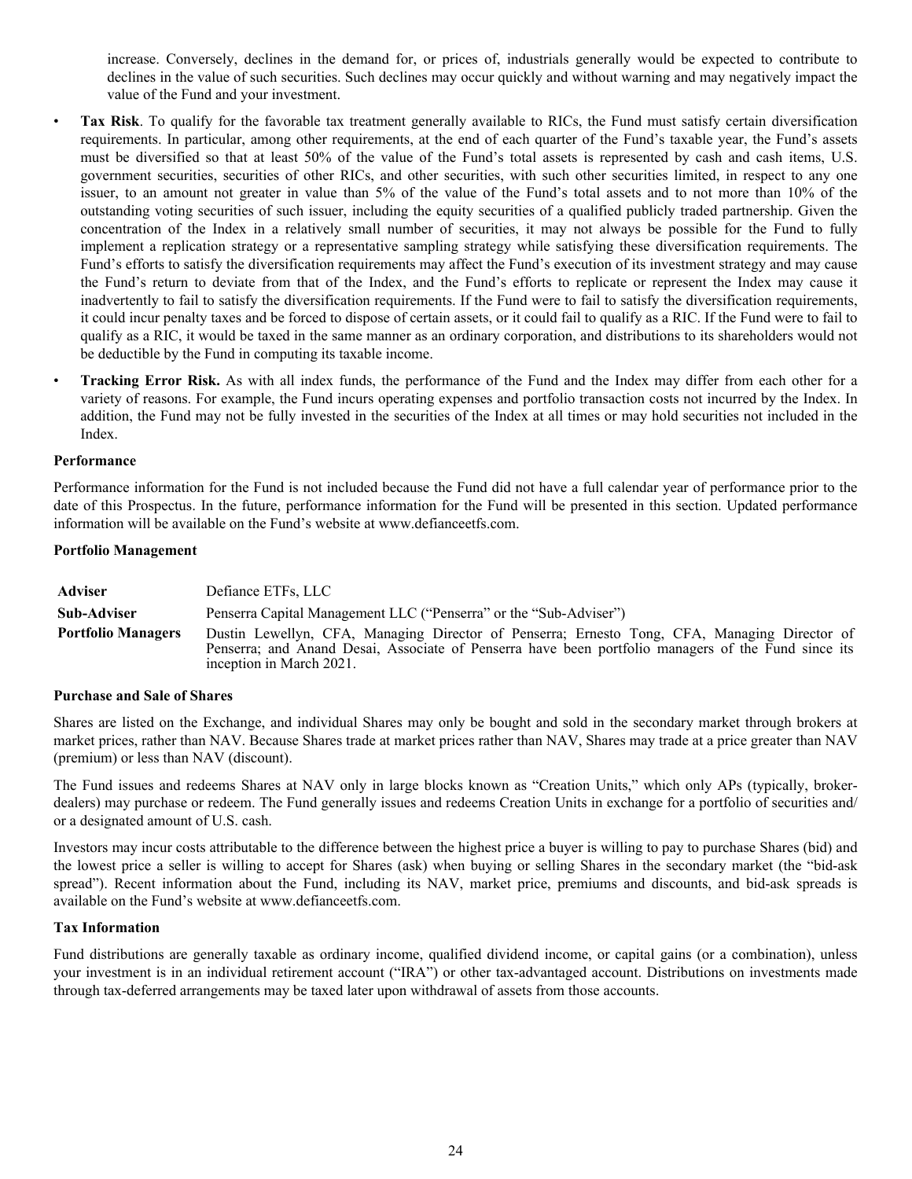increase. Conversely, declines in the demand for, or prices of, industrials generally would be expected to contribute to declines in the value of such securities. Such declines may occur quickly and without warning and may negatively impact the value of the Fund and your investment.

- **Tax Risk**. To qualify for the favorable tax treatment generally available to RICs, the Fund must satisfy certain diversification requirements. In particular, among other requirements, at the end of each quarter of the Fund's taxable year, the Fund's assets must be diversified so that at least 50% of the value of the Fund's total assets is represented by cash and cash items, U.S. government securities, securities of other RICs, and other securities, with such other securities limited, in respect to any one issuer, to an amount not greater in value than 5% of the value of the Fund's total assets and to not more than 10% of the outstanding voting securities of such issuer, including the equity securities of a qualified publicly traded partnership. Given the concentration of the Index in a relatively small number of securities, it may not always be possible for the Fund to fully implement a replication strategy or a representative sampling strategy while satisfying these diversification requirements. The Fund's efforts to satisfy the diversification requirements may affect the Fund's execution of its investment strategy and may cause the Fund's return to deviate from that of the Index, and the Fund's efforts to replicate or represent the Index may cause it inadvertently to fail to satisfy the diversification requirements. If the Fund were to fail to satisfy the diversification requirements, it could incur penalty taxes and be forced to dispose of certain assets, or it could fail to qualify as a RIC. If the Fund were to fail to qualify as a RIC, it would be taxed in the same manner as an ordinary corporation, and distributions to its shareholders would not be deductible by the Fund in computing its taxable income.
- **Tracking Error Risk.** As with all index funds, the performance of the Fund and the Index may differ from each other for a variety of reasons. For example, the Fund incurs operating expenses and portfolio transaction costs not incurred by the Index. In addition, the Fund may not be fully invested in the securities of the Index at all times or may hold securities not included in the Index.

**Performance**

Performance information for the Fund is not included because the Fund did not have a full calendar year of performance prior to the date of this Prospectus. In the future, performance information for the Fund will be presented in this section. Updated performance information will be available on the Fund's website at www.defianceetfs.com.

**Portfolio Management**

| | |
|---|---|
| **Adviser** | Defiance ETFs, LLC |
| **Sub-Adviser** | Penserra Capital Management LLC ("Penserra" or the "Sub-Adviser") |
| **Portfolio Managers** | Dustin Lewellyn, CFA, Managing Director of Penserra; Ernesto Tong, CFA, Managing Director of Penserra; and Anand Desai, Associate of Penserra have been portfolio managers of the Fund since its inception in March 2021. |

**Purchase and Sale of Shares**

Shares are listed on the Exchange, and individual Shares may only be bought and sold in the secondary market through brokers at market prices, rather than NAV. Because Shares trade at market prices rather than NAV, Shares may trade at a price greater than NAV (premium) or less than NAV (discount).

The Fund issues and redeems Shares at NAV only in large blocks known as "Creation Units," which only APs (typically, broker-dealers) may purchase or redeem. The Fund generally issues and redeems Creation Units in exchange for a portfolio of securities and/or a designated amount of U.S. cash.

Investors may incur costs attributable to the difference between the highest price a buyer is willing to pay to purchase Shares (bid) and the lowest price a seller is willing to accept for Shares (ask) when buying or selling Shares in the secondary market (the "bid-ask spread"). Recent information about the Fund, including its NAV, market price, premiums and discounts, and bid-ask spreads is available on the Fund's website at www.defianceetfs.com.

**Tax Information**

Fund distributions are generally taxable as ordinary income, qualified dividend income, or capital gains (or a combination), unless your investment is in an individual retirement account ("IRA") or other tax-advantaged account. Distributions on investments made through tax-deferred arrangements may be taxed later upon withdrawal of assets from those accounts.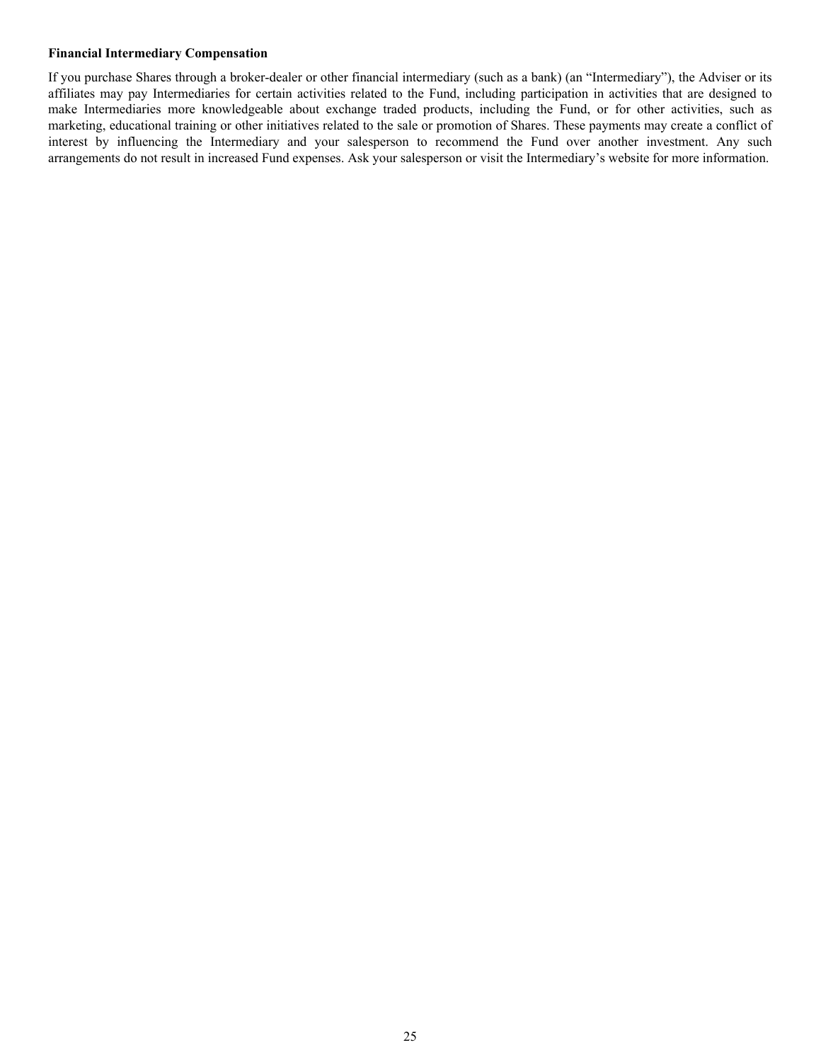**Financial Intermediary Compensation**

If you purchase Shares through a broker-dealer or other financial intermediary (such as a bank) (an "Intermediary"), the Adviser or its affiliates may pay Intermediaries for certain activities related to the Fund, including participation in activities that are designed to make Intermediaries more knowledgeable about exchange traded products, including the Fund, or for other activities, such as marketing, educational training or other initiatives related to the sale or promotion of Shares. These payments may create a conflict of interest by influencing the Intermediary and your salesperson to recommend the Fund over another investment. Any such arrangements do not result in increased Fund expenses. Ask your salesperson or visit the Intermediary's website for more information.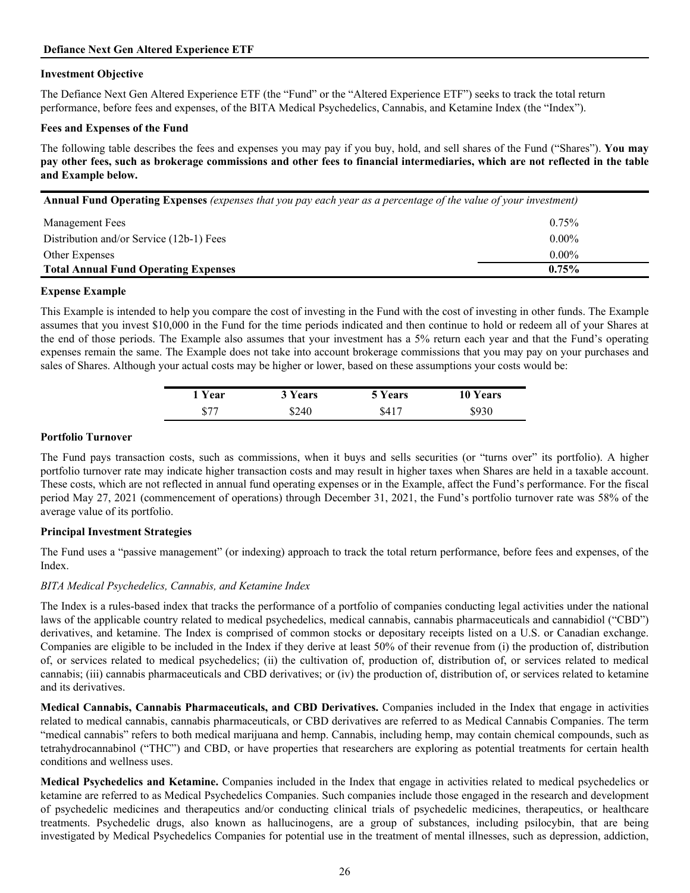## Defiance Next Gen Altered Experience ETF

### Investment Objective

The Defiance Next Gen Altered Experience ETF (the "Fund" or the "Altered Experience ETF") seeks to track the total return performance, before fees and expenses, of the BITA Medical Psychedelics, Cannabis, and Ketamine Index (the "Index").

### Fees and Expenses of the Fund

The following table describes the fees and expenses you may pay if you buy, hold, and sell shares of the Fund ("Shares"). **You may pay other fees, such as brokerage commissions and other fees to financial intermediaries, which are not reflected in the table and Example below.**

| **Annual Fund Operating Expenses** *(expenses that you pay each year as a percentage of the value of your investment)* | |
|---|---|
| Management Fees | 0.75% |
| Distribution and/or Service (12b-1) Fees | 0.00% |
| Other Expenses | 0.00% |
| **Total Annual Fund Operating Expenses** | **0.75%** |

### Expense Example

This Example is intended to help you compare the cost of investing in the Fund with the cost of investing in other funds. The Example assumes that you invest $10,000 in the Fund for the time periods indicated and then continue to hold or redeem all of your Shares at the end of those periods. The Example also assumes that your investment has a 5% return each year and that the Fund's operating expenses remain the same. The Example does not take into account brokerage commissions that you may pay on your purchases and sales of Shares. Although your actual costs may be higher or lower, based on these assumptions your costs would be:

| 1 Year | 3 Years | 5 Years | 10 Years |
|---|---|---|---|
| $77 | $240 | $417 | $930 |

### Portfolio Turnover

The Fund pays transaction costs, such as commissions, when it buys and sells securities (or "turns over" its portfolio). A higher portfolio turnover rate may indicate higher transaction costs and may result in higher taxes when Shares are held in a taxable account. These costs, which are not reflected in annual fund operating expenses or in the Example, affect the Fund's performance. For the fiscal period May 27, 2021 (commencement of operations) through December 31, 2021, the Fund's portfolio turnover rate was 58% of the average value of its portfolio.

### Principal Investment Strategies

The Fund uses a "passive management" (or indexing) approach to track the total return performance, before fees and expenses, of the Index.

*BITA Medical Psychedelics, Cannabis, and Ketamine Index*

The Index is a rules-based index that tracks the performance of a portfolio of companies conducting legal activities under the national laws of the applicable country related to medical psychedelics, medical cannabis, cannabis pharmaceuticals and cannabidiol ("CBD") derivatives, and ketamine. The Index is comprised of common stocks or depositary receipts listed on a U.S. or Canadian exchange. Companies are eligible to be included in the Index if they derive at least 50% of their revenue from (i) the production of, distribution of, or services related to medical psychedelics; (ii) the cultivation of, production of, distribution of, or services related to medical cannabis; (iii) cannabis pharmaceuticals and CBD derivatives; or (iv) the production of, distribution of, or services related to ketamine and its derivatives.

**Medical Cannabis, Cannabis Pharmaceuticals, and CBD Derivatives.** Companies included in the Index that engage in activities related to medical cannabis, cannabis pharmaceuticals, or CBD derivatives are referred to as Medical Cannabis Companies. The term "medical cannabis" refers to both medical marijuana and hemp. Cannabis, including hemp, may contain chemical compounds, such as tetrahydrocannabinol ("THC") and CBD, or have properties that researchers are exploring as potential treatments for certain health conditions and wellness uses.

**Medical Psychedelics and Ketamine.** Companies included in the Index that engage in activities related to medical psychedelics or ketamine are referred to as Medical Psychedelics Companies. Such companies include those engaged in the research and development of psychedelic medicines and therapeutics and/or conducting clinical trials of psychedelic medicines, therapeutics, or healthcare treatments. Psychedelic drugs, also known as hallucinogens, are a group of substances, including psilocybin, that are being investigated by Medical Psychedelics Companies for potential use in the treatment of mental illnesses, such as depression, addiction,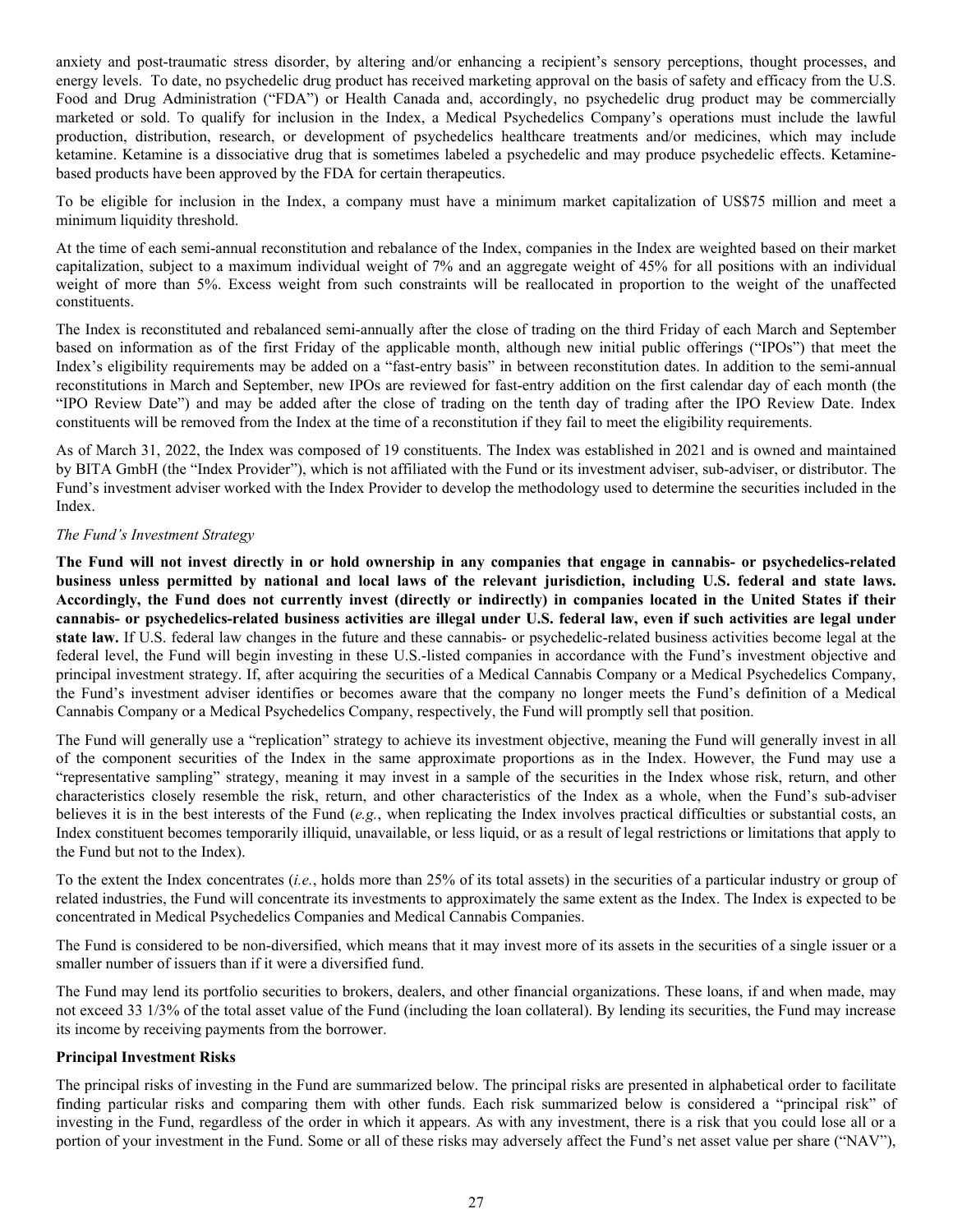anxiety and post-traumatic stress disorder, by altering and/or enhancing a recipient's sensory perceptions, thought processes, and energy levels. To date, no psychedelic drug product has received marketing approval on the basis of safety and efficacy from the U.S. Food and Drug Administration ("FDA") or Health Canada and, accordingly, no psychedelic drug product may be commercially marketed or sold. To qualify for inclusion in the Index, a Medical Psychedelics Company's operations must include the lawful production, distribution, research, or development of psychedelics healthcare treatments and/or medicines, which may include ketamine. Ketamine is a dissociative drug that is sometimes labeled a psychedelic and may produce psychedelic effects. Ketamine-based products have been approved by the FDA for certain therapeutics.

To be eligible for inclusion in the Index, a company must have a minimum market capitalization of US$75 million and meet a minimum liquidity threshold.

At the time of each semi-annual reconstitution and rebalance of the Index, companies in the Index are weighted based on their market capitalization, subject to a maximum individual weight of 7% and an aggregate weight of 45% for all positions with an individual weight of more than 5%. Excess weight from such constraints will be reallocated in proportion to the weight of the unaffected constituents.

The Index is reconstituted and rebalanced semi-annually after the close of trading on the third Friday of each March and September based on information as of the first Friday of the applicable month, although new initial public offerings ("IPOs") that meet the Index's eligibility requirements may be added on a "fast-entry basis" in between reconstitution dates. In addition to the semi-annual reconstitutions in March and September, new IPOs are reviewed for fast-entry addition on the first calendar day of each month (the "IPO Review Date") and may be added after the close of trading on the tenth day of trading after the IPO Review Date. Index constituents will be removed from the Index at the time of a reconstitution if they fail to meet the eligibility requirements.

As of March 31, 2022, the Index was composed of 19 constituents. The Index was established in 2021 and is owned and maintained by BITA GmbH (the "Index Provider"), which is not affiliated with the Fund or its investment adviser, sub-adviser, or distributor. The Fund's investment adviser worked with the Index Provider to develop the methodology used to determine the securities included in the Index.

*The Fund's Investment Strategy*

**The Fund will not invest directly in or hold ownership in any companies that engage in cannabis- or psychedelics-related business unless permitted by national and local laws of the relevant jurisdiction, including U.S. federal and state laws. Accordingly, the Fund does not currently invest (directly or indirectly) in companies located in the United States if their cannabis- or psychedelics-related business activities are illegal under U.S. federal law, even if such activities are legal under state law.** If U.S. federal law changes in the future and these cannabis- or psychedelic-related business activities become legal at the federal level, the Fund will begin investing in these U.S.-listed companies in accordance with the Fund's investment objective and principal investment strategy. If, after acquiring the securities of a Medical Cannabis Company or a Medical Psychedelics Company, the Fund's investment adviser identifies or becomes aware that the company no longer meets the Fund's definition of a Medical Cannabis Company or a Medical Psychedelics Company, respectively, the Fund will promptly sell that position.

The Fund will generally use a "replication" strategy to achieve its investment objective, meaning the Fund will generally invest in all of the component securities of the Index in the same approximate proportions as in the Index. However, the Fund may use a "representative sampling" strategy, meaning it may invest in a sample of the securities in the Index whose risk, return, and other characteristics closely resemble the risk, return, and other characteristics of the Index as a whole, when the Fund's sub-adviser believes it is in the best interests of the Fund (*e.g.*, when replicating the Index involves practical difficulties or substantial costs, an Index constituent becomes temporarily illiquid, unavailable, or less liquid, or as a result of legal restrictions or limitations that apply to the Fund but not to the Index).

To the extent the Index concentrates (*i.e.*, holds more than 25% of its total assets) in the securities of a particular industry or group of related industries, the Fund will concentrate its investments to approximately the same extent as the Index. The Index is expected to be concentrated in Medical Psychedelics Companies and Medical Cannabis Companies.

The Fund is considered to be non-diversified, which means that it may invest more of its assets in the securities of a single issuer or a smaller number of issuers than if it were a diversified fund.

The Fund may lend its portfolio securities to brokers, dealers, and other financial organizations. These loans, if and when made, may not exceed 33 1/3% of the total asset value of the Fund (including the loan collateral). By lending its securities, the Fund may increase its income by receiving payments from the borrower.

**Principal Investment Risks**

The principal risks of investing in the Fund are summarized below. The principal risks are presented in alphabetical order to facilitate finding particular risks and comparing them with other funds. Each risk summarized below is considered a "principal risk" of investing in the Fund, regardless of the order in which it appears. As with any investment, there is a risk that you could lose all or a portion of your investment in the Fund. Some or all of these risks may adversely affect the Fund's net asset value per share ("NAV"),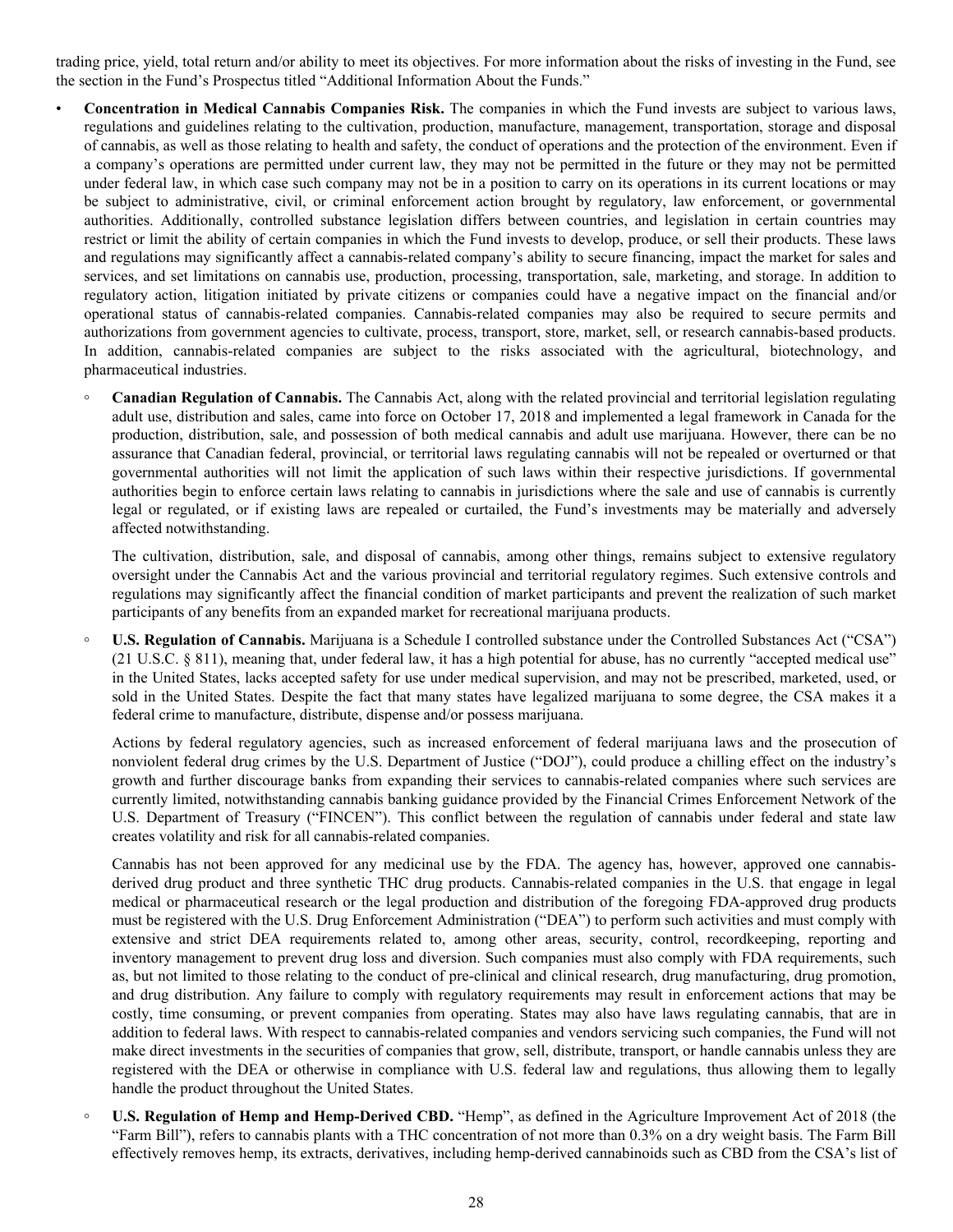trading price, yield, total return and/or ability to meet its objectives. For more information about the risks of investing in the Fund, see the section in the Fund's Prospectus titled "Additional Information About the Funds."

- **Concentration in Medical Cannabis Companies Risk.** The companies in which the Fund invests are subject to various laws, regulations and guidelines relating to the cultivation, production, manufacture, management, transportation, storage and disposal of cannabis, as well as those relating to health and safety, the conduct of operations and the protection of the environment. Even if a company's operations are permitted under current law, they may not be permitted in the future or they may not be permitted under federal law, in which case such company may not be in a position to carry on its operations in its current locations or may be subject to administrative, civil, or criminal enforcement action brought by regulatory, law enforcement, or governmental authorities. Additionally, controlled substance legislation differs between countries, and legislation in certain countries may restrict or limit the ability of certain companies in which the Fund invests to develop, produce, or sell their products. These laws and regulations may significantly affect a cannabis-related company's ability to secure financing, impact the market for sales and services, and set limitations on cannabis use, production, processing, transportation, sale, marketing, and storage. In addition to regulatory action, litigation initiated by private citizens or companies could have a negative impact on the financial and/or operational status of cannabis-related companies. Cannabis-related companies may also be required to secure permits and authorizations from government agencies to cultivate, process, transport, store, market, sell, or research cannabis-based products. In addition, cannabis-related companies are subject to the risks associated with the agricultural, biotechnology, and pharmaceutical industries.

  - **Canadian Regulation of Cannabis.** The Cannabis Act, along with the related provincial and territorial legislation regulating adult use, distribution and sales, came into force on October 17, 2018 and implemented a legal framework in Canada for the production, distribution, sale, and possession of both medical cannabis and adult use marijuana. However, there can be no assurance that Canadian federal, provincial, or territorial laws regulating cannabis will not be repealed or overturned or that governmental authorities will not limit the application of such laws within their respective jurisdictions. If governmental authorities begin to enforce certain laws relating to cannabis in jurisdictions where the sale and use of cannabis is currently legal or regulated, or if existing laws are repealed or curtailed, the Fund's investments may be materially and adversely affected notwithstanding.

    The cultivation, distribution, sale, and disposal of cannabis, among other things, remains subject to extensive regulatory oversight under the Cannabis Act and the various provincial and territorial regulatory regimes. Such extensive controls and regulations may significantly affect the financial condition of market participants and prevent the realization of such market participants of any benefits from an expanded market for recreational marijuana products.

  - **U.S. Regulation of Cannabis.** Marijuana is a Schedule I controlled substance under the Controlled Substances Act ("CSA") (21 U.S.C. § 811), meaning that, under federal law, it has a high potential for abuse, has no currently "accepted medical use" in the United States, lacks accepted safety for use under medical supervision, and may not be prescribed, marketed, used, or sold in the United States. Despite the fact that many states have legalized marijuana to some degree, the CSA makes it a federal crime to manufacture, distribute, dispense and/or possess marijuana.

    Actions by federal regulatory agencies, such as increased enforcement of federal marijuana laws and the prosecution of nonviolent federal drug crimes by the U.S. Department of Justice ("DOJ"), could produce a chilling effect on the industry's growth and further discourage banks from expanding their services to cannabis-related companies where such services are currently limited, notwithstanding cannabis banking guidance provided by the Financial Crimes Enforcement Network of the U.S. Department of Treasury ("FINCEN"). This conflict between the regulation of cannabis under federal and state law creates volatility and risk for all cannabis-related companies.

    Cannabis has not been approved for any medicinal use by the FDA. The agency has, however, approved one cannabis-derived drug product and three synthetic THC drug products. Cannabis-related companies in the U.S. that engage in legal medical or pharmaceutical research or the legal production and distribution of the foregoing FDA-approved drug products must be registered with the U.S. Drug Enforcement Administration ("DEA") to perform such activities and must comply with extensive and strict DEA requirements related to, among other areas, security, control, recordkeeping, reporting and inventory management to prevent drug loss and diversion. Such companies must also comply with FDA requirements, such as, but not limited to those relating to the conduct of pre-clinical and clinical research, drug manufacturing, drug promotion, and drug distribution. Any failure to comply with regulatory requirements may result in enforcement actions that may be costly, time consuming, or prevent companies from operating. States may also have laws regulating cannabis, that are in addition to federal laws. With respect to cannabis-related companies and vendors servicing such companies, the Fund will not make direct investments in the securities of companies that grow, sell, distribute, transport, or handle cannabis unless they are registered with the DEA or otherwise in compliance with U.S. federal law and regulations, thus allowing them to legally handle the product throughout the United States.

  - **U.S. Regulation of Hemp and Hemp-Derived CBD.** "Hemp", as defined in the Agriculture Improvement Act of 2018 (the "Farm Bill"), refers to cannabis plants with a THC concentration of not more than 0.3% on a dry weight basis. The Farm Bill effectively removes hemp, its extracts, derivatives, including hemp-derived cannabinoids such as CBD from the CSA's list of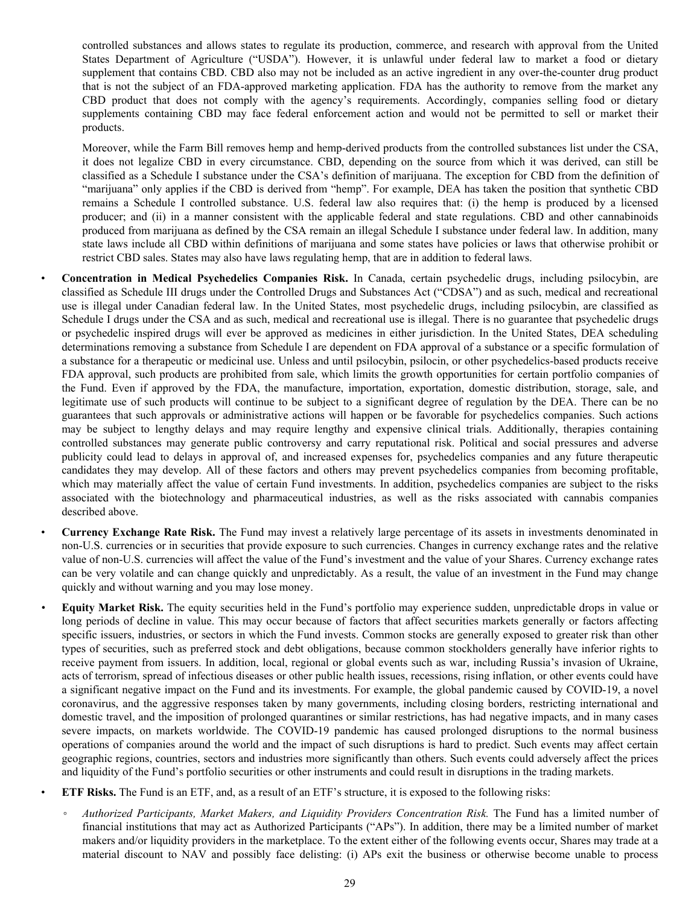controlled substances and allows states to regulate its production, commerce, and research with approval from the United States Department of Agriculture ("USDA"). However, it is unlawful under federal law to market a food or dietary supplement that contains CBD. CBD also may not be included as an active ingredient in any over-the-counter drug product that is not the subject of an FDA-approved marketing application. FDA has the authority to remove from the market any CBD product that does not comply with the agency's requirements. Accordingly, companies selling food or dietary supplements containing CBD may face federal enforcement action and would not be permitted to sell or market their products.

Moreover, while the Farm Bill removes hemp and hemp-derived products from the controlled substances list under the CSA, it does not legalize CBD in every circumstance. CBD, depending on the source from which it was derived, can still be classified as a Schedule I substance under the CSA's definition of marijuana. The exception for CBD from the definition of "marijuana" only applies if the CBD is derived from "hemp". For example, DEA has taken the position that synthetic CBD remains a Schedule I controlled substance. U.S. federal law also requires that: (i) the hemp is produced by a licensed producer; and (ii) in a manner consistent with the applicable federal and state regulations. CBD and other cannabinoids produced from marijuana as defined by the CSA remain an illegal Schedule I substance under federal law. In addition, many state laws include all CBD within definitions of marijuana and some states have policies or laws that otherwise prohibit or restrict CBD sales. States may also have laws regulating hemp, that are in addition to federal laws.

- **Concentration in Medical Psychedelics Companies Risk.** In Canada, certain psychedelic drugs, including psilocybin, are classified as Schedule III drugs under the Controlled Drugs and Substances Act ("CDSA") and as such, medical and recreational use is illegal under Canadian federal law. In the United States, most psychedelic drugs, including psilocybin, are classified as Schedule I drugs under the CSA and as such, medical and recreational use is illegal. There is no guarantee that psychedelic drugs or psychedelic inspired drugs will ever be approved as medicines in either jurisdiction. In the United States, DEA scheduling determinations removing a substance from Schedule I are dependent on FDA approval of a substance or a specific formulation of a substance for a therapeutic or medicinal use. Unless and until psilocybin, psilocin, or other psychedelics-based products receive FDA approval, such products are prohibited from sale, which limits the growth opportunities for certain portfolio companies of the Fund. Even if approved by the FDA, the manufacture, importation, exportation, domestic distribution, storage, sale, and legitimate use of such products will continue to be subject to a significant degree of regulation by the DEA. There can be no guarantees that such approvals or administrative actions will happen or be favorable for psychedelics companies. Such actions may be subject to lengthy delays and may require lengthy and expensive clinical trials. Additionally, therapies containing controlled substances may generate public controversy and carry reputational risk. Political and social pressures and adverse publicity could lead to delays in approval of, and increased expenses for, psychedelics companies and any future therapeutic candidates they may develop. All of these factors and others may prevent psychedelics companies from becoming profitable, which may materially affect the value of certain Fund investments. In addition, psychedelics companies are subject to the risks associated with the biotechnology and pharmaceutical industries, as well as the risks associated with cannabis companies described above.

- **Currency Exchange Rate Risk.** The Fund may invest a relatively large percentage of its assets in investments denominated in non-U.S. currencies or in securities that provide exposure to such currencies. Changes in currency exchange rates and the relative value of non-U.S. currencies will affect the value of the Fund's investment and the value of your Shares. Currency exchange rates can be very volatile and can change quickly and unpredictably. As a result, the value of an investment in the Fund may change quickly and without warning and you may lose money.

- **Equity Market Risk.** The equity securities held in the Fund's portfolio may experience sudden, unpredictable drops in value or long periods of decline in value. This may occur because of factors that affect securities markets generally or factors affecting specific issuers, industries, or sectors in which the Fund invests. Common stocks are generally exposed to greater risk than other types of securities, such as preferred stock and debt obligations, because common stockholders generally have inferior rights to receive payment from issuers. In addition, local, regional or global events such as war, including Russia's invasion of Ukraine, acts of terrorism, spread of infectious diseases or other public health issues, recessions, rising inflation, or other events could have a significant negative impact on the Fund and its investments. For example, the global pandemic caused by COVID-19, a novel coronavirus, and the aggressive responses taken by many governments, including closing borders, restricting international and domestic travel, and the imposition of prolonged quarantines or similar restrictions, has had negative impacts, and in many cases severe impacts, on markets worldwide. The COVID-19 pandemic has caused prolonged disruptions to the normal business operations of companies around the world and the impact of such disruptions is hard to predict. Such events may affect certain geographic regions, countries, sectors and industries more significantly than others. Such events could adversely affect the prices and liquidity of the Fund's portfolio securities or other instruments and could result in disruptions in the trading markets.

- **ETF Risks.** The Fund is an ETF, and, as a result of an ETF's structure, it is exposed to the following risks:
  - *Authorized Participants, Market Makers, and Liquidity Providers Concentration Risk.* The Fund has a limited number of financial institutions that may act as Authorized Participants ("APs"). In addition, there may be a limited number of market makers and/or liquidity providers in the marketplace. To the extent either of the following events occur, Shares may trade at a material discount to NAV and possibly face delisting: (i) APs exit the business or otherwise become unable to process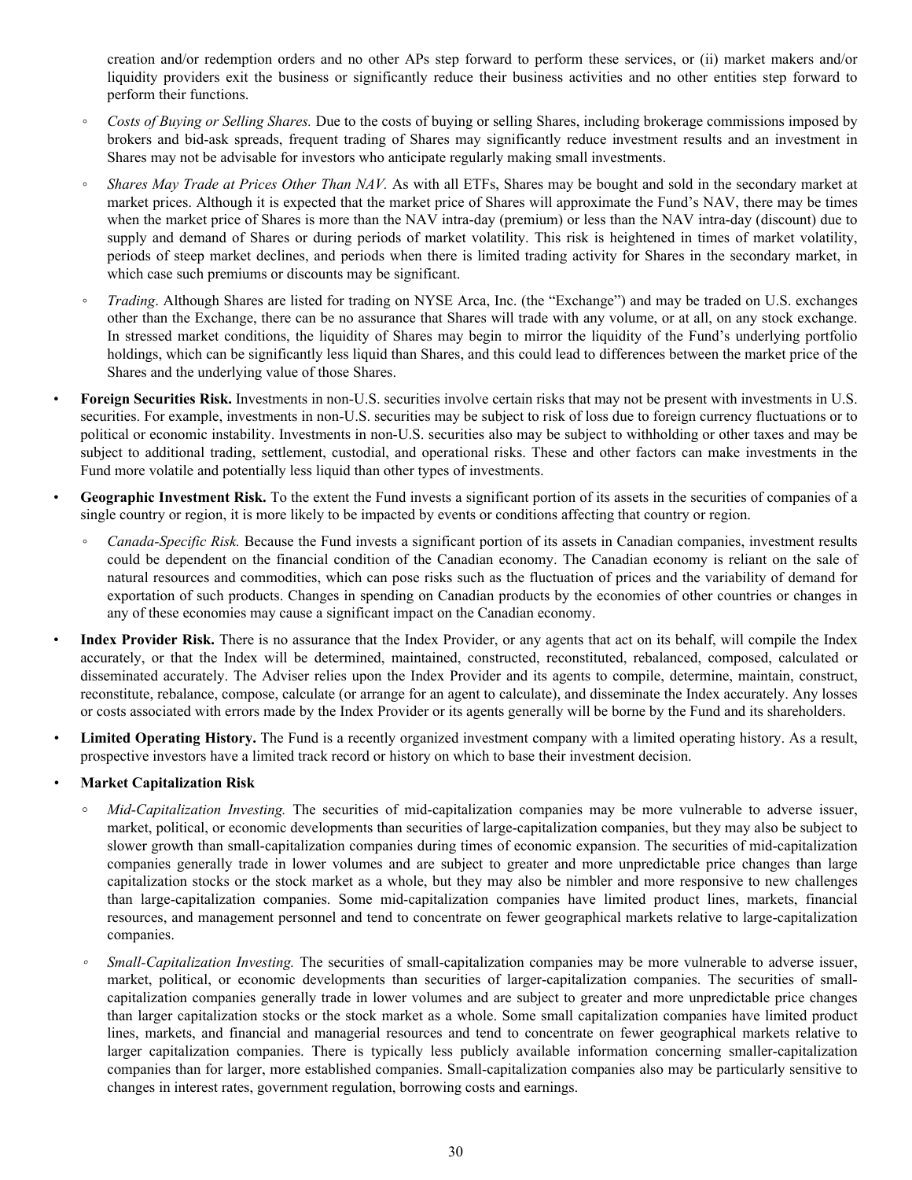creation and/or redemption orders and no other APs step forward to perform these services, or (ii) market makers and/or liquidity providers exit the business or significantly reduce their business activities and no other entities step forward to perform their functions.

  - *Costs of Buying or Selling Shares.* Due to the costs of buying or selling Shares, including brokerage commissions imposed by brokers and bid-ask spreads, frequent trading of Shares may significantly reduce investment results and an investment in Shares may not be advisable for investors who anticipate regularly making small investments.
  - *Shares May Trade at Prices Other Than NAV.* As with all ETFs, Shares may be bought and sold in the secondary market at market prices. Although it is expected that the market price of Shares will approximate the Fund's NAV, there may be times when the market price of Shares is more than the NAV intra-day (premium) or less than the NAV intra-day (discount) due to supply and demand of Shares or during periods of market volatility. This risk is heightened in times of market volatility, periods of steep market declines, and periods when there is limited trading activity for Shares in the secondary market, in which case such premiums or discounts may be significant.
  - *Trading*. Although Shares are listed for trading on NYSE Arca, Inc. (the "Exchange") and may be traded on U.S. exchanges other than the Exchange, there can be no assurance that Shares will trade with any volume, or at all, on any stock exchange. In stressed market conditions, the liquidity of Shares may begin to mirror the liquidity of the Fund's underlying portfolio holdings, which can be significantly less liquid than Shares, and this could lead to differences between the market price of the Shares and the underlying value of those Shares.

- **Foreign Securities Risk.** Investments in non-U.S. securities involve certain risks that may not be present with investments in U.S. securities. For example, investments in non-U.S. securities may be subject to risk of loss due to foreign currency fluctuations or to political or economic instability. Investments in non-U.S. securities also may be subject to withholding or other taxes and may be subject to additional trading, settlement, custodial, and operational risks. These and other factors can make investments in the Fund more volatile and potentially less liquid than other types of investments.
- **Geographic Investment Risk.** To the extent the Fund invests a significant portion of its assets in the securities of companies of a single country or region, it is more likely to be impacted by events or conditions affecting that country or region.
  - *Canada-Specific Risk.* Because the Fund invests a significant portion of its assets in Canadian companies, investment results could be dependent on the financial condition of the Canadian economy. The Canadian economy is reliant on the sale of natural resources and commodities, which can pose risks such as the fluctuation of prices and the variability of demand for exportation of such products. Changes in spending on Canadian products by the economies of other countries or changes in any of these economies may cause a significant impact on the Canadian economy.
- **Index Provider Risk.** There is no assurance that the Index Provider, or any agents that act on its behalf, will compile the Index accurately, or that the Index will be determined, maintained, constructed, reconstituted, rebalanced, composed, calculated or disseminated accurately. The Adviser relies upon the Index Provider and its agents to compile, determine, maintain, construct, reconstitute, rebalance, compose, calculate (or arrange for an agent to calculate), and disseminate the Index accurately. Any losses or costs associated with errors made by the Index Provider or its agents generally will be borne by the Fund and its shareholders.
- **Limited Operating History.** The Fund is a recently organized investment company with a limited operating history. As a result, prospective investors have a limited track record or history on which to base their investment decision.
- **Market Capitalization Risk**
  - *Mid-Capitalization Investing.* The securities of mid-capitalization companies may be more vulnerable to adverse issuer, market, political, or economic developments than securities of large-capitalization companies, but they may also be subject to slower growth than small-capitalization companies during times of economic expansion. The securities of mid-capitalization companies generally trade in lower volumes and are subject to greater and more unpredictable price changes than large capitalization stocks or the stock market as a whole, but they may also be nimbler and more responsive to new challenges than large-capitalization companies. Some mid-capitalization companies have limited product lines, markets, financial resources, and management personnel and tend to concentrate on fewer geographical markets relative to large-capitalization companies.
  - *Small-Capitalization Investing.* The securities of small-capitalization companies may be more vulnerable to adverse issuer, market, political, or economic developments than securities of larger-capitalization companies. The securities of small-capitalization companies generally trade in lower volumes and are subject to greater and more unpredictable price changes than larger capitalization stocks or the stock market as a whole. Some small capitalization companies have limited product lines, markets, and financial and managerial resources and tend to concentrate on fewer geographical markets relative to larger capitalization companies. There is typically less publicly available information concerning smaller-capitalization companies than for larger, more established companies. Small-capitalization companies also may be particularly sensitive to changes in interest rates, government regulation, borrowing costs and earnings.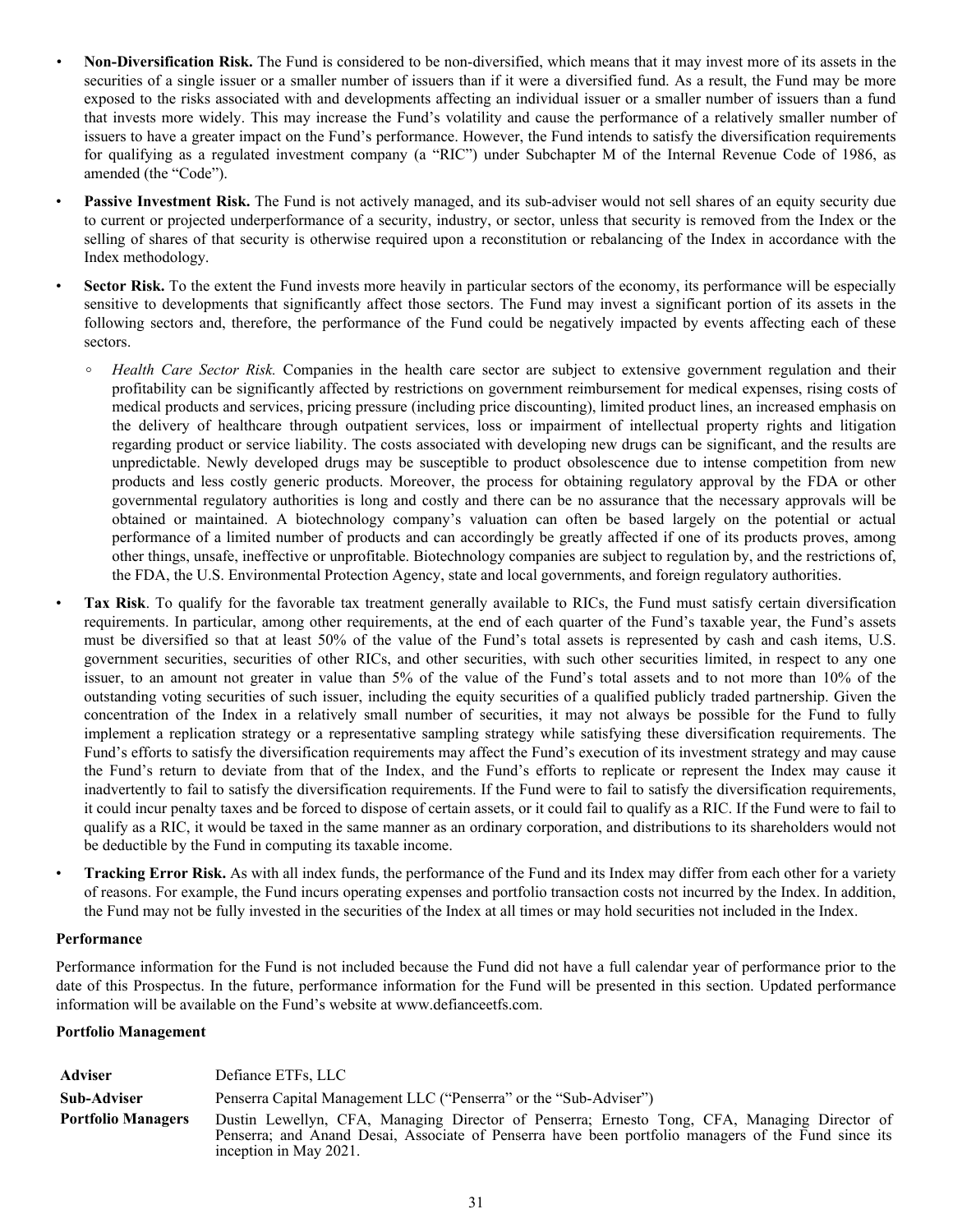- **Non-Diversification Risk.** The Fund is considered to be non-diversified, which means that it may invest more of its assets in the securities of a single issuer or a smaller number of issuers than if it were a diversified fund. As a result, the Fund may be more exposed to the risks associated with and developments affecting an individual issuer or a smaller number of issuers than a fund that invests more widely. This may increase the Fund's volatility and cause the performance of a relatively smaller number of issuers to have a greater impact on the Fund's performance. However, the Fund intends to satisfy the diversification requirements for qualifying as a regulated investment company (a "RIC") under Subchapter M of the Internal Revenue Code of 1986, as amended (the "Code").
- **Passive Investment Risk.** The Fund is not actively managed, and its sub-adviser would not sell shares of an equity security due to current or projected underperformance of a security, industry, or sector, unless that security is removed from the Index or the selling of shares of that security is otherwise required upon a reconstitution or rebalancing of the Index in accordance with the Index methodology.
- **Sector Risk.** To the extent the Fund invests more heavily in particular sectors of the economy, its performance will be especially sensitive to developments that significantly affect those sectors. The Fund may invest a significant portion of its assets in the following sectors and, therefore, the performance of the Fund could be negatively impacted by events affecting each of these sectors.
  - *Health Care Sector Risk.* Companies in the health care sector are subject to extensive government regulation and their profitability can be significantly affected by restrictions on government reimbursement for medical expenses, rising costs of medical products and services, pricing pressure (including price discounting), limited product lines, an increased emphasis on the delivery of healthcare through outpatient services, loss or impairment of intellectual property rights and litigation regarding product or service liability. The costs associated with developing new drugs can be significant, and the results are unpredictable. Newly developed drugs may be susceptible to product obsolescence due to intense competition from new products and less costly generic products. Moreover, the process for obtaining regulatory approval by the FDA or other governmental regulatory authorities is long and costly and there can be no assurance that the necessary approvals will be obtained or maintained. A biotechnology company's valuation can often be based largely on the potential or actual performance of a limited number of products and can accordingly be greatly affected if one of its products proves, among other things, unsafe, ineffective or unprofitable. Biotechnology companies are subject to regulation by, and the restrictions of, the FDA, the U.S. Environmental Protection Agency, state and local governments, and foreign regulatory authorities.
- **Tax Risk**. To qualify for the favorable tax treatment generally available to RICs, the Fund must satisfy certain diversification requirements. In particular, among other requirements, at the end of each quarter of the Fund's taxable year, the Fund's assets must be diversified so that at least 50% of the value of the Fund's total assets is represented by cash and cash items, U.S. government securities, securities of other RICs, and other securities, with such other securities limited, in respect to any one issuer, to an amount not greater in value than 5% of the value of the Fund's total assets and to not more than 10% of the outstanding voting securities of such issuer, including the equity securities of a qualified publicly traded partnership. Given the concentration of the Index in a relatively small number of securities, it may not always be possible for the Fund to fully implement a replication strategy or a representative sampling strategy while satisfying these diversification requirements. The Fund's efforts to satisfy the diversification requirements may affect the Fund's execution of its investment strategy and may cause the Fund's return to deviate from that of the Index, and the Fund's efforts to replicate or represent the Index may cause it inadvertently to fail to satisfy the diversification requirements. If the Fund were to fail to satisfy the diversification requirements, it could incur penalty taxes and be forced to dispose of certain assets, or it could fail to qualify as a RIC. If the Fund were to fail to qualify as a RIC, it would be taxed in the same manner as an ordinary corporation, and distributions to its shareholders would not be deductible by the Fund in computing its taxable income.
- **Tracking Error Risk.** As with all index funds, the performance of the Fund and its Index may differ from each other for a variety of reasons. For example, the Fund incurs operating expenses and portfolio transaction costs not incurred by the Index. In addition, the Fund may not be fully invested in the securities of the Index at all times or may hold securities not included in the Index.

**Performance**

Performance information for the Fund is not included because the Fund did not have a full calendar year of performance prior to the date of this Prospectus. In the future, performance information for the Fund will be presented in this section. Updated performance information will be available on the Fund's website at www.defianceetfs.com.

**Portfolio Management**

| | |
|---|---|
| **Adviser** | Defiance ETFs, LLC |
| **Sub-Adviser** | Penserra Capital Management LLC ("Penserra" or the "Sub-Adviser") |
| **Portfolio Managers** | Dustin Lewellyn, CFA, Managing Director of Penserra; Ernesto Tong, CFA, Managing Director of Penserra; and Anand Desai, Associate of Penserra have been portfolio managers of the Fund since its inception in May 2021. |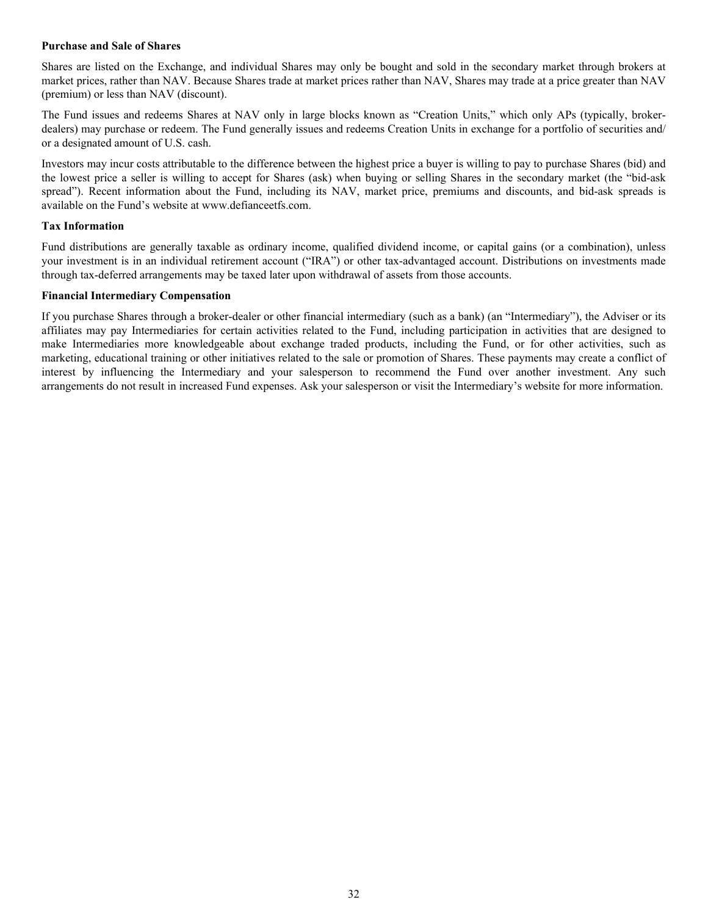**Purchase and Sale of Shares**

Shares are listed on the Exchange, and individual Shares may only be bought and sold in the secondary market through brokers at market prices, rather than NAV. Because Shares trade at market prices rather than NAV, Shares may trade at a price greater than NAV (premium) or less than NAV (discount).

The Fund issues and redeems Shares at NAV only in large blocks known as "Creation Units," which only APs (typically, broker-dealers) may purchase or redeem. The Fund generally issues and redeems Creation Units in exchange for a portfolio of securities and/or a designated amount of U.S. cash.

Investors may incur costs attributable to the difference between the highest price a buyer is willing to pay to purchase Shares (bid) and the lowest price a seller is willing to accept for Shares (ask) when buying or selling Shares in the secondary market (the "bid-ask spread"). Recent information about the Fund, including its NAV, market price, premiums and discounts, and bid-ask spreads is available on the Fund's website at www.defianceetfs.com.

**Tax Information**

Fund distributions are generally taxable as ordinary income, qualified dividend income, or capital gains (or a combination), unless your investment is in an individual retirement account ("IRA") or other tax-advantaged account. Distributions on investments made through tax-deferred arrangements may be taxed later upon withdrawal of assets from those accounts.

**Financial Intermediary Compensation**

If you purchase Shares through a broker-dealer or other financial intermediary (such as a bank) (an "Intermediary"), the Adviser or its affiliates may pay Intermediaries for certain activities related to the Fund, including participation in activities that are designed to make Intermediaries more knowledgeable about exchange traded products, including the Fund, or for other activities, such as marketing, educational training or other initiatives related to the sale or promotion of Shares. These payments may create a conflict of interest by influencing the Intermediary and your salesperson to recommend the Fund over another investment. Any such arrangements do not result in increased Fund expenses. Ask your salesperson or visit the Intermediary's website for more information.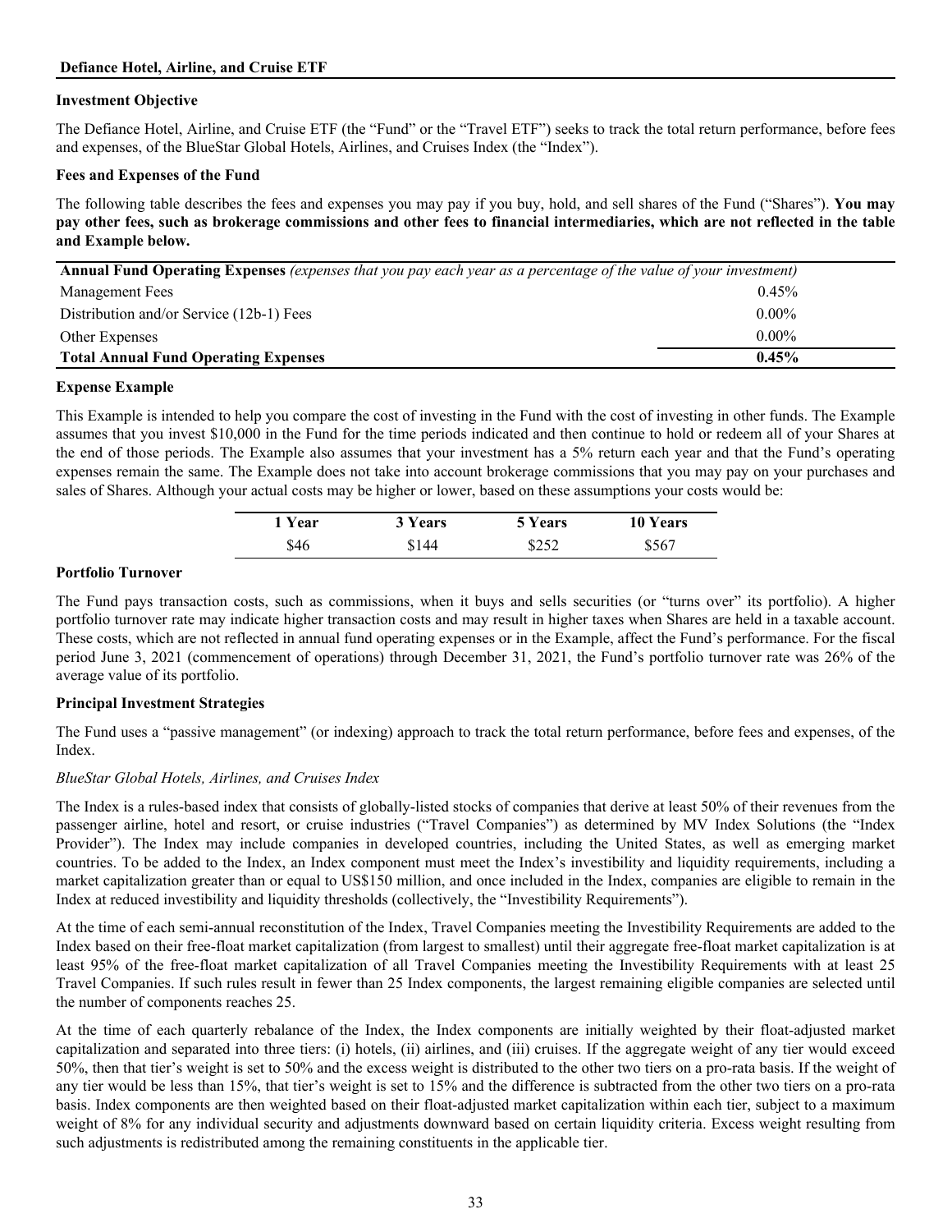## Defiance Hotel, Airline, and Cruise ETF

### Investment Objective

The Defiance Hotel, Airline, and Cruise ETF (the "Fund" or the "Travel ETF") seeks to track the total return performance, before fees and expenses, of the BlueStar Global Hotels, Airlines, and Cruises Index (the "Index").

### Fees and Expenses of the Fund

The following table describes the fees and expenses you may pay if you buy, hold, and sell shares of the Fund ("Shares"). **You may pay other fees, such as brokerage commissions and other fees to financial intermediaries, which are not reflected in the table and Example below.**

| **Annual Fund Operating Expenses** *(expenses that you pay each year as a percentage of the value of your investment)* | |
|---|---|
| Management Fees | 0.45% |
| Distribution and/or Service (12b-1) Fees | 0.00% |
| Other Expenses | 0.00% |
| **Total Annual Fund Operating Expenses** | **0.45%** |

### Expense Example

This Example is intended to help you compare the cost of investing in the Fund with the cost of investing in other funds. The Example assumes that you invest $10,000 in the Fund for the time periods indicated and then continue to hold or redeem all of your Shares at the end of those periods. The Example also assumes that your investment has a 5% return each year and that the Fund's operating expenses remain the same. The Example does not take into account brokerage commissions that you may pay on your purchases and sales of Shares. Although your actual costs may be higher or lower, based on these assumptions your costs would be:

| 1 Year | 3 Years | 5 Years | 10 Years |
|---|---|---|---|
| $46 | $144 | $252 | $567 |

### Portfolio Turnover

The Fund pays transaction costs, such as commissions, when it buys and sells securities (or "turns over" its portfolio). A higher portfolio turnover rate may indicate higher transaction costs and may result in higher taxes when Shares are held in a taxable account. These costs, which are not reflected in annual fund operating expenses or in the Example, affect the Fund's performance. For the fiscal period June 3, 2021 (commencement of operations) through December 31, 2021, the Fund's portfolio turnover rate was 26% of the average value of its portfolio.

### Principal Investment Strategies

The Fund uses a "passive management" (or indexing) approach to track the total return performance, before fees and expenses, of the Index.

*BlueStar Global Hotels, Airlines, and Cruises Index*

The Index is a rules-based index that consists of globally-listed stocks of companies that derive at least 50% of their revenues from the passenger airline, hotel and resort, or cruise industries ("Travel Companies") as determined by MV Index Solutions (the "Index Provider"). The Index may include companies in developed countries, including the United States, as well as emerging market countries. To be added to the Index, an Index component must meet the Index's investibility and liquidity requirements, including a market capitalization greater than or equal to US$150 million, and once included in the Index, companies are eligible to remain in the Index at reduced investibility and liquidity thresholds (collectively, the "Investibility Requirements").

At the time of each semi-annual reconstitution of the Index, Travel Companies meeting the Investibility Requirements are added to the Index based on their free-float market capitalization (from largest to smallest) until their aggregate free-float market capitalization is at least 95% of the free-float market capitalization of all Travel Companies meeting the Investibility Requirements with at least 25 Travel Companies. If such rules result in fewer than 25 Index components, the largest remaining eligible companies are selected until the number of components reaches 25.

At the time of each quarterly rebalance of the Index, the Index components are initially weighted by their float-adjusted market capitalization and separated into three tiers: (i) hotels, (ii) airlines, and (iii) cruises. If the aggregate weight of any tier would exceed 50%, then that tier's weight is set to 50% and the excess weight is distributed to the other two tiers on a pro-rata basis. If the weight of any tier would be less than 15%, that tier's weight is set to 15% and the difference is subtracted from the other two tiers on a pro-rata basis. Index components are then weighted based on their float-adjusted market capitalization within each tier, subject to a maximum weight of 8% for any individual security and adjustments downward based on certain liquidity criteria. Excess weight resulting from such adjustments is redistributed among the remaining constituents in the applicable tier.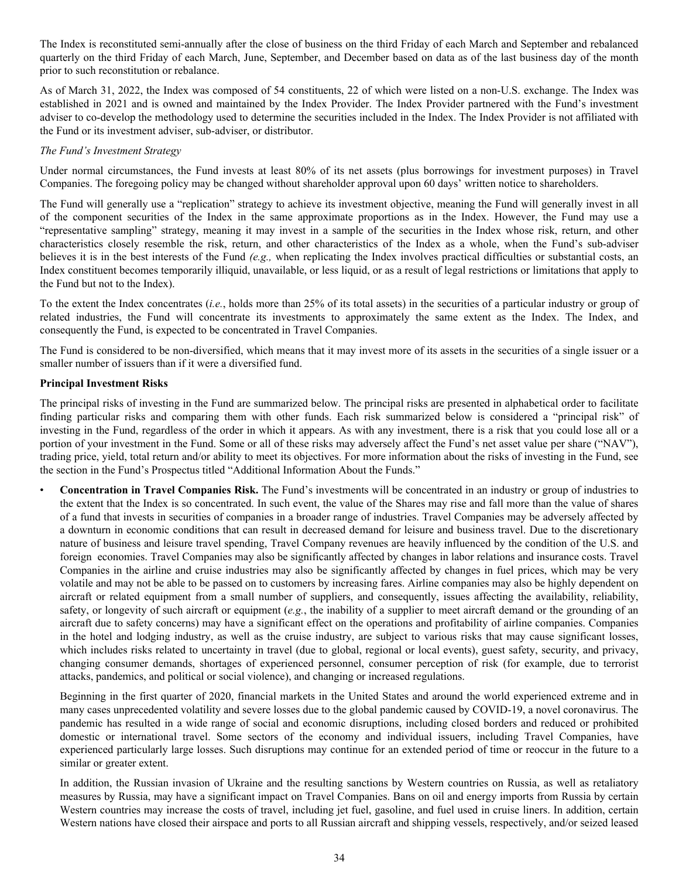The Index is reconstituted semi-annually after the close of business on the third Friday of each March and September and rebalanced quarterly on the third Friday of each March, June, September, and December based on data as of the last business day of the month prior to such reconstitution or rebalance.

As of March 31, 2022, the Index was composed of 54 constituents, 22 of which were listed on a non-U.S. exchange. The Index was established in 2021 and is owned and maintained by the Index Provider. The Index Provider partnered with the Fund's investment adviser to co-develop the methodology used to determine the securities included in the Index. The Index Provider is not affiliated with the Fund or its investment adviser, sub-adviser, or distributor.

*The Fund's Investment Strategy*

Under normal circumstances, the Fund invests at least 80% of its net assets (plus borrowings for investment purposes) in Travel Companies. The foregoing policy may be changed without shareholder approval upon 60 days' written notice to shareholders.

The Fund will generally use a "replication" strategy to achieve its investment objective, meaning the Fund will generally invest in all of the component securities of the Index in the same approximate proportions as in the Index. However, the Fund may use a "representative sampling" strategy, meaning it may invest in a sample of the securities in the Index whose risk, return, and other characteristics closely resemble the risk, return, and other characteristics of the Index as a whole, when the Fund's sub-adviser believes it is in the best interests of the Fund *(e.g.,* when replicating the Index involves practical difficulties or substantial costs, an Index constituent becomes temporarily illiquid, unavailable, or less liquid, or as a result of legal restrictions or limitations that apply to the Fund but not to the Index).

To the extent the Index concentrates (*i.e.*, holds more than 25% of its total assets) in the securities of a particular industry or group of related industries, the Fund will concentrate its investments to approximately the same extent as the Index. The Index, and consequently the Fund, is expected to be concentrated in Travel Companies.

The Fund is considered to be non-diversified, which means that it may invest more of its assets in the securities of a single issuer or a smaller number of issuers than if it were a diversified fund.

**Principal Investment Risks**

The principal risks of investing in the Fund are summarized below. The principal risks are presented in alphabetical order to facilitate finding particular risks and comparing them with other funds. Each risk summarized below is considered a "principal risk" of investing in the Fund, regardless of the order in which it appears. As with any investment, there is a risk that you could lose all or a portion of your investment in the Fund. Some or all of these risks may adversely affect the Fund's net asset value per share ("NAV"), trading price, yield, total return and/or ability to meet its objectives. For more information about the risks of investing in the Fund, see the section in the Fund's Prospectus titled "Additional Information About the Funds."

- **Concentration in Travel Companies Risk.** The Fund's investments will be concentrated in an industry or group of industries to the extent that the Index is so concentrated. In such event, the value of the Shares may rise and fall more than the value of shares of a fund that invests in securities of companies in a broader range of industries. Travel Companies may be adversely affected by a downturn in economic conditions that can result in decreased demand for leisure and business travel. Due to the discretionary nature of business and leisure travel spending, Travel Company revenues are heavily influenced by the condition of the U.S. and foreign economies. Travel Companies may also be significantly affected by changes in labor relations and insurance costs. Travel Companies in the airline and cruise industries may also be significantly affected by changes in fuel prices, which may be very volatile and may not be able to be passed on to customers by increasing fares. Airline companies may also be highly dependent on aircraft or related equipment from a small number of suppliers, and consequently, issues affecting the availability, reliability, safety, or longevity of such aircraft or equipment (*e.g.*, the inability of a supplier to meet aircraft demand or the grounding of an aircraft due to safety concerns) may have a significant effect on the operations and profitability of airline companies. Companies in the hotel and lodging industry, as well as the cruise industry, are subject to various risks that may cause significant losses, which includes risks related to uncertainty in travel (due to global, regional or local events), guest safety, security, and privacy, changing consumer demands, shortages of experienced personnel, consumer perception of risk (for example, due to terrorist attacks, pandemics, and political or social violence), and changing or increased regulations.

  Beginning in the first quarter of 2020, financial markets in the United States and around the world experienced extreme and in many cases unprecedented volatility and severe losses due to the global pandemic caused by COVID-19, a novel coronavirus. The pandemic has resulted in a wide range of social and economic disruptions, including closed borders and reduced or prohibited domestic or international travel. Some sectors of the economy and individual issuers, including Travel Companies, have experienced particularly large losses. Such disruptions may continue for an extended period of time or reoccur in the future to a similar or greater extent.

  In addition, the Russian invasion of Ukraine and the resulting sanctions by Western countries on Russia, as well as retaliatory measures by Russia, may have a significant impact on Travel Companies. Bans on oil and energy imports from Russia by certain Western countries may increase the costs of travel, including jet fuel, gasoline, and fuel used in cruise liners. In addition, certain Western nations have closed their airspace and ports to all Russian aircraft and shipping vessels, respectively, and/or seized leased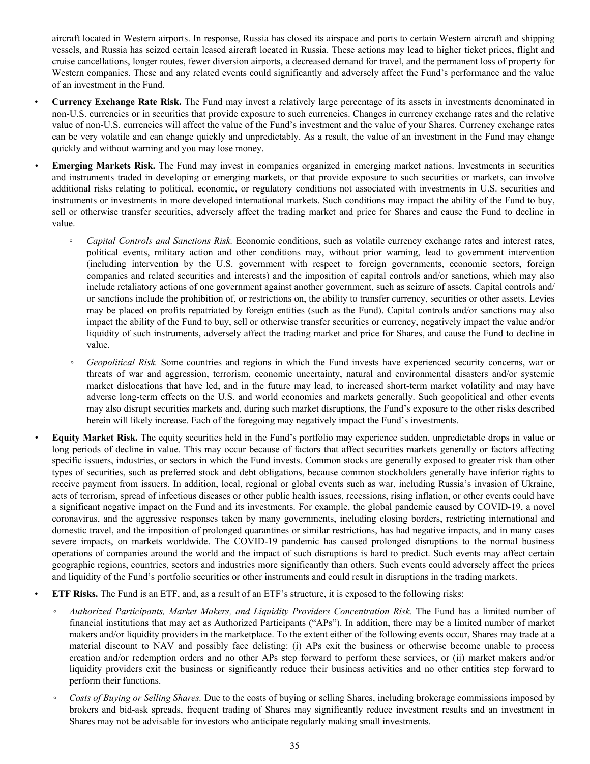aircraft located in Western airports. In response, Russia has closed its airspace and ports to certain Western aircraft and shipping vessels, and Russia has seized certain leased aircraft located in Russia. These actions may lead to higher ticket prices, flight and cruise cancellations, longer routes, fewer diversion airports, a decreased demand for travel, and the permanent loss of property for Western companies. These and any related events could significantly and adversely affect the Fund's performance and the value of an investment in the Fund.

- **Currency Exchange Rate Risk.** The Fund may invest a relatively large percentage of its assets in investments denominated in non-U.S. currencies or in securities that provide exposure to such currencies. Changes in currency exchange rates and the relative value of non-U.S. currencies will affect the value of the Fund's investment and the value of your Shares. Currency exchange rates can be very volatile and can change quickly and unpredictably. As a result, the value of an investment in the Fund may change quickly and without warning and you may lose money.
- **Emerging Markets Risk.** The Fund may invest in companies organized in emerging market nations. Investments in securities and instruments traded in developing or emerging markets, or that provide exposure to such securities or markets, can involve additional risks relating to political, economic, or regulatory conditions not associated with investments in U.S. securities and instruments or investments in more developed international markets. Such conditions may impact the ability of the Fund to buy, sell or otherwise transfer securities, adversely affect the trading market and price for Shares and cause the Fund to decline in value.
  - *Capital Controls and Sanctions Risk.* Economic conditions, such as volatile currency exchange rates and interest rates, political events, military action and other conditions may, without prior warning, lead to government intervention (including intervention by the U.S. government with respect to foreign governments, economic sectors, foreign companies and related securities and interests) and the imposition of capital controls and/or sanctions, which may also include retaliatory actions of one government against another government, such as seizure of assets. Capital controls and/or sanctions include the prohibition of, or restrictions on, the ability to transfer currency, securities or other assets. Levies may be placed on profits repatriated by foreign entities (such as the Fund). Capital controls and/or sanctions may also impact the ability of the Fund to buy, sell or otherwise transfer securities or currency, negatively impact the value and/or liquidity of such instruments, adversely affect the trading market and price for Shares, and cause the Fund to decline in value.
  - *Geopolitical Risk.* Some countries and regions in which the Fund invests have experienced security concerns, war or threats of war and aggression, terrorism, economic uncertainty, natural and environmental disasters and/or systemic market dislocations that have led, and in the future may lead, to increased short-term market volatility and may have adverse long-term effects on the U.S. and world economies and markets generally. Such geopolitical and other events may also disrupt securities markets and, during such market disruptions, the Fund's exposure to the other risks described herein will likely increase. Each of the foregoing may negatively impact the Fund's investments.
- **Equity Market Risk.** The equity securities held in the Fund's portfolio may experience sudden, unpredictable drops in value or long periods of decline in value. This may occur because of factors that affect securities markets generally or factors affecting specific issuers, industries, or sectors in which the Fund invests. Common stocks are generally exposed to greater risk than other types of securities, such as preferred stock and debt obligations, because common stockholders generally have inferior rights to receive payment from issuers. In addition, local, regional or global events such as war, including Russia's invasion of Ukraine, acts of terrorism, spread of infectious diseases or other public health issues, recessions, rising inflation, or other events could have a significant negative impact on the Fund and its investments. For example, the global pandemic caused by COVID-19, a novel coronavirus, and the aggressive responses taken by many governments, including closing borders, restricting international and domestic travel, and the imposition of prolonged quarantines or similar restrictions, has had negative impacts, and in many cases severe impacts, on markets worldwide. The COVID-19 pandemic has caused prolonged disruptions to the normal business operations of companies around the world and the impact of such disruptions is hard to predict. Such events may affect certain geographic regions, countries, sectors and industries more significantly than others. Such events could adversely affect the prices and liquidity of the Fund's portfolio securities or other instruments and could result in disruptions in the trading markets.
- **ETF Risks.** The Fund is an ETF, and, as a result of an ETF's structure, it is exposed to the following risks:
  - *Authorized Participants, Market Makers, and Liquidity Providers Concentration Risk.* The Fund has a limited number of financial institutions that may act as Authorized Participants ("APs"). In addition, there may be a limited number of market makers and/or liquidity providers in the marketplace. To the extent either of the following events occur, Shares may trade at a material discount to NAV and possibly face delisting: (i) APs exit the business or otherwise become unable to process creation and/or redemption orders and no other APs step forward to perform these services, or (ii) market makers and/or liquidity providers exit the business or significantly reduce their business activities and no other entities step forward to perform their functions.
  - *Costs of Buying or Selling Shares.* Due to the costs of buying or selling Shares, including brokerage commissions imposed by brokers and bid-ask spreads, frequent trading of Shares may significantly reduce investment results and an investment in Shares may not be advisable for investors who anticipate regularly making small investments.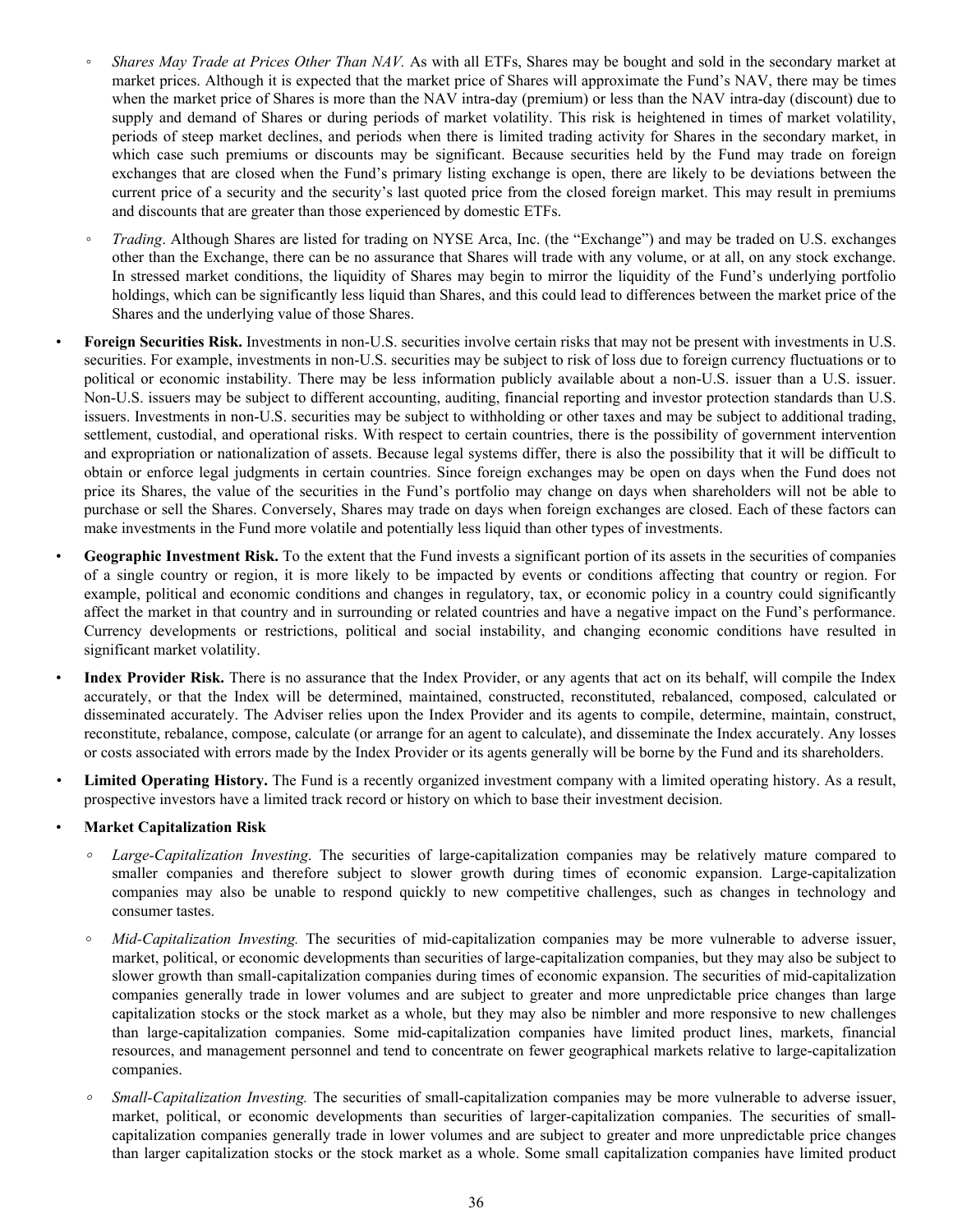- *Shares May Trade at Prices Other Than NAV.* As with all ETFs, Shares may be bought and sold in the secondary market at market prices. Although it is expected that the market price of Shares will approximate the Fund's NAV, there may be times when the market price of Shares is more than the NAV intra-day (premium) or less than the NAV intra-day (discount) due to supply and demand of Shares or during periods of market volatility. This risk is heightened in times of market volatility, periods of steep market declines, and periods when there is limited trading activity for Shares in the secondary market, in which case such premiums or discounts may be significant. Because securities held by the Fund may trade on foreign exchanges that are closed when the Fund's primary listing exchange is open, there are likely to be deviations between the current price of a security and the security's last quoted price from the closed foreign market. This may result in premiums and discounts that are greater than those experienced by domestic ETFs.

- *Trading*. Although Shares are listed for trading on NYSE Arca, Inc. (the "Exchange") and may be traded on U.S. exchanges other than the Exchange, there can be no assurance that Shares will trade with any volume, or at all, on any stock exchange. In stressed market conditions, the liquidity of Shares may begin to mirror the liquidity of the Fund's underlying portfolio holdings, which can be significantly less liquid than Shares, and this could lead to differences between the market price of the Shares and the underlying value of those Shares.

- **Foreign Securities Risk.** Investments in non-U.S. securities involve certain risks that may not be present with investments in U.S. securities. For example, investments in non-U.S. securities may be subject to risk of loss due to foreign currency fluctuations or to political or economic instability. There may be less information publicly available about a non-U.S. issuer than a U.S. issuer. Non-U.S. issuers may be subject to different accounting, auditing, financial reporting and investor protection standards than U.S. issuers. Investments in non-U.S. securities may be subject to withholding or other taxes and may be subject to additional trading, settlement, custodial, and operational risks. With respect to certain countries, there is the possibility of government intervention and expropriation or nationalization of assets. Because legal systems differ, there is also the possibility that it will be difficult to obtain or enforce legal judgments in certain countries. Since foreign exchanges may be open on days when the Fund does not price its Shares, the value of the securities in the Fund's portfolio may change on days when shareholders will not be able to purchase or sell the Shares. Conversely, Shares may trade on days when foreign exchanges are closed. Each of these factors can make investments in the Fund more volatile and potentially less liquid than other types of investments.

- **Geographic Investment Risk.** To the extent that the Fund invests a significant portion of its assets in the securities of companies of a single country or region, it is more likely to be impacted by events or conditions affecting that country or region. For example, political and economic conditions and changes in regulatory, tax, or economic policy in a country could significantly affect the market in that country and in surrounding or related countries and have a negative impact on the Fund's performance. Currency developments or restrictions, political and social instability, and changing economic conditions have resulted in significant market volatility.

- **Index Provider Risk.** There is no assurance that the Index Provider, or any agents that act on its behalf, will compile the Index accurately, or that the Index will be determined, maintained, constructed, reconstituted, rebalanced, composed, calculated or disseminated accurately. The Adviser relies upon the Index Provider and its agents to compile, determine, maintain, construct, reconstitute, rebalance, compose, calculate (or arrange for an agent to calculate), and disseminate the Index accurately. Any losses or costs associated with errors made by the Index Provider or its agents generally will be borne by the Fund and its shareholders.

- **Limited Operating History.** The Fund is a recently organized investment company with a limited operating history. As a result, prospective investors have a limited track record or history on which to base their investment decision.

- **Market Capitalization Risk**
  - *Large-Capitalization Investing.* The securities of large-capitalization companies may be relatively mature compared to smaller companies and therefore subject to slower growth during times of economic expansion. Large-capitalization companies may also be unable to respond quickly to new competitive challenges, such as changes in technology and consumer tastes.
  - *Mid-Capitalization Investing.* The securities of mid-capitalization companies may be more vulnerable to adverse issuer, market, political, or economic developments than securities of large-capitalization companies, but they may also be subject to slower growth than small-capitalization companies during times of economic expansion. The securities of mid-capitalization companies generally trade in lower volumes and are subject to greater and more unpredictable price changes than large capitalization stocks or the stock market as a whole, but they may also be nimbler and more responsive to new challenges than large-capitalization companies. Some mid-capitalization companies have limited product lines, markets, financial resources, and management personnel and tend to concentrate on fewer geographical markets relative to large-capitalization companies.
  - *Small-Capitalization Investing.* The securities of small-capitalization companies may be more vulnerable to adverse issuer, market, political, or economic developments than securities of larger-capitalization companies. The securities of small-capitalization companies generally trade in lower volumes and are subject to greater and more unpredictable price changes than larger capitalization stocks or the stock market as a whole. Some small capitalization companies have limited product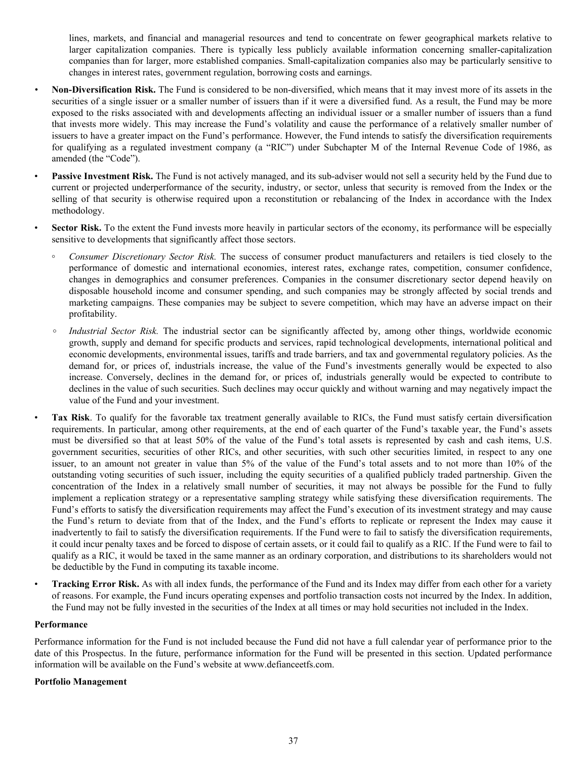lines, markets, and financial and managerial resources and tend to concentrate on fewer geographical markets relative to larger capitalization companies. There is typically less publicly available information concerning smaller-capitalization companies than for larger, more established companies. Small-capitalization companies also may be particularly sensitive to changes in interest rates, government regulation, borrowing costs and earnings.

- **Non-Diversification Risk.** The Fund is considered to be non-diversified, which means that it may invest more of its assets in the securities of a single issuer or a smaller number of issuers than if it were a diversified fund. As a result, the Fund may be more exposed to the risks associated with and developments affecting an individual issuer or a smaller number of issuers than a fund that invests more widely. This may increase the Fund's volatility and cause the performance of a relatively smaller number of issuers to have a greater impact on the Fund's performance. However, the Fund intends to satisfy the diversification requirements for qualifying as a regulated investment company (a "RIC") under Subchapter M of the Internal Revenue Code of 1986, as amended (the "Code").
- **Passive Investment Risk.** The Fund is not actively managed, and its sub-adviser would not sell a security held by the Fund due to current or projected underperformance of the security, industry, or sector, unless that security is removed from the Index or the selling of that security is otherwise required upon a reconstitution or rebalancing of the Index in accordance with the Index methodology.
- **Sector Risk.** To the extent the Fund invests more heavily in particular sectors of the economy, its performance will be especially sensitive to developments that significantly affect those sectors.
  - *Consumer Discretionary Sector Risk.* The success of consumer product manufacturers and retailers is tied closely to the performance of domestic and international economies, interest rates, exchange rates, competition, consumer confidence, changes in demographics and consumer preferences. Companies in the consumer discretionary sector depend heavily on disposable household income and consumer spending, and such companies may be strongly affected by social trends and marketing campaigns. These companies may be subject to severe competition, which may have an adverse impact on their profitability.
  - *Industrial Sector Risk.* The industrial sector can be significantly affected by, among other things, worldwide economic growth, supply and demand for specific products and services, rapid technological developments, international political and economic developments, environmental issues, tariffs and trade barriers, and tax and governmental regulatory policies. As the demand for, or prices of, industrials increase, the value of the Fund's investments generally would be expected to also increase. Conversely, declines in the demand for, or prices of, industrials generally would be expected to contribute to declines in the value of such securities. Such declines may occur quickly and without warning and may negatively impact the value of the Fund and your investment.
- **Tax Risk**. To qualify for the favorable tax treatment generally available to RICs, the Fund must satisfy certain diversification requirements. In particular, among other requirements, at the end of each quarter of the Fund's taxable year, the Fund's assets must be diversified so that at least 50% of the value of the Fund's total assets is represented by cash and cash items, U.S. government securities, securities of other RICs, and other securities, with such other securities limited, in respect to any one issuer, to an amount not greater in value than 5% of the value of the Fund's total assets and to not more than 10% of the outstanding voting securities of such issuer, including the equity securities of a qualified publicly traded partnership. Given the concentration of the Index in a relatively small number of securities, it may not always be possible for the Fund to fully implement a replication strategy or a representative sampling strategy while satisfying these diversification requirements. The Fund's efforts to satisfy the diversification requirements may affect the Fund's execution of its investment strategy and may cause the Fund's return to deviate from that of the Index, and the Fund's efforts to replicate or represent the Index may cause it inadvertently to fail to satisfy the diversification requirements. If the Fund were to fail to satisfy the diversification requirements, it could incur penalty taxes and be forced to dispose of certain assets, or it could fail to qualify as a RIC. If the Fund were to fail to qualify as a RIC, it would be taxed in the same manner as an ordinary corporation, and distributions to its shareholders would not be deductible by the Fund in computing its taxable income.
- **Tracking Error Risk.** As with all index funds, the performance of the Fund and its Index may differ from each other for a variety of reasons. For example, the Fund incurs operating expenses and portfolio transaction costs not incurred by the Index. In addition, the Fund may not be fully invested in the securities of the Index at all times or may hold securities not included in the Index.

**Performance**

Performance information for the Fund is not included because the Fund did not have a full calendar year of performance prior to the date of this Prospectus. In the future, performance information for the Fund will be presented in this section. Updated performance information will be available on the Fund's website at www.defianceetfs.com.

**Portfolio Management**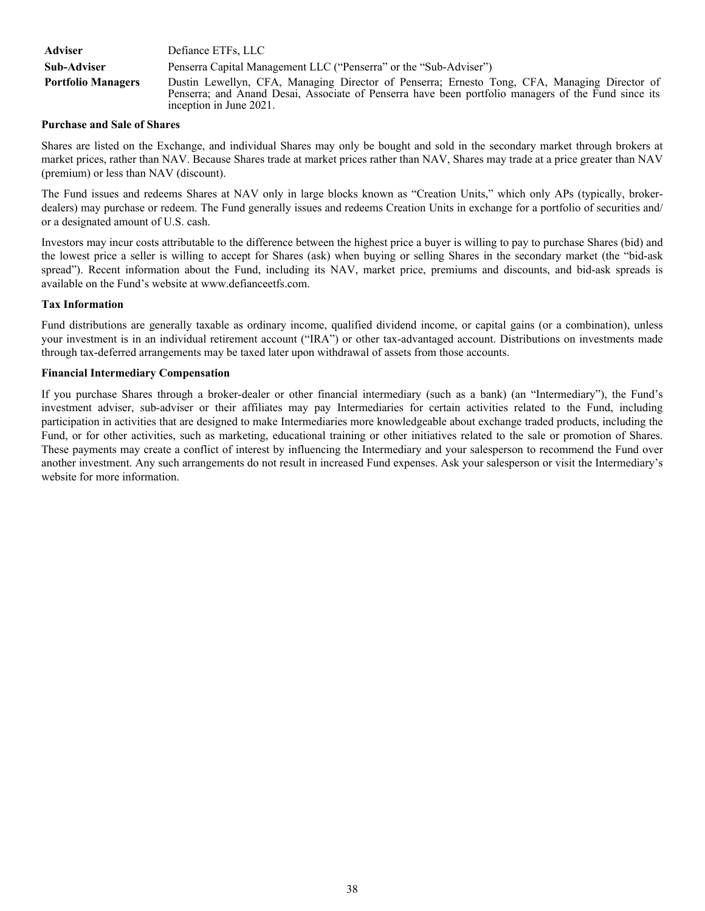| | |
|---|---|
| **Adviser** | Defiance ETFs, LLC |
| **Sub-Adviser** | Penserra Capital Management LLC ("Penserra" or the "Sub-Adviser") |
| **Portfolio Managers** | Dustin Lewellyn, CFA, Managing Director of Penserra; Ernesto Tong, CFA, Managing Director of Penserra; and Anand Desai, Associate of Penserra have been portfolio managers of the Fund since its inception in June 2021. |

**Purchase and Sale of Shares**

Shares are listed on the Exchange, and individual Shares may only be bought and sold in the secondary market through brokers at market prices, rather than NAV. Because Shares trade at market prices rather than NAV, Shares may trade at a price greater than NAV (premium) or less than NAV (discount).

The Fund issues and redeems Shares at NAV only in large blocks known as "Creation Units," which only APs (typically, broker-dealers) may purchase or redeem. The Fund generally issues and redeems Creation Units in exchange for a portfolio of securities and/or a designated amount of U.S. cash.

Investors may incur costs attributable to the difference between the highest price a buyer is willing to pay to purchase Shares (bid) and the lowest price a seller is willing to accept for Shares (ask) when buying or selling Shares in the secondary market (the "bid-ask spread"). Recent information about the Fund, including its NAV, market price, premiums and discounts, and bid-ask spreads is available on the Fund's website at www.defianceetfs.com.

**Tax Information**

Fund distributions are generally taxable as ordinary income, qualified dividend income, or capital gains (or a combination), unless your investment is in an individual retirement account ("IRA") or other tax-advantaged account. Distributions on investments made through tax-deferred arrangements may be taxed later upon withdrawal of assets from those accounts.

**Financial Intermediary Compensation**

If you purchase Shares through a broker-dealer or other financial intermediary (such as a bank) (an "Intermediary"), the Fund's investment adviser, sub-adviser or their affiliates may pay Intermediaries for certain activities related to the Fund, including participation in activities that are designed to make Intermediaries more knowledgeable about exchange traded products, including the Fund, or for other activities, such as marketing, educational training or other initiatives related to the sale or promotion of Shares. These payments may create a conflict of interest by influencing the Intermediary and your salesperson to recommend the Fund over another investment. Any such arrangements do not result in increased Fund expenses. Ask your salesperson or visit the Intermediary's website for more information.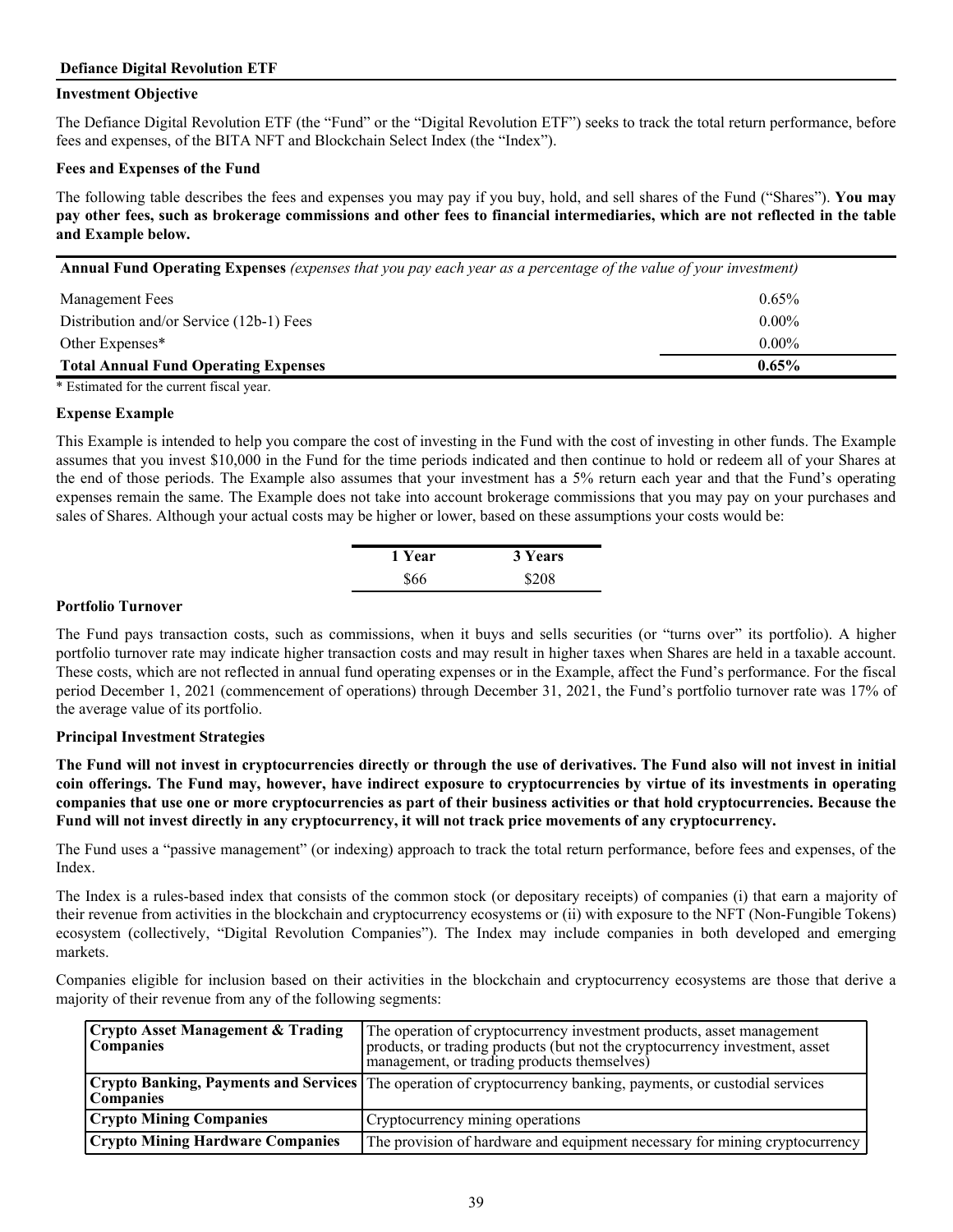## Defiance Digital Revolution ETF

### Investment Objective

The Defiance Digital Revolution ETF (the "Fund" or the "Digital Revolution ETF") seeks to track the total return performance, before fees and expenses, of the BITA NFT and Blockchain Select Index (the "Index").

### Fees and Expenses of the Fund

The following table describes the fees and expenses you may pay if you buy, hold, and sell shares of the Fund ("Shares"). **You may pay other fees, such as brokerage commissions and other fees to financial intermediaries, which are not reflected in the table and Example below.**

| **Annual Fund Operating Expenses** *(expenses that you pay each year as a percentage of the value of your investment)* | |
|---|---|
| Management Fees | 0.65% |
| Distribution and/or Service (12b-1) Fees | 0.00% |
| Other Expenses* | 0.00% |
| **Total Annual Fund Operating Expenses** | **0.65%** |

\* Estimated for the current fiscal year.

### Expense Example

This Example is intended to help you compare the cost of investing in the Fund with the cost of investing in other funds. The Example assumes that you invest $10,000 in the Fund for the time periods indicated and then continue to hold or redeem all of your Shares at the end of those periods. The Example also assumes that your investment has a 5% return each year and that the Fund's operating expenses remain the same. The Example does not take into account brokerage commissions that you may pay on your purchases and sales of Shares. Although your actual costs may be higher or lower, based on these assumptions your costs would be:

| 1 Year | 3 Years |
|---|---|
| $66 | $208 |

### Portfolio Turnover

The Fund pays transaction costs, such as commissions, when it buys and sells securities (or "turns over" its portfolio). A higher portfolio turnover rate may indicate higher transaction costs and may result in higher taxes when Shares are held in a taxable account. These costs, which are not reflected in annual fund operating expenses or in the Example, affect the Fund's performance. For the fiscal period December 1, 2021 (commencement of operations) through December 31, 2021, the Fund's portfolio turnover rate was 17% of the average value of its portfolio.

### Principal Investment Strategies

**The Fund will not invest in cryptocurrencies directly or through the use of derivatives. The Fund also will not invest in initial coin offerings. The Fund may, however, have indirect exposure to cryptocurrencies by virtue of its investments in operating companies that use one or more cryptocurrencies as part of their business activities or that hold cryptocurrencies. Because the Fund will not invest directly in any cryptocurrency, it will not track price movements of any cryptocurrency.**

The Fund uses a "passive management" (or indexing) approach to track the total return performance, before fees and expenses, of the Index.

The Index is a rules-based index that consists of the common stock (or depositary receipts) of companies (i) that earn a majority of their revenue from activities in the blockchain and cryptocurrency ecosystems or (ii) with exposure to the NFT (Non-Fungible Tokens) ecosystem (collectively, "Digital Revolution Companies"). The Index may include companies in both developed and emerging markets.

Companies eligible for inclusion based on their activities in the blockchain and cryptocurrency ecosystems are those that derive a majority of their revenue from any of the following segments:

| Segment | Description |
|---|---|
| **Crypto Asset Management & Trading Companies** | The operation of cryptocurrency investment products, asset management products, or trading products (but not the cryptocurrency investment, asset management, or trading products themselves) |
| **Crypto Banking, Payments and Services Companies** | The operation of cryptocurrency banking, payments, or custodial services |
| **Crypto Mining Companies** | Cryptocurrency mining operations |
| **Crypto Mining Hardware Companies** | The provision of hardware and equipment necessary for mining cryptocurrency |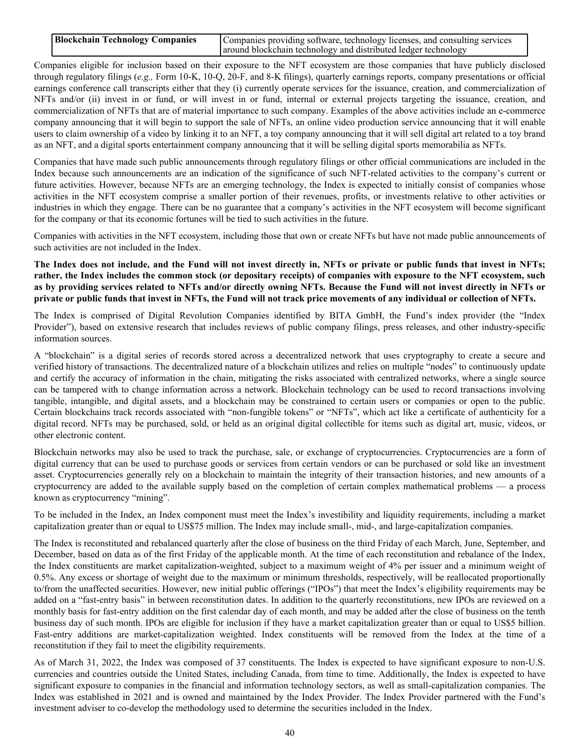| Blockchain Technology Companies | Companies providing software, technology licenses, and consulting services around blockchain technology and distributed ledger technology |
|---|---|

Companies eligible for inclusion based on their exposure to the NFT ecosystem are those companies that have publicly disclosed through regulatory filings (*e.g.,* Form 10-K, 10-Q, 20-F, and 8-K filings), quarterly earnings reports, company presentations or official earnings conference call transcripts either that they (i) currently operate services for the issuance, creation, and commercialization of NFTs and/or (ii) invest in or fund, or will invest in or fund, internal or external projects targeting the issuance, creation, and commercialization of NFTs that are of material importance to such company. Examples of the above activities include an e-commerce company announcing that it will begin to support the sale of NFTs, an online video production service announcing that it will enable users to claim ownership of a video by linking it to an NFT, a toy company announcing that it will sell digital art related to a toy brand as an NFT, and a digital sports entertainment company announcing that it will be selling digital sports memorabilia as NFTs.

Companies that have made such public announcements through regulatory filings or other official communications are included in the Index because such announcements are an indication of the significance of such NFT-related activities to the company's current or future activities. However, because NFTs are an emerging technology, the Index is expected to initially consist of companies whose activities in the NFT ecosystem comprise a smaller portion of their revenues, profits, or investments relative to other activities or industries in which they engage. There can be no guarantee that a company's activities in the NFT ecosystem will become significant for the company or that its economic fortunes will be tied to such activities in the future.

Companies with activities in the NFT ecosystem, including those that own or create NFTs but have not made public announcements of such activities are not included in the Index.

**The Index does not include, and the Fund will not invest directly in, NFTs or private or public funds that invest in NFTs; rather, the Index includes the common stock (or depositary receipts) of companies with exposure to the NFT ecosystem, such as by providing services related to NFTs and/or directly owning NFTs. Because the Fund will not invest directly in NFTs or private or public funds that invest in NFTs, the Fund will not track price movements of any individual or collection of NFTs.**

The Index is comprised of Digital Revolution Companies identified by BITA GmbH, the Fund's index provider (the "Index Provider"), based on extensive research that includes reviews of public company filings, press releases, and other industry-specific information sources.

A "blockchain" is a digital series of records stored across a decentralized network that uses cryptography to create a secure and verified history of transactions. The decentralized nature of a blockchain utilizes and relies on multiple "nodes" to continuously update and certify the accuracy of information in the chain, mitigating the risks associated with centralized networks, where a single source can be tampered with to change information across a network. Blockchain technology can be used to record transactions involving tangible, intangible, and digital assets, and a blockchain may be constrained to certain users or companies or open to the public. Certain blockchains track records associated with "non-fungible tokens" or "NFTs", which act like a certificate of authenticity for a digital record. NFTs may be purchased, sold, or held as an original digital collectible for items such as digital art, music, videos, or other electronic content.

Blockchain networks may also be used to track the purchase, sale, or exchange of cryptocurrencies. Cryptocurrencies are a form of digital currency that can be used to purchase goods or services from certain vendors or can be purchased or sold like an investment asset. Cryptocurrencies generally rely on a blockchain to maintain the integrity of their transaction histories, and new amounts of a cryptocurrency are added to the available supply based on the completion of certain complex mathematical problems — a process known as cryptocurrency "mining".

To be included in the Index, an Index component must meet the Index's investibility and liquidity requirements, including a market capitalization greater than or equal to US$75 million. The Index may include small-, mid-, and large-capitalization companies.

The Index is reconstituted and rebalanced quarterly after the close of business on the third Friday of each March, June, September, and December, based on data as of the first Friday of the applicable month. At the time of each reconstitution and rebalance of the Index, the Index constituents are market capitalization-weighted, subject to a maximum weight of 4% per issuer and a minimum weight of 0.5%. Any excess or shortage of weight due to the maximum or minimum thresholds, respectively, will be reallocated proportionally to/from the unaffected securities. However, new initial public offerings ("IPOs") that meet the Index's eligibility requirements may be added on a "fast-entry basis" in between reconstitution dates. In addition to the quarterly reconstitutions, new IPOs are reviewed on a monthly basis for fast-entry addition on the first calendar day of each month, and may be added after the close of business on the tenth business day of such month. IPOs are eligible for inclusion if they have a market capitalization greater than or equal to US$5 billion. Fast-entry additions are market-capitalization weighted. Index constituents will be removed from the Index at the time of a reconstitution if they fail to meet the eligibility requirements.

As of March 31, 2022, the Index was composed of 37 constituents. The Index is expected to have significant exposure to non-U.S. currencies and countries outside the United States, including Canada, from time to time. Additionally, the Index is expected to have significant exposure to companies in the financial and information technology sectors, as well as small-capitalization companies. The Index was established in 2021 and is owned and maintained by the Index Provider. The Index Provider partnered with the Fund's investment adviser to co-develop the methodology used to determine the securities included in the Index.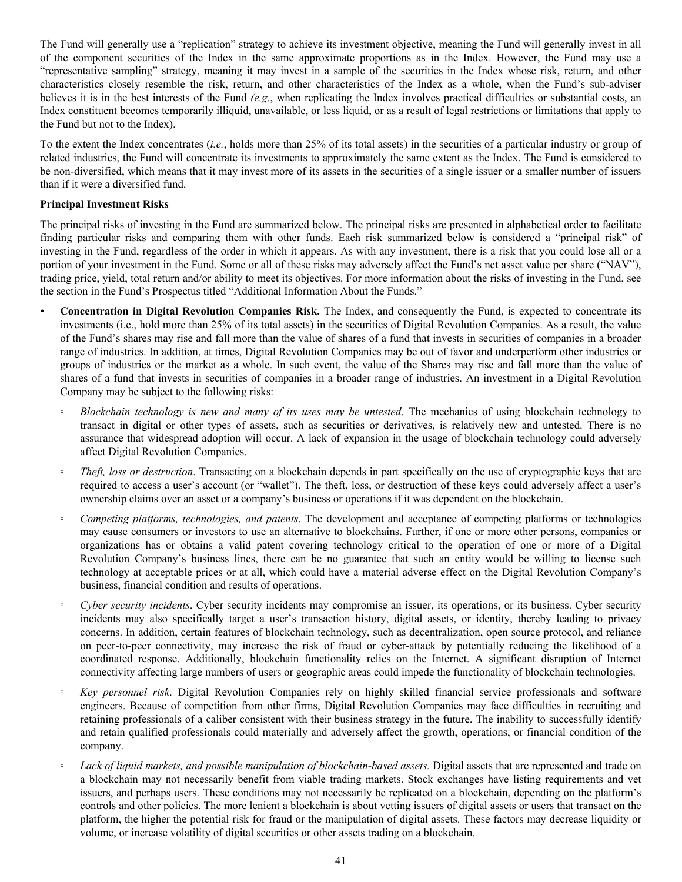The Fund will generally use a "replication" strategy to achieve its investment objective, meaning the Fund will generally invest in all of the component securities of the Index in the same approximate proportions as in the Index. However, the Fund may use a "representative sampling" strategy, meaning it may invest in a sample of the securities in the Index whose risk, return, and other characteristics closely resemble the risk, return, and other characteristics of the Index as a whole, when the Fund's sub-adviser believes it is in the best interests of the Fund *(e.g.*, when replicating the Index involves practical difficulties or substantial costs, an Index constituent becomes temporarily illiquid, unavailable, or less liquid, or as a result of legal restrictions or limitations that apply to the Fund but not to the Index).

To the extent the Index concentrates (*i.e.*, holds more than 25% of its total assets) in the securities of a particular industry or group of related industries, the Fund will concentrate its investments to approximately the same extent as the Index. The Fund is considered to be non-diversified, which means that it may invest more of its assets in the securities of a single issuer or a smaller number of issuers than if it were a diversified fund.

**Principal Investment Risks**

The principal risks of investing in the Fund are summarized below. The principal risks are presented in alphabetical order to facilitate finding particular risks and comparing them with other funds. Each risk summarized below is considered a "principal risk" of investing in the Fund, regardless of the order in which it appears. As with any investment, there is a risk that you could lose all or a portion of your investment in the Fund. Some or all of these risks may adversely affect the Fund's net asset value per share ("NAV"), trading price, yield, total return and/or ability to meet its objectives. For more information about the risks of investing in the Fund, see the section in the Fund's Prospectus titled "Additional Information About the Funds."

- **Concentration in Digital Revolution Companies Risk.** The Index, and consequently the Fund, is expected to concentrate its investments (i.e., hold more than 25% of its total assets) in the securities of Digital Revolution Companies. As a result, the value of the Fund's shares may rise and fall more than the value of shares of a fund that invests in securities of companies in a broader range of industries. In addition, at times, Digital Revolution Companies may be out of favor and underperform other industries or groups of industries or the market as a whole. In such event, the value of the Shares may rise and fall more than the value of shares of a fund that invests in securities of companies in a broader range of industries. An investment in a Digital Revolution Company may be subject to the following risks:
  - *Blockchain technology is new and many of its uses may be untested*. The mechanics of using blockchain technology to transact in digital or other types of assets, such as securities or derivatives, is relatively new and untested. There is no assurance that widespread adoption will occur. A lack of expansion in the usage of blockchain technology could adversely affect Digital Revolution Companies.
  - *Theft, loss or destruction*. Transacting on a blockchain depends in part specifically on the use of cryptographic keys that are required to access a user's account (or "wallet"). The theft, loss, or destruction of these keys could adversely affect a user's ownership claims over an asset or a company's business or operations if it was dependent on the blockchain.
  - *Competing platforms, technologies, and patents*. The development and acceptance of competing platforms or technologies may cause consumers or investors to use an alternative to blockchains. Further, if one or more other persons, companies or organizations has or obtains a valid patent covering technology critical to the operation of one or more of a Digital Revolution Company's business lines, there can be no guarantee that such an entity would be willing to license such technology at acceptable prices or at all, which could have a material adverse effect on the Digital Revolution Company's business, financial condition and results of operations.
  - *Cyber security incidents*. Cyber security incidents may compromise an issuer, its operations, or its business. Cyber security incidents may also specifically target a user's transaction history, digital assets, or identity, thereby leading to privacy concerns. In addition, certain features of blockchain technology, such as decentralization, open source protocol, and reliance on peer-to-peer connectivity, may increase the risk of fraud or cyber-attack by potentially reducing the likelihood of a coordinated response. Additionally, blockchain functionality relies on the Internet. A significant disruption of Internet connectivity affecting large numbers of users or geographic areas could impede the functionality of blockchain technologies.
  - *Key personnel risk*. Digital Revolution Companies rely on highly skilled financial service professionals and software engineers. Because of competition from other firms, Digital Revolution Companies may face difficulties in recruiting and retaining professionals of a caliber consistent with their business strategy in the future. The inability to successfully identify and retain qualified professionals could materially and adversely affect the growth, operations, or financial condition of the company.
  - *Lack of liquid markets, and possible manipulation of blockchain-based assets.* Digital assets that are represented and trade on a blockchain may not necessarily benefit from viable trading markets. Stock exchanges have listing requirements and vet issuers, and perhaps users. These conditions may not necessarily be replicated on a blockchain, depending on the platform's controls and other policies. The more lenient a blockchain is about vetting issuers of digital assets or users that transact on the platform, the higher the potential risk for fraud or the manipulation of digital assets. These factors may decrease liquidity or volume, or increase volatility of digital securities or other assets trading on a blockchain.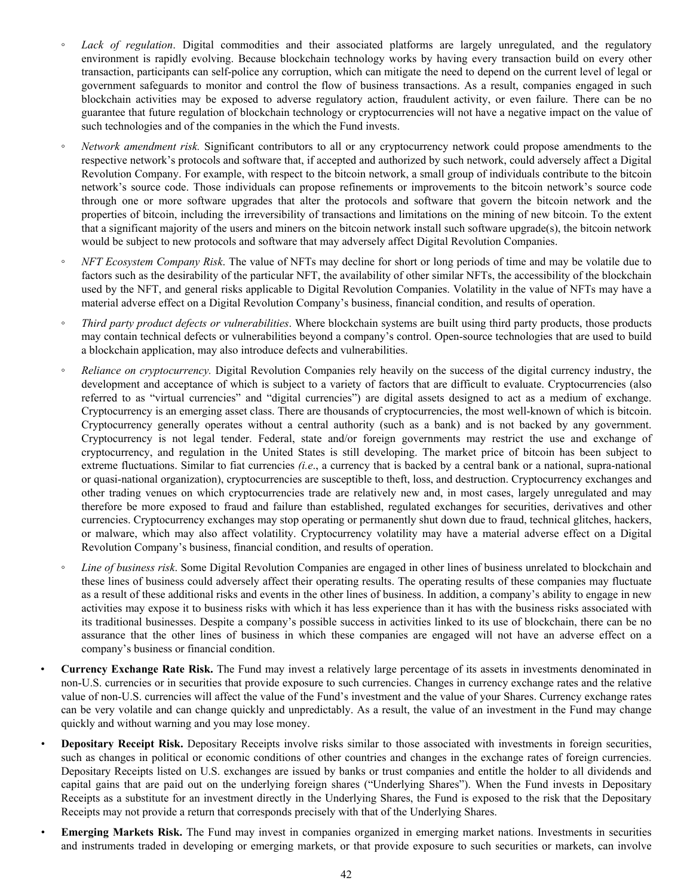- *Lack of regulation*. Digital commodities and their associated platforms are largely unregulated, and the regulatory environment is rapidly evolving. Because blockchain technology works by having every transaction build on every other transaction, participants can self-police any corruption, which can mitigate the need to depend on the current level of legal or government safeguards to monitor and control the flow of business transactions. As a result, companies engaged in such blockchain activities may be exposed to adverse regulatory action, fraudulent activity, or even failure. There can be no guarantee that future regulation of blockchain technology or cryptocurrencies will not have a negative impact on the value of such technologies and of the companies in the which the Fund invests.

- *Network amendment risk.* Significant contributors to all or any cryptocurrency network could propose amendments to the respective network's protocols and software that, if accepted and authorized by such network, could adversely affect a Digital Revolution Company. For example, with respect to the bitcoin network, a small group of individuals contribute to the bitcoin network's source code. Those individuals can propose refinements or improvements to the bitcoin network's source code through one or more software upgrades that alter the protocols and software that govern the bitcoin network and the properties of bitcoin, including the irreversibility of transactions and limitations on the mining of new bitcoin. To the extent that a significant majority of the users and miners on the bitcoin network install such software upgrade(s), the bitcoin network would be subject to new protocols and software that may adversely affect Digital Revolution Companies.

- *NFT Ecosystem Company Risk*. The value of NFTs may decline for short or long periods of time and may be volatile due to factors such as the desirability of the particular NFT, the availability of other similar NFTs, the accessibility of the blockchain used by the NFT, and general risks applicable to Digital Revolution Companies. Volatility in the value of NFTs may have a material adverse effect on a Digital Revolution Company's business, financial condition, and results of operation.

- *Third party product defects or vulnerabilities*. Where blockchain systems are built using third party products, those products may contain technical defects or vulnerabilities beyond a company's control. Open-source technologies that are used to build a blockchain application, may also introduce defects and vulnerabilities.

- *Reliance on cryptocurrency.* Digital Revolution Companies rely heavily on the success of the digital currency industry, the development and acceptance of which is subject to a variety of factors that are difficult to evaluate. Cryptocurrencies (also referred to as "virtual currencies" and "digital currencies") are digital assets designed to act as a medium of exchange. Cryptocurrency is an emerging asset class. There are thousands of cryptocurrencies, the most well-known of which is bitcoin. Cryptocurrency generally operates without a central authority (such as a bank) and is not backed by any government. Cryptocurrency is not legal tender. Federal, state and/or foreign governments may restrict the use and exchange of cryptocurrency, and regulation in the United States is still developing. The market price of bitcoin has been subject to extreme fluctuations. Similar to fiat currencies *(i.e*., a currency that is backed by a central bank or a national, supra-national or quasi-national organization), cryptocurrencies are susceptible to theft, loss, and destruction. Cryptocurrency exchanges and other trading venues on which cryptocurrencies trade are relatively new and, in most cases, largely unregulated and may therefore be more exposed to fraud and failure than established, regulated exchanges for securities, derivatives and other currencies. Cryptocurrency exchanges may stop operating or permanently shut down due to fraud, technical glitches, hackers, or malware, which may also affect volatility. Cryptocurrency volatility may have a material adverse effect on a Digital Revolution Company's business, financial condition, and results of operation.

- *Line of business risk*. Some Digital Revolution Companies are engaged in other lines of business unrelated to blockchain and these lines of business could adversely affect their operating results. The operating results of these companies may fluctuate as a result of these additional risks and events in the other lines of business. In addition, a company's ability to engage in new activities may expose it to business risks with which it has less experience than it has with the business risks associated with its traditional businesses. Despite a company's possible success in activities linked to its use of blockchain, there can be no assurance that the other lines of business in which these companies are engaged will not have an adverse effect on a company's business or financial condition.

- **Currency Exchange Rate Risk.** The Fund may invest a relatively large percentage of its assets in investments denominated in non-U.S. currencies or in securities that provide exposure to such currencies. Changes in currency exchange rates and the relative value of non-U.S. currencies will affect the value of the Fund's investment and the value of your Shares. Currency exchange rates can be very volatile and can change quickly and unpredictably. As a result, the value of an investment in the Fund may change quickly and without warning and you may lose money.

- **Depositary Receipt Risk.** Depositary Receipts involve risks similar to those associated with investments in foreign securities, such as changes in political or economic conditions of other countries and changes in the exchange rates of foreign currencies. Depositary Receipts listed on U.S. exchanges are issued by banks or trust companies and entitle the holder to all dividends and capital gains that are paid out on the underlying foreign shares ("Underlying Shares"). When the Fund invests in Depositary Receipts as a substitute for an investment directly in the Underlying Shares, the Fund is exposed to the risk that the Depositary Receipts may not provide a return that corresponds precisely with that of the Underlying Shares.

- **Emerging Markets Risk.** The Fund may invest in companies organized in emerging market nations. Investments in securities and instruments traded in developing or emerging markets, or that provide exposure to such securities or markets, can involve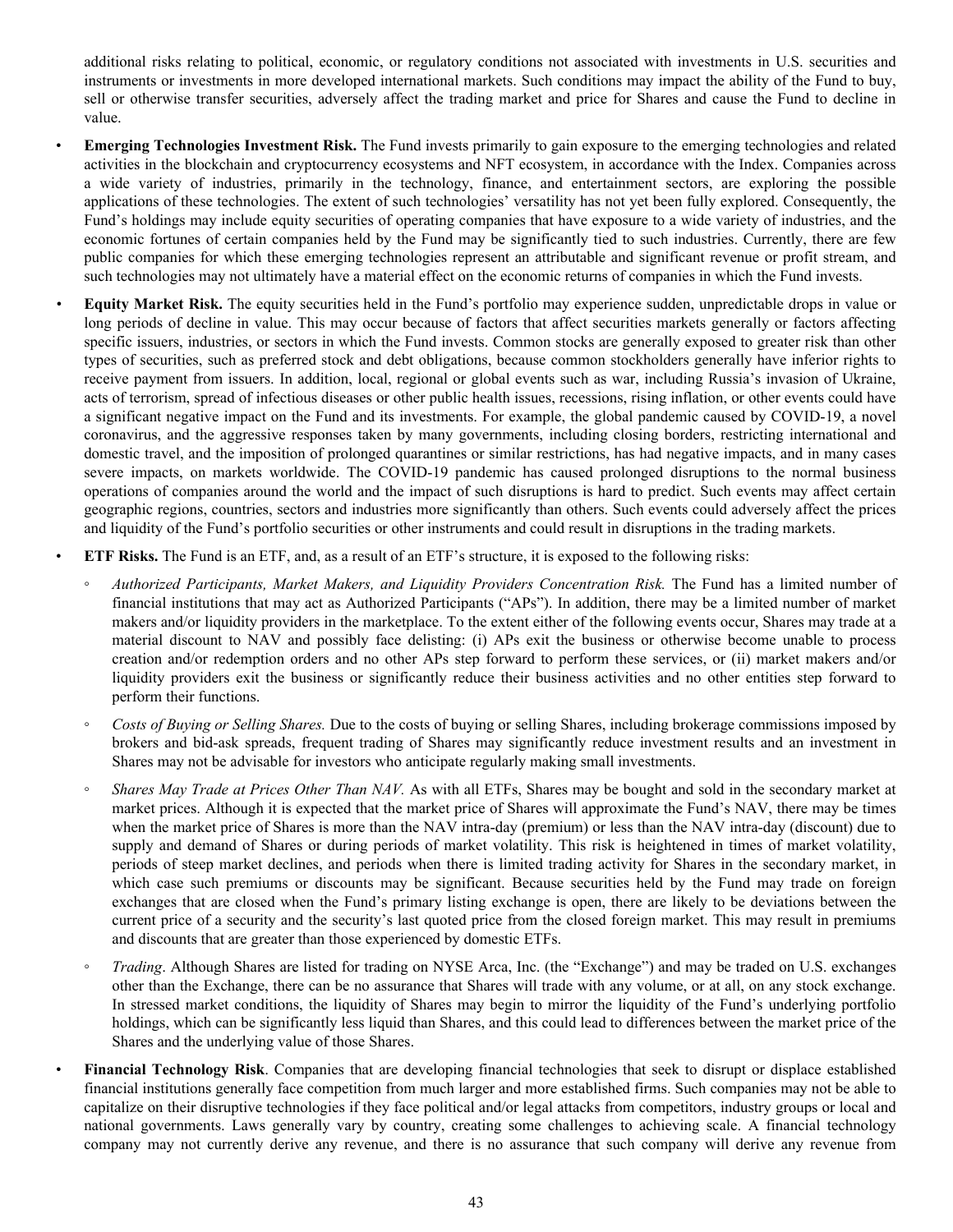additional risks relating to political, economic, or regulatory conditions not associated with investments in U.S. securities and instruments or investments in more developed international markets. Such conditions may impact the ability of the Fund to buy, sell or otherwise transfer securities, adversely affect the trading market and price for Shares and cause the Fund to decline in value.

- **Emerging Technologies Investment Risk.** The Fund invests primarily to gain exposure to the emerging technologies and related activities in the blockchain and cryptocurrency ecosystems and NFT ecosystem, in accordance with the Index. Companies across a wide variety of industries, primarily in the technology, finance, and entertainment sectors, are exploring the possible applications of these technologies. The extent of such technologies' versatility has not yet been fully explored. Consequently, the Fund's holdings may include equity securities of operating companies that have exposure to a wide variety of industries, and the economic fortunes of certain companies held by the Fund may be significantly tied to such industries. Currently, there are few public companies for which these emerging technologies represent an attributable and significant revenue or profit stream, and such technologies may not ultimately have a material effect on the economic returns of companies in which the Fund invests.

- **Equity Market Risk.** The equity securities held in the Fund's portfolio may experience sudden, unpredictable drops in value or long periods of decline in value. This may occur because of factors that affect securities markets generally or factors affecting specific issuers, industries, or sectors in which the Fund invests. Common stocks are generally exposed to greater risk than other types of securities, such as preferred stock and debt obligations, because common stockholders generally have inferior rights to receive payment from issuers. In addition, local, regional or global events such as war, including Russia's invasion of Ukraine, acts of terrorism, spread of infectious diseases or other public health issues, recessions, rising inflation, or other events could have a significant negative impact on the Fund and its investments. For example, the global pandemic caused by COVID-19, a novel coronavirus, and the aggressive responses taken by many governments, including closing borders, restricting international and domestic travel, and the imposition of prolonged quarantines or similar restrictions, has had negative impacts, and in many cases severe impacts, on markets worldwide. The COVID-19 pandemic has caused prolonged disruptions to the normal business operations of companies around the world and the impact of such disruptions is hard to predict. Such events may affect certain geographic regions, countries, sectors and industries more significantly than others. Such events could adversely affect the prices and liquidity of the Fund's portfolio securities or other instruments and could result in disruptions in the trading markets.

- **ETF Risks.** The Fund is an ETF, and, as a result of an ETF's structure, it is exposed to the following risks:

  - *Authorized Participants, Market Makers, and Liquidity Providers Concentration Risk.* The Fund has a limited number of financial institutions that may act as Authorized Participants ("APs"). In addition, there may be a limited number of market makers and/or liquidity providers in the marketplace. To the extent either of the following events occur, Shares may trade at a material discount to NAV and possibly face delisting: (i) APs exit the business or otherwise become unable to process creation and/or redemption orders and no other APs step forward to perform these services, or (ii) market makers and/or liquidity providers exit the business or significantly reduce their business activities and no other entities step forward to perform their functions.

  - *Costs of Buying or Selling Shares.* Due to the costs of buying or selling Shares, including brokerage commissions imposed by brokers and bid-ask spreads, frequent trading of Shares may significantly reduce investment results and an investment in Shares may not be advisable for investors who anticipate regularly making small investments.

  - *Shares May Trade at Prices Other Than NAV.* As with all ETFs, Shares may be bought and sold in the secondary market at market prices. Although it is expected that the market price of Shares will approximate the Fund's NAV, there may be times when the market price of Shares is more than the NAV intra-day (premium) or less than the NAV intra-day (discount) due to supply and demand of Shares or during periods of market volatility. This risk is heightened in times of market volatility, periods of steep market declines, and periods when there is limited trading activity for Shares in the secondary market, in which case such premiums or discounts may be significant. Because securities held by the Fund may trade on foreign exchanges that are closed when the Fund's primary listing exchange is open, there are likely to be deviations between the current price of a security and the security's last quoted price from the closed foreign market. This may result in premiums and discounts that are greater than those experienced by domestic ETFs.

  - *Trading*. Although Shares are listed for trading on NYSE Arca, Inc. (the "Exchange") and may be traded on U.S. exchanges other than the Exchange, there can be no assurance that Shares will trade with any volume, or at all, on any stock exchange. In stressed market conditions, the liquidity of Shares may begin to mirror the liquidity of the Fund's underlying portfolio holdings, which can be significantly less liquid than Shares, and this could lead to differences between the market price of the Shares and the underlying value of those Shares.

- **Financial Technology Risk**. Companies that are developing financial technologies that seek to disrupt or displace established financial institutions generally face competition from much larger and more established firms. Such companies may not be able to capitalize on their disruptive technologies if they face political and/or legal attacks from competitors, industry groups or local and national governments. Laws generally vary by country, creating some challenges to achieving scale. A financial technology company may not currently derive any revenue, and there is no assurance that such company will derive any revenue from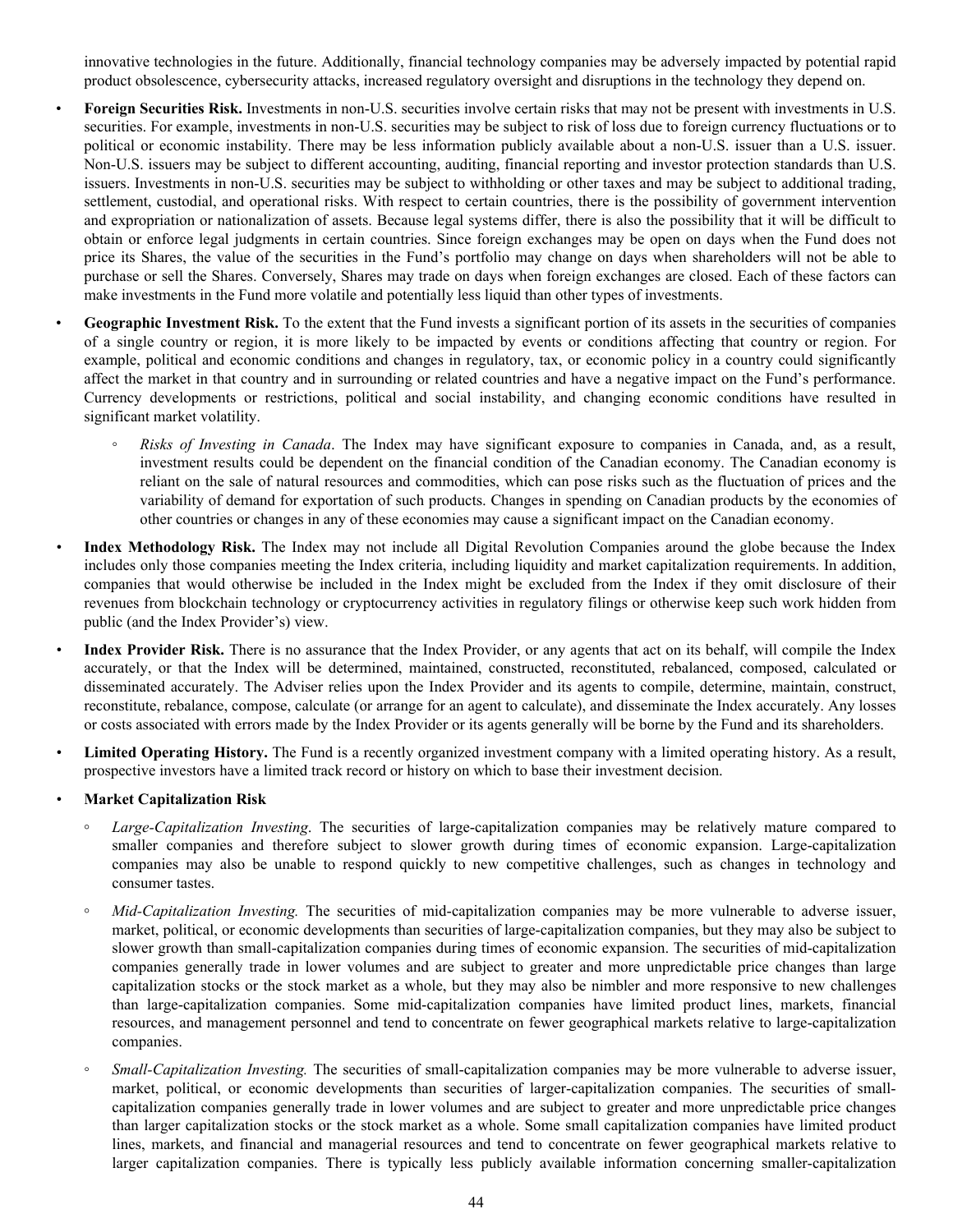innovative technologies in the future. Additionally, financial technology companies may be adversely impacted by potential rapid product obsolescence, cybersecurity attacks, increased regulatory oversight and disruptions in the technology they depend on.

- **Foreign Securities Risk.** Investments in non-U.S. securities involve certain risks that may not be present with investments in U.S. securities. For example, investments in non-U.S. securities may be subject to risk of loss due to foreign currency fluctuations or to political or economic instability. There may be less information publicly available about a non-U.S. issuer than a U.S. issuer. Non-U.S. issuers may be subject to different accounting, auditing, financial reporting and investor protection standards than U.S. issuers. Investments in non-U.S. securities may be subject to withholding or other taxes and may be subject to additional trading, settlement, custodial, and operational risks. With respect to certain countries, there is the possibility of government intervention and expropriation or nationalization of assets. Because legal systems differ, there is also the possibility that it will be difficult to obtain or enforce legal judgments in certain countries. Since foreign exchanges may be open on days when the Fund does not price its Shares, the value of the securities in the Fund's portfolio may change on days when shareholders will not be able to purchase or sell the Shares. Conversely, Shares may trade on days when foreign exchanges are closed. Each of these factors can make investments in the Fund more volatile and potentially less liquid than other types of investments.

- **Geographic Investment Risk.** To the extent that the Fund invests a significant portion of its assets in the securities of companies of a single country or region, it is more likely to be impacted by events or conditions affecting that country or region. For example, political and economic conditions and changes in regulatory, tax, or economic policy in a country could significantly affect the market in that country and in surrounding or related countries and have a negative impact on the Fund's performance. Currency developments or restrictions, political and social instability, and changing economic conditions have resulted in significant market volatility.

  - *Risks of Investing in Canada*. The Index may have significant exposure to companies in Canada, and, as a result, investment results could be dependent on the financial condition of the Canadian economy. The Canadian economy is reliant on the sale of natural resources and commodities, which can pose risks such as the fluctuation of prices and the variability of demand for exportation of such products. Changes in spending on Canadian products by the economies of other countries or changes in any of these economies may cause a significant impact on the Canadian economy.

- **Index Methodology Risk.** The Index may not include all Digital Revolution Companies around the globe because the Index includes only those companies meeting the Index criteria, including liquidity and market capitalization requirements. In addition, companies that would otherwise be included in the Index might be excluded from the Index if they omit disclosure of their revenues from blockchain technology or cryptocurrency activities in regulatory filings or otherwise keep such work hidden from public (and the Index Provider's) view.

- **Index Provider Risk.** There is no assurance that the Index Provider, or any agents that act on its behalf, will compile the Index accurately, or that the Index will be determined, maintained, constructed, reconstituted, rebalanced, composed, calculated or disseminated accurately. The Adviser relies upon the Index Provider and its agents to compile, determine, maintain, construct, reconstitute, rebalance, compose, calculate (or arrange for an agent to calculate), and disseminate the Index accurately. Any losses or costs associated with errors made by the Index Provider or its agents generally will be borne by the Fund and its shareholders.

- **Limited Operating History.** The Fund is a recently organized investment company with a limited operating history. As a result, prospective investors have a limited track record or history on which to base their investment decision.

- **Market Capitalization Risk**

  - *Large-Capitalization Investing*. The securities of large-capitalization companies may be relatively mature compared to smaller companies and therefore subject to slower growth during times of economic expansion. Large-capitalization companies may also be unable to respond quickly to new competitive challenges, such as changes in technology and consumer tastes.

  - *Mid-Capitalization Investing.* The securities of mid-capitalization companies may be more vulnerable to adverse issuer, market, political, or economic developments than securities of large-capitalization companies, but they may also be subject to slower growth than small-capitalization companies during times of economic expansion. The securities of mid-capitalization companies generally trade in lower volumes and are subject to greater and more unpredictable price changes than large capitalization stocks or the stock market as a whole, but they may also be nimbler and more responsive to new challenges than large-capitalization companies. Some mid-capitalization companies have limited product lines, markets, financial resources, and management personnel and tend to concentrate on fewer geographical markets relative to large-capitalization companies.

  - *Small-Capitalization Investing.* The securities of small-capitalization companies may be more vulnerable to adverse issuer, market, political, or economic developments than securities of larger-capitalization companies. The securities of small-capitalization companies generally trade in lower volumes and are subject to greater and more unpredictable price changes than larger capitalization stocks or the stock market as a whole. Some small capitalization companies have limited product lines, markets, and financial and managerial resources and tend to concentrate on fewer geographical markets relative to larger capitalization companies. There is typically less publicly available information concerning smaller-capitalization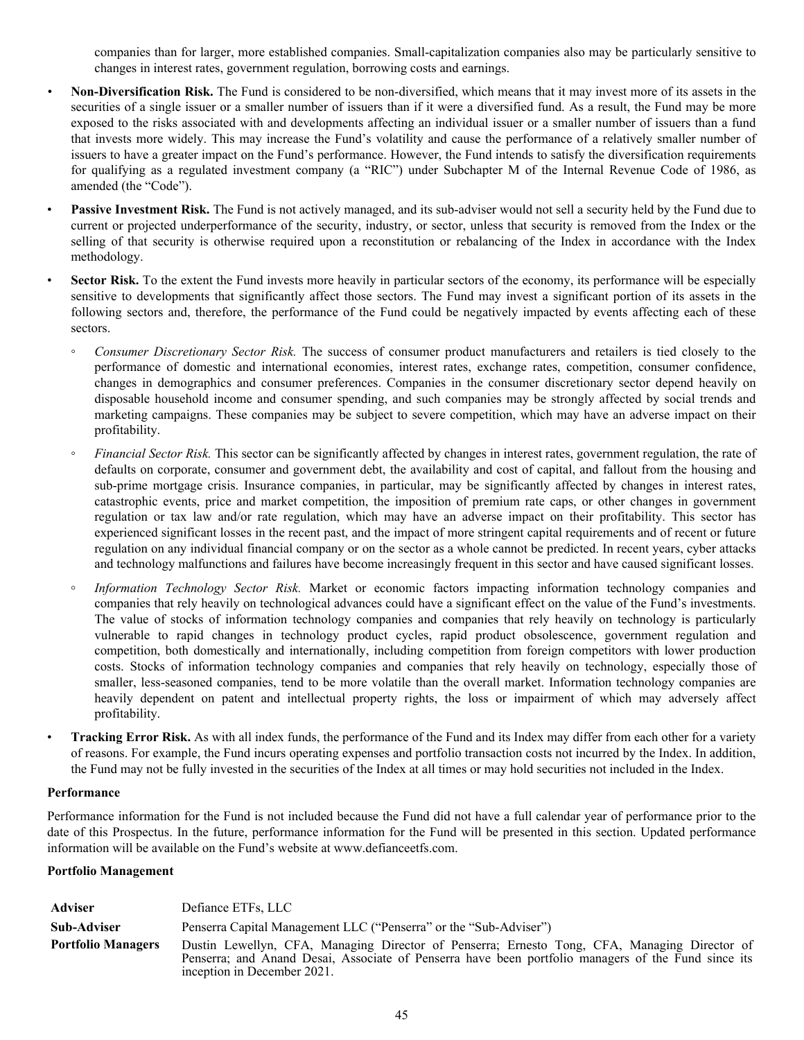companies than for larger, more established companies. Small-capitalization companies also may be particularly sensitive to changes in interest rates, government regulation, borrowing costs and earnings.

- **Non-Diversification Risk.** The Fund is considered to be non-diversified, which means that it may invest more of its assets in the securities of a single issuer or a smaller number of issuers than if it were a diversified fund. As a result, the Fund may be more exposed to the risks associated with and developments affecting an individual issuer or a smaller number of issuers than a fund that invests more widely. This may increase the Fund's volatility and cause the performance of a relatively smaller number of issuers to have a greater impact on the Fund's performance. However, the Fund intends to satisfy the diversification requirements for qualifying as a regulated investment company (a "RIC") under Subchapter M of the Internal Revenue Code of 1986, as amended (the "Code").
- **Passive Investment Risk.** The Fund is not actively managed, and its sub-adviser would not sell a security held by the Fund due to current or projected underperformance of the security, industry, or sector, unless that security is removed from the Index or the selling of that security is otherwise required upon a reconstitution or rebalancing of the Index in accordance with the Index methodology.
- **Sector Risk.** To the extent the Fund invests more heavily in particular sectors of the economy, its performance will be especially sensitive to developments that significantly affect those sectors. The Fund may invest a significant portion of its assets in the following sectors and, therefore, the performance of the Fund could be negatively impacted by events affecting each of these sectors.
  - *Consumer Discretionary Sector Risk.* The success of consumer product manufacturers and retailers is tied closely to the performance of domestic and international economies, interest rates, exchange rates, competition, consumer confidence, changes in demographics and consumer preferences. Companies in the consumer discretionary sector depend heavily on disposable household income and consumer spending, and such companies may be strongly affected by social trends and marketing campaigns. These companies may be subject to severe competition, which may have an adverse impact on their profitability.
  - *Financial Sector Risk.* This sector can be significantly affected by changes in interest rates, government regulation, the rate of defaults on corporate, consumer and government debt, the availability and cost of capital, and fallout from the housing and sub-prime mortgage crisis. Insurance companies, in particular, may be significantly affected by changes in interest rates, catastrophic events, price and market competition, the imposition of premium rate caps, or other changes in government regulation or tax law and/or rate regulation, which may have an adverse impact on their profitability. This sector has experienced significant losses in the recent past, and the impact of more stringent capital requirements and of recent or future regulation on any individual financial company or on the sector as a whole cannot be predicted. In recent years, cyber attacks and technology malfunctions and failures have become increasingly frequent in this sector and have caused significant losses.
  - *Information Technology Sector Risk.* Market or economic factors impacting information technology companies and companies that rely heavily on technological advances could have a significant effect on the value of the Fund's investments. The value of stocks of information technology companies and companies that rely heavily on technology is particularly vulnerable to rapid changes in technology product cycles, rapid product obsolescence, government regulation and competition, both domestically and internationally, including competition from foreign competitors with lower production costs. Stocks of information technology companies and companies that rely heavily on technology, especially those of smaller, less-seasoned companies, tend to be more volatile than the overall market. Information technology companies are heavily dependent on patent and intellectual property rights, the loss or impairment of which may adversely affect profitability.
- **Tracking Error Risk.** As with all index funds, the performance of the Fund and its Index may differ from each other for a variety of reasons. For example, the Fund incurs operating expenses and portfolio transaction costs not incurred by the Index. In addition, the Fund may not be fully invested in the securities of the Index at all times or may hold securities not included in the Index.

**Performance**

Performance information for the Fund is not included because the Fund did not have a full calendar year of performance prior to the date of this Prospectus. In the future, performance information for the Fund will be presented in this section. Updated performance information will be available on the Fund's website at www.defianceetfs.com.

**Portfolio Management**

| | |
|---|---|
| **Adviser** | Defiance ETFs, LLC |
| **Sub-Adviser** | Penserra Capital Management LLC ("Penserra" or the "Sub-Adviser") |
| **Portfolio Managers** | Dustin Lewellyn, CFA, Managing Director of Penserra; Ernesto Tong, CFA, Managing Director of Penserra; and Anand Desai, Associate of Penserra have been portfolio managers of the Fund since its inception in December 2021. |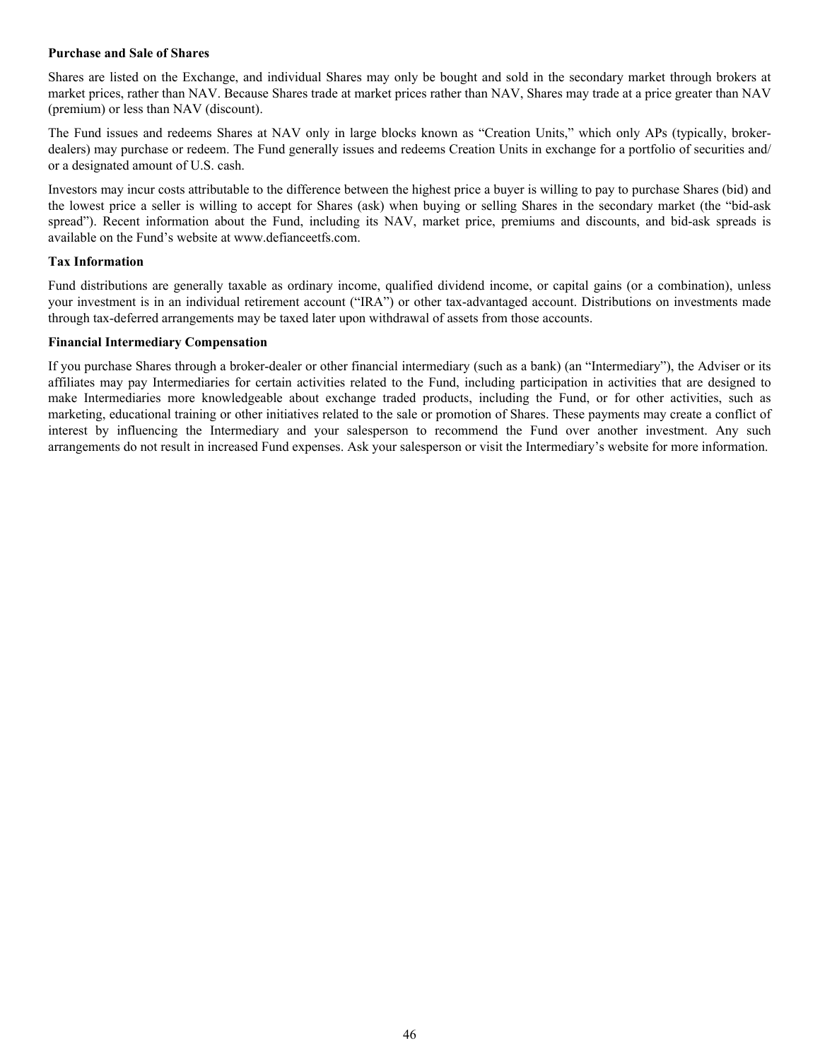**Purchase and Sale of Shares**

Shares are listed on the Exchange, and individual Shares may only be bought and sold in the secondary market through brokers at market prices, rather than NAV. Because Shares trade at market prices rather than NAV, Shares may trade at a price greater than NAV (premium) or less than NAV (discount).

The Fund issues and redeems Shares at NAV only in large blocks known as "Creation Units," which only APs (typically, broker-dealers) may purchase or redeem. The Fund generally issues and redeems Creation Units in exchange for a portfolio of securities and/or a designated amount of U.S. cash.

Investors may incur costs attributable to the difference between the highest price a buyer is willing to pay to purchase Shares (bid) and the lowest price a seller is willing to accept for Shares (ask) when buying or selling Shares in the secondary market (the "bid-ask spread"). Recent information about the Fund, including its NAV, market price, premiums and discounts, and bid-ask spreads is available on the Fund's website at www.defianceetfs.com.

**Tax Information**

Fund distributions are generally taxable as ordinary income, qualified dividend income, or capital gains (or a combination), unless your investment is in an individual retirement account ("IRA") or other tax-advantaged account. Distributions on investments made through tax-deferred arrangements may be taxed later upon withdrawal of assets from those accounts.

**Financial Intermediary Compensation**

If you purchase Shares through a broker-dealer or other financial intermediary (such as a bank) (an "Intermediary"), the Adviser or its affiliates may pay Intermediaries for certain activities related to the Fund, including participation in activities that are designed to make Intermediaries more knowledgeable about exchange traded products, including the Fund, or for other activities, such as marketing, educational training or other initiatives related to the sale or promotion of Shares. These payments may create a conflict of interest by influencing the Intermediary and your salesperson to recommend the Fund over another investment. Any such arrangements do not result in increased Fund expenses. Ask your salesperson or visit the Intermediary's website for more information.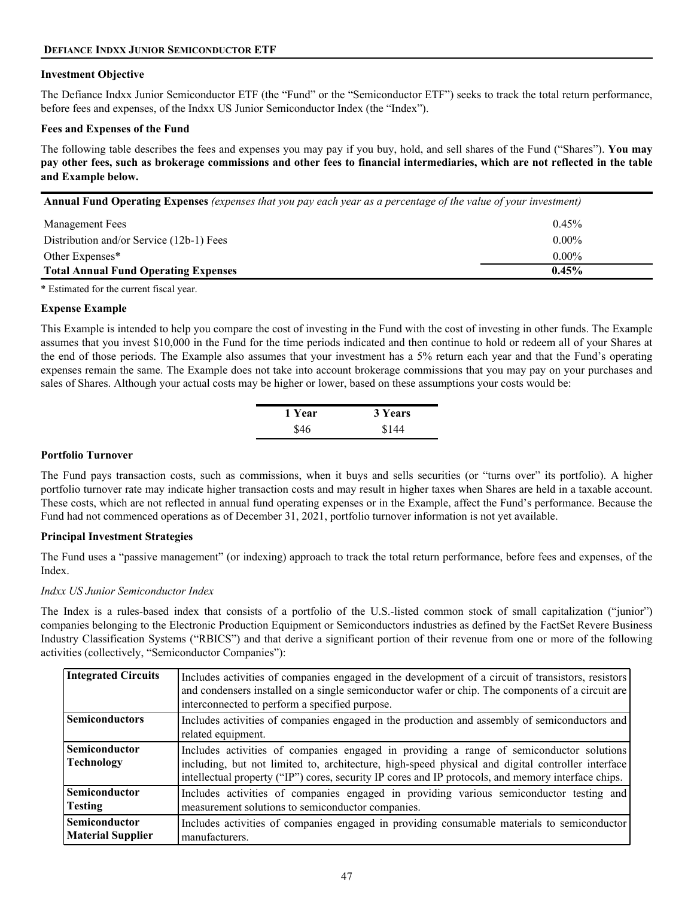## DEFIANCE INDXX JUNIOR SEMICONDUCTOR ETF

### Investment Objective

The Defiance Indxx Junior Semiconductor ETF (the "Fund" or the "Semiconductor ETF") seeks to track the total return performance, before fees and expenses, of the Indxx US Junior Semiconductor Index (the "Index").

### Fees and Expenses of the Fund

The following table describes the fees and expenses you may pay if you buy, hold, and sell shares of the Fund ("Shares"). **You may pay other fees, such as brokerage commissions and other fees to financial intermediaries, which are not reflected in the table and Example below.**

| **Annual Fund Operating Expenses** *(expenses that you pay each year as a percentage of the value of your investment)* | |
|---|---|
| Management Fees | 0.45% |
| Distribution and/or Service (12b-1) Fees | 0.00% |
| Other Expenses* | 0.00% |
| **Total Annual Fund Operating Expenses** | **0.45%** |

* Estimated for the current fiscal year.

### Expense Example

This Example is intended to help you compare the cost of investing in the Fund with the cost of investing in other funds. The Example assumes that you invest $10,000 in the Fund for the time periods indicated and then continue to hold or redeem all of your Shares at the end of those periods. The Example also assumes that your investment has a 5% return each year and that the Fund's operating expenses remain the same. The Example does not take into account brokerage commissions that you may pay on your purchases and sales of Shares. Although your actual costs may be higher or lower, based on these assumptions your costs would be:

| 1 Year | 3 Years |
|---|---|
| $46 | $144 |

### Portfolio Turnover

The Fund pays transaction costs, such as commissions, when it buys and sells securities (or "turns over" its portfolio). A higher portfolio turnover rate may indicate higher transaction costs and may result in higher taxes when Shares are held in a taxable account. These costs, which are not reflected in annual fund operating expenses or in the Example, affect the Fund's performance. Because the Fund had not commenced operations as of December 31, 2021, portfolio turnover information is not yet available.

### Principal Investment Strategies

The Fund uses a "passive management" (or indexing) approach to track the total return performance, before fees and expenses, of the Index.

*Indxx US Junior Semiconductor Index*

The Index is a rules-based index that consists of a portfolio of the U.S.-listed common stock of small capitalization ("junior") companies belonging to the Electronic Production Equipment or Semiconductors industries as defined by the FactSet Revere Business Industry Classification Systems ("RBICS") and that derive a significant portion of their revenue from one or more of the following activities (collectively, "Semiconductor Companies"):

| | |
|---|---|
| **Integrated Circuits** | Includes activities of companies engaged in the development of a circuit of transistors, resistors and condensers installed on a single semiconductor wafer or chip. The components of a circuit are interconnected to perform a specified purpose. |
| **Semiconductors** | Includes activities of companies engaged in the production and assembly of semiconductors and related equipment. |
| **Semiconductor Technology** | Includes activities of companies engaged in providing a range of semiconductor solutions including, but not limited to, architecture, high-speed physical and digital controller interface intellectual property ("IP") cores, security IP cores and IP protocols, and memory interface chips. |
| **Semiconductor Testing** | Includes activities of companies engaged in providing various semiconductor testing and measurement solutions to semiconductor companies. |
| **Semiconductor Material Supplier** | Includes activities of companies engaged in providing consumable materials to semiconductor manufacturers. |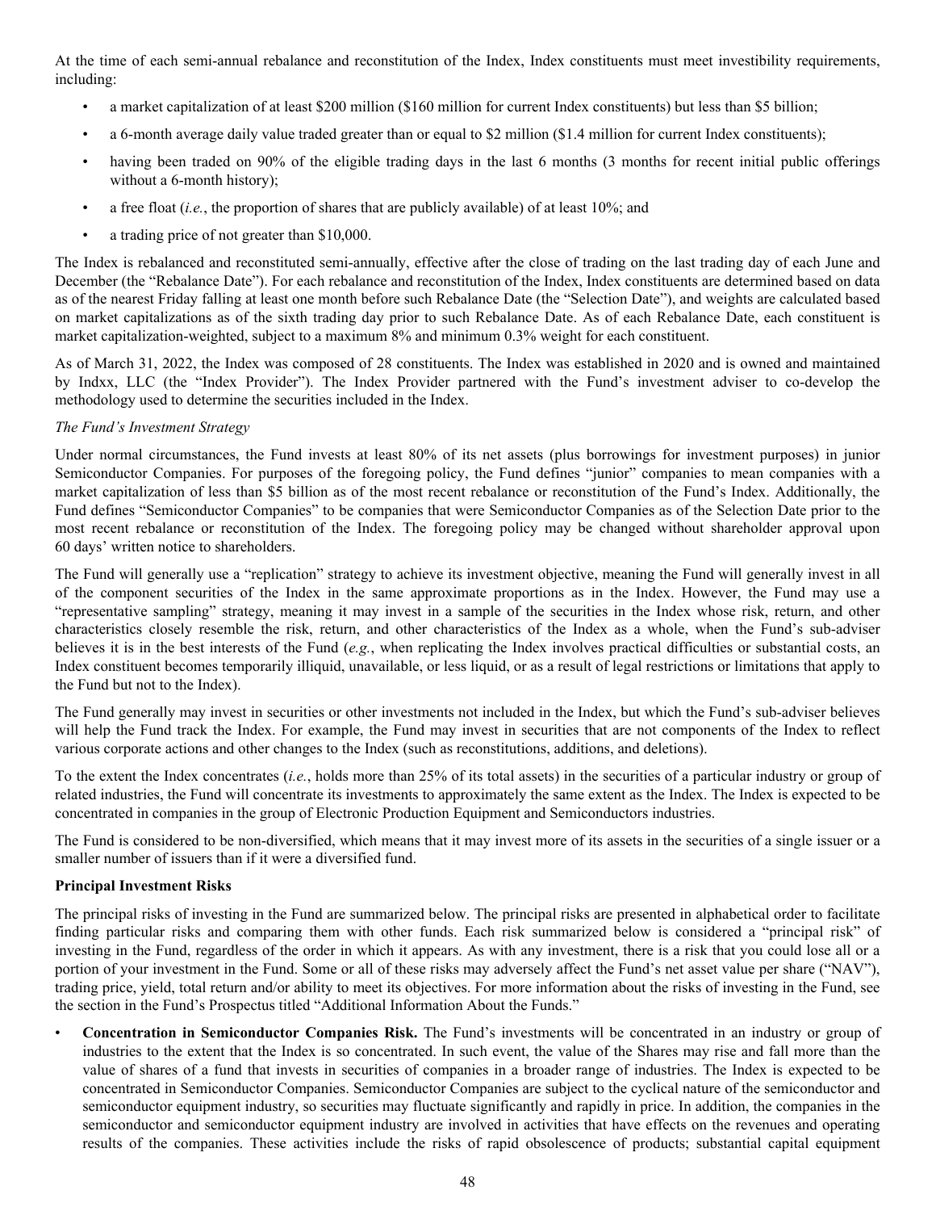At the time of each semi-annual rebalance and reconstitution of the Index, Index constituents must meet investibility requirements, including:

- a market capitalization of at least $200 million ($160 million for current Index constituents) but less than $5 billion;
- a 6-month average daily value traded greater than or equal to $2 million ($1.4 million for current Index constituents);
- having been traded on 90% of the eligible trading days in the last 6 months (3 months for recent initial public offerings without a 6-month history);
- a free float (*i.e.*, the proportion of shares that are publicly available) of at least 10%; and
- a trading price of not greater than $10,000.

The Index is rebalanced and reconstituted semi-annually, effective after the close of trading on the last trading day of each June and December (the "Rebalance Date"). For each rebalance and reconstitution of the Index, Index constituents are determined based on data as of the nearest Friday falling at least one month before such Rebalance Date (the "Selection Date"), and weights are calculated based on market capitalizations as of the sixth trading day prior to such Rebalance Date. As of each Rebalance Date, each constituent is market capitalization-weighted, subject to a maximum 8% and minimum 0.3% weight for each constituent.

As of March 31, 2022, the Index was composed of 28 constituents. The Index was established in 2020 and is owned and maintained by Indxx, LLC (the "Index Provider"). The Index Provider partnered with the Fund's investment adviser to co-develop the methodology used to determine the securities included in the Index.

*The Fund's Investment Strategy*

Under normal circumstances, the Fund invests at least 80% of its net assets (plus borrowings for investment purposes) in junior Semiconductor Companies. For purposes of the foregoing policy, the Fund defines "junior" companies to mean companies with a market capitalization of less than $5 billion as of the most recent rebalance or reconstitution of the Fund's Index. Additionally, the Fund defines "Semiconductor Companies" to be companies that were Semiconductor Companies as of the Selection Date prior to the most recent rebalance or reconstitution of the Index. The foregoing policy may be changed without shareholder approval upon 60 days' written notice to shareholders.

The Fund will generally use a "replication" strategy to achieve its investment objective, meaning the Fund will generally invest in all of the component securities of the Index in the same approximate proportions as in the Index. However, the Fund may use a "representative sampling" strategy, meaning it may invest in a sample of the securities in the Index whose risk, return, and other characteristics closely resemble the risk, return, and other characteristics of the Index as a whole, when the Fund's sub-adviser believes it is in the best interests of the Fund (*e.g.*, when replicating the Index involves practical difficulties or substantial costs, an Index constituent becomes temporarily illiquid, unavailable, or less liquid, or as a result of legal restrictions or limitations that apply to the Fund but not to the Index).

The Fund generally may invest in securities or other investments not included in the Index, but which the Fund's sub-adviser believes will help the Fund track the Index. For example, the Fund may invest in securities that are not components of the Index to reflect various corporate actions and other changes to the Index (such as reconstitutions, additions, and deletions).

To the extent the Index concentrates (*i.e.*, holds more than 25% of its total assets) in the securities of a particular industry or group of related industries, the Fund will concentrate its investments to approximately the same extent as the Index. The Index is expected to be concentrated in companies in the group of Electronic Production Equipment and Semiconductors industries.

The Fund is considered to be non-diversified, which means that it may invest more of its assets in the securities of a single issuer or a smaller number of issuers than if it were a diversified fund.

**Principal Investment Risks**

The principal risks of investing in the Fund are summarized below. The principal risks are presented in alphabetical order to facilitate finding particular risks and comparing them with other funds. Each risk summarized below is considered a "principal risk" of investing in the Fund, regardless of the order in which it appears. As with any investment, there is a risk that you could lose all or a portion of your investment in the Fund. Some or all of these risks may adversely affect the Fund's net asset value per share ("NAV"), trading price, yield, total return and/or ability to meet its objectives. For more information about the risks of investing in the Fund, see the section in the Fund's Prospectus titled "Additional Information About the Funds."

- **Concentration in Semiconductor Companies Risk.** The Fund's investments will be concentrated in an industry or group of industries to the extent that the Index is so concentrated. In such event, the value of the Shares may rise and fall more than the value of shares of a fund that invests in securities of companies in a broader range of industries. The Index is expected to be concentrated in Semiconductor Companies. Semiconductor Companies are subject to the cyclical nature of the semiconductor and semiconductor equipment industry, so securities may fluctuate significantly and rapidly in price. In addition, the companies in the semiconductor and semiconductor equipment industry are involved in activities that have effects on the revenues and operating results of the companies. These activities include the risks of rapid obsolescence of products; substantial capital equipment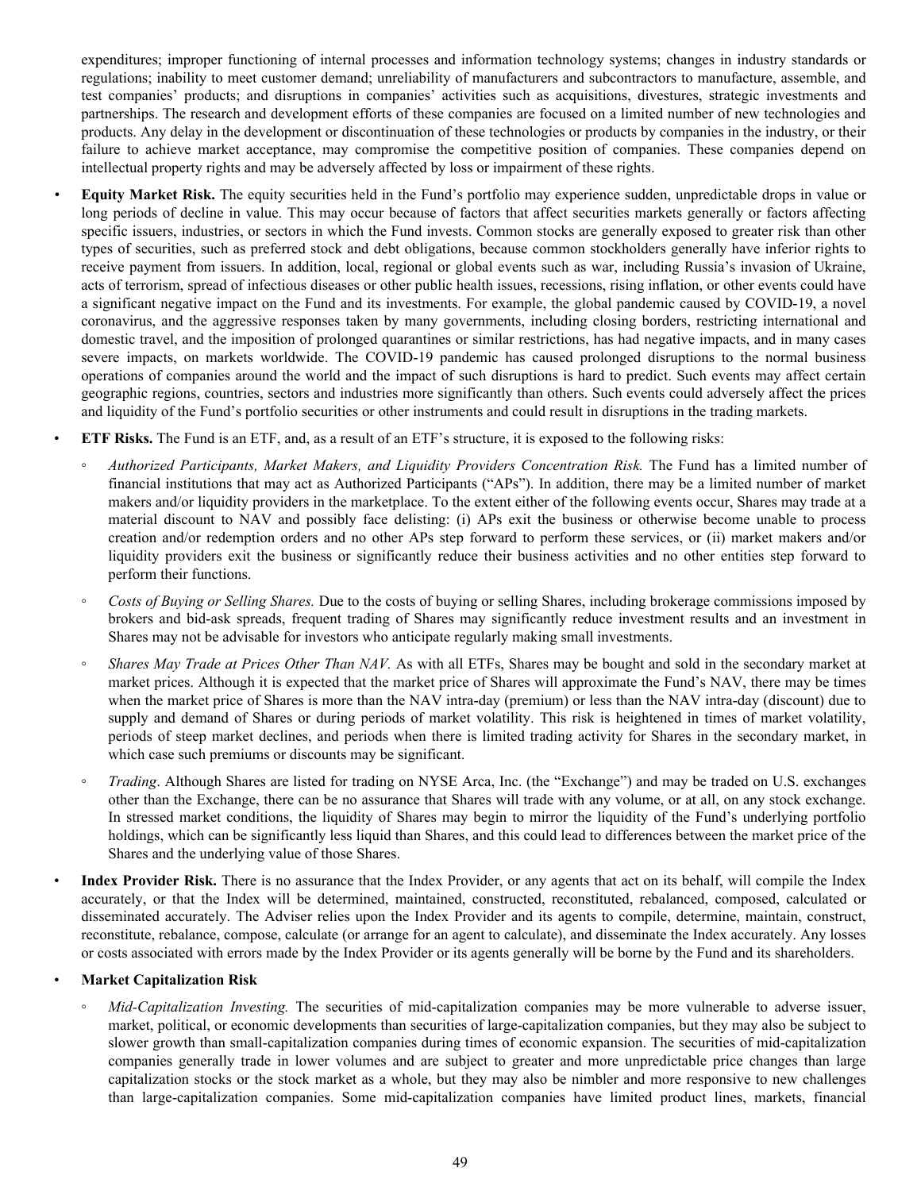expenditures; improper functioning of internal processes and information technology systems; changes in industry standards or regulations; inability to meet customer demand; unreliability of manufacturers and subcontractors to manufacture, assemble, and test companies' products; and disruptions in companies' activities such as acquisitions, divestures, strategic investments and partnerships. The research and development efforts of these companies are focused on a limited number of new technologies and products. Any delay in the development or discontinuation of these technologies or products by companies in the industry, or their failure to achieve market acceptance, may compromise the competitive position of companies. These companies depend on intellectual property rights and may be adversely affected by loss or impairment of these rights.

- **Equity Market Risk.** The equity securities held in the Fund's portfolio may experience sudden, unpredictable drops in value or long periods of decline in value. This may occur because of factors that affect securities markets generally or factors affecting specific issuers, industries, or sectors in which the Fund invests. Common stocks are generally exposed to greater risk than other types of securities, such as preferred stock and debt obligations, because common stockholders generally have inferior rights to receive payment from issuers. In addition, local, regional or global events such as war, including Russia's invasion of Ukraine, acts of terrorism, spread of infectious diseases or other public health issues, recessions, rising inflation, or other events could have a significant negative impact on the Fund and its investments. For example, the global pandemic caused by COVID-19, a novel coronavirus, and the aggressive responses taken by many governments, including closing borders, restricting international and domestic travel, and the imposition of prolonged quarantines or similar restrictions, has had negative impacts, and in many cases severe impacts, on markets worldwide. The COVID-19 pandemic has caused prolonged disruptions to the normal business operations of companies around the world and the impact of such disruptions is hard to predict. Such events may affect certain geographic regions, countries, sectors and industries more significantly than others. Such events could adversely affect the prices and liquidity of the Fund's portfolio securities or other instruments and could result in disruptions in the trading markets.

- **ETF Risks.** The Fund is an ETF, and, as a result of an ETF's structure, it is exposed to the following risks:

  - *Authorized Participants, Market Makers, and Liquidity Providers Concentration Risk.* The Fund has a limited number of financial institutions that may act as Authorized Participants ("APs"). In addition, there may be a limited number of market makers and/or liquidity providers in the marketplace. To the extent either of the following events occur, Shares may trade at a material discount to NAV and possibly face delisting: (i) APs exit the business or otherwise become unable to process creation and/or redemption orders and no other APs step forward to perform these services, or (ii) market makers and/or liquidity providers exit the business or significantly reduce their business activities and no other entities step forward to perform their functions.

  - *Costs of Buying or Selling Shares.* Due to the costs of buying or selling Shares, including brokerage commissions imposed by brokers and bid-ask spreads, frequent trading of Shares may significantly reduce investment results and an investment in Shares may not be advisable for investors who anticipate regularly making small investments.

  - *Shares May Trade at Prices Other Than NAV.* As with all ETFs, Shares may be bought and sold in the secondary market at market prices. Although it is expected that the market price of Shares will approximate the Fund's NAV, there may be times when the market price of Shares is more than the NAV intra-day (premium) or less than the NAV intra-day (discount) due to supply and demand of Shares or during periods of market volatility. This risk is heightened in times of market volatility, periods of steep market declines, and periods when there is limited trading activity for Shares in the secondary market, in which case such premiums or discounts may be significant.

  - *Trading*. Although Shares are listed for trading on NYSE Arca, Inc. (the "Exchange") and may be traded on U.S. exchanges other than the Exchange, there can be no assurance that Shares will trade with any volume, or at all, on any stock exchange. In stressed market conditions, the liquidity of Shares may begin to mirror the liquidity of the Fund's underlying portfolio holdings, which can be significantly less liquid than Shares, and this could lead to differences between the market price of the Shares and the underlying value of those Shares.

- **Index Provider Risk.** There is no assurance that the Index Provider, or any agents that act on its behalf, will compile the Index accurately, or that the Index will be determined, maintained, constructed, reconstituted, rebalanced, composed, calculated or disseminated accurately. The Adviser relies upon the Index Provider and its agents to compile, determine, maintain, construct, reconstitute, rebalance, compose, calculate (or arrange for an agent to calculate), and disseminate the Index accurately. Any losses or costs associated with errors made by the Index Provider or its agents generally will be borne by the Fund and its shareholders.

- **Market Capitalization Risk**

  - *Mid-Capitalization Investing.* The securities of mid-capitalization companies may be more vulnerable to adverse issuer, market, political, or economic developments than securities of large-capitalization companies, but they may also be subject to slower growth than small-capitalization companies during times of economic expansion. The securities of mid-capitalization companies generally trade in lower volumes and are subject to greater and more unpredictable price changes than large capitalization stocks or the stock market as a whole, but they may also be nimbler and more responsive to new challenges than large-capitalization companies. Some mid-capitalization companies have limited product lines, markets, financial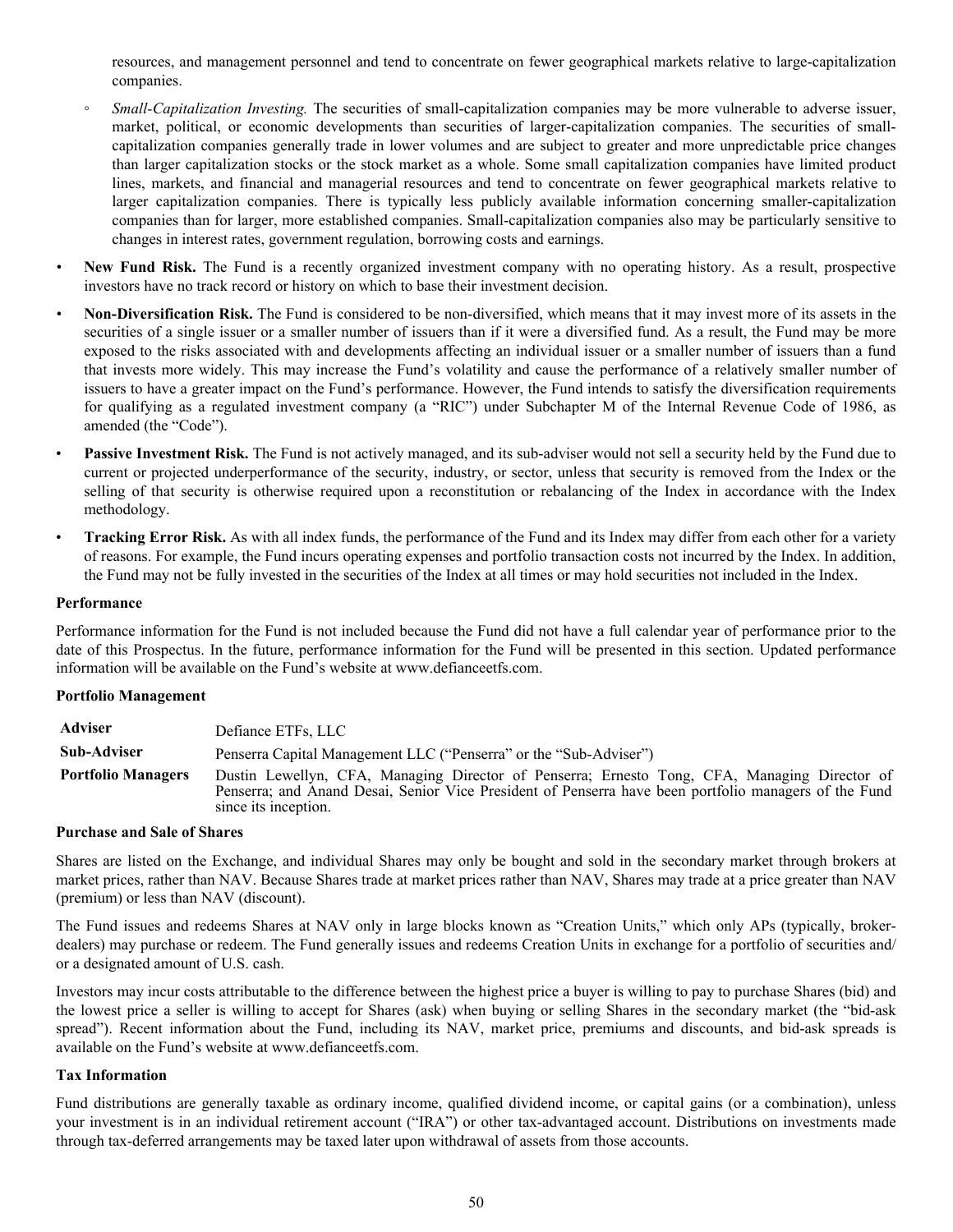resources, and management personnel and tend to concentrate on fewer geographical markets relative to large-capitalization companies.

 - *Small-Capitalization Investing.* The securities of small-capitalization companies may be more vulnerable to adverse issuer, market, political, or economic developments than securities of larger-capitalization companies. The securities of small-capitalization companies generally trade in lower volumes and are subject to greater and more unpredictable price changes than larger capitalization stocks or the stock market as a whole. Some small capitalization companies have limited product lines, markets, and financial and managerial resources and tend to concentrate on fewer geographical markets relative to larger capitalization companies. There is typically less publicly available information concerning smaller-capitalization companies than for larger, more established companies. Small-capitalization companies also may be particularly sensitive to changes in interest rates, government regulation, borrowing costs and earnings.

- **New Fund Risk.** The Fund is a recently organized investment company with no operating history. As a result, prospective investors have no track record or history on which to base their investment decision.
- **Non-Diversification Risk.** The Fund is considered to be non-diversified, which means that it may invest more of its assets in the securities of a single issuer or a smaller number of issuers than if it were a diversified fund. As a result, the Fund may be more exposed to the risks associated with and developments affecting an individual issuer or a smaller number of issuers than a fund that invests more widely. This may increase the Fund's volatility and cause the performance of a relatively smaller number of issuers to have a greater impact on the Fund's performance. However, the Fund intends to satisfy the diversification requirements for qualifying as a regulated investment company (a "RIC") under Subchapter M of the Internal Revenue Code of 1986, as amended (the "Code").
- **Passive Investment Risk.** The Fund is not actively managed, and its sub-adviser would not sell a security held by the Fund due to current or projected underperformance of the security, industry, or sector, unless that security is removed from the Index or the selling of that security is otherwise required upon a reconstitution or rebalancing of the Index in accordance with the Index methodology.
- **Tracking Error Risk.** As with all index funds, the performance of the Fund and its Index may differ from each other for a variety of reasons. For example, the Fund incurs operating expenses and portfolio transaction costs not incurred by the Index. In addition, the Fund may not be fully invested in the securities of the Index at all times or may hold securities not included in the Index.

### Performance

Performance information for the Fund is not included because the Fund did not have a full calendar year of performance prior to the date of this Prospectus. In the future, performance information for the Fund will be presented in this section. Updated performance information will be available on the Fund's website at www.defianceetfs.com.

### Portfolio Management

| | |
|---|---|
| **Adviser** | Defiance ETFs, LLC |
| **Sub-Adviser** | Penserra Capital Management LLC ("Penserra" or the "Sub-Adviser") |
| **Portfolio Managers** | Dustin Lewellyn, CFA, Managing Director of Penserra; Ernesto Tong, CFA, Managing Director of Penserra; and Anand Desai, Senior Vice President of Penserra have been portfolio managers of the Fund since its inception. |

### Purchase and Sale of Shares

Shares are listed on the Exchange, and individual Shares may only be bought and sold in the secondary market through brokers at market prices, rather than NAV. Because Shares trade at market prices rather than NAV, Shares may trade at a price greater than NAV (premium) or less than NAV (discount).

The Fund issues and redeems Shares at NAV only in large blocks known as "Creation Units," which only APs (typically, broker-dealers) may purchase or redeem. The Fund generally issues and redeems Creation Units in exchange for a portfolio of securities and/or a designated amount of U.S. cash.

Investors may incur costs attributable to the difference between the highest price a buyer is willing to pay to purchase Shares (bid) and the lowest price a seller is willing to accept for Shares (ask) when buying or selling Shares in the secondary market (the "bid-ask spread"). Recent information about the Fund, including its NAV, market price, premiums and discounts, and bid-ask spreads is available on the Fund's website at www.defianceetfs.com.

### Tax Information

Fund distributions are generally taxable as ordinary income, qualified dividend income, or capital gains (or a combination), unless your investment is in an individual retirement account ("IRA") or other tax-advantaged account. Distributions on investments made through tax-deferred arrangements may be taxed later upon withdrawal of assets from those accounts.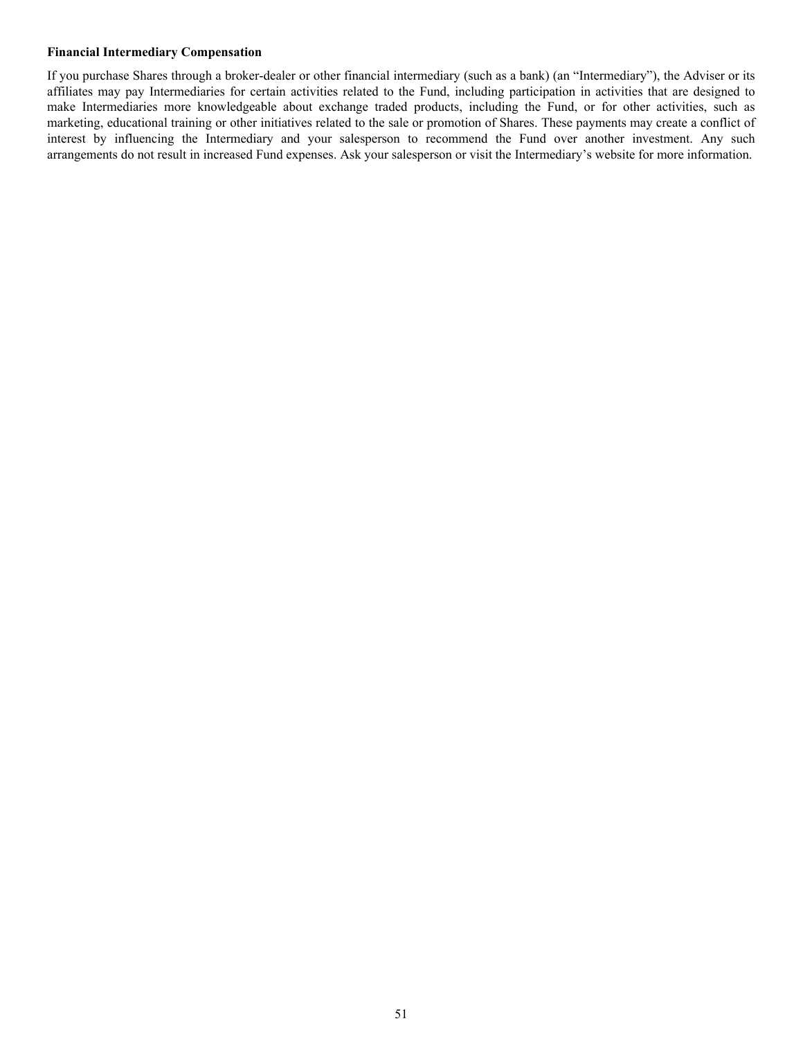**Financial Intermediary Compensation**

If you purchase Shares through a broker-dealer or other financial intermediary (such as a bank) (an "Intermediary"), the Adviser or its affiliates may pay Intermediaries for certain activities related to the Fund, including participation in activities that are designed to make Intermediaries more knowledgeable about exchange traded products, including the Fund, or for other activities, such as marketing, educational training or other initiatives related to the sale or promotion of Shares. These payments may create a conflict of interest by influencing the Intermediary and your salesperson to recommend the Fund over another investment. Any such arrangements do not result in increased Fund expenses. Ask your salesperson or visit the Intermediary's website for more information.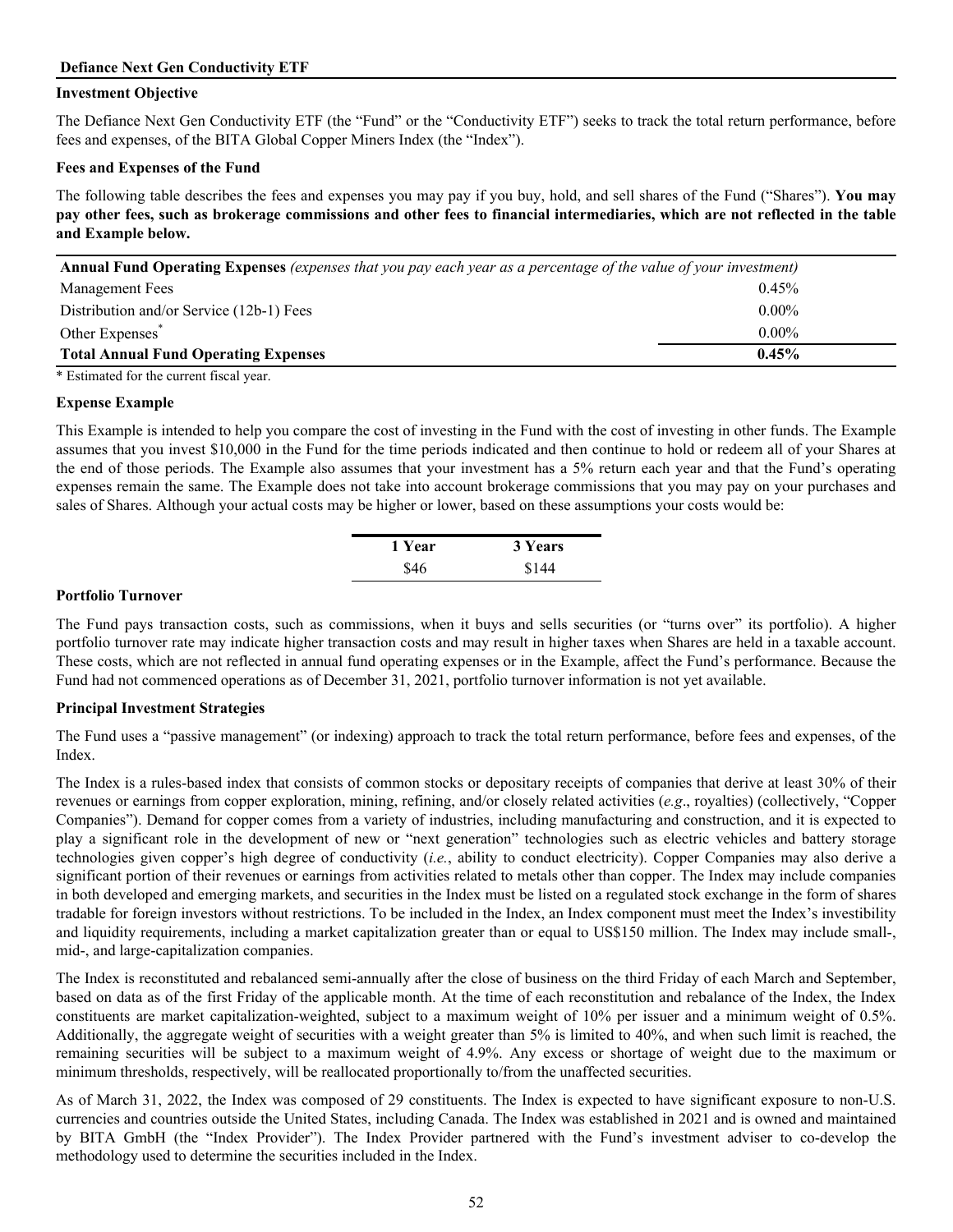## Defiance Next Gen Conductivity ETF

### Investment Objective

The Defiance Next Gen Conductivity ETF (the "Fund" or the "Conductivity ETF") seeks to track the total return performance, before fees and expenses, of the BITA Global Copper Miners Index (the "Index").

### Fees and Expenses of the Fund

The following table describes the fees and expenses you may pay if you buy, hold, and sell shares of the Fund ("Shares"). **You may pay other fees, such as brokerage commissions and other fees to financial intermediaries, which are not reflected in the table and Example below.**

| **Annual Fund Operating Expenses** *(expenses that you pay each year as a percentage of the value of your investment)* | |
|---|---|
| Management Fees | 0.45% |
| Distribution and/or Service (12b-1) Fees | 0.00% |
| Other Expenses* | 0.00% |
| **Total Annual Fund Operating Expenses** | **0.45%** |

\* Estimated for the current fiscal year.

### Expense Example

This Example is intended to help you compare the cost of investing in the Fund with the cost of investing in other funds. The Example assumes that you invest $10,000 in the Fund for the time periods indicated and then continue to hold or redeem all of your Shares at the end of those periods. The Example also assumes that your investment has a 5% return each year and that the Fund's operating expenses remain the same. The Example does not take into account brokerage commissions that you may pay on your purchases and sales of Shares. Although your actual costs may be higher or lower, based on these assumptions your costs would be:

| 1 Year | 3 Years |
|---|---|
| $46 | $144 |

### Portfolio Turnover

The Fund pays transaction costs, such as commissions, when it buys and sells securities (or "turns over" its portfolio). A higher portfolio turnover rate may indicate higher transaction costs and may result in higher taxes when Shares are held in a taxable account. These costs, which are not reflected in annual fund operating expenses or in the Example, affect the Fund's performance. Because the Fund had not commenced operations as of December 31, 2021, portfolio turnover information is not yet available.

### Principal Investment Strategies

The Fund uses a "passive management" (or indexing) approach to track the total return performance, before fees and expenses, of the Index.

The Index is a rules-based index that consists of common stocks or depositary receipts of companies that derive at least 30% of their revenues or earnings from copper exploration, mining, refining, and/or closely related activities (*e.g*., royalties) (collectively, "Copper Companies"). Demand for copper comes from a variety of industries, including manufacturing and construction, and it is expected to play a significant role in the development of new or "next generation" technologies such as electric vehicles and battery storage technologies given copper's high degree of conductivity (*i.e.*, ability to conduct electricity). Copper Companies may also derive a significant portion of their revenues or earnings from activities related to metals other than copper. The Index may include companies in both developed and emerging markets, and securities in the Index must be listed on a regulated stock exchange in the form of shares tradable for foreign investors without restrictions. To be included in the Index, an Index component must meet the Index's investibility and liquidity requirements, including a market capitalization greater than or equal to US$150 million. The Index may include small-, mid-, and large-capitalization companies.

The Index is reconstituted and rebalanced semi-annually after the close of business on the third Friday of each March and September, based on data as of the first Friday of the applicable month. At the time of each reconstitution and rebalance of the Index, the Index constituents are market capitalization-weighted, subject to a maximum weight of 10% per issuer and a minimum weight of 0.5%. Additionally, the aggregate weight of securities with a weight greater than 5% is limited to 40%, and when such limit is reached, the remaining securities will be subject to a maximum weight of 4.9%. Any excess or shortage of weight due to the maximum or minimum thresholds, respectively, will be reallocated proportionally to/from the unaffected securities.

As of March 31, 2022, the Index was composed of 29 constituents. The Index is expected to have significant exposure to non-U.S. currencies and countries outside the United States, including Canada. The Index was established in 2021 and is owned and maintained by BITA GmbH (the "Index Provider"). The Index Provider partnered with the Fund's investment adviser to co-develop the methodology used to determine the securities included in the Index.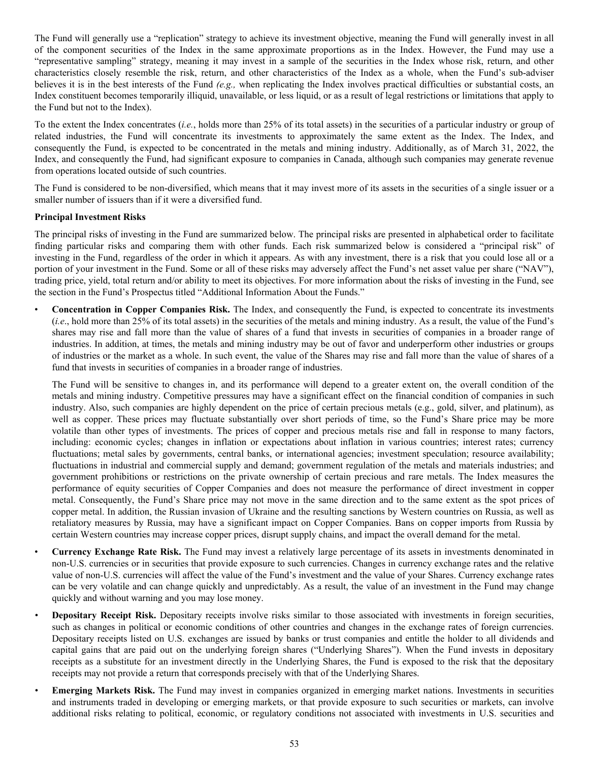The Fund will generally use a "replication" strategy to achieve its investment objective, meaning the Fund will generally invest in all of the component securities of the Index in the same approximate proportions as in the Index. However, the Fund may use a "representative sampling" strategy, meaning it may invest in a sample of the securities in the Index whose risk, return, and other characteristics closely resemble the risk, return, and other characteristics of the Index as a whole, when the Fund's sub-adviser believes it is in the best interests of the Fund *(e.g.,* when replicating the Index involves practical difficulties or substantial costs, an Index constituent becomes temporarily illiquid, unavailable, or less liquid, or as a result of legal restrictions or limitations that apply to the Fund but not to the Index).

To the extent the Index concentrates (*i.e.*, holds more than 25% of its total assets) in the securities of a particular industry or group of related industries, the Fund will concentrate its investments to approximately the same extent as the Index. The Index, and consequently the Fund, is expected to be concentrated in the metals and mining industry. Additionally, as of March 31, 2022, the Index, and consequently the Fund, had significant exposure to companies in Canada, although such companies may generate revenue from operations located outside of such countries.

The Fund is considered to be non-diversified, which means that it may invest more of its assets in the securities of a single issuer or a smaller number of issuers than if it were a diversified fund.

**Principal Investment Risks**

The principal risks of investing in the Fund are summarized below. The principal risks are presented in alphabetical order to facilitate finding particular risks and comparing them with other funds. Each risk summarized below is considered a "principal risk" of investing in the Fund, regardless of the order in which it appears. As with any investment, there is a risk that you could lose all or a portion of your investment in the Fund. Some or all of these risks may adversely affect the Fund's net asset value per share ("NAV"), trading price, yield, total return and/or ability to meet its objectives. For more information about the risks of investing in the Fund, see the section in the Fund's Prospectus titled "Additional Information About the Funds."

- **Concentration in Copper Companies Risk.** The Index, and consequently the Fund, is expected to concentrate its investments (*i.e*., hold more than 25% of its total assets) in the securities of the metals and mining industry. As a result, the value of the Fund's shares may rise and fall more than the value of shares of a fund that invests in securities of companies in a broader range of industries. In addition, at times, the metals and mining industry may be out of favor and underperform other industries or groups of industries or the market as a whole. In such event, the value of the Shares may rise and fall more than the value of shares of a fund that invests in securities of companies in a broader range of industries.

  The Fund will be sensitive to changes in, and its performance will depend to a greater extent on, the overall condition of the metals and mining industry. Competitive pressures may have a significant effect on the financial condition of companies in such industry. Also, such companies are highly dependent on the price of certain precious metals (e.g., gold, silver, and platinum), as well as copper. These prices may fluctuate substantially over short periods of time, so the Fund's Share price may be more volatile than other types of investments. The prices of copper and precious metals rise and fall in response to many factors, including: economic cycles; changes in inflation or expectations about inflation in various countries; interest rates; currency fluctuations; metal sales by governments, central banks, or international agencies; investment speculation; resource availability; fluctuations in industrial and commercial supply and demand; government regulation of the metals and materials industries; and government prohibitions or restrictions on the private ownership of certain precious and rare metals. The Index measures the performance of equity securities of Copper Companies and does not measure the performance of direct investment in copper metal. Consequently, the Fund's Share price may not move in the same direction and to the same extent as the spot prices of copper metal. In addition, the Russian invasion of Ukraine and the resulting sanctions by Western countries on Russia, as well as retaliatory measures by Russia, may have a significant impact on Copper Companies. Bans on copper imports from Russia by certain Western countries may increase copper prices, disrupt supply chains, and impact the overall demand for the metal.

- **Currency Exchange Rate Risk.** The Fund may invest a relatively large percentage of its assets in investments denominated in non-U.S. currencies or in securities that provide exposure to such currencies. Changes in currency exchange rates and the relative value of non-U.S. currencies will affect the value of the Fund's investment and the value of your Shares. Currency exchange rates can be very volatile and can change quickly and unpredictably. As a result, the value of an investment in the Fund may change quickly and without warning and you may lose money.

- **Depositary Receipt Risk.** Depositary receipts involve risks similar to those associated with investments in foreign securities, such as changes in political or economic conditions of other countries and changes in the exchange rates of foreign currencies. Depositary receipts listed on U.S. exchanges are issued by banks or trust companies and entitle the holder to all dividends and capital gains that are paid out on the underlying foreign shares ("Underlying Shares"). When the Fund invests in depositary receipts as a substitute for an investment directly in the Underlying Shares, the Fund is exposed to the risk that the depositary receipts may not provide a return that corresponds precisely with that of the Underlying Shares.

- **Emerging Markets Risk.** The Fund may invest in companies organized in emerging market nations. Investments in securities and instruments traded in developing or emerging markets, or that provide exposure to such securities or markets, can involve additional risks relating to political, economic, or regulatory conditions not associated with investments in U.S. securities and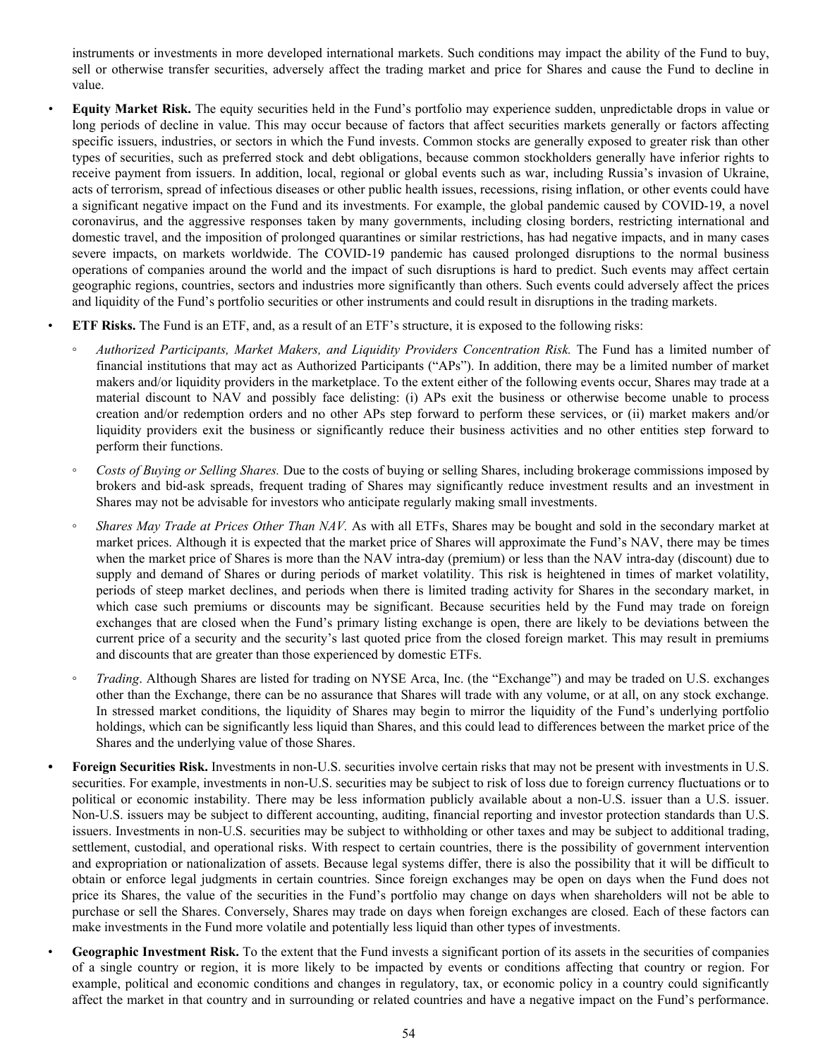instruments or investments in more developed international markets. Such conditions may impact the ability of the Fund to buy, sell or otherwise transfer securities, adversely affect the trading market and price for Shares and cause the Fund to decline in value.

- **Equity Market Risk.** The equity securities held in the Fund's portfolio may experience sudden, unpredictable drops in value or long periods of decline in value. This may occur because of factors that affect securities markets generally or factors affecting specific issuers, industries, or sectors in which the Fund invests. Common stocks are generally exposed to greater risk than other types of securities, such as preferred stock and debt obligations, because common stockholders generally have inferior rights to receive payment from issuers. In addition, local, regional or global events such as war, including Russia's invasion of Ukraine, acts of terrorism, spread of infectious diseases or other public health issues, recessions, rising inflation, or other events could have a significant negative impact on the Fund and its investments. For example, the global pandemic caused by COVID-19, a novel coronavirus, and the aggressive responses taken by many governments, including closing borders, restricting international and domestic travel, and the imposition of prolonged quarantines or similar restrictions, has had negative impacts, and in many cases severe impacts, on markets worldwide. The COVID-19 pandemic has caused prolonged disruptions to the normal business operations of companies around the world and the impact of such disruptions is hard to predict. Such events may affect certain geographic regions, countries, sectors and industries more significantly than others. Such events could adversely affect the prices and liquidity of the Fund's portfolio securities or other instruments and could result in disruptions in the trading markets.
- **ETF Risks.** The Fund is an ETF, and, as a result of an ETF's structure, it is exposed to the following risks:
  - *Authorized Participants, Market Makers, and Liquidity Providers Concentration Risk.* The Fund has a limited number of financial institutions that may act as Authorized Participants ("APs"). In addition, there may be a limited number of market makers and/or liquidity providers in the marketplace. To the extent either of the following events occur, Shares may trade at a material discount to NAV and possibly face delisting: (i) APs exit the business or otherwise become unable to process creation and/or redemption orders and no other APs step forward to perform these services, or (ii) market makers and/or liquidity providers exit the business or significantly reduce their business activities and no other entities step forward to perform their functions.
  - *Costs of Buying or Selling Shares.* Due to the costs of buying or selling Shares, including brokerage commissions imposed by brokers and bid-ask spreads, frequent trading of Shares may significantly reduce investment results and an investment in Shares may not be advisable for investors who anticipate regularly making small investments.
  - *Shares May Trade at Prices Other Than NAV.* As with all ETFs, Shares may be bought and sold in the secondary market at market prices. Although it is expected that the market price of Shares will approximate the Fund's NAV, there may be times when the market price of Shares is more than the NAV intra-day (premium) or less than the NAV intra-day (discount) due to supply and demand of Shares or during periods of market volatility. This risk is heightened in times of market volatility, periods of steep market declines, and periods when there is limited trading activity for Shares in the secondary market, in which case such premiums or discounts may be significant. Because securities held by the Fund may trade on foreign exchanges that are closed when the Fund's primary listing exchange is open, there are likely to be deviations between the current price of a security and the security's last quoted price from the closed foreign market. This may result in premiums and discounts that are greater than those experienced by domestic ETFs.
  - *Trading*. Although Shares are listed for trading on NYSE Arca, Inc. (the "Exchange") and may be traded on U.S. exchanges other than the Exchange, there can be no assurance that Shares will trade with any volume, or at all, on any stock exchange. In stressed market conditions, the liquidity of Shares may begin to mirror the liquidity of the Fund's underlying portfolio holdings, which can be significantly less liquid than Shares, and this could lead to differences between the market price of the Shares and the underlying value of those Shares.
- **Foreign Securities Risk.** Investments in non-U.S. securities involve certain risks that may not be present with investments in U.S. securities. For example, investments in non-U.S. securities may be subject to risk of loss due to foreign currency fluctuations or to political or economic instability. There may be less information publicly available about a non-U.S. issuer than a U.S. issuer. Non-U.S. issuers may be subject to different accounting, auditing, financial reporting and investor protection standards than U.S. issuers. Investments in non-U.S. securities may be subject to withholding or other taxes and may be subject to additional trading, settlement, custodial, and operational risks. With respect to certain countries, there is the possibility of government intervention and expropriation or nationalization of assets. Because legal systems differ, there is also the possibility that it will be difficult to obtain or enforce legal judgments in certain countries. Since foreign exchanges may be open on days when the Fund does not price its Shares, the value of the securities in the Fund's portfolio may change on days when shareholders will not be able to purchase or sell the Shares. Conversely, Shares may trade on days when foreign exchanges are closed. Each of these factors can make investments in the Fund more volatile and potentially less liquid than other types of investments.
- **Geographic Investment Risk.** To the extent that the Fund invests a significant portion of its assets in the securities of companies of a single country or region, it is more likely to be impacted by events or conditions affecting that country or region. For example, political and economic conditions and changes in regulatory, tax, or economic policy in a country could significantly affect the market in that country and in surrounding or related countries and have a negative impact on the Fund's performance.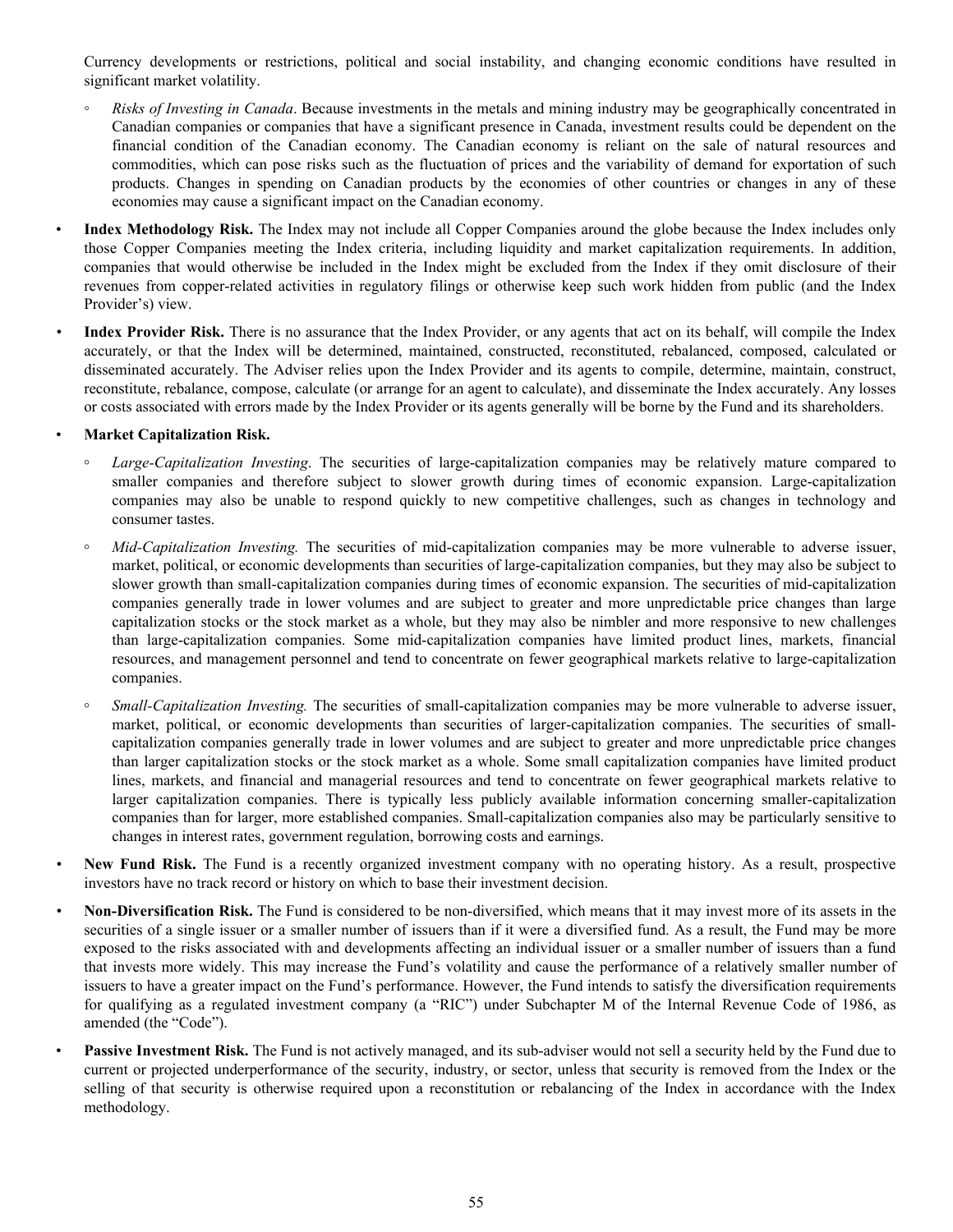Currency developments or restrictions, political and social instability, and changing economic conditions have resulted in significant market volatility.

- ◦ *Risks of Investing in Canada*. Because investments in the metals and mining industry may be geographically concentrated in Canadian companies or companies that have a significant presence in Canada, investment results could be dependent on the financial condition of the Canadian economy. The Canadian economy is reliant on the sale of natural resources and commodities, which can pose risks such as the fluctuation of prices and the variability of demand for exportation of such products. Changes in spending on Canadian products by the economies of other countries or changes in any of these economies may cause a significant impact on the Canadian economy.

- **Index Methodology Risk.** The Index may not include all Copper Companies around the globe because the Index includes only those Copper Companies meeting the Index criteria, including liquidity and market capitalization requirements. In addition, companies that would otherwise be included in the Index might be excluded from the Index if they omit disclosure of their revenues from copper-related activities in regulatory filings or otherwise keep such work hidden from public (and the Index Provider's) view.

- **Index Provider Risk.** There is no assurance that the Index Provider, or any agents that act on its behalf, will compile the Index accurately, or that the Index will be determined, maintained, constructed, reconstituted, rebalanced, composed, calculated or disseminated accurately. The Adviser relies upon the Index Provider and its agents to compile, determine, maintain, construct, reconstitute, rebalance, compose, calculate (or arrange for an agent to calculate), and disseminate the Index accurately. Any losses or costs associated with errors made by the Index Provider or its agents generally will be borne by the Fund and its shareholders.

- **Market Capitalization Risk.**
  - ◦ *Large-Capitalization Investing*. The securities of large-capitalization companies may be relatively mature compared to smaller companies and therefore subject to slower growth during times of economic expansion. Large-capitalization companies may also be unable to respond quickly to new competitive challenges, such as changes in technology and consumer tastes.
  - ◦ *Mid-Capitalization Investing.* The securities of mid-capitalization companies may be more vulnerable to adverse issuer, market, political, or economic developments than securities of large-capitalization companies, but they may also be subject to slower growth than small-capitalization companies during times of economic expansion. The securities of mid-capitalization companies generally trade in lower volumes and are subject to greater and more unpredictable price changes than large capitalization stocks or the stock market as a whole, but they may also be nimbler and more responsive to new challenges than large-capitalization companies. Some mid-capitalization companies have limited product lines, markets, financial resources, and management personnel and tend to concentrate on fewer geographical markets relative to large-capitalization companies.
  - ◦ *Small-Capitalization Investing.* The securities of small-capitalization companies may be more vulnerable to adverse issuer, market, political, or economic developments than securities of larger-capitalization companies. The securities of small-capitalization companies generally trade in lower volumes and are subject to greater and more unpredictable price changes than larger capitalization stocks or the stock market as a whole. Some small capitalization companies have limited product lines, markets, and financial and managerial resources and tend to concentrate on fewer geographical markets relative to larger capitalization companies. There is typically less publicly available information concerning smaller-capitalization companies than for larger, more established companies. Small-capitalization companies also may be particularly sensitive to changes in interest rates, government regulation, borrowing costs and earnings.

- **New Fund Risk.** The Fund is a recently organized investment company with no operating history. As a result, prospective investors have no track record or history on which to base their investment decision.

- **Non-Diversification Risk.** The Fund is considered to be non-diversified, which means that it may invest more of its assets in the securities of a single issuer or a smaller number of issuers than if it were a diversified fund. As a result, the Fund may be more exposed to the risks associated with and developments affecting an individual issuer or a smaller number of issuers than a fund that invests more widely. This may increase the Fund's volatility and cause the performance of a relatively smaller number of issuers to have a greater impact on the Fund's performance. However, the Fund intends to satisfy the diversification requirements for qualifying as a regulated investment company (a "RIC") under Subchapter M of the Internal Revenue Code of 1986, as amended (the "Code").

- **Passive Investment Risk.** The Fund is not actively managed, and its sub-adviser would not sell a security held by the Fund due to current or projected underperformance of the security, industry, or sector, unless that security is removed from the Index or the selling of that security is otherwise required upon a reconstitution or rebalancing of the Index in accordance with the Index methodology.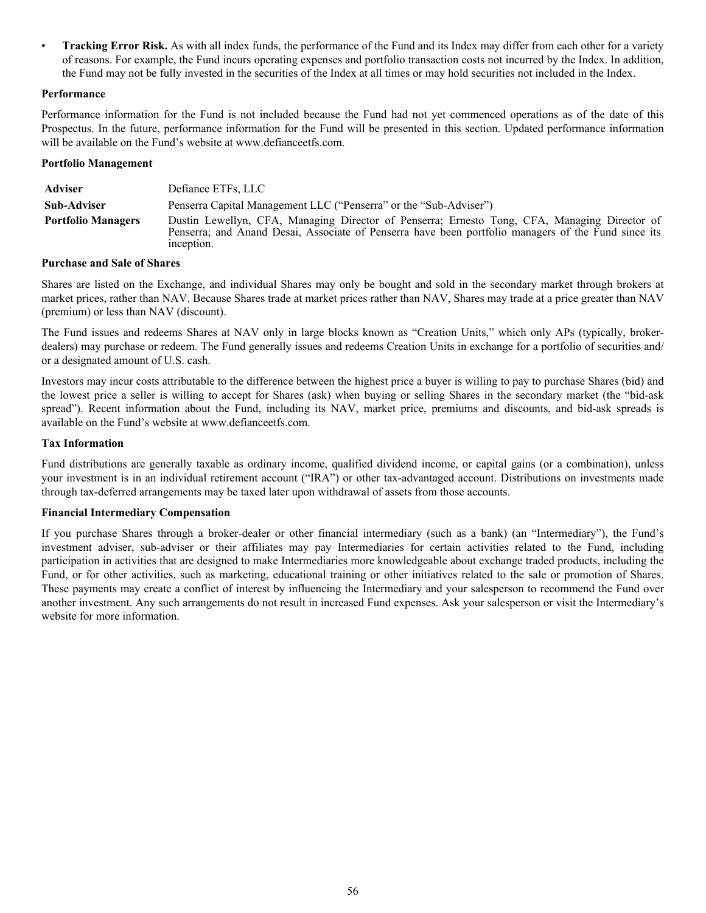- **Tracking Error Risk.** As with all index funds, the performance of the Fund and its Index may differ from each other for a variety of reasons. For example, the Fund incurs operating expenses and portfolio transaction costs not incurred by the Index. In addition, the Fund may not be fully invested in the securities of the Index at all times or may hold securities not included in the Index.

**Performance**

Performance information for the Fund is not included because the Fund had not yet commenced operations as of the date of this Prospectus. In the future, performance information for the Fund will be presented in this section. Updated performance information will be available on the Fund's website at www.defianceetfs.com.

**Portfolio Management**

| | |
|---|---|
| **Adviser** | Defiance ETFs, LLC |
| **Sub-Adviser** | Penserra Capital Management LLC ("Penserra" or the "Sub-Adviser") |
| **Portfolio Managers** | Dustin Lewellyn, CFA, Managing Director of Penserra; Ernesto Tong, CFA, Managing Director of Penserra; and Anand Desai, Associate of Penserra have been portfolio managers of the Fund since its inception. |

**Purchase and Sale of Shares**

Shares are listed on the Exchange, and individual Shares may only be bought and sold in the secondary market through brokers at market prices, rather than NAV. Because Shares trade at market prices rather than NAV, Shares may trade at a price greater than NAV (premium) or less than NAV (discount).

The Fund issues and redeems Shares at NAV only in large blocks known as "Creation Units," which only APs (typically, broker-dealers) may purchase or redeem. The Fund generally issues and redeems Creation Units in exchange for a portfolio of securities and/or a designated amount of U.S. cash.

Investors may incur costs attributable to the difference between the highest price a buyer is willing to pay to purchase Shares (bid) and the lowest price a seller is willing to accept for Shares (ask) when buying or selling Shares in the secondary market (the "bid-ask spread"). Recent information about the Fund, including its NAV, market price, premiums and discounts, and bid-ask spreads is available on the Fund's website at www.defianceetfs.com.

**Tax Information**

Fund distributions are generally taxable as ordinary income, qualified dividend income, or capital gains (or a combination), unless your investment is in an individual retirement account ("IRA") or other tax-advantaged account. Distributions on investments made through tax-deferred arrangements may be taxed later upon withdrawal of assets from those accounts.

**Financial Intermediary Compensation**

If you purchase Shares through a broker-dealer or other financial intermediary (such as a bank) (an "Intermediary"), the Fund's investment adviser, sub-adviser or their affiliates may pay Intermediaries for certain activities related to the Fund, including participation in activities that are designed to make Intermediaries more knowledgeable about exchange traded products, including the Fund, or for other activities, such as marketing, educational training or other initiatives related to the sale or promotion of Shares. These payments may create a conflict of interest by influencing the Intermediary and your salesperson to recommend the Fund over another investment. Any such arrangements do not result in increased Fund expenses. Ask your salesperson or visit the Intermediary's website for more information.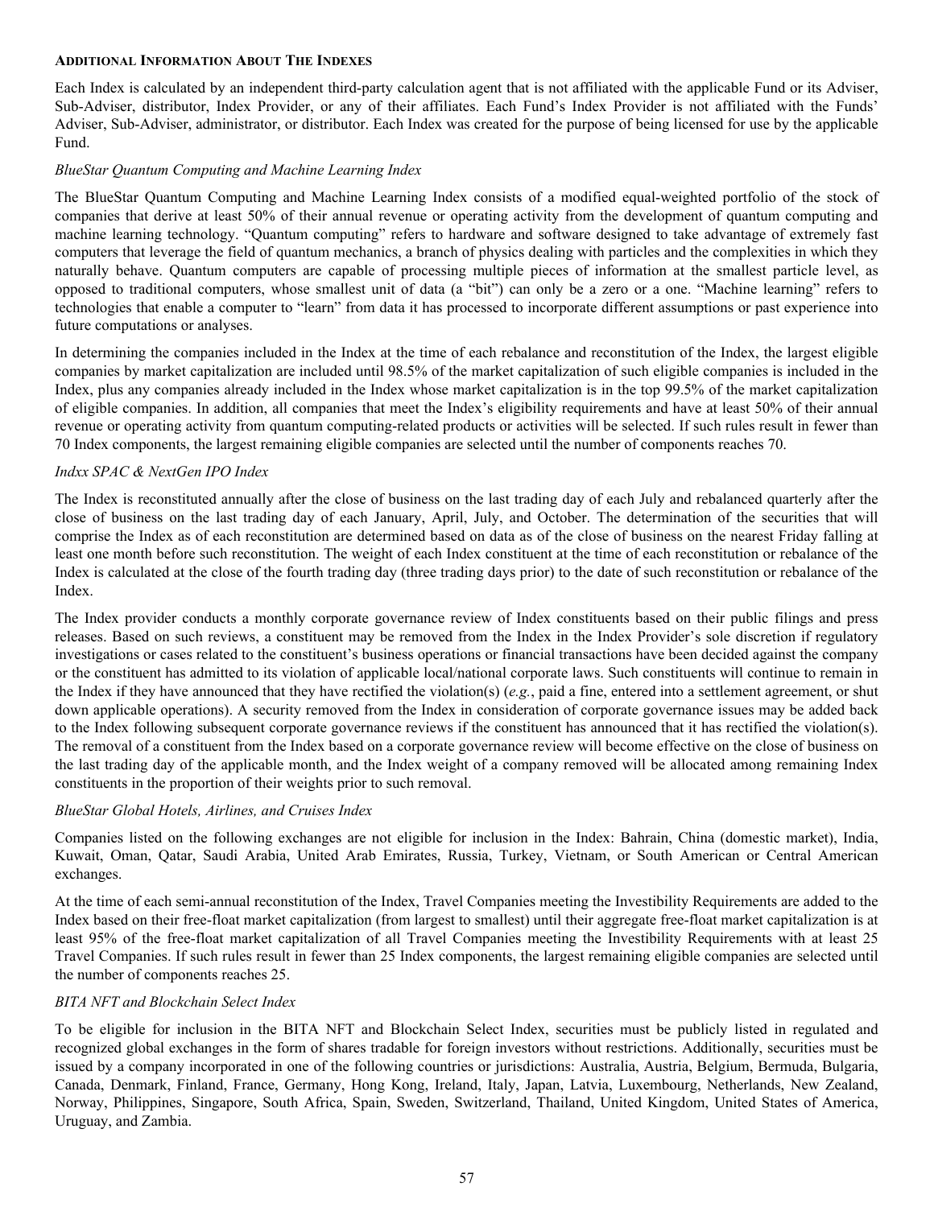**ADDITIONAL INFORMATION ABOUT THE INDEXES**

Each Index is calculated by an independent third-party calculation agent that is not affiliated with the applicable Fund or its Adviser, Sub-Adviser, distributor, Index Provider, or any of their affiliates. Each Fund's Index Provider is not affiliated with the Funds' Adviser, Sub-Adviser, administrator, or distributor. Each Index was created for the purpose of being licensed for use by the applicable Fund.

*BlueStar Quantum Computing and Machine Learning Index*

The BlueStar Quantum Computing and Machine Learning Index consists of a modified equal-weighted portfolio of the stock of companies that derive at least 50% of their annual revenue or operating activity from the development of quantum computing and machine learning technology. "Quantum computing" refers to hardware and software designed to take advantage of extremely fast computers that leverage the field of quantum mechanics, a branch of physics dealing with particles and the complexities in which they naturally behave. Quantum computers are capable of processing multiple pieces of information at the smallest particle level, as opposed to traditional computers, whose smallest unit of data (a "bit") can only be a zero or a one. "Machine learning" refers to technologies that enable a computer to "learn" from data it has processed to incorporate different assumptions or past experience into future computations or analyses.

In determining the companies included in the Index at the time of each rebalance and reconstitution of the Index, the largest eligible companies by market capitalization are included until 98.5% of the market capitalization of such eligible companies is included in the Index, plus any companies already included in the Index whose market capitalization is in the top 99.5% of the market capitalization of eligible companies. In addition, all companies that meet the Index's eligibility requirements and have at least 50% of their annual revenue or operating activity from quantum computing-related products or activities will be selected. If such rules result in fewer than 70 Index components, the largest remaining eligible companies are selected until the number of components reaches 70.

*Indxx SPAC & NextGen IPO Index*

The Index is reconstituted annually after the close of business on the last trading day of each July and rebalanced quarterly after the close of business on the last trading day of each January, April, July, and October. The determination of the securities that will comprise the Index as of each reconstitution are determined based on data as of the close of business on the nearest Friday falling at least one month before such reconstitution. The weight of each Index constituent at the time of each reconstitution or rebalance of the Index is calculated at the close of the fourth trading day (three trading days prior) to the date of such reconstitution or rebalance of the Index.

The Index provider conducts a monthly corporate governance review of Index constituents based on their public filings and press releases. Based on such reviews, a constituent may be removed from the Index in the Index Provider's sole discretion if regulatory investigations or cases related to the constituent's business operations or financial transactions have been decided against the company or the constituent has admitted to its violation of applicable local/national corporate laws. Such constituents will continue to remain in the Index if they have announced that they have rectified the violation(s) (*e.g.*, paid a fine, entered into a settlement agreement, or shut down applicable operations). A security removed from the Index in consideration of corporate governance issues may be added back to the Index following subsequent corporate governance reviews if the constituent has announced that it has rectified the violation(s). The removal of a constituent from the Index based on a corporate governance review will become effective on the close of business on the last trading day of the applicable month, and the Index weight of a company removed will be allocated among remaining Index constituents in the proportion of their weights prior to such removal.

*BlueStar Global Hotels, Airlines, and Cruises Index*

Companies listed on the following exchanges are not eligible for inclusion in the Index: Bahrain, China (domestic market), India, Kuwait, Oman, Qatar, Saudi Arabia, United Arab Emirates, Russia, Turkey, Vietnam, or South American or Central American exchanges.

At the time of each semi-annual reconstitution of the Index, Travel Companies meeting the Investibility Requirements are added to the Index based on their free-float market capitalization (from largest to smallest) until their aggregate free-float market capitalization is at least 95% of the free-float market capitalization of all Travel Companies meeting the Investibility Requirements with at least 25 Travel Companies. If such rules result in fewer than 25 Index components, the largest remaining eligible companies are selected until the number of components reaches 25.

*BITA NFT and Blockchain Select Index*

To be eligible for inclusion in the BITA NFT and Blockchain Select Index, securities must be publicly listed in regulated and recognized global exchanges in the form of shares tradable for foreign investors without restrictions. Additionally, securities must be issued by a company incorporated in one of the following countries or jurisdictions: Australia, Austria, Belgium, Bermuda, Bulgaria, Canada, Denmark, Finland, France, Germany, Hong Kong, Ireland, Italy, Japan, Latvia, Luxembourg, Netherlands, New Zealand, Norway, Philippines, Singapore, South Africa, Spain, Sweden, Switzerland, Thailand, United Kingdom, United States of America, Uruguay, and Zambia.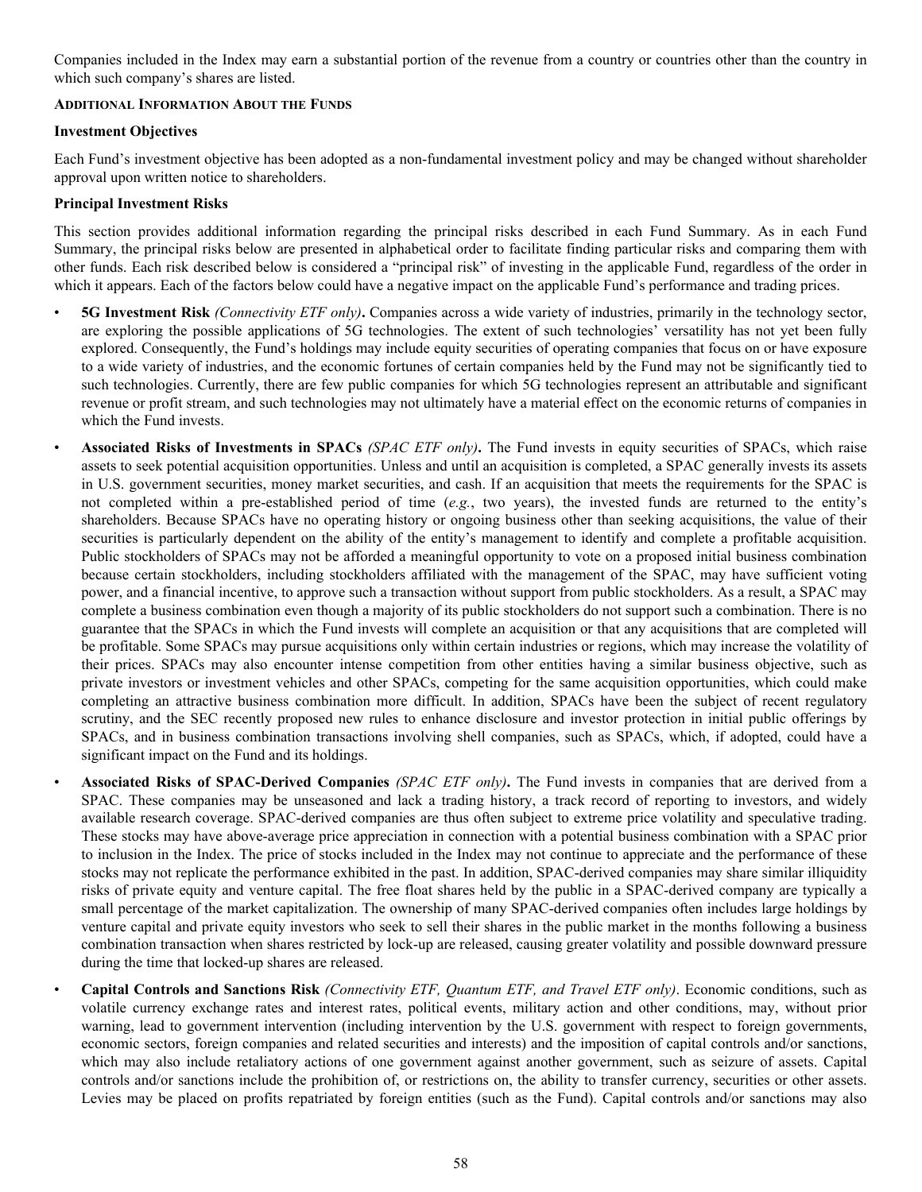Companies included in the Index may earn a substantial portion of the revenue from a country or countries other than the country in which such company's shares are listed.

## ADDITIONAL INFORMATION ABOUT THE FUNDS

### Investment Objectives

Each Fund's investment objective has been adopted as a non-fundamental investment policy and may be changed without shareholder approval upon written notice to shareholders.

### Principal Investment Risks

This section provides additional information regarding the principal risks described in each Fund Summary. As in each Fund Summary, the principal risks below are presented in alphabetical order to facilitate finding particular risks and comparing them with other funds. Each risk described below is considered a "principal risk" of investing in the applicable Fund, regardless of the order in which it appears. Each of the factors below could have a negative impact on the applicable Fund's performance and trading prices.

- **5G Investment Risk** *(Connectivity ETF only)***.** Companies across a wide variety of industries, primarily in the technology sector, are exploring the possible applications of 5G technologies. The extent of such technologies' versatility has not yet been fully explored. Consequently, the Fund's holdings may include equity securities of operating companies that focus on or have exposure to a wide variety of industries, and the economic fortunes of certain companies held by the Fund may not be significantly tied to such technologies. Currently, there are few public companies for which 5G technologies represent an attributable and significant revenue or profit stream, and such technologies may not ultimately have a material effect on the economic returns of companies in which the Fund invests.
- **Associated Risks of Investments in SPACs** *(SPAC ETF only)***.** The Fund invests in equity securities of SPACs, which raise assets to seek potential acquisition opportunities. Unless and until an acquisition is completed, a SPAC generally invests its assets in U.S. government securities, money market securities, and cash. If an acquisition that meets the requirements for the SPAC is not completed within a pre-established period of time (*e.g.*, two years), the invested funds are returned to the entity's shareholders. Because SPACs have no operating history or ongoing business other than seeking acquisitions, the value of their securities is particularly dependent on the ability of the entity's management to identify and complete a profitable acquisition. Public stockholders of SPACs may not be afforded a meaningful opportunity to vote on a proposed initial business combination because certain stockholders, including stockholders affiliated with the management of the SPAC, may have sufficient voting power, and a financial incentive, to approve such a transaction without support from public stockholders. As a result, a SPAC may complete a business combination even though a majority of its public stockholders do not support such a combination. There is no guarantee that the SPACs in which the Fund invests will complete an acquisition or that any acquisitions that are completed will be profitable. Some SPACs may pursue acquisitions only within certain industries or regions, which may increase the volatility of their prices. SPACs may also encounter intense competition from other entities having a similar business objective, such as private investors or investment vehicles and other SPACs, competing for the same acquisition opportunities, which could make completing an attractive business combination more difficult. In addition, SPACs have been the subject of recent regulatory scrutiny, and the SEC recently proposed new rules to enhance disclosure and investor protection in initial public offerings by SPACs, and in business combination transactions involving shell companies, such as SPACs, which, if adopted, could have a significant impact on the Fund and its holdings.
- **Associated Risks of SPAC-Derived Companies** *(SPAC ETF only)***.** The Fund invests in companies that are derived from a SPAC. These companies may be unseasoned and lack a trading history, a track record of reporting to investors, and widely available research coverage. SPAC-derived companies are thus often subject to extreme price volatility and speculative trading. These stocks may have above-average price appreciation in connection with a potential business combination with a SPAC prior to inclusion in the Index. The price of stocks included in the Index may not continue to appreciate and the performance of these stocks may not replicate the performance exhibited in the past. In addition, SPAC-derived companies may share similar illiquidity risks of private equity and venture capital. The free float shares held by the public in a SPAC-derived company are typically a small percentage of the market capitalization. The ownership of many SPAC-derived companies often includes large holdings by venture capital and private equity investors who seek to sell their shares in the public market in the months following a business combination transaction when shares restricted by lock-up are released, causing greater volatility and possible downward pressure during the time that locked-up shares are released.
- **Capital Controls and Sanctions Risk** *(Connectivity ETF, Quantum ETF, and Travel ETF only)*. Economic conditions, such as volatile currency exchange rates and interest rates, political events, military action and other conditions, may, without prior warning, lead to government intervention (including intervention by the U.S. government with respect to foreign governments, economic sectors, foreign companies and related securities and interests) and the imposition of capital controls and/or sanctions, which may also include retaliatory actions of one government against another government, such as seizure of assets. Capital controls and/or sanctions include the prohibition of, or restrictions on, the ability to transfer currency, securities or other assets. Levies may be placed on profits repatriated by foreign entities (such as the Fund). Capital controls and/or sanctions may also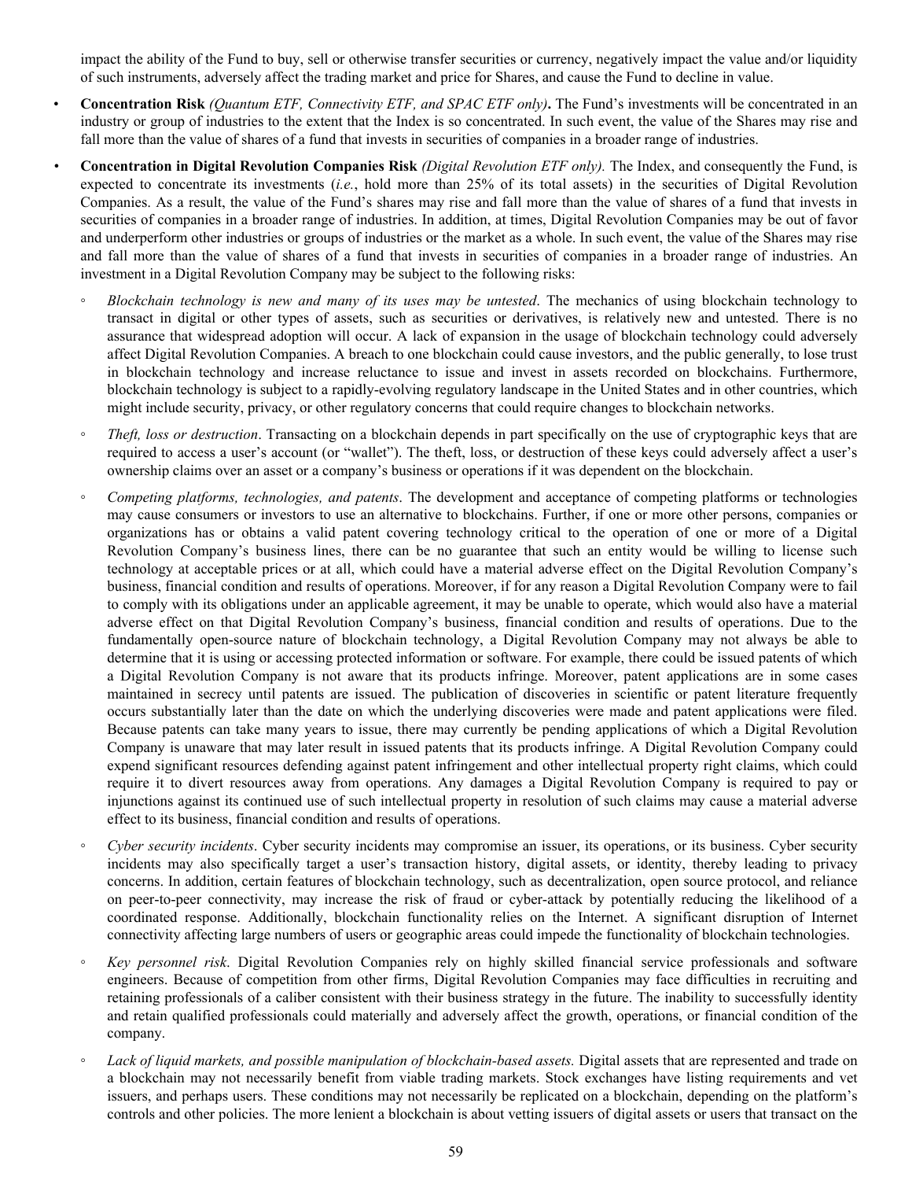impact the ability of the Fund to buy, sell or otherwise transfer securities or currency, negatively impact the value and/or liquidity of such instruments, adversely affect the trading market and price for Shares, and cause the Fund to decline in value.

- **Concentration Risk** *(Quantum ETF, Connectivity ETF, and SPAC ETF only)***.** The Fund's investments will be concentrated in an industry or group of industries to the extent that the Index is so concentrated. In such event, the value of the Shares may rise and fall more than the value of shares of a fund that invests in securities of companies in a broader range of industries.

- **Concentration in Digital Revolution Companies Risk** *(Digital Revolution ETF only).* The Index, and consequently the Fund, is expected to concentrate its investments (*i.e.*, hold more than 25% of its total assets) in the securities of Digital Revolution Companies. As a result, the value of the Fund's shares may rise and fall more than the value of shares of a fund that invests in securities of companies in a broader range of industries. In addition, at times, Digital Revolution Companies may be out of favor and underperform other industries or groups of industries or the market as a whole. In such event, the value of the Shares may rise and fall more than the value of shares of a fund that invests in securities of companies in a broader range of industries. An investment in a Digital Revolution Company may be subject to the following risks:

  - *Blockchain technology is new and many of its uses may be untested*. The mechanics of using blockchain technology to transact in digital or other types of assets, such as securities or derivatives, is relatively new and untested. There is no assurance that widespread adoption will occur. A lack of expansion in the usage of blockchain technology could adversely affect Digital Revolution Companies. A breach to one blockchain could cause investors, and the public generally, to lose trust in blockchain technology and increase reluctance to issue and invest in assets recorded on blockchains. Furthermore, blockchain technology is subject to a rapidly-evolving regulatory landscape in the United States and in other countries, which might include security, privacy, or other regulatory concerns that could require changes to blockchain networks.

  - *Theft, loss or destruction*. Transacting on a blockchain depends in part specifically on the use of cryptographic keys that are required to access a user's account (or "wallet"). The theft, loss, or destruction of these keys could adversely affect a user's ownership claims over an asset or a company's business or operations if it was dependent on the blockchain.

  - *Competing platforms, technologies, and patents*. The development and acceptance of competing platforms or technologies may cause consumers or investors to use an alternative to blockchains. Further, if one or more other persons, companies or organizations has or obtains a valid patent covering technology critical to the operation of one or more of a Digital Revolution Company's business lines, there can be no guarantee that such an entity would be willing to license such technology at acceptable prices or at all, which could have a material adverse effect on the Digital Revolution Company's business, financial condition and results of operations. Moreover, if for any reason a Digital Revolution Company were to fail to comply with its obligations under an applicable agreement, it may be unable to operate, which would also have a material adverse effect on that Digital Revolution Company's business, financial condition and results of operations. Due to the fundamentally open-source nature of blockchain technology, a Digital Revolution Company may not always be able to determine that it is using or accessing protected information or software. For example, there could be issued patents of which a Digital Revolution Company is not aware that its products infringe. Moreover, patent applications are in some cases maintained in secrecy until patents are issued. The publication of discoveries in scientific or patent literature frequently occurs substantially later than the date on which the underlying discoveries were made and patent applications were filed. Because patents can take many years to issue, there may currently be pending applications of which a Digital Revolution Company is unaware that may later result in issued patents that its products infringe. A Digital Revolution Company could expend significant resources defending against patent infringement and other intellectual property right claims, which could require it to divert resources away from operations. Any damages a Digital Revolution Company is required to pay or injunctions against its continued use of such intellectual property in resolution of such claims may cause a material adverse effect to its business, financial condition and results of operations.

  - *Cyber security incidents*. Cyber security incidents may compromise an issuer, its operations, or its business. Cyber security incidents may also specifically target a user's transaction history, digital assets, or identity, thereby leading to privacy concerns. In addition, certain features of blockchain technology, such as decentralization, open source protocol, and reliance on peer-to-peer connectivity, may increase the risk of fraud or cyber-attack by potentially reducing the likelihood of a coordinated response. Additionally, blockchain functionality relies on the Internet. A significant disruption of Internet connectivity affecting large numbers of users or geographic areas could impede the functionality of blockchain technologies.

  - *Key personnel risk*. Digital Revolution Companies rely on highly skilled financial service professionals and software engineers. Because of competition from other firms, Digital Revolution Companies may face difficulties in recruiting and retaining professionals of a caliber consistent with their business strategy in the future. The inability to successfully identity and retain qualified professionals could materially and adversely affect the growth, operations, or financial condition of the company.

  - *Lack of liquid markets, and possible manipulation of blockchain-based assets.* Digital assets that are represented and trade on a blockchain may not necessarily benefit from viable trading markets. Stock exchanges have listing requirements and vet issuers, and perhaps users. These conditions may not necessarily be replicated on a blockchain, depending on the platform's controls and other policies. The more lenient a blockchain is about vetting issuers of digital assets or users that transact on the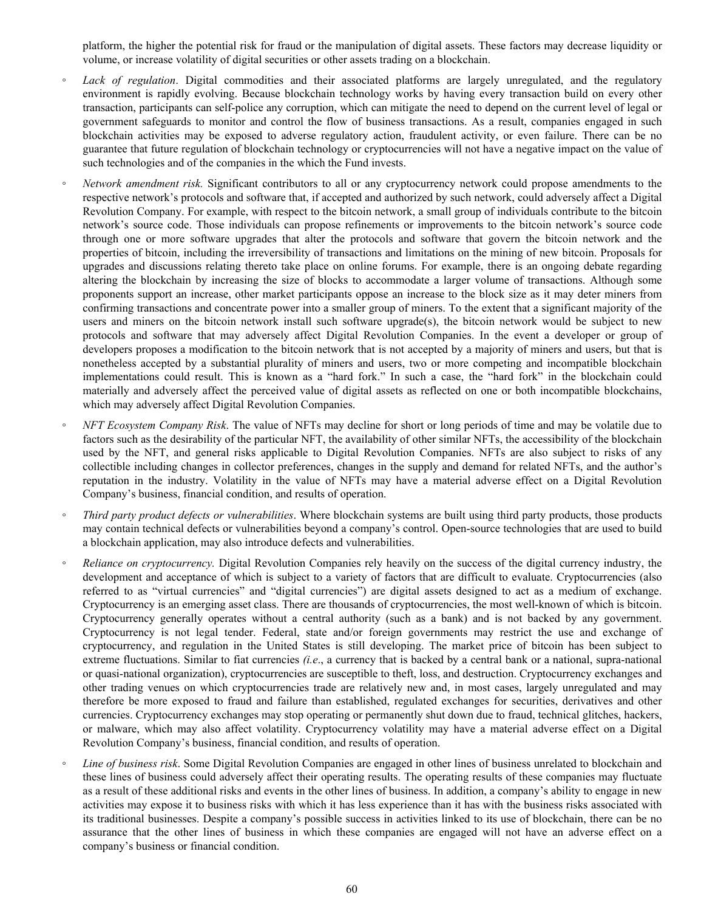platform, the higher the potential risk for fraud or the manipulation of digital assets. These factors may decrease liquidity or volume, or increase volatility of digital securities or other assets trading on a blockchain.

- *Lack of regulation*. Digital commodities and their associated platforms are largely unregulated, and the regulatory environment is rapidly evolving. Because blockchain technology works by having every transaction build on every other transaction, participants can self-police any corruption, which can mitigate the need to depend on the current level of legal or government safeguards to monitor and control the flow of business transactions. As a result, companies engaged in such blockchain activities may be exposed to adverse regulatory action, fraudulent activity, or even failure. There can be no guarantee that future regulation of blockchain technology or cryptocurrencies will not have a negative impact on the value of such technologies and of the companies in the which the Fund invests.

- *Network amendment risk.* Significant contributors to all or any cryptocurrency network could propose amendments to the respective network's protocols and software that, if accepted and authorized by such network, could adversely affect a Digital Revolution Company. For example, with respect to the bitcoin network, a small group of individuals contribute to the bitcoin network's source code. Those individuals can propose refinements or improvements to the bitcoin network's source code through one or more software upgrades that alter the protocols and software that govern the bitcoin network and the properties of bitcoin, including the irreversibility of transactions and limitations on the mining of new bitcoin. Proposals for upgrades and discussions relating thereto take place on online forums. For example, there is an ongoing debate regarding altering the blockchain by increasing the size of blocks to accommodate a larger volume of transactions. Although some proponents support an increase, other market participants oppose an increase to the block size as it may deter miners from confirming transactions and concentrate power into a smaller group of miners. To the extent that a significant majority of the users and miners on the bitcoin network install such software upgrade(s), the bitcoin network would be subject to new protocols and software that may adversely affect Digital Revolution Companies. In the event a developer or group of developers proposes a modification to the bitcoin network that is not accepted by a majority of miners and users, but that is nonetheless accepted by a substantial plurality of miners and users, two or more competing and incompatible blockchain implementations could result. This is known as a "hard fork." In such a case, the "hard fork" in the blockchain could materially and adversely affect the perceived value of digital assets as reflected on one or both incompatible blockchains, which may adversely affect Digital Revolution Companies.

- *NFT Ecosystem Company Risk*. The value of NFTs may decline for short or long periods of time and may be volatile due to factors such as the desirability of the particular NFT, the availability of other similar NFTs, the accessibility of the blockchain used by the NFT, and general risks applicable to Digital Revolution Companies. NFTs are also subject to risks of any collectible including changes in collector preferences, changes in the supply and demand for related NFTs, and the author's reputation in the industry. Volatility in the value of NFTs may have a material adverse effect on a Digital Revolution Company's business, financial condition, and results of operation.

- *Third party product defects or vulnerabilities*. Where blockchain systems are built using third party products, those products may contain technical defects or vulnerabilities beyond a company's control. Open-source technologies that are used to build a blockchain application, may also introduce defects and vulnerabilities.

- *Reliance on cryptocurrency.* Digital Revolution Companies rely heavily on the success of the digital currency industry, the development and acceptance of which is subject to a variety of factors that are difficult to evaluate. Cryptocurrencies (also referred to as "virtual currencies" and "digital currencies") are digital assets designed to act as a medium of exchange. Cryptocurrency is an emerging asset class. There are thousands of cryptocurrencies, the most well-known of which is bitcoin. Cryptocurrency generally operates without a central authority (such as a bank) and is not backed by any government. Cryptocurrency is not legal tender. Federal, state and/or foreign governments may restrict the use and exchange of cryptocurrency, and regulation in the United States is still developing. The market price of bitcoin has been subject to extreme fluctuations. Similar to fiat currencies *(i.e*., a currency that is backed by a central bank or a national, supra-national or quasi-national organization), cryptocurrencies are susceptible to theft, loss, and destruction. Cryptocurrency exchanges and other trading venues on which cryptocurrencies trade are relatively new and, in most cases, largely unregulated and may therefore be more exposed to fraud and failure than established, regulated exchanges for securities, derivatives and other currencies. Cryptocurrency exchanges may stop operating or permanently shut down due to fraud, technical glitches, hackers, or malware, which may also affect volatility. Cryptocurrency volatility may have a material adverse effect on a Digital Revolution Company's business, financial condition, and results of operation.

- *Line of business risk*. Some Digital Revolution Companies are engaged in other lines of business unrelated to blockchain and these lines of business could adversely affect their operating results. The operating results of these companies may fluctuate as a result of these additional risks and events in the other lines of business. In addition, a company's ability to engage in new activities may expose it to business risks with which it has less experience than it has with the business risks associated with its traditional businesses. Despite a company's possible success in activities linked to its use of blockchain, there can be no assurance that the other lines of business in which these companies are engaged will not have an adverse effect on a company's business or financial condition.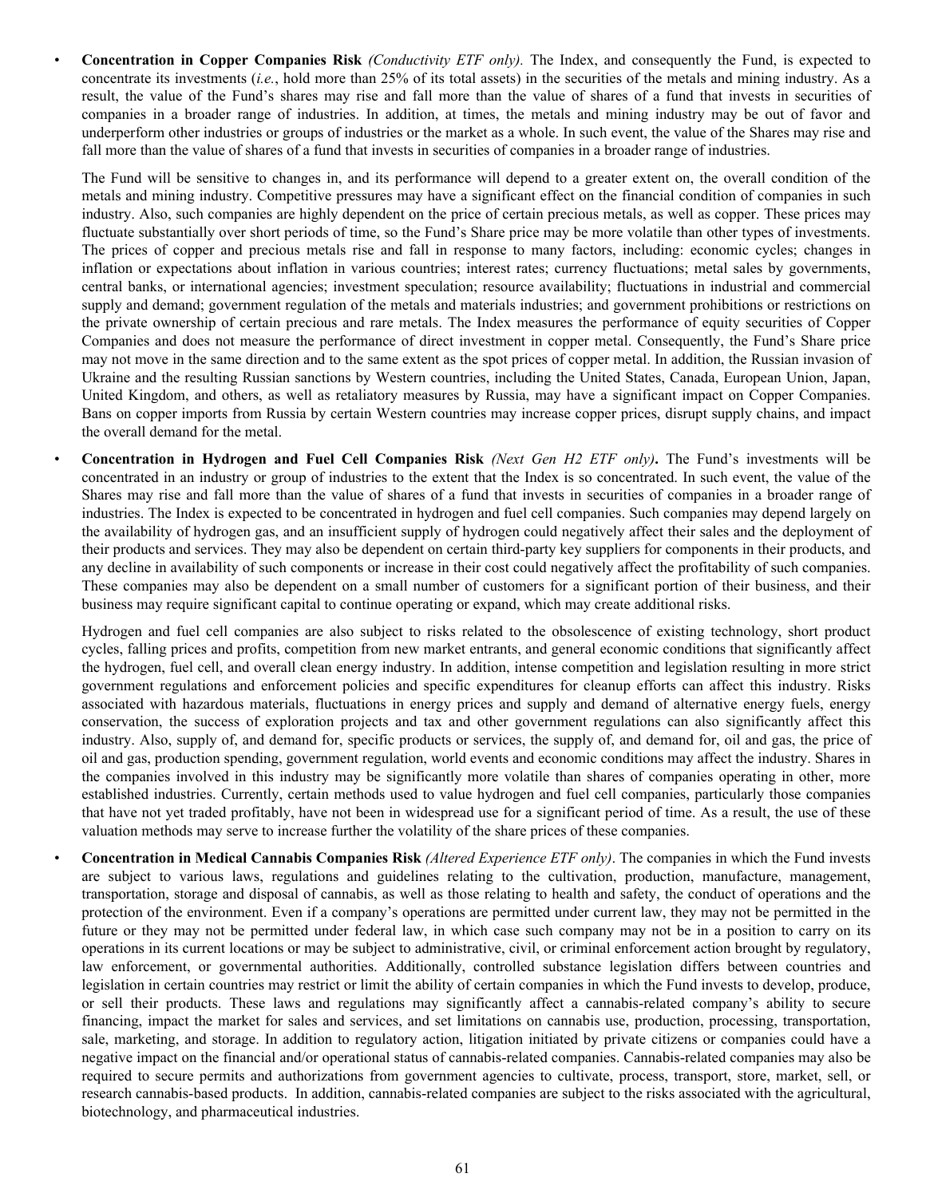- **Concentration in Copper Companies Risk** *(Conductivity ETF only).* The Index, and consequently the Fund, is expected to concentrate its investments (*i.e.*, hold more than 25% of its total assets) in the securities of the metals and mining industry. As a result, the value of the Fund's shares may rise and fall more than the value of shares of a fund that invests in securities of companies in a broader range of industries. In addition, at times, the metals and mining industry may be out of favor and underperform other industries or groups of industries or the market as a whole. In such event, the value of the Shares may rise and fall more than the value of shares of a fund that invests in securities of companies in a broader range of industries.

  The Fund will be sensitive to changes in, and its performance will depend to a greater extent on, the overall condition of the metals and mining industry. Competitive pressures may have a significant effect on the financial condition of companies in such industry. Also, such companies are highly dependent on the price of certain precious metals, as well as copper. These prices may fluctuate substantially over short periods of time, so the Fund's Share price may be more volatile than other types of investments. The prices of copper and precious metals rise and fall in response to many factors, including: economic cycles; changes in inflation or expectations about inflation in various countries; interest rates; currency fluctuations; metal sales by governments, central banks, or international agencies; investment speculation; resource availability; fluctuations in industrial and commercial supply and demand; government regulation of the metals and materials industries; and government prohibitions or restrictions on the private ownership of certain precious and rare metals. The Index measures the performance of equity securities of Copper Companies and does not measure the performance of direct investment in copper metal. Consequently, the Fund's Share price may not move in the same direction and to the same extent as the spot prices of copper metal. In addition, the Russian invasion of Ukraine and the resulting Russian sanctions by Western countries, including the United States, Canada, European Union, Japan, United Kingdom, and others, as well as retaliatory measures by Russia, may have a significant impact on Copper Companies. Bans on copper imports from Russia by certain Western countries may increase copper prices, disrupt supply chains, and impact the overall demand for the metal.

- **Concentration in Hydrogen and Fuel Cell Companies Risk** *(Next Gen H2 ETF only)***.** The Fund's investments will be concentrated in an industry or group of industries to the extent that the Index is so concentrated. In such event, the value of the Shares may rise and fall more than the value of shares of a fund that invests in securities of companies in a broader range of industries. The Index is expected to be concentrated in hydrogen and fuel cell companies. Such companies may depend largely on the availability of hydrogen gas, and an insufficient supply of hydrogen could negatively affect their sales and the deployment of their products and services. They may also be dependent on certain third-party key suppliers for components in their products, and any decline in availability of such components or increase in their cost could negatively affect the profitability of such companies. These companies may also be dependent on a small number of customers for a significant portion of their business, and their business may require significant capital to continue operating or expand, which may create additional risks.

  Hydrogen and fuel cell companies are also subject to risks related to the obsolescence of existing technology, short product cycles, falling prices and profits, competition from new market entrants, and general economic conditions that significantly affect the hydrogen, fuel cell, and overall clean energy industry. In addition, intense competition and legislation resulting in more strict government regulations and enforcement policies and specific expenditures for cleanup efforts can affect this industry. Risks associated with hazardous materials, fluctuations in energy prices and supply and demand of alternative energy fuels, energy conservation, the success of exploration projects and tax and other government regulations can also significantly affect this industry. Also, supply of, and demand for, specific products or services, the supply of, and demand for, oil and gas, the price of oil and gas, production spending, government regulation, world events and economic conditions may affect the industry. Shares in the companies involved in this industry may be significantly more volatile than shares of companies operating in other, more established industries. Currently, certain methods used to value hydrogen and fuel cell companies, particularly those companies that have not yet traded profitably, have not been in widespread use for a significant period of time. As a result, the use of these valuation methods may serve to increase further the volatility of the share prices of these companies.

- **Concentration in Medical Cannabis Companies Risk** *(Altered Experience ETF only)*. The companies in which the Fund invests are subject to various laws, regulations and guidelines relating to the cultivation, production, manufacture, management, transportation, storage and disposal of cannabis, as well as those relating to health and safety, the conduct of operations and the protection of the environment. Even if a company's operations are permitted under current law, they may not be permitted in the future or they may not be permitted under federal law, in which case such company may not be in a position to carry on its operations in its current locations or may be subject to administrative, civil, or criminal enforcement action brought by regulatory, law enforcement, or governmental authorities. Additionally, controlled substance legislation differs between countries and legislation in certain countries may restrict or limit the ability of certain companies in which the Fund invests to develop, produce, or sell their products. These laws and regulations may significantly affect a cannabis-related company's ability to secure financing, impact the market for sales and services, and set limitations on cannabis use, production, processing, transportation, sale, marketing, and storage. In addition to regulatory action, litigation initiated by private citizens or companies could have a negative impact on the financial and/or operational status of cannabis-related companies. Cannabis-related companies may also be required to secure permits and authorizations from government agencies to cultivate, process, transport, store, market, sell, or research cannabis-based products. In addition, cannabis-related companies are subject to the risks associated with the agricultural, biotechnology, and pharmaceutical industries.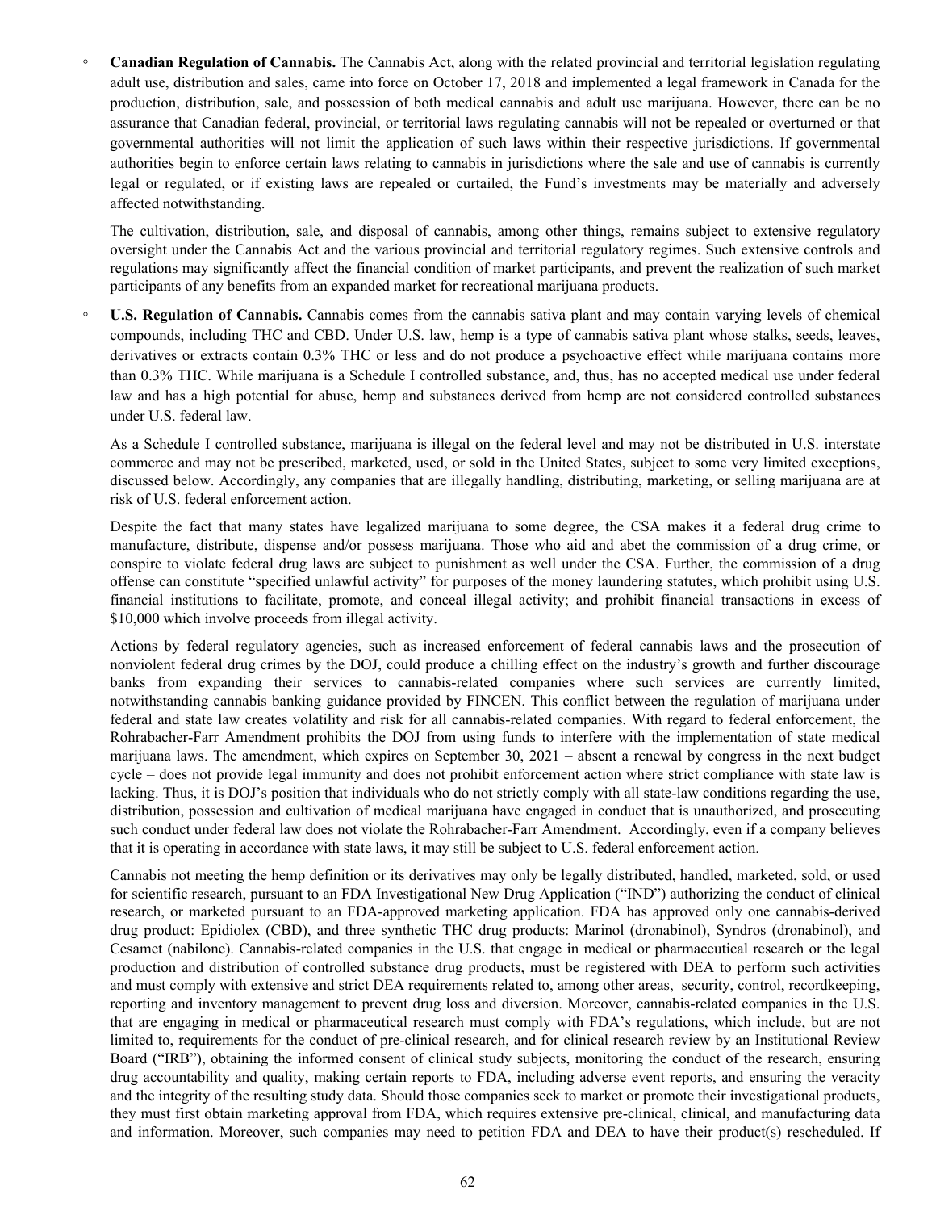- **Canadian Regulation of Cannabis.** The Cannabis Act, along with the related provincial and territorial legislation regulating adult use, distribution and sales, came into force on October 17, 2018 and implemented a legal framework in Canada for the production, distribution, sale, and possession of both medical cannabis and adult use marijuana. However, there can be no assurance that Canadian federal, provincial, or territorial laws regulating cannabis will not be repealed or overturned or that governmental authorities will not limit the application of such laws within their respective jurisdictions. If governmental authorities begin to enforce certain laws relating to cannabis in jurisdictions where the sale and use of cannabis is currently legal or regulated, or if existing laws are repealed or curtailed, the Fund's investments may be materially and adversely affected notwithstanding.

  The cultivation, distribution, sale, and disposal of cannabis, among other things, remains subject to extensive regulatory oversight under the Cannabis Act and the various provincial and territorial regulatory regimes. Such extensive controls and regulations may significantly affect the financial condition of market participants, and prevent the realization of such market participants of any benefits from an expanded market for recreational marijuana products.

- **U.S. Regulation of Cannabis.** Cannabis comes from the cannabis sativa plant and may contain varying levels of chemical compounds, including THC and CBD. Under U.S. law, hemp is a type of cannabis sativa plant whose stalks, seeds, leaves, derivatives or extracts contain 0.3% THC or less and do not produce a psychoactive effect while marijuana contains more than 0.3% THC. While marijuana is a Schedule I controlled substance, and, thus, has no accepted medical use under federal law and has a high potential for abuse, hemp and substances derived from hemp are not considered controlled substances under U.S. federal law.

  As a Schedule I controlled substance, marijuana is illegal on the federal level and may not be distributed in U.S. interstate commerce and may not be prescribed, marketed, used, or sold in the United States, subject to some very limited exceptions, discussed below. Accordingly, any companies that are illegally handling, distributing, marketing, or selling marijuana are at risk of U.S. federal enforcement action.

  Despite the fact that many states have legalized marijuana to some degree, the CSA makes it a federal drug crime to manufacture, distribute, dispense and/or possess marijuana. Those who aid and abet the commission of a drug crime, or conspire to violate federal drug laws are subject to punishment as well under the CSA. Further, the commission of a drug offense can constitute "specified unlawful activity" for purposes of the money laundering statutes, which prohibit using U.S. financial institutions to facilitate, promote, and conceal illegal activity; and prohibit financial transactions in excess of $10,000 which involve proceeds from illegal activity.

  Actions by federal regulatory agencies, such as increased enforcement of federal cannabis laws and the prosecution of nonviolent federal drug crimes by the DOJ, could produce a chilling effect on the industry's growth and further discourage banks from expanding their services to cannabis-related companies where such services are currently limited, notwithstanding cannabis banking guidance provided by FINCEN. This conflict between the regulation of marijuana under federal and state law creates volatility and risk for all cannabis-related companies. With regard to federal enforcement, the Rohrabacher-Farr Amendment prohibits the DOJ from using funds to interfere with the implementation of state medical marijuana laws. The amendment, which expires on September 30, 2021 – absent a renewal by congress in the next budget cycle – does not provide legal immunity and does not prohibit enforcement action where strict compliance with state law is lacking. Thus, it is DOJ's position that individuals who do not strictly comply with all state-law conditions regarding the use, distribution, possession and cultivation of medical marijuana have engaged in conduct that is unauthorized, and prosecuting such conduct under federal law does not violate the Rohrabacher-Farr Amendment. Accordingly, even if a company believes that it is operating in accordance with state laws, it may still be subject to U.S. federal enforcement action.

  Cannabis not meeting the hemp definition or its derivatives may only be legally distributed, handled, marketed, sold, or used for scientific research, pursuant to an FDA Investigational New Drug Application ("IND") authorizing the conduct of clinical research, or marketed pursuant to an FDA-approved marketing application. FDA has approved only one cannabis-derived drug product: Epidiolex (CBD), and three synthetic THC drug products: Marinol (dronabinol), Syndros (dronabinol), and Cesamet (nabilone). Cannabis-related companies in the U.S. that engage in medical or pharmaceutical research or the legal production and distribution of controlled substance drug products, must be registered with DEA to perform such activities and must comply with extensive and strict DEA requirements related to, among other areas, security, control, recordkeeping, reporting and inventory management to prevent drug loss and diversion. Moreover, cannabis-related companies in the U.S. that are engaging in medical or pharmaceutical research must comply with FDA's regulations, which include, but are not limited to, requirements for the conduct of pre-clinical research, and for clinical research review by an Institutional Review Board ("IRB"), obtaining the informed consent of clinical study subjects, monitoring the conduct of the research, ensuring drug accountability and quality, making certain reports to FDA, including adverse event reports, and ensuring the veracity and the integrity of the resulting study data. Should those companies seek to market or promote their investigational products, they must first obtain marketing approval from FDA, which requires extensive pre-clinical, clinical, and manufacturing data and information. Moreover, such companies may need to petition FDA and DEA to have their product(s) rescheduled. If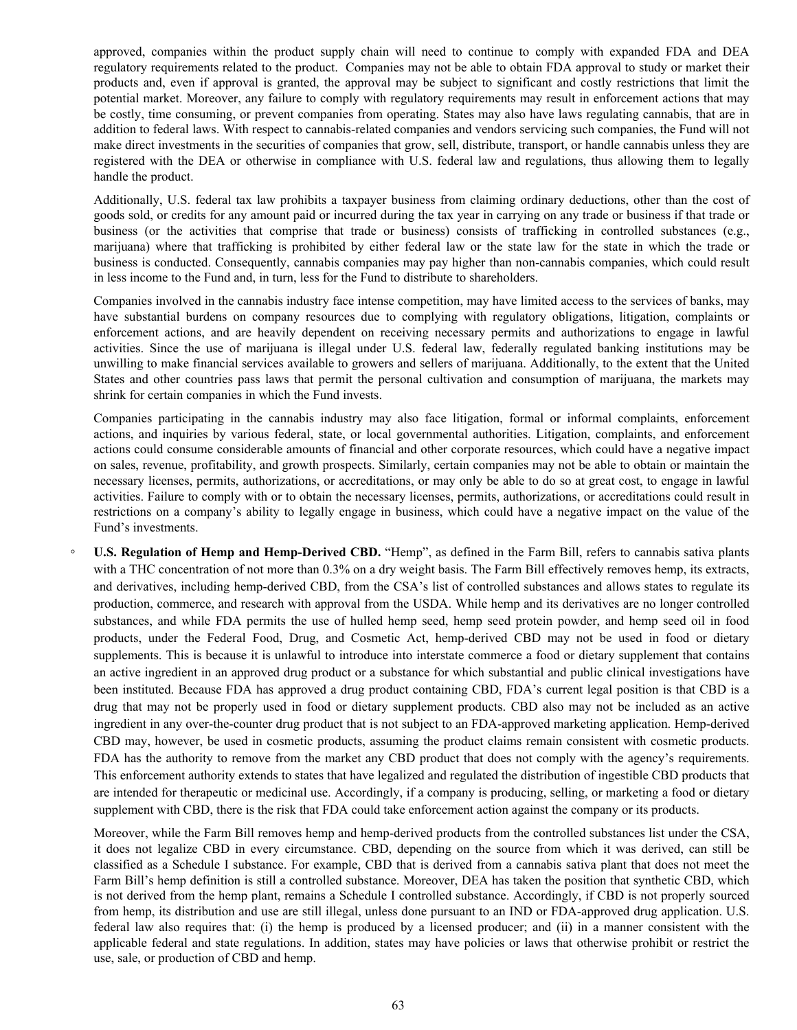approved, companies within the product supply chain will need to continue to comply with expanded FDA and DEA regulatory requirements related to the product. Companies may not be able to obtain FDA approval to study or market their products and, even if approval is granted, the approval may be subject to significant and costly restrictions that limit the potential market. Moreover, any failure to comply with regulatory requirements may result in enforcement actions that may be costly, time consuming, or prevent companies from operating. States may also have laws regulating cannabis, that are in addition to federal laws. With respect to cannabis-related companies and vendors servicing such companies, the Fund will not make direct investments in the securities of companies that grow, sell, distribute, transport, or handle cannabis unless they are registered with the DEA or otherwise in compliance with U.S. federal law and regulations, thus allowing them to legally handle the product.

Additionally, U.S. federal tax law prohibits a taxpayer business from claiming ordinary deductions, other than the cost of goods sold, or credits for any amount paid or incurred during the tax year in carrying on any trade or business if that trade or business (or the activities that comprise that trade or business) consists of trafficking in controlled substances (e.g., marijuana) where that trafficking is prohibited by either federal law or the state law for the state in which the trade or business is conducted. Consequently, cannabis companies may pay higher than non-cannabis companies, which could result in less income to the Fund and, in turn, less for the Fund to distribute to shareholders.

Companies involved in the cannabis industry face intense competition, may have limited access to the services of banks, may have substantial burdens on company resources due to complying with regulatory obligations, litigation, complaints or enforcement actions, and are heavily dependent on receiving necessary permits and authorizations to engage in lawful activities. Since the use of marijuana is illegal under U.S. federal law, federally regulated banking institutions may be unwilling to make financial services available to growers and sellers of marijuana. Additionally, to the extent that the United States and other countries pass laws that permit the personal cultivation and consumption of marijuana, the markets may shrink for certain companies in which the Fund invests.

Companies participating in the cannabis industry may also face litigation, formal or informal complaints, enforcement actions, and inquiries by various federal, state, or local governmental authorities. Litigation, complaints, and enforcement actions could consume considerable amounts of financial and other corporate resources, which could have a negative impact on sales, revenue, profitability, and growth prospects. Similarly, certain companies may not be able to obtain or maintain the necessary licenses, permits, authorizations, or accreditations, or may only be able to do so at great cost, to engage in lawful activities. Failure to comply with or to obtain the necessary licenses, permits, authorizations, or accreditations could result in restrictions on a company's ability to legally engage in business, which could have a negative impact on the value of the Fund's investments.

- **U.S. Regulation of Hemp and Hemp-Derived CBD.** "Hemp", as defined in the Farm Bill, refers to cannabis sativa plants with a THC concentration of not more than 0.3% on a dry weight basis. The Farm Bill effectively removes hemp, its extracts, and derivatives, including hemp-derived CBD, from the CSA's list of controlled substances and allows states to regulate its production, commerce, and research with approval from the USDA. While hemp and its derivatives are no longer controlled substances, and while FDA permits the use of hulled hemp seed, hemp seed protein powder, and hemp seed oil in food products, under the Federal Food, Drug, and Cosmetic Act, hemp-derived CBD may not be used in food or dietary supplements. This is because it is unlawful to introduce into interstate commerce a food or dietary supplement that contains an active ingredient in an approved drug product or a substance for which substantial and public clinical investigations have been instituted. Because FDA has approved a drug product containing CBD, FDA's current legal position is that CBD is a drug that may not be properly used in food or dietary supplement products. CBD also may not be included as an active ingredient in any over-the-counter drug product that is not subject to an FDA-approved marketing application. Hemp-derived CBD may, however, be used in cosmetic products, assuming the product claims remain consistent with cosmetic products. FDA has the authority to remove from the market any CBD product that does not comply with the agency's requirements. This enforcement authority extends to states that have legalized and regulated the distribution of ingestible CBD products that are intended for therapeutic or medicinal use. Accordingly, if a company is producing, selling, or marketing a food or dietary supplement with CBD, there is the risk that FDA could take enforcement action against the company or its products.

  Moreover, while the Farm Bill removes hemp and hemp-derived products from the controlled substances list under the CSA, it does not legalize CBD in every circumstance. CBD, depending on the source from which it was derived, can still be classified as a Schedule I substance. For example, CBD that is derived from a cannabis sativa plant that does not meet the Farm Bill's hemp definition is still a controlled substance. Moreover, DEA has taken the position that synthetic CBD, which is not derived from the hemp plant, remains a Schedule I controlled substance. Accordingly, if CBD is not properly sourced from hemp, its distribution and use are still illegal, unless done pursuant to an IND or FDA-approved drug application. U.S. federal law also requires that: (i) the hemp is produced by a licensed producer; and (ii) in a manner consistent with the applicable federal and state regulations. In addition, states may have policies or laws that otherwise prohibit or restrict the use, sale, or production of CBD and hemp.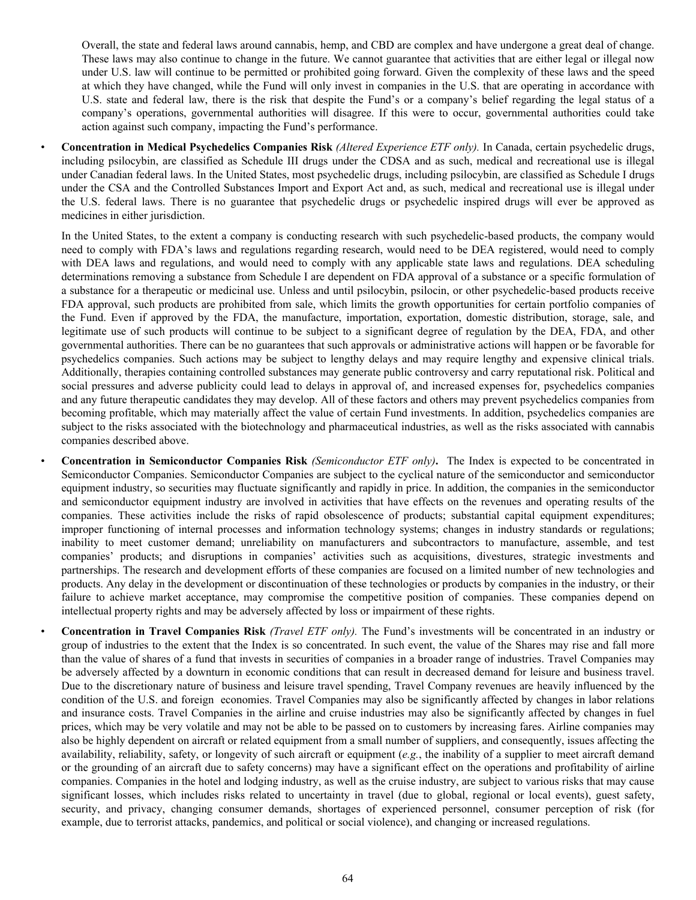Overall, the state and federal laws around cannabis, hemp, and CBD are complex and have undergone a great deal of change. These laws may also continue to change in the future. We cannot guarantee that activities that are either legal or illegal now under U.S. law will continue to be permitted or prohibited going forward. Given the complexity of these laws and the speed at which they have changed, while the Fund will only invest in companies in the U.S. that are operating in accordance with U.S. state and federal law, there is the risk that despite the Fund's or a company's belief regarding the legal status of a company's operations, governmental authorities will disagree. If this were to occur, governmental authorities could take action against such company, impacting the Fund's performance.

- **Concentration in Medical Psychedelics Companies Risk** *(Altered Experience ETF only).* In Canada, certain psychedelic drugs, including psilocybin, are classified as Schedule III drugs under the CDSA and as such, medical and recreational use is illegal under Canadian federal laws. In the United States, most psychedelic drugs, including psilocybin, are classified as Schedule I drugs under the CSA and the Controlled Substances Import and Export Act and, as such, medical and recreational use is illegal under the U.S. federal laws. There is no guarantee that psychedelic drugs or psychedelic inspired drugs will ever be approved as medicines in either jurisdiction.

  In the United States, to the extent a company is conducting research with such psychedelic-based products, the company would need to comply with FDA's laws and regulations regarding research, would need to be DEA registered, would need to comply with DEA laws and regulations, and would need to comply with any applicable state laws and regulations. DEA scheduling determinations removing a substance from Schedule I are dependent on FDA approval of a substance or a specific formulation of a substance for a therapeutic or medicinal use. Unless and until psilocybin, psilocin, or other psychedelic-based products receive FDA approval, such products are prohibited from sale, which limits the growth opportunities for certain portfolio companies of the Fund. Even if approved by the FDA, the manufacture, importation, exportation, domestic distribution, storage, sale, and legitimate use of such products will continue to be subject to a significant degree of regulation by the DEA, FDA, and other governmental authorities. There can be no guarantees that such approvals or administrative actions will happen or be favorable for psychedelics companies. Such actions may be subject to lengthy delays and may require lengthy and expensive clinical trials. Additionally, therapies containing controlled substances may generate public controversy and carry reputational risk. Political and social pressures and adverse publicity could lead to delays in approval of, and increased expenses for, psychedelics companies and any future therapeutic candidates they may develop. All of these factors and others may prevent psychedelics companies from becoming profitable, which may materially affect the value of certain Fund investments. In addition, psychedelics companies are subject to the risks associated with the biotechnology and pharmaceutical industries, as well as the risks associated with cannabis companies described above.

- **Concentration in Semiconductor Companies Risk** *(Semiconductor ETF only)***.** The Index is expected to be concentrated in Semiconductor Companies. Semiconductor Companies are subject to the cyclical nature of the semiconductor and semiconductor equipment industry, so securities may fluctuate significantly and rapidly in price. In addition, the companies in the semiconductor and semiconductor equipment industry are involved in activities that have effects on the revenues and operating results of the companies. These activities include the risks of rapid obsolescence of products; substantial capital equipment expenditures; improper functioning of internal processes and information technology systems; changes in industry standards or regulations; inability to meet customer demand; unreliability on manufacturers and subcontractors to manufacture, assemble, and test companies' products; and disruptions in companies' activities such as acquisitions, divestures, strategic investments and partnerships. The research and development efforts of these companies are focused on a limited number of new technologies and products. Any delay in the development or discontinuation of these technologies or products by companies in the industry, or their failure to achieve market acceptance, may compromise the competitive position of companies. These companies depend on intellectual property rights and may be adversely affected by loss or impairment of these rights.

- **Concentration in Travel Companies Risk** *(Travel ETF only).* The Fund's investments will be concentrated in an industry or group of industries to the extent that the Index is so concentrated. In such event, the value of the Shares may rise and fall more than the value of shares of a fund that invests in securities of companies in a broader range of industries. Travel Companies may be adversely affected by a downturn in economic conditions that can result in decreased demand for leisure and business travel. Due to the discretionary nature of business and leisure travel spending, Travel Company revenues are heavily influenced by the condition of the U.S. and foreign economies. Travel Companies may also be significantly affected by changes in labor relations and insurance costs. Travel Companies in the airline and cruise industries may also be significantly affected by changes in fuel prices, which may be very volatile and may not be able to be passed on to customers by increasing fares. Airline companies may also be highly dependent on aircraft or related equipment from a small number of suppliers, and consequently, issues affecting the availability, reliability, safety, or longevity of such aircraft or equipment (*e.g.*, the inability of a supplier to meet aircraft demand or the grounding of an aircraft due to safety concerns) may have a significant effect on the operations and profitability of airline companies. Companies in the hotel and lodging industry, as well as the cruise industry, are subject to various risks that may cause significant losses, which includes risks related to uncertainty in travel (due to global, regional or local events), guest safety, security, and privacy, changing consumer demands, shortages of experienced personnel, consumer perception of risk (for example, due to terrorist attacks, pandemics, and political or social violence), and changing or increased regulations.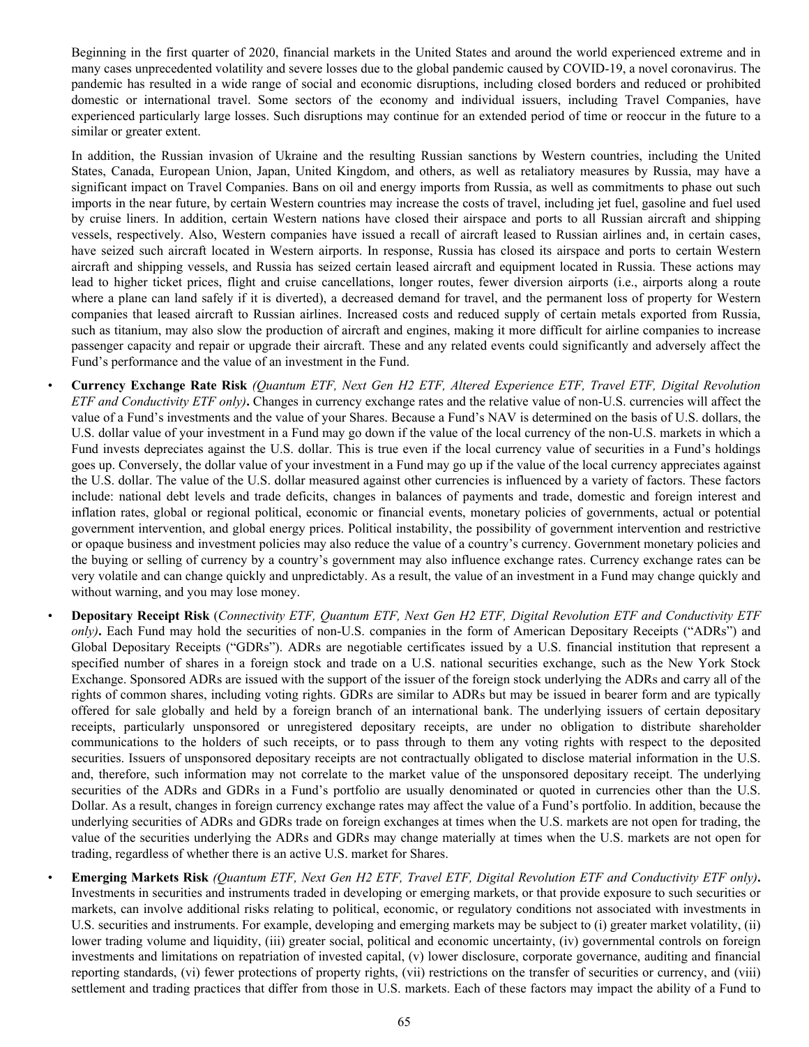Beginning in the first quarter of 2020, financial markets in the United States and around the world experienced extreme and in many cases unprecedented volatility and severe losses due to the global pandemic caused by COVID-19, a novel coronavirus. The pandemic has resulted in a wide range of social and economic disruptions, including closed borders and reduced or prohibited domestic or international travel. Some sectors of the economy and individual issuers, including Travel Companies, have experienced particularly large losses. Such disruptions may continue for an extended period of time or reoccur in the future to a similar or greater extent.

In addition, the Russian invasion of Ukraine and the resulting Russian sanctions by Western countries, including the United States, Canada, European Union, Japan, United Kingdom, and others, as well as retaliatory measures by Russia, may have a significant impact on Travel Companies. Bans on oil and energy imports from Russia, as well as commitments to phase out such imports in the near future, by certain Western countries may increase the costs of travel, including jet fuel, gasoline and fuel used by cruise liners. In addition, certain Western nations have closed their airspace and ports to all Russian aircraft and shipping vessels, respectively. Also, Western companies have issued a recall of aircraft leased to Russian airlines and, in certain cases, have seized such aircraft located in Western airports. In response, Russia has closed its airspace and ports to certain Western aircraft and shipping vessels, and Russia has seized certain leased aircraft and equipment located in Russia. These actions may lead to higher ticket prices, flight and cruise cancellations, longer routes, fewer diversion airports (i.e., airports along a route where a plane can land safely if it is diverted), a decreased demand for travel, and the permanent loss of property for Western companies that leased aircraft to Russian airlines. Increased costs and reduced supply of certain metals exported from Russia, such as titanium, may also slow the production of aircraft and engines, making it more difficult for airline companies to increase passenger capacity and repair or upgrade their aircraft. These and any related events could significantly and adversely affect the Fund's performance and the value of an investment in the Fund.

- **Currency Exchange Rate Risk** *(Quantum ETF, Next Gen H2 ETF, Altered Experience ETF, Travel ETF, Digital Revolution ETF and Conductivity ETF only)***.** Changes in currency exchange rates and the relative value of non-U.S. currencies will affect the value of a Fund's investments and the value of your Shares. Because a Fund's NAV is determined on the basis of U.S. dollars, the U.S. dollar value of your investment in a Fund may go down if the value of the local currency of the non-U.S. markets in which a Fund invests depreciates against the U.S. dollar. This is true even if the local currency value of securities in a Fund's holdings goes up. Conversely, the dollar value of your investment in a Fund may go up if the value of the local currency appreciates against the U.S. dollar. The value of the U.S. dollar measured against other currencies is influenced by a variety of factors. These factors include: national debt levels and trade deficits, changes in balances of payments and trade, domestic and foreign interest and inflation rates, global or regional political, economic or financial events, monetary policies of governments, actual or potential government intervention, and global energy prices. Political instability, the possibility of government intervention and restrictive or opaque business and investment policies may also reduce the value of a country's currency. Government monetary policies and the buying or selling of currency by a country's government may also influence exchange rates. Currency exchange rates can be very volatile and can change quickly and unpredictably. As a result, the value of an investment in a Fund may change quickly and without warning, and you may lose money.
- **Depositary Receipt Risk** (*Connectivity ETF, Quantum ETF, Next Gen H2 ETF, Digital Revolution ETF and Conductivity ETF only*)**.** Each Fund may hold the securities of non-U.S. companies in the form of American Depositary Receipts ("ADRs") and Global Depositary Receipts ("GDRs"). ADRs are negotiable certificates issued by a U.S. financial institution that represent a specified number of shares in a foreign stock and trade on a U.S. national securities exchange, such as the New York Stock Exchange. Sponsored ADRs are issued with the support of the issuer of the foreign stock underlying the ADRs and carry all of the rights of common shares, including voting rights. GDRs are similar to ADRs but may be issued in bearer form and are typically offered for sale globally and held by a foreign branch of an international bank. The underlying issuers of certain depositary receipts, particularly unsponsored or unregistered depositary receipts, are under no obligation to distribute shareholder communications to the holders of such receipts, or to pass through to them any voting rights with respect to the deposited securities. Issuers of unsponsored depositary receipts are not contractually obligated to disclose material information in the U.S. and, therefore, such information may not correlate to the market value of the unsponsored depositary receipt. The underlying securities of the ADRs and GDRs in a Fund's portfolio are usually denominated or quoted in currencies other than the U.S. Dollar. As a result, changes in foreign currency exchange rates may affect the value of a Fund's portfolio. In addition, because the underlying securities of ADRs and GDRs trade on foreign exchanges at times when the U.S. markets are not open for trading, the value of the securities underlying the ADRs and GDRs may change materially at times when the U.S. markets are not open for trading, regardless of whether there is an active U.S. market for Shares.
- **Emerging Markets Risk** *(Quantum ETF, Next Gen H2 ETF, Travel ETF, Digital Revolution ETF and Conductivity ETF only)***.** Investments in securities and instruments traded in developing or emerging markets, or that provide exposure to such securities or markets, can involve additional risks relating to political, economic, or regulatory conditions not associated with investments in U.S. securities and instruments. For example, developing and emerging markets may be subject to (i) greater market volatility, (ii) lower trading volume and liquidity, (iii) greater social, political and economic uncertainty, (iv) governmental controls on foreign investments and limitations on repatriation of invested capital, (v) lower disclosure, corporate governance, auditing and financial reporting standards, (vi) fewer protections of property rights, (vii) restrictions on the transfer of securities or currency, and (viii) settlement and trading practices that differ from those in U.S. markets. Each of these factors may impact the ability of a Fund to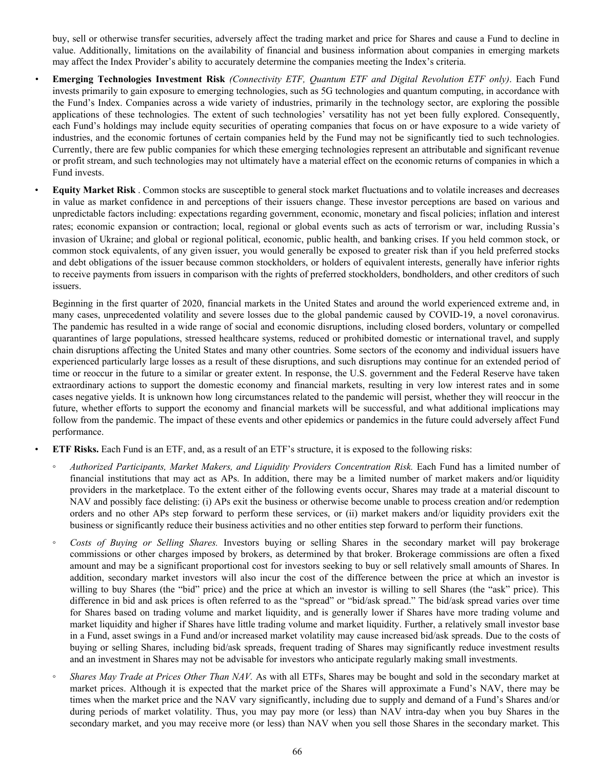buy, sell or otherwise transfer securities, adversely affect the trading market and price for Shares and cause a Fund to decline in value. Additionally, limitations on the availability of financial and business information about companies in emerging markets may affect the Index Provider's ability to accurately determine the companies meeting the Index's criteria.

- **Emerging Technologies Investment Risk** *(Connectivity ETF, Quantum ETF and Digital Revolution ETF only)*. Each Fund invests primarily to gain exposure to emerging technologies, such as 5G technologies and quantum computing, in accordance with the Fund's Index. Companies across a wide variety of industries, primarily in the technology sector, are exploring the possible applications of these technologies. The extent of such technologies' versatility has not yet been fully explored. Consequently, each Fund's holdings may include equity securities of operating companies that focus on or have exposure to a wide variety of industries, and the economic fortunes of certain companies held by the Fund may not be significantly tied to such technologies. Currently, there are few public companies for which these emerging technologies represent an attributable and significant revenue or profit stream, and such technologies may not ultimately have a material effect on the economic returns of companies in which a Fund invests.

- **Equity Market Risk** . Common stocks are susceptible to general stock market fluctuations and to volatile increases and decreases in value as market confidence in and perceptions of their issuers change. These investor perceptions are based on various and unpredictable factors including: expectations regarding government, economic, monetary and fiscal policies; inflation and interest rates; economic expansion or contraction; local, regional or global events such as acts of terrorism or war, including Russia's invasion of Ukraine; and global or regional political, economic, public health, and banking crises. If you held common stock, or common stock equivalents, of any given issuer, you would generally be exposed to greater risk than if you held preferred stocks and debt obligations of the issuer because common stockholders, or holders of equivalent interests, generally have inferior rights to receive payments from issuers in comparison with the rights of preferred stockholders, bondholders, and other creditors of such issuers.

  Beginning in the first quarter of 2020, financial markets in the United States and around the world experienced extreme and, in many cases, unprecedented volatility and severe losses due to the global pandemic caused by COVID-19, a novel coronavirus. The pandemic has resulted in a wide range of social and economic disruptions, including closed borders, voluntary or compelled quarantines of large populations, stressed healthcare systems, reduced or prohibited domestic or international travel, and supply chain disruptions affecting the United States and many other countries. Some sectors of the economy and individual issuers have experienced particularly large losses as a result of these disruptions, and such disruptions may continue for an extended period of time or reoccur in the future to a similar or greater extent. In response, the U.S. government and the Federal Reserve have taken extraordinary actions to support the domestic economy and financial markets, resulting in very low interest rates and in some cases negative yields. It is unknown how long circumstances related to the pandemic will persist, whether they will reoccur in the future, whether efforts to support the economy and financial markets will be successful, and what additional implications may follow from the pandemic. The impact of these events and other epidemics or pandemics in the future could adversely affect Fund performance.

- **ETF Risks.** Each Fund is an ETF, and, as a result of an ETF's structure, it is exposed to the following risks:

  - *Authorized Participants, Market Makers, and Liquidity Providers Concentration Risk.* Each Fund has a limited number of financial institutions that may act as APs. In addition, there may be a limited number of market makers and/or liquidity providers in the marketplace. To the extent either of the following events occur, Shares may trade at a material discount to NAV and possibly face delisting: (i) APs exit the business or otherwise become unable to process creation and/or redemption orders and no other APs step forward to perform these services, or (ii) market makers and/or liquidity providers exit the business or significantly reduce their business activities and no other entities step forward to perform their functions.

  - *Costs of Buying or Selling Shares.* Investors buying or selling Shares in the secondary market will pay brokerage commissions or other charges imposed by brokers, as determined by that broker. Brokerage commissions are often a fixed amount and may be a significant proportional cost for investors seeking to buy or sell relatively small amounts of Shares. In addition, secondary market investors will also incur the cost of the difference between the price at which an investor is willing to buy Shares (the "bid" price) and the price at which an investor is willing to sell Shares (the "ask" price). This difference in bid and ask prices is often referred to as the "spread" or "bid/ask spread." The bid/ask spread varies over time for Shares based on trading volume and market liquidity, and is generally lower if Shares have more trading volume and market liquidity and higher if Shares have little trading volume and market liquidity. Further, a relatively small investor base in a Fund, asset swings in a Fund and/or increased market volatility may cause increased bid/ask spreads. Due to the costs of buying or selling Shares, including bid/ask spreads, frequent trading of Shares may significantly reduce investment results and an investment in Shares may not be advisable for investors who anticipate regularly making small investments.

  - *Shares May Trade at Prices Other Than NAV.* As with all ETFs, Shares may be bought and sold in the secondary market at market prices. Although it is expected that the market price of the Shares will approximate a Fund's NAV, there may be times when the market price and the NAV vary significantly, including due to supply and demand of a Fund's Shares and/or during periods of market volatility. Thus, you may pay more (or less) than NAV intra-day when you buy Shares in the secondary market, and you may receive more (or less) than NAV when you sell those Shares in the secondary market. This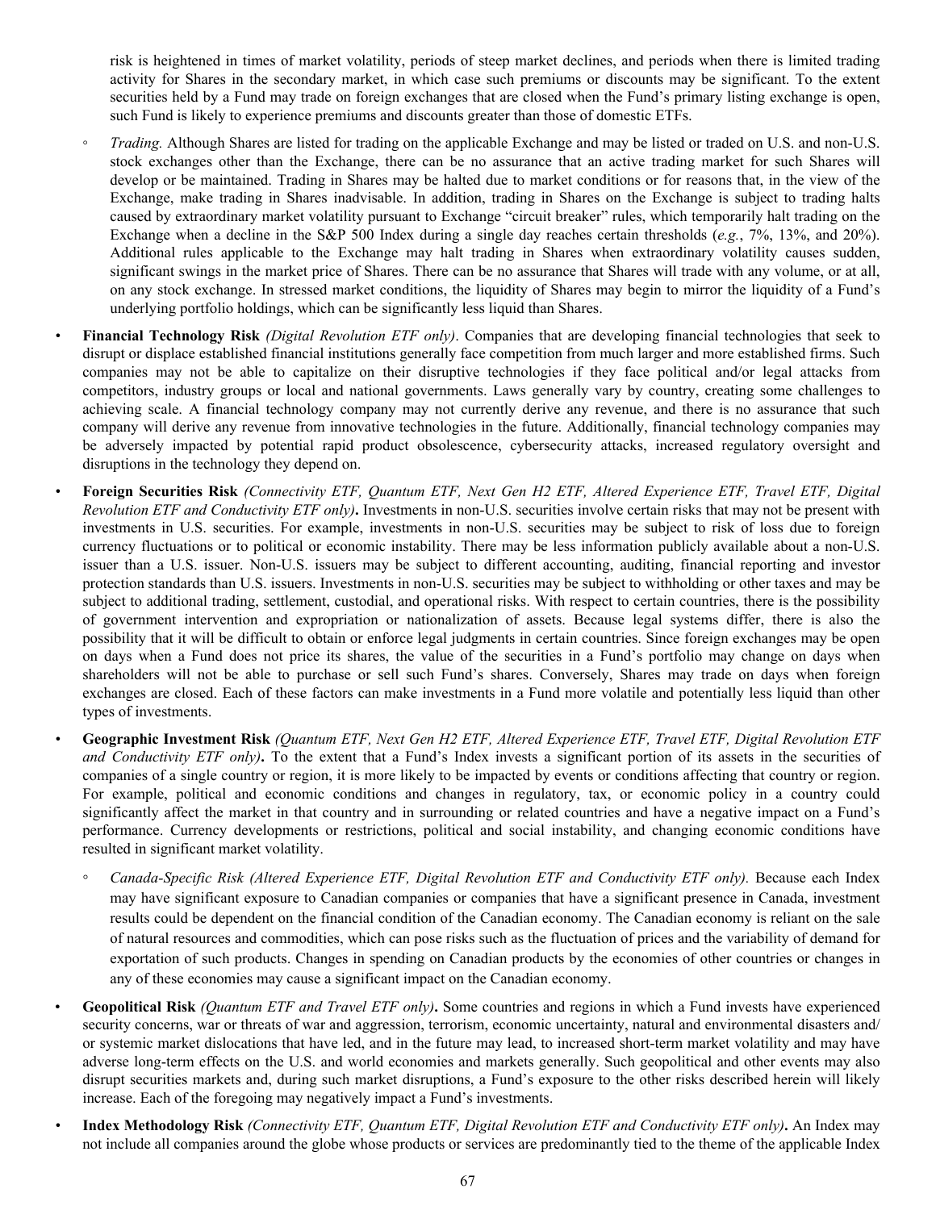risk is heightened in times of market volatility, periods of steep market declines, and periods when there is limited trading activity for Shares in the secondary market, in which case such premiums or discounts may be significant. To the extent securities held by a Fund may trade on foreign exchanges that are closed when the Fund's primary listing exchange is open, such Fund is likely to experience premiums and discounts greater than those of domestic ETFs.

  - *Trading.* Although Shares are listed for trading on the applicable Exchange and may be listed or traded on U.S. and non-U.S. stock exchanges other than the Exchange, there can be no assurance that an active trading market for such Shares will develop or be maintained. Trading in Shares may be halted due to market conditions or for reasons that, in the view of the Exchange, make trading in Shares inadvisable. In addition, trading in Shares on the Exchange is subject to trading halts caused by extraordinary market volatility pursuant to Exchange "circuit breaker" rules, which temporarily halt trading on the Exchange when a decline in the S&P 500 Index during a single day reaches certain thresholds (*e.g.*, 7%, 13%, and 20%). Additional rules applicable to the Exchange may halt trading in Shares when extraordinary volatility causes sudden, significant swings in the market price of Shares. There can be no assurance that Shares will trade with any volume, or at all, on any stock exchange. In stressed market conditions, the liquidity of Shares may begin to mirror the liquidity of a Fund's underlying portfolio holdings, which can be significantly less liquid than Shares.

- **Financial Technology Risk** *(Digital Revolution ETF only)*. Companies that are developing financial technologies that seek to disrupt or displace established financial institutions generally face competition from much larger and more established firms. Such companies may not be able to capitalize on their disruptive technologies if they face political and/or legal attacks from competitors, industry groups or local and national governments. Laws generally vary by country, creating some challenges to achieving scale. A financial technology company may not currently derive any revenue, and there is no assurance that such company will derive any revenue from innovative technologies in the future. Additionally, financial technology companies may be adversely impacted by potential rapid product obsolescence, cybersecurity attacks, increased regulatory oversight and disruptions in the technology they depend on.

- **Foreign Securities Risk** *(Connectivity ETF, Quantum ETF, Next Gen H2 ETF, Altered Experience ETF, Travel ETF, Digital Revolution ETF and Conductivity ETF only)***.** Investments in non-U.S. securities involve certain risks that may not be present with investments in U.S. securities. For example, investments in non-U.S. securities may be subject to risk of loss due to foreign currency fluctuations or to political or economic instability. There may be less information publicly available about a non-U.S. issuer than a U.S. issuer. Non-U.S. issuers may be subject to different accounting, auditing, financial reporting and investor protection standards than U.S. issuers. Investments in non-U.S. securities may be subject to withholding or other taxes and may be subject to additional trading, settlement, custodial, and operational risks. With respect to certain countries, there is the possibility of government intervention and expropriation or nationalization of assets. Because legal systems differ, there is also the possibility that it will be difficult to obtain or enforce legal judgments in certain countries. Since foreign exchanges may be open on days when a Fund does not price its shares, the value of the securities in a Fund's portfolio may change on days when shareholders will not be able to purchase or sell such Fund's shares. Conversely, Shares may trade on days when foreign exchanges are closed. Each of these factors can make investments in a Fund more volatile and potentially less liquid than other types of investments.

- **Geographic Investment Risk** *(Quantum ETF, Next Gen H2 ETF, Altered Experience ETF, Travel ETF, Digital Revolution ETF and Conductivity ETF only)***.** To the extent that a Fund's Index invests a significant portion of its assets in the securities of companies of a single country or region, it is more likely to be impacted by events or conditions affecting that country or region. For example, political and economic conditions and changes in regulatory, tax, or economic policy in a country could significantly affect the market in that country and in surrounding or related countries and have a negative impact on a Fund's performance. Currency developments or restrictions, political and social instability, and changing economic conditions have resulted in significant market volatility.

  - *Canada-Specific Risk (Altered Experience ETF, Digital Revolution ETF and Conductivity ETF only).* Because each Index may have significant exposure to Canadian companies or companies that have a significant presence in Canada, investment results could be dependent on the financial condition of the Canadian economy. The Canadian economy is reliant on the sale of natural resources and commodities, which can pose risks such as the fluctuation of prices and the variability of demand for exportation of such products. Changes in spending on Canadian products by the economies of other countries or changes in any of these economies may cause a significant impact on the Canadian economy.

- **Geopolitical Risk** *(Quantum ETF and Travel ETF only)***.** Some countries and regions in which a Fund invests have experienced security concerns, war or threats of war and aggression, terrorism, economic uncertainty, natural and environmental disasters and/or systemic market dislocations that have led, and in the future may lead, to increased short-term market volatility and may have adverse long-term effects on the U.S. and world economies and markets generally. Such geopolitical and other events may also disrupt securities markets and, during such market disruptions, a Fund's exposure to the other risks described herein will likely increase. Each of the foregoing may negatively impact a Fund's investments.

- **Index Methodology Risk** *(Connectivity ETF, Quantum ETF, Digital Revolution ETF and Conductivity ETF only)***.** An Index may not include all companies around the globe whose products or services are predominantly tied to the theme of the applicable Index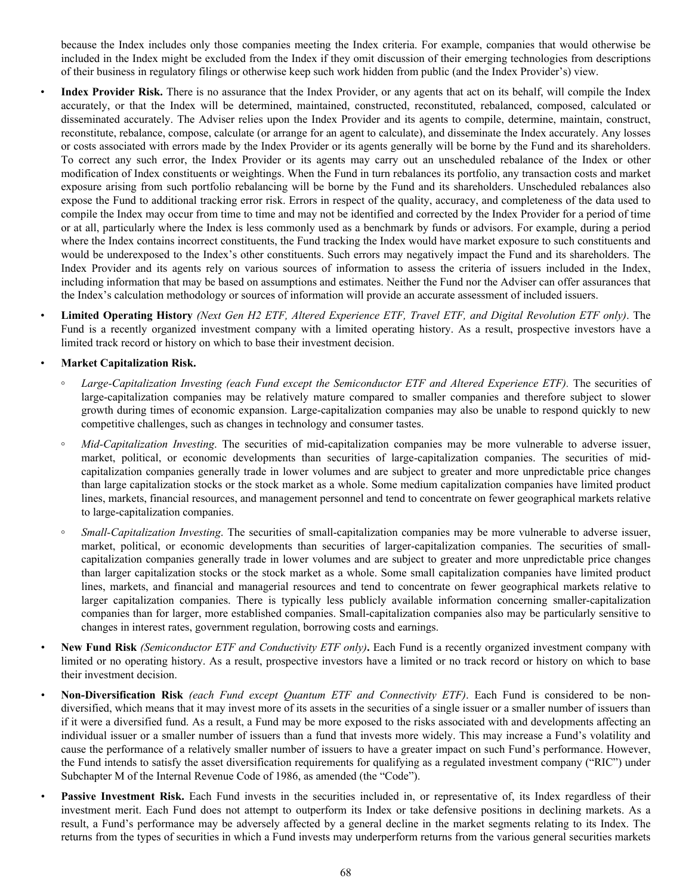because the Index includes only those companies meeting the Index criteria. For example, companies that would otherwise be included in the Index might be excluded from the Index if they omit discussion of their emerging technologies from descriptions of their business in regulatory filings or otherwise keep such work hidden from public (and the Index Provider's) view.

- **Index Provider Risk.** There is no assurance that the Index Provider, or any agents that act on its behalf, will compile the Index accurately, or that the Index will be determined, maintained, constructed, reconstituted, rebalanced, composed, calculated or disseminated accurately. The Adviser relies upon the Index Provider and its agents to compile, determine, maintain, construct, reconstitute, rebalance, compose, calculate (or arrange for an agent to calculate), and disseminate the Index accurately. Any losses or costs associated with errors made by the Index Provider or its agents generally will be borne by the Fund and its shareholders. To correct any such error, the Index Provider or its agents may carry out an unscheduled rebalance of the Index or other modification of Index constituents or weightings. When the Fund in turn rebalances its portfolio, any transaction costs and market exposure arising from such portfolio rebalancing will be borne by the Fund and its shareholders. Unscheduled rebalances also expose the Fund to additional tracking error risk. Errors in respect of the quality, accuracy, and completeness of the data used to compile the Index may occur from time to time and may not be identified and corrected by the Index Provider for a period of time or at all, particularly where the Index is less commonly used as a benchmark by funds or advisors. For example, during a period where the Index contains incorrect constituents, the Fund tracking the Index would have market exposure to such constituents and would be underexposed to the Index's other constituents. Such errors may negatively impact the Fund and its shareholders. The Index Provider and its agents rely on various sources of information to assess the criteria of issuers included in the Index, including information that may be based on assumptions and estimates. Neither the Fund nor the Adviser can offer assurances that the Index's calculation methodology or sources of information will provide an accurate assessment of included issuers.
- **Limited Operating History** *(Next Gen H2 ETF, Altered Experience ETF, Travel ETF, and Digital Revolution ETF only)*. The Fund is a recently organized investment company with a limited operating history. As a result, prospective investors have a limited track record or history on which to base their investment decision.
- **Market Capitalization Risk.**
  - *Large-Capitalization Investing (each Fund except the Semiconductor ETF and Altered Experience ETF).* The securities of large-capitalization companies may be relatively mature compared to smaller companies and therefore subject to slower growth during times of economic expansion. Large-capitalization companies may also be unable to respond quickly to new competitive challenges, such as changes in technology and consumer tastes.
  - *Mid-Capitalization Investing*. The securities of mid-capitalization companies may be more vulnerable to adverse issuer, market, political, or economic developments than securities of large-capitalization companies. The securities of mid-capitalization companies generally trade in lower volumes and are subject to greater and more unpredictable price changes than large capitalization stocks or the stock market as a whole. Some medium capitalization companies have limited product lines, markets, financial resources, and management personnel and tend to concentrate on fewer geographical markets relative to large-capitalization companies.
  - *Small-Capitalization Investing*. The securities of small-capitalization companies may be more vulnerable to adverse issuer, market, political, or economic developments than securities of larger-capitalization companies. The securities of small-capitalization companies generally trade in lower volumes and are subject to greater and more unpredictable price changes than larger capitalization stocks or the stock market as a whole. Some small capitalization companies have limited product lines, markets, and financial and managerial resources and tend to concentrate on fewer geographical markets relative to larger capitalization companies. There is typically less publicly available information concerning smaller-capitalization companies than for larger, more established companies. Small-capitalization companies also may be particularly sensitive to changes in interest rates, government regulation, borrowing costs and earnings.
- **New Fund Risk** *(Semiconductor ETF and Conductivity ETF only)***.** Each Fund is a recently organized investment company with limited or no operating history. As a result, prospective investors have a limited or no track record or history on which to base their investment decision.
- **Non-Diversification Risk** *(each Fund except Quantum ETF and Connectivity ETF)*. Each Fund is considered to be non-diversified, which means that it may invest more of its assets in the securities of a single issuer or a smaller number of issuers than if it were a diversified fund. As a result, a Fund may be more exposed to the risks associated with and developments affecting an individual issuer or a smaller number of issuers than a fund that invests more widely. This may increase a Fund's volatility and cause the performance of a relatively smaller number of issuers to have a greater impact on such Fund's performance. However, the Fund intends to satisfy the asset diversification requirements for qualifying as a regulated investment company ("RIC") under Subchapter M of the Internal Revenue Code of 1986, as amended (the "Code").
- **Passive Investment Risk.** Each Fund invests in the securities included in, or representative of, its Index regardless of their investment merit. Each Fund does not attempt to outperform its Index or take defensive positions in declining markets. As a result, a Fund's performance may be adversely affected by a general decline in the market segments relating to its Index. The returns from the types of securities in which a Fund invests may underperform returns from the various general securities markets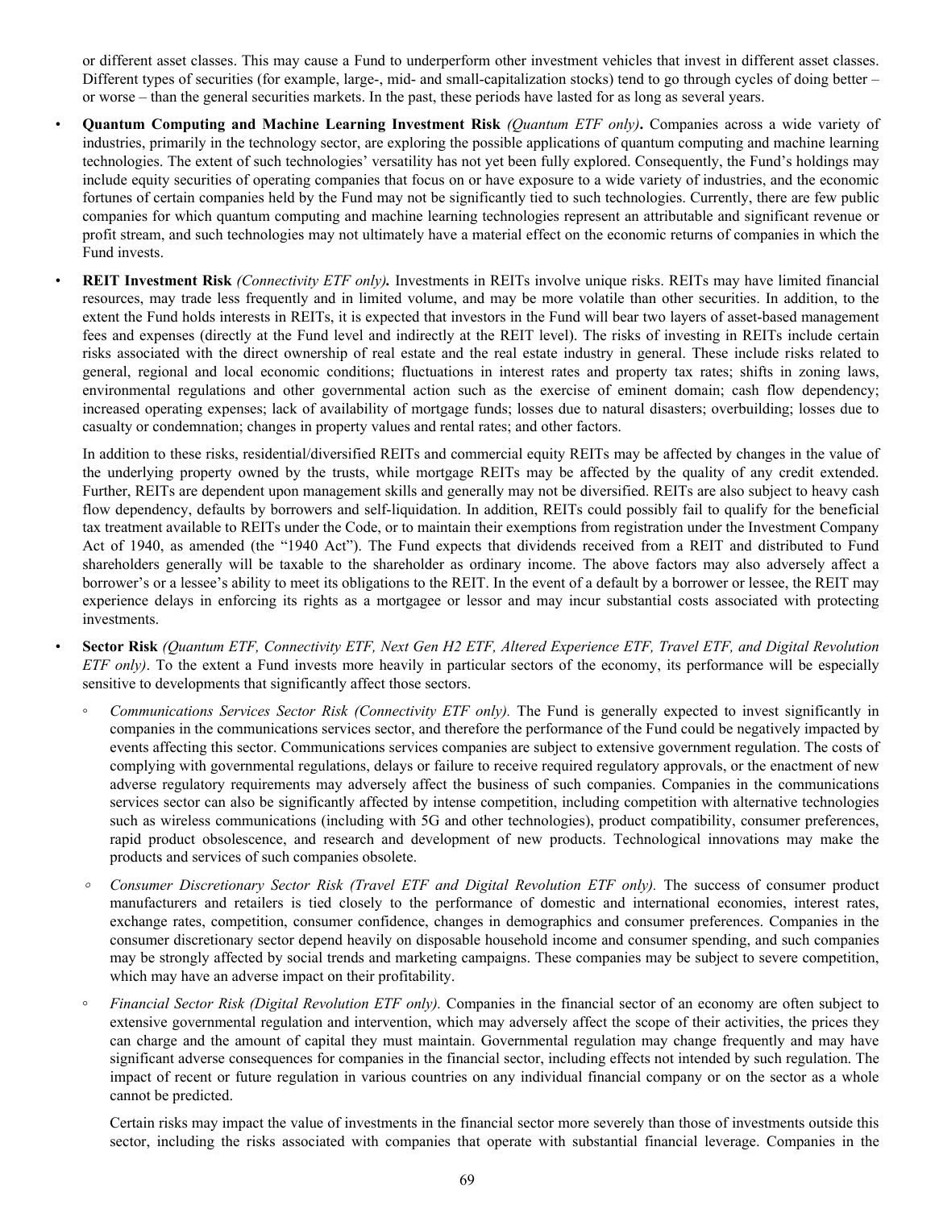or different asset classes. This may cause a Fund to underperform other investment vehicles that invest in different asset classes. Different types of securities (for example, large-, mid- and small-capitalization stocks) tend to go through cycles of doing better – or worse – than the general securities markets. In the past, these periods have lasted for as long as several years.

- **Quantum Computing and Machine Learning Investment Risk** *(Quantum ETF only)***.** Companies across a wide variety of industries, primarily in the technology sector, are exploring the possible applications of quantum computing and machine learning technologies. The extent of such technologies' versatility has not yet been fully explored. Consequently, the Fund's holdings may include equity securities of operating companies that focus on or have exposure to a wide variety of industries, and the economic fortunes of certain companies held by the Fund may not be significantly tied to such technologies. Currently, there are few public companies for which quantum computing and machine learning technologies represent an attributable and significant revenue or profit stream, and such technologies may not ultimately have a material effect on the economic returns of companies in which the Fund invests.

- **REIT Investment Risk** *(Connectivity ETF only)***.** Investments in REITs involve unique risks. REITs may have limited financial resources, may trade less frequently and in limited volume, and may be more volatile than other securities. In addition, to the extent the Fund holds interests in REITs, it is expected that investors in the Fund will bear two layers of asset-based management fees and expenses (directly at the Fund level and indirectly at the REIT level). The risks of investing in REITs include certain risks associated with the direct ownership of real estate and the real estate industry in general. These include risks related to general, regional and local economic conditions; fluctuations in interest rates and property tax rates; shifts in zoning laws, environmental regulations and other governmental action such as the exercise of eminent domain; cash flow dependency; increased operating expenses; lack of availability of mortgage funds; losses due to natural disasters; overbuilding; losses due to casualty or condemnation; changes in property values and rental rates; and other factors.

  In addition to these risks, residential/diversified REITs and commercial equity REITs may be affected by changes in the value of the underlying property owned by the trusts, while mortgage REITs may be affected by the quality of any credit extended. Further, REITs are dependent upon management skills and generally may not be diversified. REITs are also subject to heavy cash flow dependency, defaults by borrowers and self-liquidation. In addition, REITs could possibly fail to qualify for the beneficial tax treatment available to REITs under the Code, or to maintain their exemptions from registration under the Investment Company Act of 1940, as amended (the "1940 Act"). The Fund expects that dividends received from a REIT and distributed to Fund shareholders generally will be taxable to the shareholder as ordinary income. The above factors may also adversely affect a borrower's or a lessee's ability to meet its obligations to the REIT. In the event of a default by a borrower or lessee, the REIT may experience delays in enforcing its rights as a mortgagee or lessor and may incur substantial costs associated with protecting investments.

- **Sector Risk** *(Quantum ETF, Connectivity ETF, Next Gen H2 ETF, Altered Experience ETF, Travel ETF, and Digital Revolution ETF only)*. To the extent a Fund invests more heavily in particular sectors of the economy, its performance will be especially sensitive to developments that significantly affect those sectors.

  - *Communications Services Sector Risk (Connectivity ETF only).* The Fund is generally expected to invest significantly in companies in the communications services sector, and therefore the performance of the Fund could be negatively impacted by events affecting this sector. Communications services companies are subject to extensive government regulation. The costs of complying with governmental regulations, delays or failure to receive required regulatory approvals, or the enactment of new adverse regulatory requirements may adversely affect the business of such companies. Companies in the communications services sector can also be significantly affected by intense competition, including competition with alternative technologies such as wireless communications (including with 5G and other technologies), product compatibility, consumer preferences, rapid product obsolescence, and research and development of new products. Technological innovations may make the products and services of such companies obsolete.

  - *Consumer Discretionary Sector Risk (Travel ETF and Digital Revolution ETF only).* The success of consumer product manufacturers and retailers is tied closely to the performance of domestic and international economies, interest rates, exchange rates, competition, consumer confidence, changes in demographics and consumer preferences. Companies in the consumer discretionary sector depend heavily on disposable household income and consumer spending, and such companies may be strongly affected by social trends and marketing campaigns. These companies may be subject to severe competition, which may have an adverse impact on their profitability.

  - *Financial Sector Risk (Digital Revolution ETF only).* Companies in the financial sector of an economy are often subject to extensive governmental regulation and intervention, which may adversely affect the scope of their activities, the prices they can charge and the amount of capital they must maintain. Governmental regulation may change frequently and may have significant adverse consequences for companies in the financial sector, including effects not intended by such regulation. The impact of recent or future regulation in various countries on any individual financial company or on the sector as a whole cannot be predicted.

    Certain risks may impact the value of investments in the financial sector more severely than those of investments outside this sector, including the risks associated with companies that operate with substantial financial leverage. Companies in the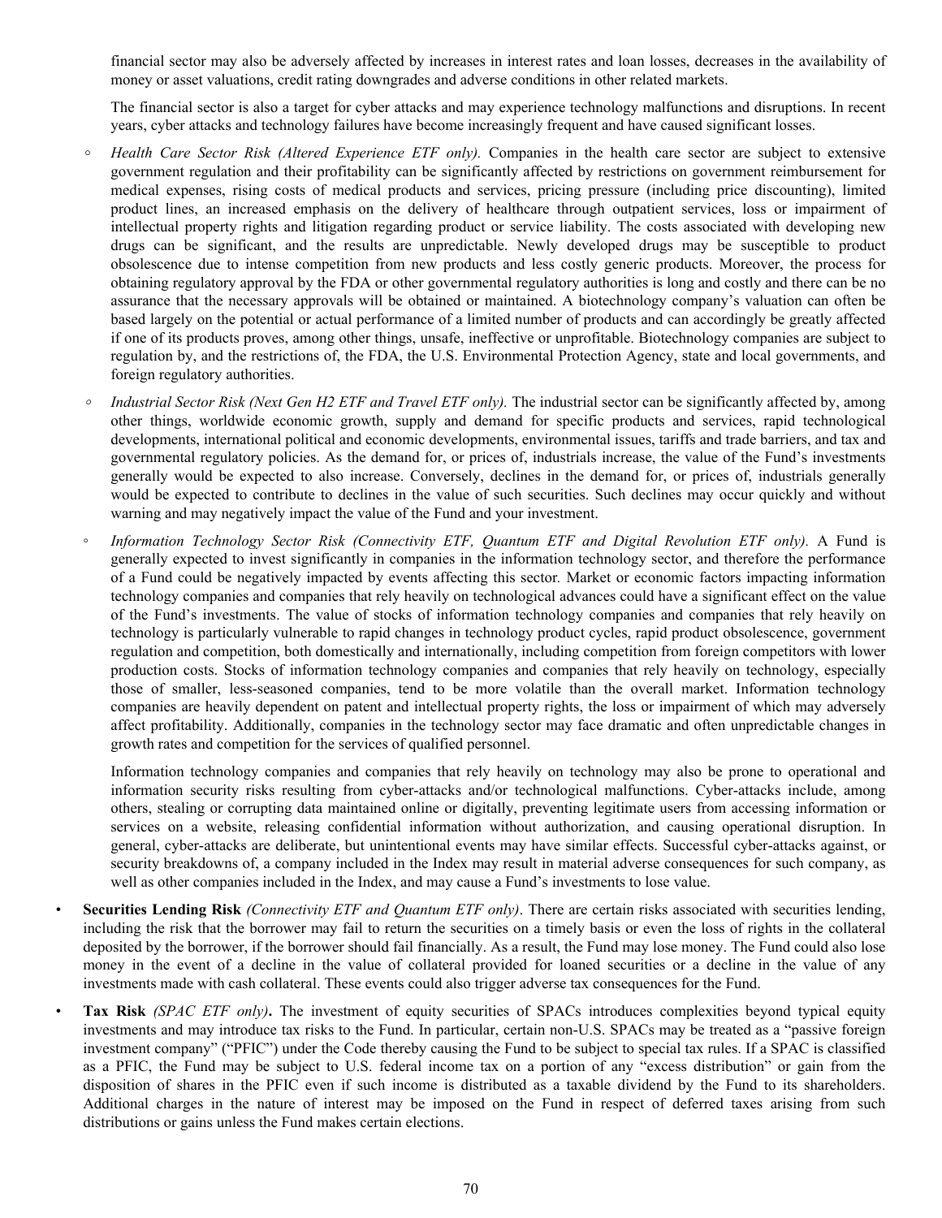financial sector may also be adversely affected by increases in interest rates and loan losses, decreases in the availability of money or asset valuations, credit rating downgrades and adverse conditions in other related markets.

The financial sector is also a target for cyber attacks and may experience technology malfunctions and disruptions. In recent years, cyber attacks and technology failures have become increasingly frequent and have caused significant losses.

- *Health Care Sector Risk (Altered Experience ETF only).* Companies in the health care sector are subject to extensive government regulation and their profitability can be significantly affected by restrictions on government reimbursement for medical expenses, rising costs of medical products and services, pricing pressure (including price discounting), limited product lines, an increased emphasis on the delivery of healthcare through outpatient services, loss or impairment of intellectual property rights and litigation regarding product or service liability. The costs associated with developing new drugs can be significant, and the results are unpredictable. Newly developed drugs may be susceptible to product obsolescence due to intense competition from new products and less costly generic products. Moreover, the process for obtaining regulatory approval by the FDA or other governmental regulatory authorities is long and costly and there can be no assurance that the necessary approvals will be obtained or maintained. A biotechnology company's valuation can often be based largely on the potential or actual performance of a limited number of products and can accordingly be greatly affected if one of its products proves, among other things, unsafe, ineffective or unprofitable. Biotechnology companies are subject to regulation by, and the restrictions of, the FDA, the U.S. Environmental Protection Agency, state and local governments, and foreign regulatory authorities.

- *Industrial Sector Risk (Next Gen H2 ETF and Travel ETF only).* The industrial sector can be significantly affected by, among other things, worldwide economic growth, supply and demand for specific products and services, rapid technological developments, international political and economic developments, environmental issues, tariffs and trade barriers, and tax and governmental regulatory policies. As the demand for, or prices of, industrials increase, the value of the Fund's investments generally would be expected to also increase. Conversely, declines in the demand for, or prices of, industrials generally would be expected to contribute to declines in the value of such securities. Such declines may occur quickly and without warning and may negatively impact the value of the Fund and your investment.

- *Information Technology Sector Risk (Connectivity ETF, Quantum ETF and Digital Revolution ETF only).* A Fund is generally expected to invest significantly in companies in the information technology sector, and therefore the performance of a Fund could be negatively impacted by events affecting this sector. Market or economic factors impacting information technology companies and companies that rely heavily on technological advances could have a significant effect on the value of the Fund's investments. The value of stocks of information technology companies and companies that rely heavily on technology is particularly vulnerable to rapid changes in technology product cycles, rapid product obsolescence, government regulation and competition, both domestically and internationally, including competition from foreign competitors with lower production costs. Stocks of information technology companies and companies that rely heavily on technology, especially those of smaller, less-seasoned companies, tend to be more volatile than the overall market. Information technology companies are heavily dependent on patent and intellectual property rights, the loss or impairment of which may adversely affect profitability. Additionally, companies in the technology sector may face dramatic and often unpredictable changes in growth rates and competition for the services of qualified personnel.

  Information technology companies and companies that rely heavily on technology may also be prone to operational and information security risks resulting from cyber-attacks and/or technological malfunctions. Cyber-attacks include, among others, stealing or corrupting data maintained online or digitally, preventing legitimate users from accessing information or services on a website, releasing confidential information without authorization, and causing operational disruption. In general, cyber-attacks are deliberate, but unintentional events may have similar effects. Successful cyber-attacks against, or security breakdowns of, a company included in the Index may result in material adverse consequences for such company, as well as other companies included in the Index, and may cause a Fund's investments to lose value.

- **Securities Lending Risk** *(Connectivity ETF and Quantum ETF only)*. There are certain risks associated with securities lending, including the risk that the borrower may fail to return the securities on a timely basis or even the loss of rights in the collateral deposited by the borrower, if the borrower should fail financially. As a result, the Fund may lose money. The Fund could also lose money in the event of a decline in the value of collateral provided for loaned securities or a decline in the value of any investments made with cash collateral. These events could also trigger adverse tax consequences for the Fund.

- **Tax Risk** *(SPAC ETF only)***.** The investment of equity securities of SPACs introduces complexities beyond typical equity investments and may introduce tax risks to the Fund. In particular, certain non-U.S. SPACs may be treated as a "passive foreign investment company" ("PFIC") under the Code thereby causing the Fund to be subject to special tax rules. If a SPAC is classified as a PFIC, the Fund may be subject to U.S. federal income tax on a portion of any "excess distribution" or gain from the disposition of shares in the PFIC even if such income is distributed as a taxable dividend by the Fund to its shareholders. Additional charges in the nature of interest may be imposed on the Fund in respect of deferred taxes arising from such distributions or gains unless the Fund makes certain elections.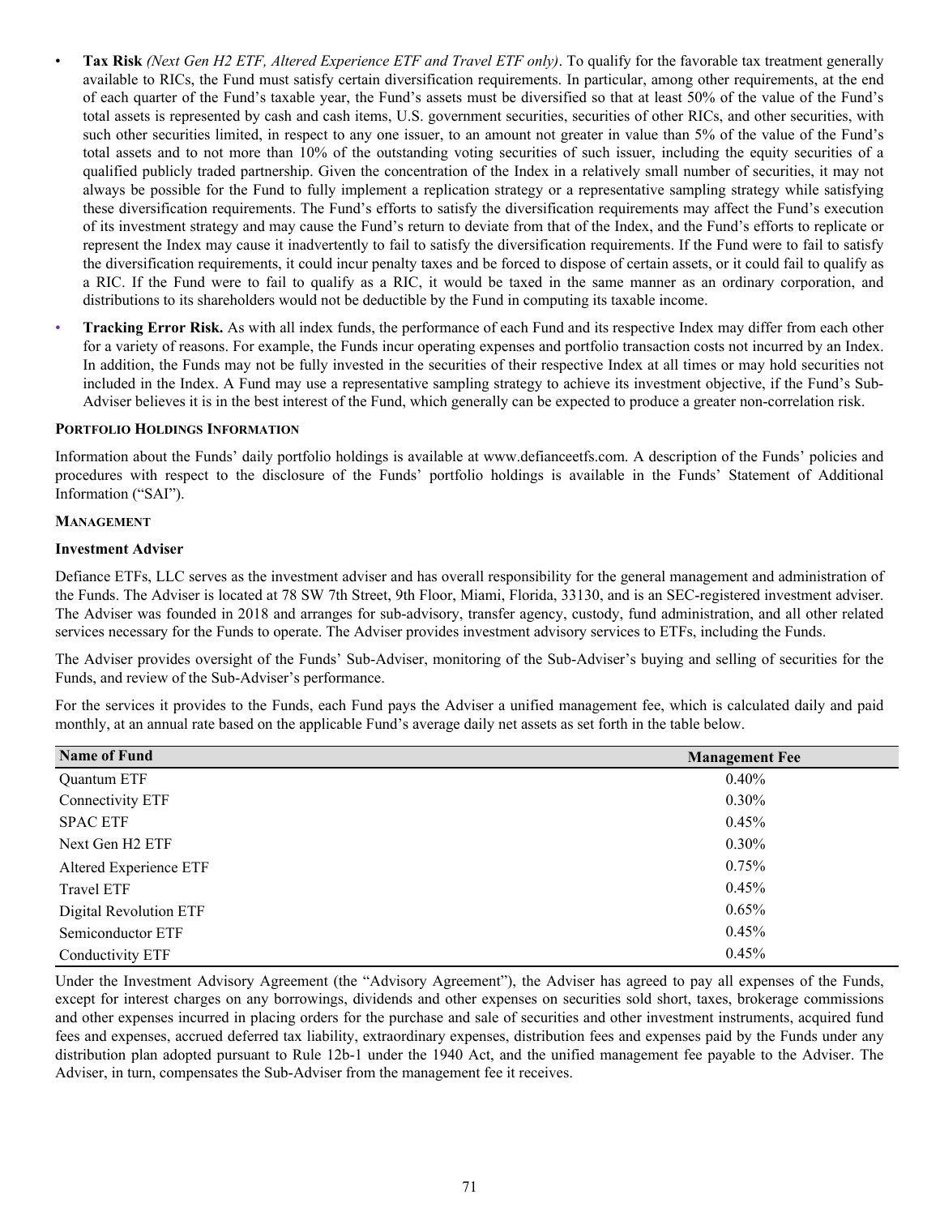- **Tax Risk** *(Next Gen H2 ETF, Altered Experience ETF and Travel ETF only)*. To qualify for the favorable tax treatment generally available to RICs, the Fund must satisfy certain diversification requirements. In particular, among other requirements, at the end of each quarter of the Fund's taxable year, the Fund's assets must be diversified so that at least 50% of the value of the Fund's total assets is represented by cash and cash items, U.S. government securities, securities of other RICs, and other securities, with such other securities limited, in respect to any one issuer, to an amount not greater in value than 5% of the value of the Fund's total assets and to not more than 10% of the outstanding voting securities of such issuer, including the equity securities of a qualified publicly traded partnership. Given the concentration of the Index in a relatively small number of securities, it may not always be possible for the Fund to fully implement a replication strategy or a representative sampling strategy while satisfying these diversification requirements. The Fund's efforts to satisfy the diversification requirements may affect the Fund's execution of its investment strategy and may cause the Fund's return to deviate from that of the Index, and the Fund's efforts to replicate or represent the Index may cause it inadvertently to fail to satisfy the diversification requirements. If the Fund were to fail to satisfy the diversification requirements, it could incur penalty taxes and be forced to dispose of certain assets, or it could fail to qualify as a RIC. If the Fund were to fail to qualify as a RIC, it would be taxed in the same manner as an ordinary corporation, and distributions to its shareholders would not be deductible by the Fund in computing its taxable income.
- **Tracking Error Risk.** As with all index funds, the performance of each Fund and its respective Index may differ from each other for a variety of reasons. For example, the Funds incur operating expenses and portfolio transaction costs not incurred by an Index. In addition, the Funds may not be fully invested in the securities of their respective Index at all times or may hold securities not included in the Index. A Fund may use a representative sampling strategy to achieve its investment objective, if the Fund's Sub-Adviser believes it is in the best interest of the Fund, which generally can be expected to produce a greater non-correlation risk.

**PORTFOLIO HOLDINGS INFORMATION**

Information about the Funds' daily portfolio holdings is available at www.defianceetfs.com. A description of the Funds' policies and procedures with respect to the disclosure of the Funds' portfolio holdings is available in the Funds' Statement of Additional Information ("SAI").

**MANAGEMENT**

**Investment Adviser**

Defiance ETFs, LLC serves as the investment adviser and has overall responsibility for the general management and administration of the Funds. The Adviser is located at 78 SW 7th Street, 9th Floor, Miami, Florida, 33130, and is an SEC-registered investment adviser. The Adviser was founded in 2018 and arranges for sub-advisory, transfer agency, custody, fund administration, and all other related services necessary for the Funds to operate. The Adviser provides investment advisory services to ETFs, including the Funds.

The Adviser provides oversight of the Funds' Sub-Adviser, monitoring of the Sub-Adviser's buying and selling of securities for the Funds, and review of the Sub-Adviser's performance.

For the services it provides to the Funds, each Fund pays the Adviser a unified management fee, which is calculated daily and paid monthly, at an annual rate based on the applicable Fund's average daily net assets as set forth in the table below.

| Name of Fund | Management Fee |
|---|---|
| Quantum ETF | 0.40% |
| Connectivity ETF | 0.30% |
| SPAC ETF | 0.45% |
| Next Gen H2 ETF | 0.30% |
| Altered Experience ETF | 0.75% |
| Travel ETF | 0.45% |
| Digital Revolution ETF | 0.65% |
| Semiconductor ETF | 0.45% |
| Conductivity ETF | 0.45% |

Under the Investment Advisory Agreement (the "Advisory Agreement"), the Adviser has agreed to pay all expenses of the Funds, except for interest charges on any borrowings, dividends and other expenses on securities sold short, taxes, brokerage commissions and other expenses incurred in placing orders for the purchase and sale of securities and other investment instruments, acquired fund fees and expenses, accrued deferred tax liability, extraordinary expenses, distribution fees and expenses paid by the Funds under any distribution plan adopted pursuant to Rule 12b-1 under the 1940 Act, and the unified management fee payable to the Adviser. The Adviser, in turn, compensates the Sub-Adviser from the management fee it receives.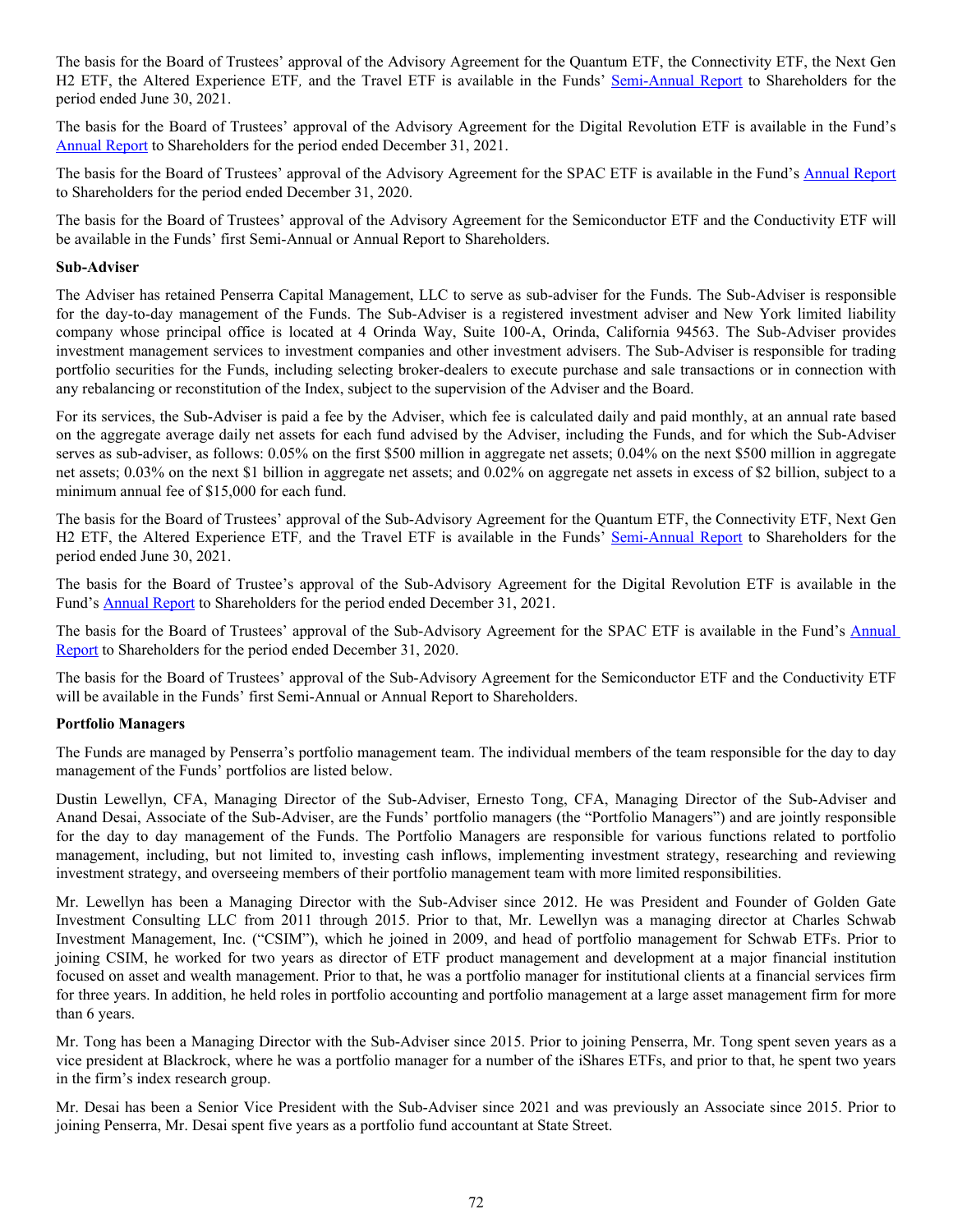The basis for the Board of Trustees' approval of the Advisory Agreement for the Quantum ETF, the Connectivity ETF, the Next Gen H2 ETF, the Altered Experience ETF*,* and the Travel ETF is available in the Funds' Semi-Annual Report to Shareholders for the period ended June 30, 2021.

The basis for the Board of Trustees' approval of the Advisory Agreement for the Digital Revolution ETF is available in the Fund's Annual Report to Shareholders for the period ended December 31, 2021.

The basis for the Board of Trustees' approval of the Advisory Agreement for the SPAC ETF is available in the Fund's Annual Report to Shareholders for the period ended December 31, 2020.

The basis for the Board of Trustees' approval of the Advisory Agreement for the Semiconductor ETF and the Conductivity ETF will be available in the Funds' first Semi-Annual or Annual Report to Shareholders.

**Sub-Adviser**

The Adviser has retained Penserra Capital Management, LLC to serve as sub-adviser for the Funds. The Sub-Adviser is responsible for the day-to-day management of the Funds. The Sub-Adviser is a registered investment adviser and New York limited liability company whose principal office is located at 4 Orinda Way, Suite 100-A, Orinda, California 94563. The Sub-Adviser provides investment management services to investment companies and other investment advisers. The Sub-Adviser is responsible for trading portfolio securities for the Funds, including selecting broker-dealers to execute purchase and sale transactions or in connection with any rebalancing or reconstitution of the Index, subject to the supervision of the Adviser and the Board.

For its services, the Sub-Adviser is paid a fee by the Adviser, which fee is calculated daily and paid monthly, at an annual rate based on the aggregate average daily net assets for each fund advised by the Adviser, including the Funds, and for which the Sub-Adviser serves as sub-adviser, as follows: 0.05% on the first $500 million in aggregate net assets; 0.04% on the next $500 million in aggregate net assets; 0.03% on the next $1 billion in aggregate net assets; and 0.02% on aggregate net assets in excess of $2 billion, subject to a minimum annual fee of $15,000 for each fund.

The basis for the Board of Trustees' approval of the Sub-Advisory Agreement for the Quantum ETF, the Connectivity ETF, Next Gen H2 ETF, the Altered Experience ETF*,* and the Travel ETF is available in the Funds' Semi-Annual Report to Shareholders for the period ended June 30, 2021.

The basis for the Board of Trustee's approval of the Sub-Advisory Agreement for the Digital Revolution ETF is available in the Fund's Annual Report to Shareholders for the period ended December 31, 2021.

The basis for the Board of Trustees' approval of the Sub-Advisory Agreement for the SPAC ETF is available in the Fund's Annual Report to Shareholders for the period ended December 31, 2020.

The basis for the Board of Trustees' approval of the Sub-Advisory Agreement for the Semiconductor ETF and the Conductivity ETF will be available in the Funds' first Semi-Annual or Annual Report to Shareholders.

**Portfolio Managers**

The Funds are managed by Penserra's portfolio management team. The individual members of the team responsible for the day to day management of the Funds' portfolios are listed below.

Dustin Lewellyn, CFA, Managing Director of the Sub-Adviser, Ernesto Tong, CFA, Managing Director of the Sub-Adviser and Anand Desai, Associate of the Sub-Adviser, are the Funds' portfolio managers (the "Portfolio Managers") and are jointly responsible for the day to day management of the Funds. The Portfolio Managers are responsible for various functions related to portfolio management, including, but not limited to, investing cash inflows, implementing investment strategy, researching and reviewing investment strategy, and overseeing members of their portfolio management team with more limited responsibilities.

Mr. Lewellyn has been a Managing Director with the Sub-Adviser since 2012. He was President and Founder of Golden Gate Investment Consulting LLC from 2011 through 2015. Prior to that, Mr. Lewellyn was a managing director at Charles Schwab Investment Management, Inc. ("CSIM"), which he joined in 2009, and head of portfolio management for Schwab ETFs. Prior to joining CSIM, he worked for two years as director of ETF product management and development at a major financial institution focused on asset and wealth management. Prior to that, he was a portfolio manager for institutional clients at a financial services firm for three years. In addition, he held roles in portfolio accounting and portfolio management at a large asset management firm for more than 6 years.

Mr. Tong has been a Managing Director with the Sub-Adviser since 2015. Prior to joining Penserra, Mr. Tong spent seven years as a vice president at Blackrock, where he was a portfolio manager for a number of the iShares ETFs, and prior to that, he spent two years in the firm's index research group.

Mr. Desai has been a Senior Vice President with the Sub-Adviser since 2021 and was previously an Associate since 2015. Prior to joining Penserra, Mr. Desai spent five years as a portfolio fund accountant at State Street.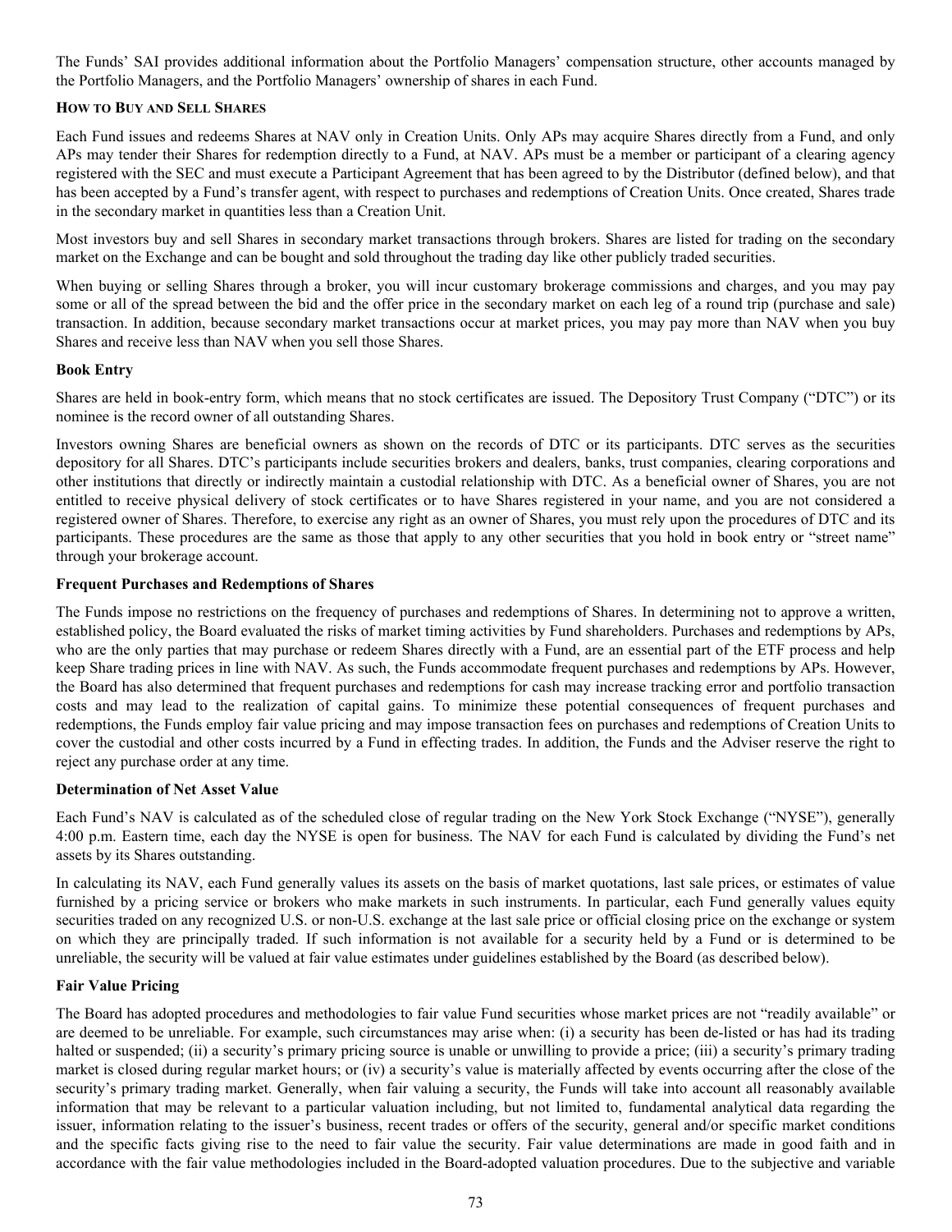The Funds' SAI provides additional information about the Portfolio Managers' compensation structure, other accounts managed by the Portfolio Managers, and the Portfolio Managers' ownership of shares in each Fund.

## HOW TO BUY AND SELL SHARES

Each Fund issues and redeems Shares at NAV only in Creation Units. Only APs may acquire Shares directly from a Fund, and only APs may tender their Shares for redemption directly to a Fund, at NAV. APs must be a member or participant of a clearing agency registered with the SEC and must execute a Participant Agreement that has been agreed to by the Distributor (defined below), and that has been accepted by a Fund's transfer agent, with respect to purchases and redemptions of Creation Units. Once created, Shares trade in the secondary market in quantities less than a Creation Unit.

Most investors buy and sell Shares in secondary market transactions through brokers. Shares are listed for trading on the secondary market on the Exchange and can be bought and sold throughout the trading day like other publicly traded securities.

When buying or selling Shares through a broker, you will incur customary brokerage commissions and charges, and you may pay some or all of the spread between the bid and the offer price in the secondary market on each leg of a round trip (purchase and sale) transaction. In addition, because secondary market transactions occur at market prices, you may pay more than NAV when you buy Shares and receive less than NAV when you sell those Shares.

### Book Entry

Shares are held in book-entry form, which means that no stock certificates are issued. The Depository Trust Company ("DTC") or its nominee is the record owner of all outstanding Shares.

Investors owning Shares are beneficial owners as shown on the records of DTC or its participants. DTC serves as the securities depository for all Shares. DTC's participants include securities brokers and dealers, banks, trust companies, clearing corporations and other institutions that directly or indirectly maintain a custodial relationship with DTC. As a beneficial owner of Shares, you are not entitled to receive physical delivery of stock certificates or to have Shares registered in your name, and you are not considered a registered owner of Shares. Therefore, to exercise any right as an owner of Shares, you must rely upon the procedures of DTC and its participants. These procedures are the same as those that apply to any other securities that you hold in book entry or "street name" through your brokerage account.

### Frequent Purchases and Redemptions of Shares

The Funds impose no restrictions on the frequency of purchases and redemptions of Shares. In determining not to approve a written, established policy, the Board evaluated the risks of market timing activities by Fund shareholders. Purchases and redemptions by APs, who are the only parties that may purchase or redeem Shares directly with a Fund, are an essential part of the ETF process and help keep Share trading prices in line with NAV. As such, the Funds accommodate frequent purchases and redemptions by APs. However, the Board has also determined that frequent purchases and redemptions for cash may increase tracking error and portfolio transaction costs and may lead to the realization of capital gains. To minimize these potential consequences of frequent purchases and redemptions, the Funds employ fair value pricing and may impose transaction fees on purchases and redemptions of Creation Units to cover the custodial and other costs incurred by a Fund in effecting trades. In addition, the Funds and the Adviser reserve the right to reject any purchase order at any time.

### Determination of Net Asset Value

Each Fund's NAV is calculated as of the scheduled close of regular trading on the New York Stock Exchange ("NYSE"), generally 4:00 p.m. Eastern time, each day the NYSE is open for business. The NAV for each Fund is calculated by dividing the Fund's net assets by its Shares outstanding.

In calculating its NAV, each Fund generally values its assets on the basis of market quotations, last sale prices, or estimates of value furnished by a pricing service or brokers who make markets in such instruments. In particular, each Fund generally values equity securities traded on any recognized U.S. or non-U.S. exchange at the last sale price or official closing price on the exchange or system on which they are principally traded. If such information is not available for a security held by a Fund or is determined to be unreliable, the security will be valued at fair value estimates under guidelines established by the Board (as described below).

### Fair Value Pricing

The Board has adopted procedures and methodologies to fair value Fund securities whose market prices are not "readily available" or are deemed to be unreliable. For example, such circumstances may arise when: (i) a security has been de-listed or has had its trading halted or suspended; (ii) a security's primary pricing source is unable or unwilling to provide a price; (iii) a security's primary trading market is closed during regular market hours; or (iv) a security's value is materially affected by events occurring after the close of the security's primary trading market. Generally, when fair valuing a security, the Funds will take into account all reasonably available information that may be relevant to a particular valuation including, but not limited to, fundamental analytical data regarding the issuer, information relating to the issuer's business, recent trades or offers of the security, general and/or specific market conditions and the specific facts giving rise to the need to fair value the security. Fair value determinations are made in good faith and in accordance with the fair value methodologies included in the Board-adopted valuation procedures. Due to the subjective and variable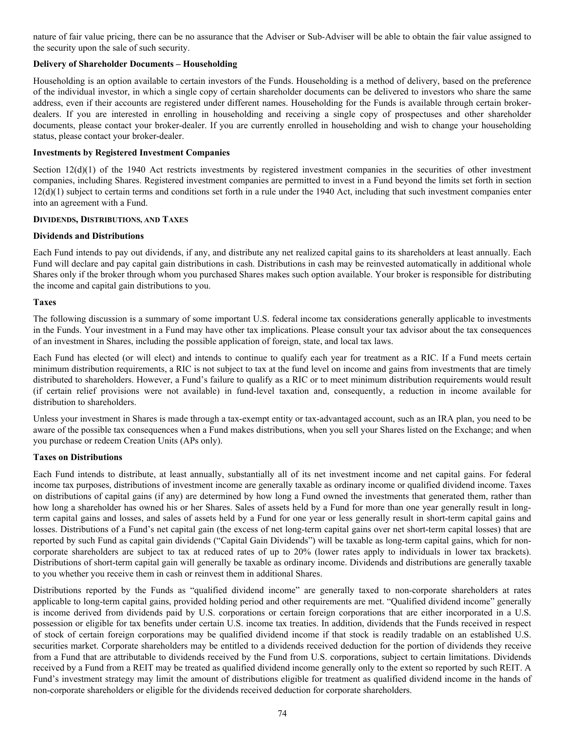nature of fair value pricing, there can be no assurance that the Adviser or Sub-Adviser will be able to obtain the fair value assigned to the security upon the sale of such security.

**Delivery of Shareholder Documents – Householding**

Householding is an option available to certain investors of the Funds. Householding is a method of delivery, based on the preference of the individual investor, in which a single copy of certain shareholder documents can be delivered to investors who share the same address, even if their accounts are registered under different names. Householding for the Funds is available through certain broker-dealers. If you are interested in enrolling in householding and receiving a single copy of prospectuses and other shareholder documents, please contact your broker-dealer. If you are currently enrolled in householding and wish to change your householding status, please contact your broker-dealer.

**Investments by Registered Investment Companies**

Section 12(d)(1) of the 1940 Act restricts investments by registered investment companies in the securities of other investment companies, including Shares. Registered investment companies are permitted to invest in a Fund beyond the limits set forth in section 12(d)(1) subject to certain terms and conditions set forth in a rule under the 1940 Act, including that such investment companies enter into an agreement with a Fund.

## DIVIDENDS, DISTRIBUTIONS, AND TAXES

**Dividends and Distributions**

Each Fund intends to pay out dividends, if any, and distribute any net realized capital gains to its shareholders at least annually. Each Fund will declare and pay capital gain distributions in cash. Distributions in cash may be reinvested automatically in additional whole Shares only if the broker through whom you purchased Shares makes such option available. Your broker is responsible for distributing the income and capital gain distributions to you.

**Taxes**

The following discussion is a summary of some important U.S. federal income tax considerations generally applicable to investments in the Funds. Your investment in a Fund may have other tax implications. Please consult your tax advisor about the tax consequences of an investment in Shares, including the possible application of foreign, state, and local tax laws.

Each Fund has elected (or will elect) and intends to continue to qualify each year for treatment as a RIC. If a Fund meets certain minimum distribution requirements, a RIC is not subject to tax at the fund level on income and gains from investments that are timely distributed to shareholders. However, a Fund's failure to qualify as a RIC or to meet minimum distribution requirements would result (if certain relief provisions were not available) in fund-level taxation and, consequently, a reduction in income available for distribution to shareholders.

Unless your investment in Shares is made through a tax-exempt entity or tax-advantaged account, such as an IRA plan, you need to be aware of the possible tax consequences when a Fund makes distributions, when you sell your Shares listed on the Exchange; and when you purchase or redeem Creation Units (APs only).

**Taxes on Distributions**

Each Fund intends to distribute, at least annually, substantially all of its net investment income and net capital gains. For federal income tax purposes, distributions of investment income are generally taxable as ordinary income or qualified dividend income. Taxes on distributions of capital gains (if any) are determined by how long a Fund owned the investments that generated them, rather than how long a shareholder has owned his or her Shares. Sales of assets held by a Fund for more than one year generally result in long-term capital gains and losses, and sales of assets held by a Fund for one year or less generally result in short-term capital gains and losses. Distributions of a Fund's net capital gain (the excess of net long-term capital gains over net short-term capital losses) that are reported by such Fund as capital gain dividends ("Capital Gain Dividends") will be taxable as long-term capital gains, which for non-corporate shareholders are subject to tax at reduced rates of up to 20% (lower rates apply to individuals in lower tax brackets). Distributions of short-term capital gain will generally be taxable as ordinary income. Dividends and distributions are generally taxable to you whether you receive them in cash or reinvest them in additional Shares.

Distributions reported by the Funds as "qualified dividend income" are generally taxed to non-corporate shareholders at rates applicable to long-term capital gains, provided holding period and other requirements are met. "Qualified dividend income" generally is income derived from dividends paid by U.S. corporations or certain foreign corporations that are either incorporated in a U.S. possession or eligible for tax benefits under certain U.S. income tax treaties. In addition, dividends that the Funds received in respect of stock of certain foreign corporations may be qualified dividend income if that stock is readily tradable on an established U.S. securities market. Corporate shareholders may be entitled to a dividends received deduction for the portion of dividends they receive from a Fund that are attributable to dividends received by the Fund from U.S. corporations, subject to certain limitations. Dividends received by a Fund from a REIT may be treated as qualified dividend income generally only to the extent so reported by such REIT. A Fund's investment strategy may limit the amount of distributions eligible for treatment as qualified dividend income in the hands of non-corporate shareholders or eligible for the dividends received deduction for corporate shareholders.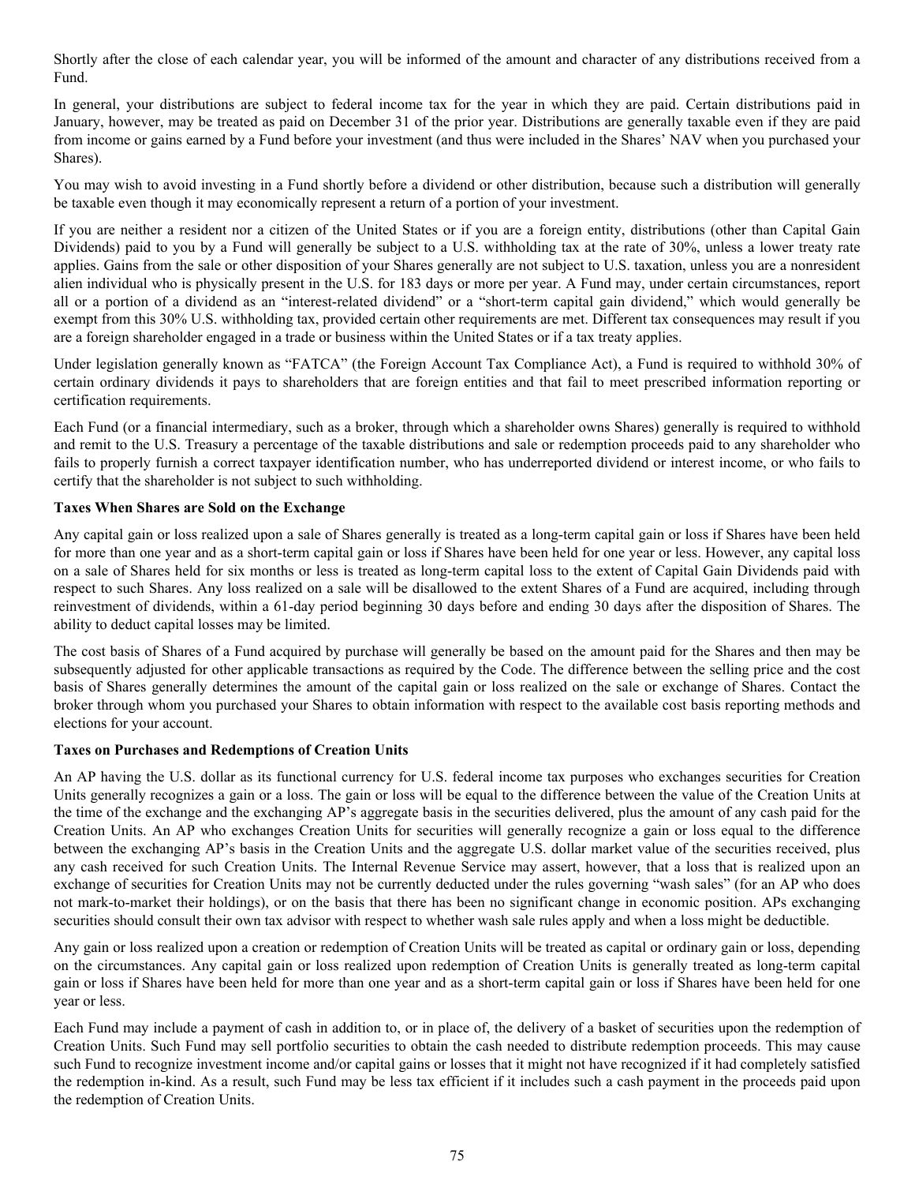Shortly after the close of each calendar year, you will be informed of the amount and character of any distributions received from a Fund.

In general, your distributions are subject to federal income tax for the year in which they are paid. Certain distributions paid in January, however, may be treated as paid on December 31 of the prior year. Distributions are generally taxable even if they are paid from income or gains earned by a Fund before your investment (and thus were included in the Shares' NAV when you purchased your Shares).

You may wish to avoid investing in a Fund shortly before a dividend or other distribution, because such a distribution will generally be taxable even though it may economically represent a return of a portion of your investment.

If you are neither a resident nor a citizen of the United States or if you are a foreign entity, distributions (other than Capital Gain Dividends) paid to you by a Fund will generally be subject to a U.S. withholding tax at the rate of 30%, unless a lower treaty rate applies. Gains from the sale or other disposition of your Shares generally are not subject to U.S. taxation, unless you are a nonresident alien individual who is physically present in the U.S. for 183 days or more per year. A Fund may, under certain circumstances, report all or a portion of a dividend as an "interest-related dividend" or a "short-term capital gain dividend," which would generally be exempt from this 30% U.S. withholding tax, provided certain other requirements are met. Different tax consequences may result if you are a foreign shareholder engaged in a trade or business within the United States or if a tax treaty applies.

Under legislation generally known as "FATCA" (the Foreign Account Tax Compliance Act), a Fund is required to withhold 30% of certain ordinary dividends it pays to shareholders that are foreign entities and that fail to meet prescribed information reporting or certification requirements.

Each Fund (or a financial intermediary, such as a broker, through which a shareholder owns Shares) generally is required to withhold and remit to the U.S. Treasury a percentage of the taxable distributions and sale or redemption proceeds paid to any shareholder who fails to properly furnish a correct taxpayer identification number, who has underreported dividend or interest income, or who fails to certify that the shareholder is not subject to such withholding.

**Taxes When Shares are Sold on the Exchange**

Any capital gain or loss realized upon a sale of Shares generally is treated as a long-term capital gain or loss if Shares have been held for more than one year and as a short-term capital gain or loss if Shares have been held for one year or less. However, any capital loss on a sale of Shares held for six months or less is treated as long-term capital loss to the extent of Capital Gain Dividends paid with respect to such Shares. Any loss realized on a sale will be disallowed to the extent Shares of a Fund are acquired, including through reinvestment of dividends, within a 61-day period beginning 30 days before and ending 30 days after the disposition of Shares. The ability to deduct capital losses may be limited.

The cost basis of Shares of a Fund acquired by purchase will generally be based on the amount paid for the Shares and then may be subsequently adjusted for other applicable transactions as required by the Code. The difference between the selling price and the cost basis of Shares generally determines the amount of the capital gain or loss realized on the sale or exchange of Shares. Contact the broker through whom you purchased your Shares to obtain information with respect to the available cost basis reporting methods and elections for your account.

**Taxes on Purchases and Redemptions of Creation Units**

An AP having the U.S. dollar as its functional currency for U.S. federal income tax purposes who exchanges securities for Creation Units generally recognizes a gain or a loss. The gain or loss will be equal to the difference between the value of the Creation Units at the time of the exchange and the exchanging AP's aggregate basis in the securities delivered, plus the amount of any cash paid for the Creation Units. An AP who exchanges Creation Units for securities will generally recognize a gain or loss equal to the difference between the exchanging AP's basis in the Creation Units and the aggregate U.S. dollar market value of the securities received, plus any cash received for such Creation Units. The Internal Revenue Service may assert, however, that a loss that is realized upon an exchange of securities for Creation Units may not be currently deducted under the rules governing "wash sales" (for an AP who does not mark-to-market their holdings), or on the basis that there has been no significant change in economic position. APs exchanging securities should consult their own tax advisor with respect to whether wash sale rules apply and when a loss might be deductible.

Any gain or loss realized upon a creation or redemption of Creation Units will be treated as capital or ordinary gain or loss, depending on the circumstances. Any capital gain or loss realized upon redemption of Creation Units is generally treated as long-term capital gain or loss if Shares have been held for more than one year and as a short-term capital gain or loss if Shares have been held for one year or less.

Each Fund may include a payment of cash in addition to, or in place of, the delivery of a basket of securities upon the redemption of Creation Units. Such Fund may sell portfolio securities to obtain the cash needed to distribute redemption proceeds. This may cause such Fund to recognize investment income and/or capital gains or losses that it might not have recognized if it had completely satisfied the redemption in-kind. As a result, such Fund may be less tax efficient if it includes such a cash payment in the proceeds paid upon the redemption of Creation Units.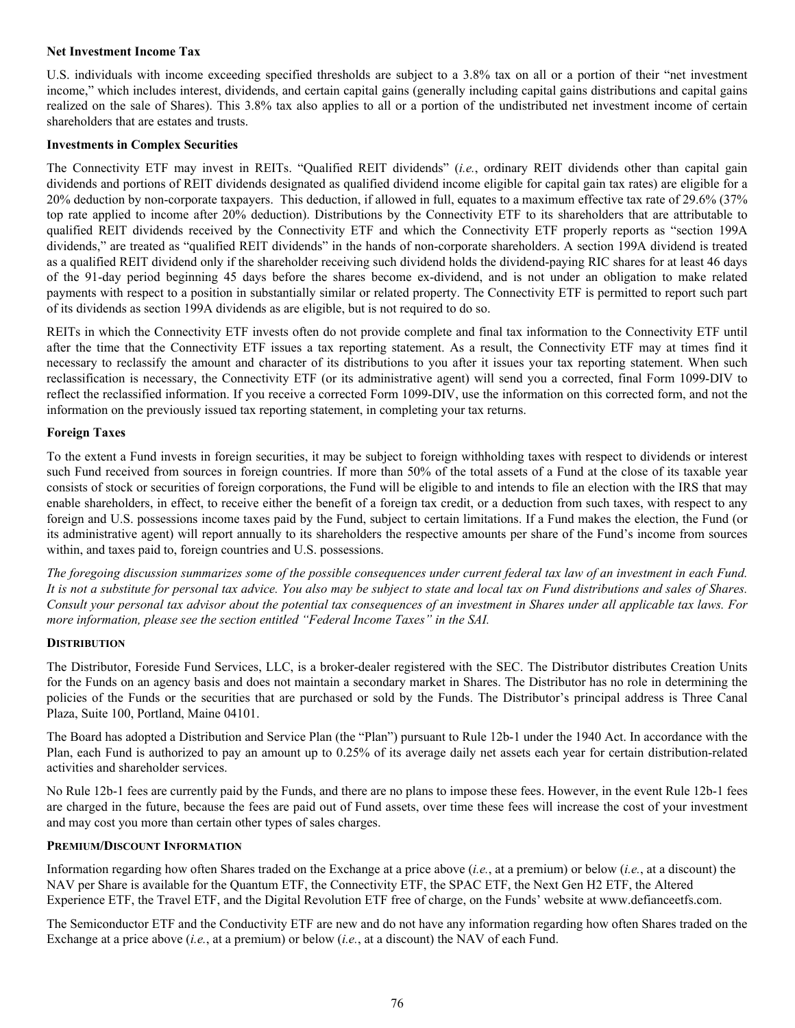**Net Investment Income Tax**

U.S. individuals with income exceeding specified thresholds are subject to a 3.8% tax on all or a portion of their "net investment income," which includes interest, dividends, and certain capital gains (generally including capital gains distributions and capital gains realized on the sale of Shares). This 3.8% tax also applies to all or a portion of the undistributed net investment income of certain shareholders that are estates and trusts.

**Investments in Complex Securities**

The Connectivity ETF may invest in REITs. "Qualified REIT dividends" (*i.e.*, ordinary REIT dividends other than capital gain dividends and portions of REIT dividends designated as qualified dividend income eligible for capital gain tax rates) are eligible for a 20% deduction by non-corporate taxpayers. This deduction, if allowed in full, equates to a maximum effective tax rate of 29.6% (37% top rate applied to income after 20% deduction). Distributions by the Connectivity ETF to its shareholders that are attributable to qualified REIT dividends received by the Connectivity ETF and which the Connectivity ETF properly reports as "section 199A dividends," are treated as "qualified REIT dividends" in the hands of non-corporate shareholders. A section 199A dividend is treated as a qualified REIT dividend only if the shareholder receiving such dividend holds the dividend-paying RIC shares for at least 46 days of the 91-day period beginning 45 days before the shares become ex-dividend, and is not under an obligation to make related payments with respect to a position in substantially similar or related property. The Connectivity ETF is permitted to report such part of its dividends as section 199A dividends as are eligible, but is not required to do so.

REITs in which the Connectivity ETF invests often do not provide complete and final tax information to the Connectivity ETF until after the time that the Connectivity ETF issues a tax reporting statement. As a result, the Connectivity ETF may at times find it necessary to reclassify the amount and character of its distributions to you after it issues your tax reporting statement. When such reclassification is necessary, the Connectivity ETF (or its administrative agent) will send you a corrected, final Form 1099-DIV to reflect the reclassified information. If you receive a corrected Form 1099-DIV, use the information on this corrected form, and not the information on the previously issued tax reporting statement, in completing your tax returns.

**Foreign Taxes**

To the extent a Fund invests in foreign securities, it may be subject to foreign withholding taxes with respect to dividends or interest such Fund received from sources in foreign countries. If more than 50% of the total assets of a Fund at the close of its taxable year consists of stock or securities of foreign corporations, the Fund will be eligible to and intends to file an election with the IRS that may enable shareholders, in effect, to receive either the benefit of a foreign tax credit, or a deduction from such taxes, with respect to any foreign and U.S. possessions income taxes paid by the Fund, subject to certain limitations. If a Fund makes the election, the Fund (or its administrative agent) will report annually to its shareholders the respective amounts per share of the Fund's income from sources within, and taxes paid to, foreign countries and U.S. possessions.

*The foregoing discussion summarizes some of the possible consequences under current federal tax law of an investment in each Fund. It is not a substitute for personal tax advice. You also may be subject to state and local tax on Fund distributions and sales of Shares. Consult your personal tax advisor about the potential tax consequences of an investment in Shares under all applicable tax laws. For more information, please see the section entitled "Federal Income Taxes" in the SAI.*

## DISTRIBUTION

The Distributor, Foreside Fund Services, LLC, is a broker-dealer registered with the SEC. The Distributor distributes Creation Units for the Funds on an agency basis and does not maintain a secondary market in Shares. The Distributor has no role in determining the policies of the Funds or the securities that are purchased or sold by the Funds. The Distributor's principal address is Three Canal Plaza, Suite 100, Portland, Maine 04101.

The Board has adopted a Distribution and Service Plan (the "Plan") pursuant to Rule 12b-1 under the 1940 Act. In accordance with the Plan, each Fund is authorized to pay an amount up to 0.25% of its average daily net assets each year for certain distribution-related activities and shareholder services.

No Rule 12b-1 fees are currently paid by the Funds, and there are no plans to impose these fees. However, in the event Rule 12b-1 fees are charged in the future, because the fees are paid out of Fund assets, over time these fees will increase the cost of your investment and may cost you more than certain other types of sales charges.

## PREMIUM/DISCOUNT INFORMATION

Information regarding how often Shares traded on the Exchange at a price above (*i.e.*, at a premium) or below (*i.e.*, at a discount) the NAV per Share is available for the Quantum ETF, the Connectivity ETF, the SPAC ETF, the Next Gen H2 ETF, the Altered Experience ETF, the Travel ETF, and the Digital Revolution ETF free of charge, on the Funds' website at www.defianceetfs.com.

The Semiconductor ETF and the Conductivity ETF are new and do not have any information regarding how often Shares traded on the Exchange at a price above (*i.e.*, at a premium) or below (*i.e.*, at a discount) the NAV of each Fund.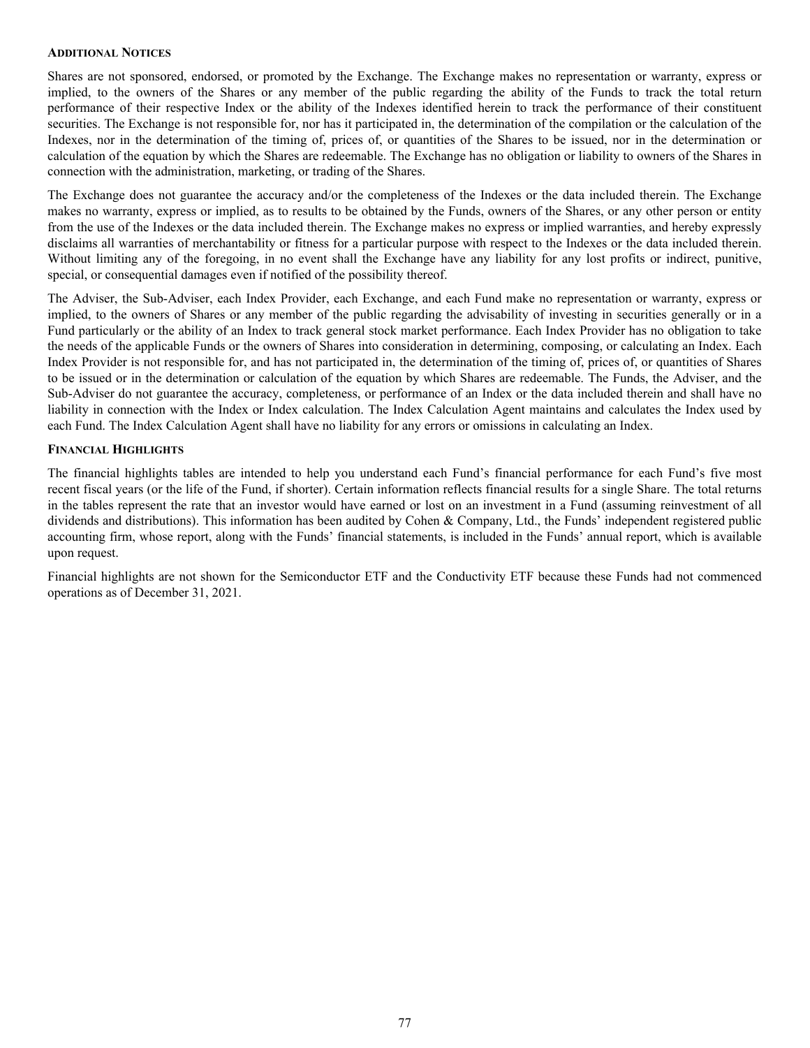### Additional Notices

Shares are not sponsored, endorsed, or promoted by the Exchange. The Exchange makes no representation or warranty, express or implied, to the owners of the Shares or any member of the public regarding the ability of the Funds to track the total return performance of their respective Index or the ability of the Indexes identified herein to track the performance of their constituent securities. The Exchange is not responsible for, nor has it participated in, the determination of the compilation or the calculation of the Indexes, nor in the determination of the timing of, prices of, or quantities of the Shares to be issued, nor in the determination or calculation of the equation by which the Shares are redeemable. The Exchange has no obligation or liability to owners of the Shares in connection with the administration, marketing, or trading of the Shares.

The Exchange does not guarantee the accuracy and/or the completeness of the Indexes or the data included therein. The Exchange makes no warranty, express or implied, as to results to be obtained by the Funds, owners of the Shares, or any other person or entity from the use of the Indexes or the data included therein. The Exchange makes no express or implied warranties, and hereby expressly disclaims all warranties of merchantability or fitness for a particular purpose with respect to the Indexes or the data included therein. Without limiting any of the foregoing, in no event shall the Exchange have any liability for any lost profits or indirect, punitive, special, or consequential damages even if notified of the possibility thereof.

The Adviser, the Sub-Adviser, each Index Provider, each Exchange, and each Fund make no representation or warranty, express or implied, to the owners of Shares or any member of the public regarding the advisability of investing in securities generally or in a Fund particularly or the ability of an Index to track general stock market performance. Each Index Provider has no obligation to take the needs of the applicable Funds or the owners of Shares into consideration in determining, composing, or calculating an Index. Each Index Provider is not responsible for, and has not participated in, the determination of the timing of, prices of, or quantities of Shares to be issued or in the determination or calculation of the equation by which Shares are redeemable. The Funds, the Adviser, and the Sub-Adviser do not guarantee the accuracy, completeness, or performance of an Index or the data included therein and shall have no liability in connection with the Index or Index calculation. The Index Calculation Agent maintains and calculates the Index used by each Fund. The Index Calculation Agent shall have no liability for any errors or omissions in calculating an Index.

### Financial Highlights

The financial highlights tables are intended to help you understand each Fund's financial performance for each Fund's five most recent fiscal years (or the life of the Fund, if shorter). Certain information reflects financial results for a single Share. The total returns in the tables represent the rate that an investor would have earned or lost on an investment in a Fund (assuming reinvestment of all dividends and distributions). This information has been audited by Cohen & Company, Ltd., the Funds' independent registered public accounting firm, whose report, along with the Funds' financial statements, is included in the Funds' annual report, which is available upon request.

Financial highlights are not shown for the Semiconductor ETF and the Conductivity ETF because these Funds had not commenced operations as of December 31, 2021.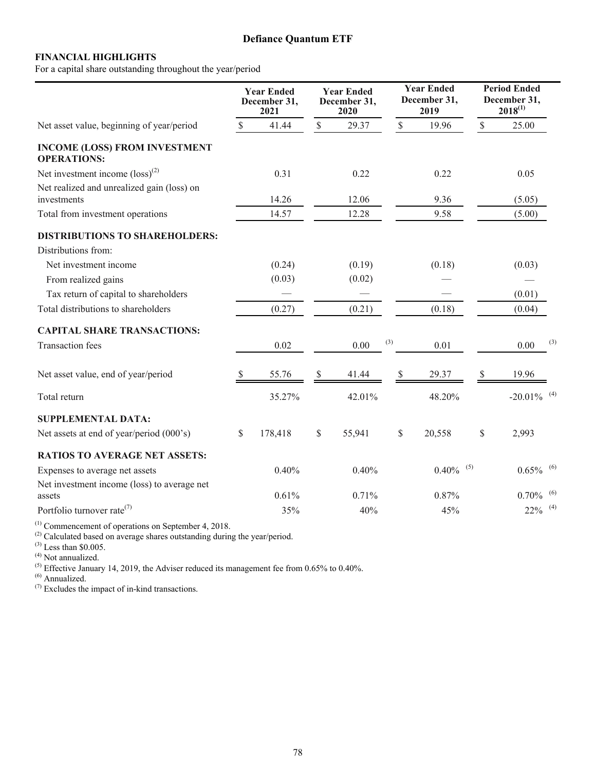# Defiance Quantum ETF

**FINANCIAL HIGHLIGHTS**

For a capital share outstanding throughout the year/period

| | Year Ended December 31, 2021 | Year Ended December 31, 2020 | Year Ended December 31, 2019 | Period Ended December 31, 2018[1] |
|---|---|---|---|---|
| Net asset value, beginning of year/period | $ 41.44 | $ 29.37 | $ 19.96 | $ 25.00 |
| **INCOME (LOSS) FROM INVESTMENT OPERATIONS:** | | | | |
| Net investment income (loss)[2] | 0.31 | 0.22 | 0.22 | 0.05 |
| Net realized and unrealized gain (loss) on investments | 14.26 | 12.06 | 9.36 | (5.05) |
| Total from investment operations | 14.57 | 12.28 | 9.58 | (5.00) |
| **DISTRIBUTIONS TO SHAREHOLDERS:** | | | | |
| Distributions from: | | | | |
| Net investment income | (0.24) | (0.19) | (0.18) | (0.03) |
| From realized gains | (0.03) | (0.02) | — | — |
| Tax return of capital to shareholders | — | — | — | (0.01) |
| Total distributions to shareholders | (0.27) | (0.21) | (0.18) | (0.04) |
| **CAPITAL SHARE TRANSACTIONS:** | | | | |
| Transaction fees | 0.02 | 0.00 [3] | 0.01 | 0.00 [3] |
| Net asset value, end of year/period | $ 55.76 | $ 41.44 | $ 29.37 | $ 19.96 |
| Total return | 35.27% | 42.01% | 48.20% | -20.01% [4] |
| **SUPPLEMENTAL DATA:** | | | | |
| Net assets at end of year/period (000's) | $ 178,418 | $ 55,941 | $ 20,558 | $ 2,993 |
| **RATIOS TO AVERAGE NET ASSETS:** | | | | |
| Expenses to average net assets | 0.40% | 0.40% | 0.40% [5] | 0.65% [6] |
| Net investment income (loss) to average net assets | 0.61% | 0.71% | 0.87% | 0.70% [6] |
| Portfolio turnover rate[7] | 35% | 40% | 45% | 22% [4] |

[1] Commencement of operations on September 4, 2018.
[2] Calculated based on average shares outstanding during the year/period.
[3] Less than $0.005.
[4] Not annualized.
[5] Effective January 14, 2019, the Adviser reduced its management fee from 0.65% to 0.40%.
[6] Annualized.
[7] Excludes the impact of in-kind transactions.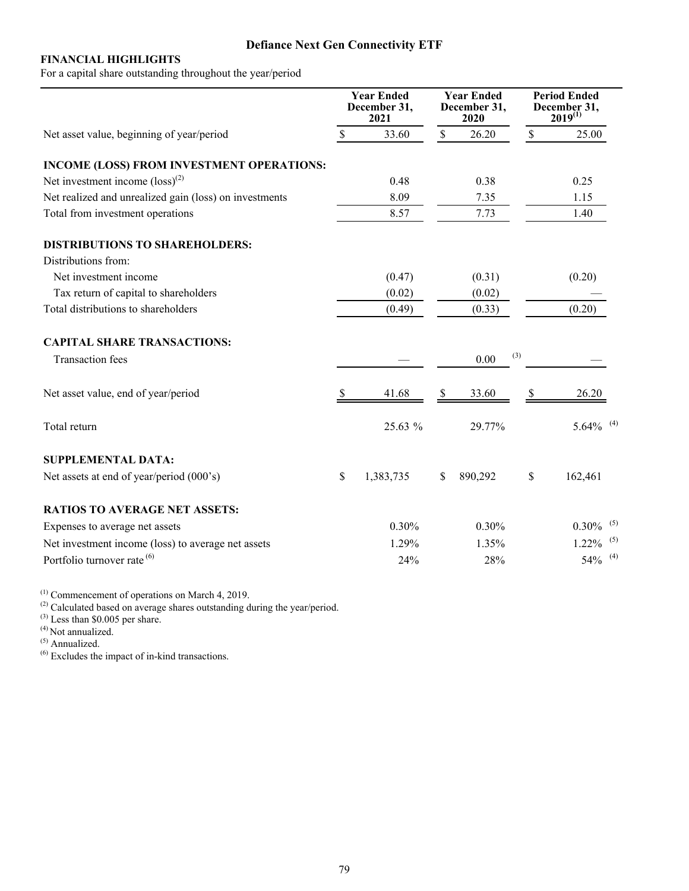# Defiance Next Gen Connectivity ETF

**FINANCIAL HIGHLIGHTS**

For a capital share outstanding throughout the year/period

| | Year Ended December 31, 2021 | Year Ended December 31, 2020 | Period Ended December 31, 2019[1] |
|---|---|---|---|
| Net asset value, beginning of year/period | $ 33.60 | $ 26.20 | $ 25.00 |
| **INCOME (LOSS) FROM INVESTMENT OPERATIONS:** | | | |
| Net investment income (loss)[2] | 0.48 | 0.38 | 0.25 |
| Net realized and unrealized gain (loss) on investments | 8.09 | 7.35 | 1.15 |
| Total from investment operations | 8.57 | 7.73 | 1.40 |
| **DISTRIBUTIONS TO SHAREHOLDERS:** | | | |
| Distributions from: | | | |
| Net investment income | (0.47) | (0.31) | (0.20) |
| Tax return of capital to shareholders | (0.02) | (0.02) | — |
| Total distributions to shareholders | (0.49) | (0.33) | (0.20) |
| **CAPITAL SHARE TRANSACTIONS:** | | | |
| Transaction fees | — | 0.00 [3] | — |
| Net asset value, end of year/period | $ 41.68 | $ 33.60 | $ 26.20 |
| Total return | 25.63 % | 29.77% | 5.64% [4] |
| **SUPPLEMENTAL DATA:** | | | |
| Net assets at end of year/period (000's) | $ 1,383,735 | $ 890,292 | $ 162,461 |
| **RATIOS TO AVERAGE NET ASSETS:** | | | |
| Expenses to average net assets | 0.30% | 0.30% | 0.30% [5] |
| Net investment income (loss) to average net assets | 1.29% | 1.35% | 1.22% [5] |
| Portfolio turnover rate [6] | 24% | 28% | 54% [4] |

[1] Commencement of operations on March 4, 2019.
[2] Calculated based on average shares outstanding during the year/period.
[3] Less than $0.005 per share.
[4] Not annualized.
[5] Annualized.
[6] Excludes the impact of in-kind transactions.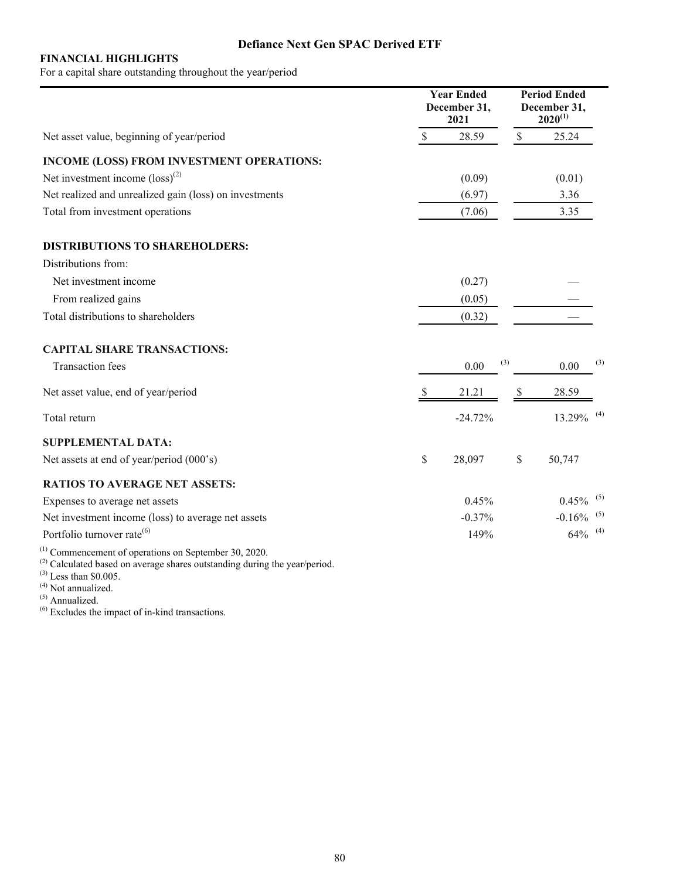## Defiance Next Gen SPAC Derived ETF

**FINANCIAL HIGHLIGHTS**

For a capital share outstanding throughout the year/period

| | Year Ended December 31, 2021 | Period Ended December 31, 2020[1] |
|---|---|---|
| Net asset value, beginning of year/period | $ 28.59 | $ 25.24 |
| **INCOME (LOSS) FROM INVESTMENT OPERATIONS:** | | |
| Net investment income (loss)[2] | (0.09) | (0.01) |
| Net realized and unrealized gain (loss) on investments | (6.97) | 3.36 |
| Total from investment operations | (7.06) | 3.35 |
| **DISTRIBUTIONS TO SHAREHOLDERS:** | | |
| Distributions from: | | |
| Net investment income | (0.27) | — |
| From realized gains | (0.05) | — |
| Total distributions to shareholders | (0.32) | — |
| **CAPITAL SHARE TRANSACTIONS:** | | |
| Transaction fees | 0.00 [3] | 0.00 [3] |
| Net asset value, end of year/period | $ 21.21 | $ 28.59 |
| Total return | -24.72% | 13.29% [4] |
| **SUPPLEMENTAL DATA:** | | |
| Net assets at end of year/period (000's) | $ 28,097 | $ 50,747 |
| **RATIOS TO AVERAGE NET ASSETS:** | | |
| Expenses to average net assets | 0.45% | 0.45% [5] |
| Net investment income (loss) to average net assets | -0.37% | -0.16% [5] |
| Portfolio turnover rate[6] | 149% | 64% [4] |

[1] Commencement of operations on September 30, 2020.
[2] Calculated based on average shares outstanding during the year/period.
[3] Less than $0.005.
[4] Not annualized.
[5] Annualized.
[6] Excludes the impact of in-kind transactions.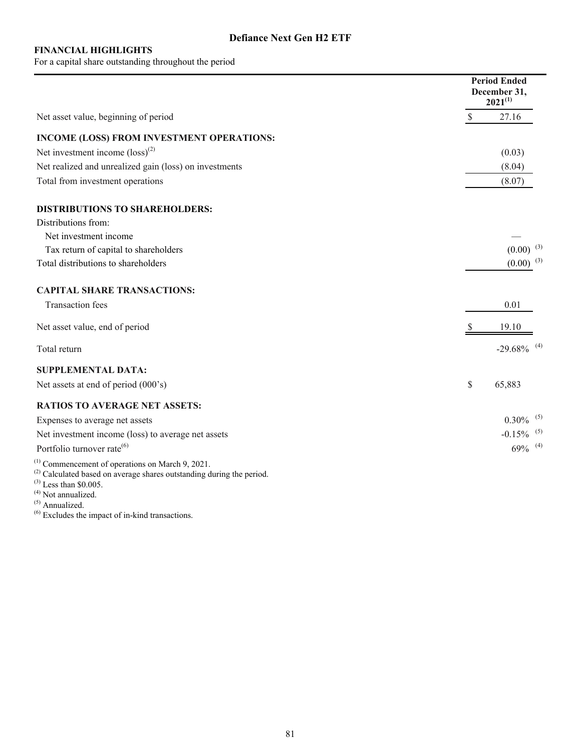# Defiance Next Gen H2 ETF

**FINANCIAL HIGHLIGHTS**

For a capital share outstanding throughout the period

| | Period Ended December 31, 2021[(1)] |
|---|---|
| Net asset value, beginning of period | $ 27.16 |
| **INCOME (LOSS) FROM INVESTMENT OPERATIONS:** | |
| Net investment income (loss)[(2)] | (0.03) |
| Net realized and unrealized gain (loss) on investments | (8.04) |
| Total from investment operations | (8.07) |
| **DISTRIBUTIONS TO SHAREHOLDERS:** | |
| Distributions from: | |
| Net investment income | — |
| Tax return of capital to shareholders | (0.00) [(3)] |
| Total distributions to shareholders | (0.00) [(3)] |
| **CAPITAL SHARE TRANSACTIONS:** | |
| Transaction fees | 0.01 |
| Net asset value, end of period | $ 19.10 |
| Total return | -29.68% [(4)] |
| **SUPPLEMENTAL DATA:** | |
| Net assets at end of period (000's) | $ 65,883 |
| **RATIOS TO AVERAGE NET ASSETS:** | |
| Expenses to average net assets | 0.30% [(5)] |
| Net investment income (loss) to average net assets | -0.15% [(5)] |
| Portfolio turnover rate[(6)] | 69% [(4)] |

(1) Commencement of operations on March 9, 2021.
(2) Calculated based on average shares outstanding during the period.
(3) Less than $0.005.
(4) Not annualized.
(5) Annualized.
(6) Excludes the impact of in-kind transactions.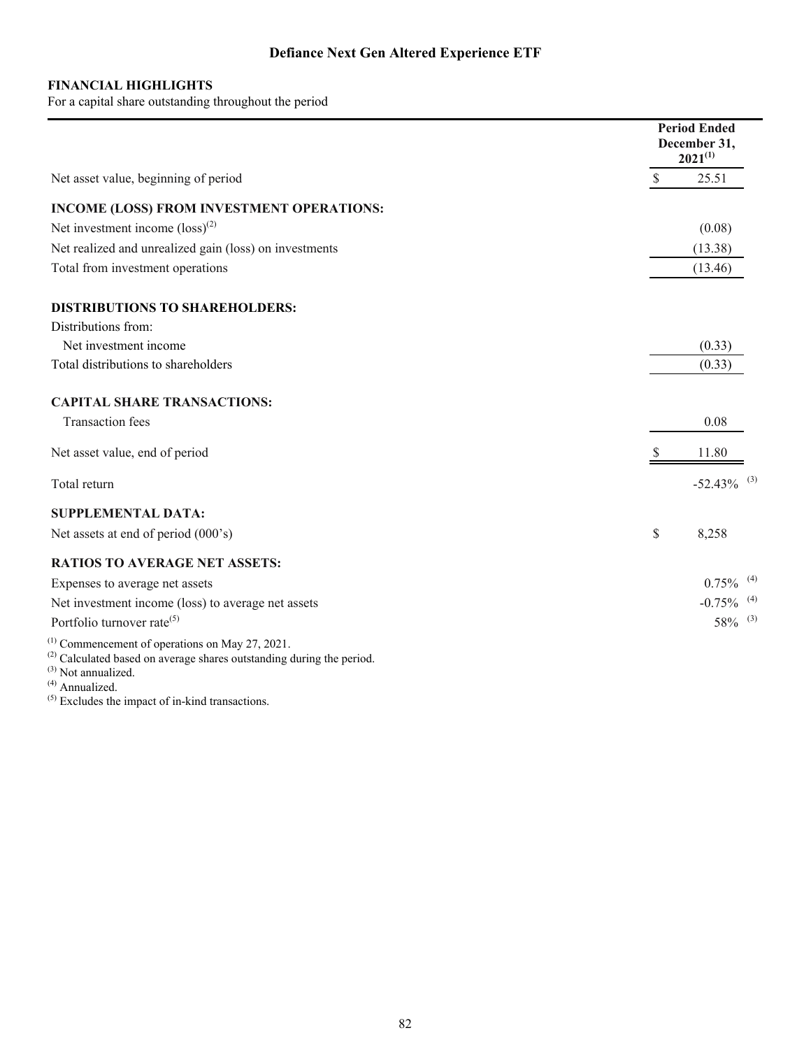# Defiance Next Gen Altered Experience ETF

**FINANCIAL HIGHLIGHTS**
For a capital share outstanding throughout the period

| | Period Ended December 31, 2021[1] |
|---|---|
| Net asset value, beginning of period | $ 25.51 |
| **INCOME (LOSS) FROM INVESTMENT OPERATIONS:** | |
| Net investment income (loss)[2] | (0.08) |
| Net realized and unrealized gain (loss) on investments | (13.38) |
| Total from investment operations | (13.46) |
| **DISTRIBUTIONS TO SHAREHOLDERS:** | |
| Distributions from: | |
| Net investment income | (0.33) |
| Total distributions to shareholders | (0.33) |
| **CAPITAL SHARE TRANSACTIONS:** | |
| Transaction fees | 0.08 |
| Net asset value, end of period | $ 11.80 |
| Total return | -52.43% [3] |
| **SUPPLEMENTAL DATA:** | |
| Net assets at end of period (000's) | $ 8,258 |
| **RATIOS TO AVERAGE NET ASSETS:** | |
| Expenses to average net assets | 0.75% [4] |
| Net investment income (loss) to average net assets | -0.75% [4] |
| Portfolio turnover rate[5] | 58% [3] |

[1] Commencement of operations on May 27, 2021.
[2] Calculated based on average shares outstanding during the period.
[3] Not annualized.
[4] Annualized.
[5] Excludes the impact of in-kind transactions.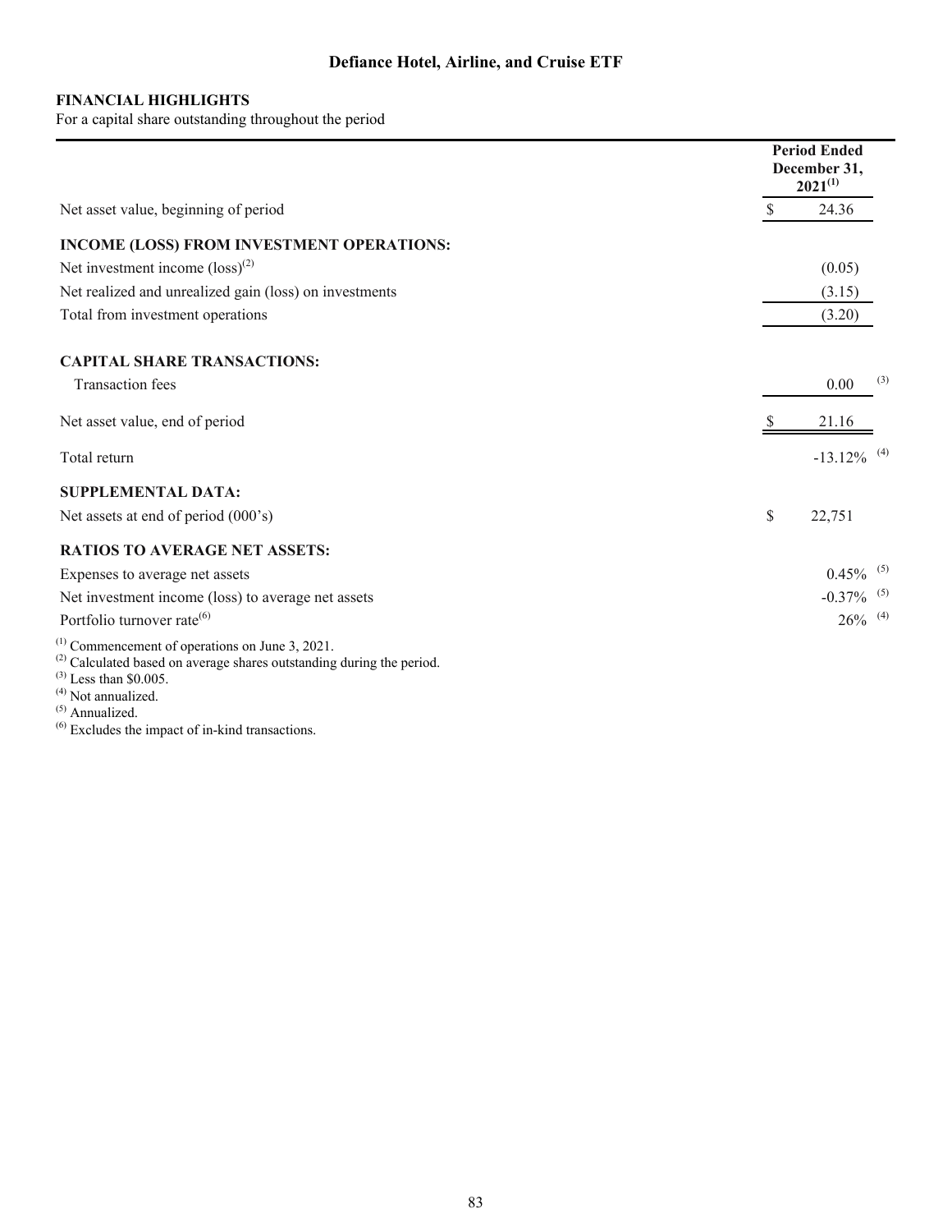# Defiance Hotel, Airline, and Cruise ETF

**FINANCIAL HIGHLIGHTS**
For a capital share outstanding throughout the period

| | Period Ended December 31, 2021[1] |
|---|---|
| Net asset value, beginning of period | $ 24.36 |
| **INCOME (LOSS) FROM INVESTMENT OPERATIONS:** | |
| Net investment income (loss)[2] | (0.05) |
| Net realized and unrealized gain (loss) on investments | (3.15) |
| Total from investment operations | (3.20) |
| **CAPITAL SHARE TRANSACTIONS:** | |
| Transaction fees | 0.00 [3] |
| Net asset value, end of period | $ 21.16 |
| Total return | -13.12% [4] |
| **SUPPLEMENTAL DATA:** | |
| Net assets at end of period (000's) | $ 22,751 |
| **RATIOS TO AVERAGE NET ASSETS:** | |
| Expenses to average net assets | 0.45% [5] |
| Net investment income (loss) to average net assets | -0.37% [5] |
| Portfolio turnover rate[6] | 26% [4] |

[1] Commencement of operations on June 3, 2021.
[2] Calculated based on average shares outstanding during the period.
[3] Less than $0.005.
[4] Not annualized.
[5] Annualized.
[6] Excludes the impact of in-kind transactions.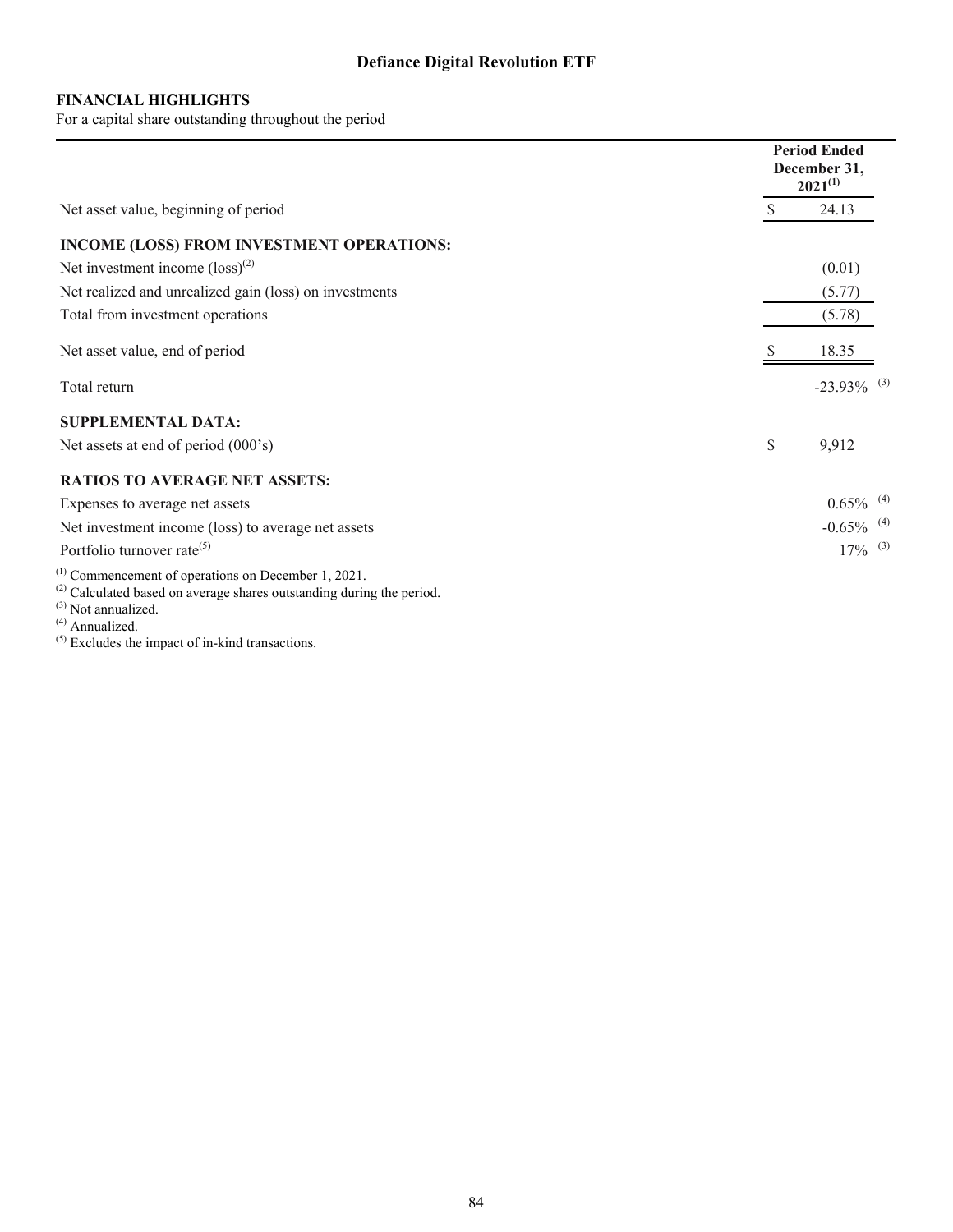# Defiance Digital Revolution ETF

**FINANCIAL HIGHLIGHTS**

For a capital share outstanding throughout the period

| | Period Ended December 31, 2021[1] |
|---|---|
| Net asset value, beginning of period | $ 24.13 |
| **INCOME (LOSS) FROM INVESTMENT OPERATIONS:** | |
| Net investment income (loss)[2] | (0.01) |
| Net realized and unrealized gain (loss) on investments | (5.77) |
| Total from investment operations | (5.78) |
| Net asset value, end of period | $ 18.35 |
| Total return | -23.93% [3] |
| **SUPPLEMENTAL DATA:** | |
| Net assets at end of period (000's) | $ 9,912 |
| **RATIOS TO AVERAGE NET ASSETS:** | |
| Expenses to average net assets | 0.65% [4] |
| Net investment income (loss) to average net assets | -0.65% [4] |
| Portfolio turnover rate[5] | 17% [3] |

[1] Commencement of operations on December 1, 2021.
[2] Calculated based on average shares outstanding during the period.
[3] Not annualized.
[4] Annualized.
[5] Excludes the impact of in-kind transactions.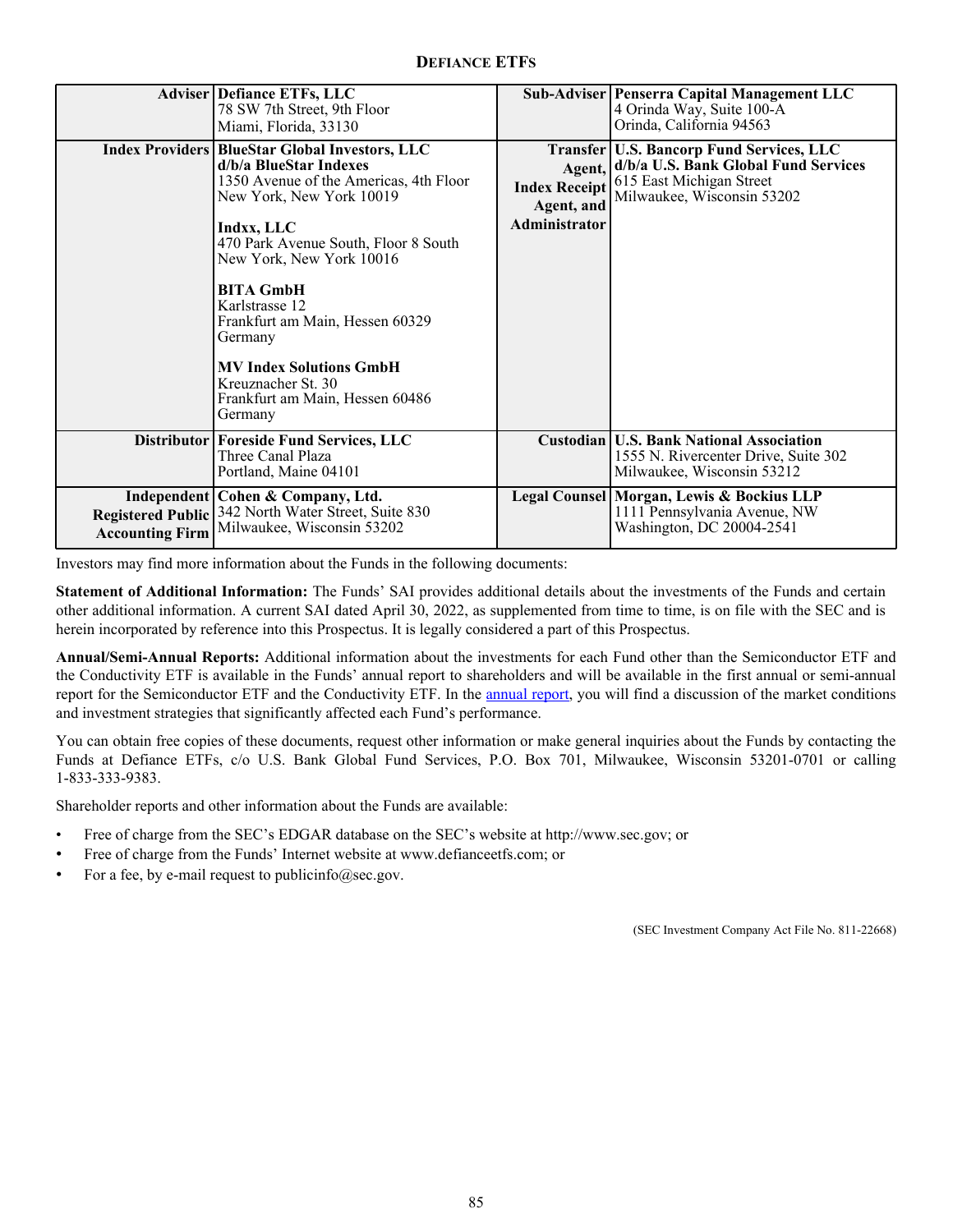## DEFIANCE ETFs

| | | | |
|---|---|---|---|
| **Adviser** | **Defiance ETFs, LLC**<br>78 SW 7th Street, 9th Floor<br>Miami, Florida, 33130 | **Sub-Adviser** | **Penserra Capital Management LLC**<br>4 Orinda Way, Suite 100-A<br>Orinda, California 94563 |
| **Index Providers** | **BlueStar Global Investors, LLC d/b/a BlueStar Indexes**<br>1350 Avenue of the Americas, 4th Floor<br>New York, New York 10019<br><br>**Indxx, LLC**<br>470 Park Avenue South, Floor 8 South<br>New York, New York 10016<br><br>**BITA GmbH**<br>Karlstrasse 12<br>Frankfurt am Main, Hessen 60329<br>Germany<br><br>**MV Index Solutions GmbH**<br>Kreuznacher St. 30<br>Frankfurt am Main, Hessen 60486<br>Germany | **Transfer Agent, Index Receipt Agent, and Administrator** | **U.S. Bancorp Fund Services, LLC d/b/a U.S. Bank Global Fund Services**<br>615 East Michigan Street<br>Milwaukee, Wisconsin 53202 |
| **Distributor** | **Foreside Fund Services, LLC**<br>Three Canal Plaza<br>Portland, Maine 04101 | **Custodian** | **U.S. Bank National Association**<br>1555 N. Rivercenter Drive, Suite 302<br>Milwaukee, Wisconsin 53212 |
| **Independent Registered Public Accounting Firm** | **Cohen & Company, Ltd.**<br>342 North Water Street, Suite 830<br>Milwaukee, Wisconsin 53202 | **Legal Counsel** | **Morgan, Lewis & Bockius LLP**<br>1111 Pennsylvania Avenue, NW<br>Washington, DC 20004-2541 |

Investors may find more information about the Funds in the following documents:

**Statement of Additional Information:** The Funds' SAI provides additional details about the investments of the Funds and certain other additional information. A current SAI dated April 30, 2022, as supplemented from time to time, is on file with the SEC and is herein incorporated by reference into this Prospectus. It is legally considered a part of this Prospectus.

**Annual/Semi-Annual Reports:** Additional information about the investments for each Fund other than the Semiconductor ETF and the Conductivity ETF is available in the Funds' annual report to shareholders and will be available in the first annual or semi-annual report for the Semiconductor ETF and the Conductivity ETF. In the annual report, you will find a discussion of the market conditions and investment strategies that significantly affected each Fund's performance.

You can obtain free copies of these documents, request other information or make general inquiries about the Funds by contacting the Funds at Defiance ETFs, c/o U.S. Bank Global Fund Services, P.O. Box 701, Milwaukee, Wisconsin 53201-0701 or calling 1-833-333-9383.

Shareholder reports and other information about the Funds are available:

- Free of charge from the SEC's EDGAR database on the SEC's website at http://www.sec.gov; or
- Free of charge from the Funds' Internet website at www.defianceetfs.com; or
- For a fee, by e-mail request to publicinfo@sec.gov.

(SEC Investment Company Act File No. 811-22668)